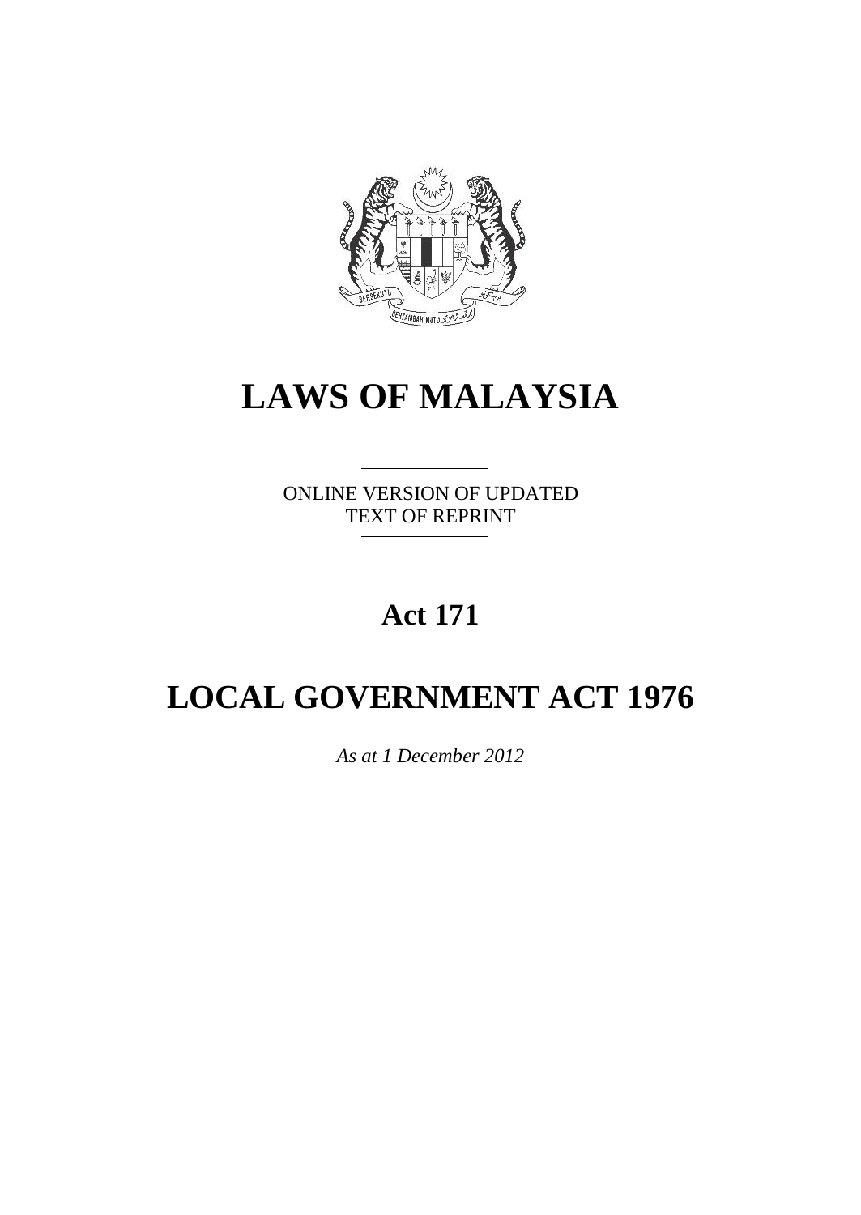# LAWS OF MALAYSIA

ONLINE VERSION OF UPDATED TEXT OF REPRINT

## Act 171

# LOCAL GOVERNMENT ACT 1976

*As at 1 December 2012*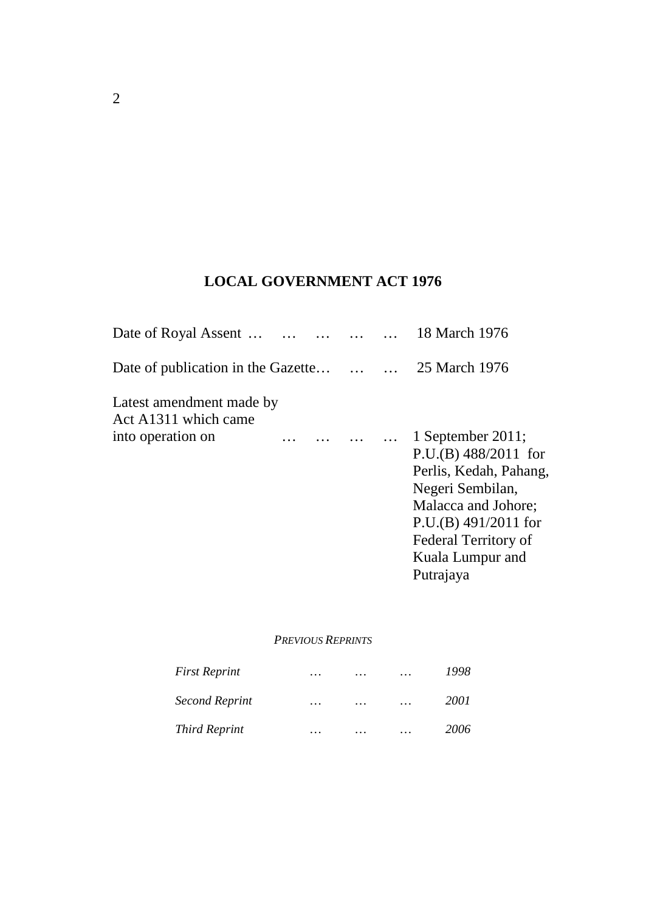# LOCAL GOVERNMENT ACT 1976

Date of Royal Assent … … … … … 18 March 1976

Date of publication in the Gazette… … … 25 March 1976

Latest amendment made by Act A1311 which came into operation on … … … … 1 September 2011; P.U.(B) 488/2011 for Perlis, Kedah, Pahang, Negeri Sembilan, Malacca and Johore; P.U.(B) 491/2011 for Federal Territory of Kuala Lumpur and Putrajaya

*PREVIOUS REPRINTS*

| | | | | |
|---|---|---|---|---|
| *First Reprint* | … | … | … | *1998* |
| *Second Reprint* | … | … | … | *2001* |
| *Third Reprint* | … | … | … | *2006* |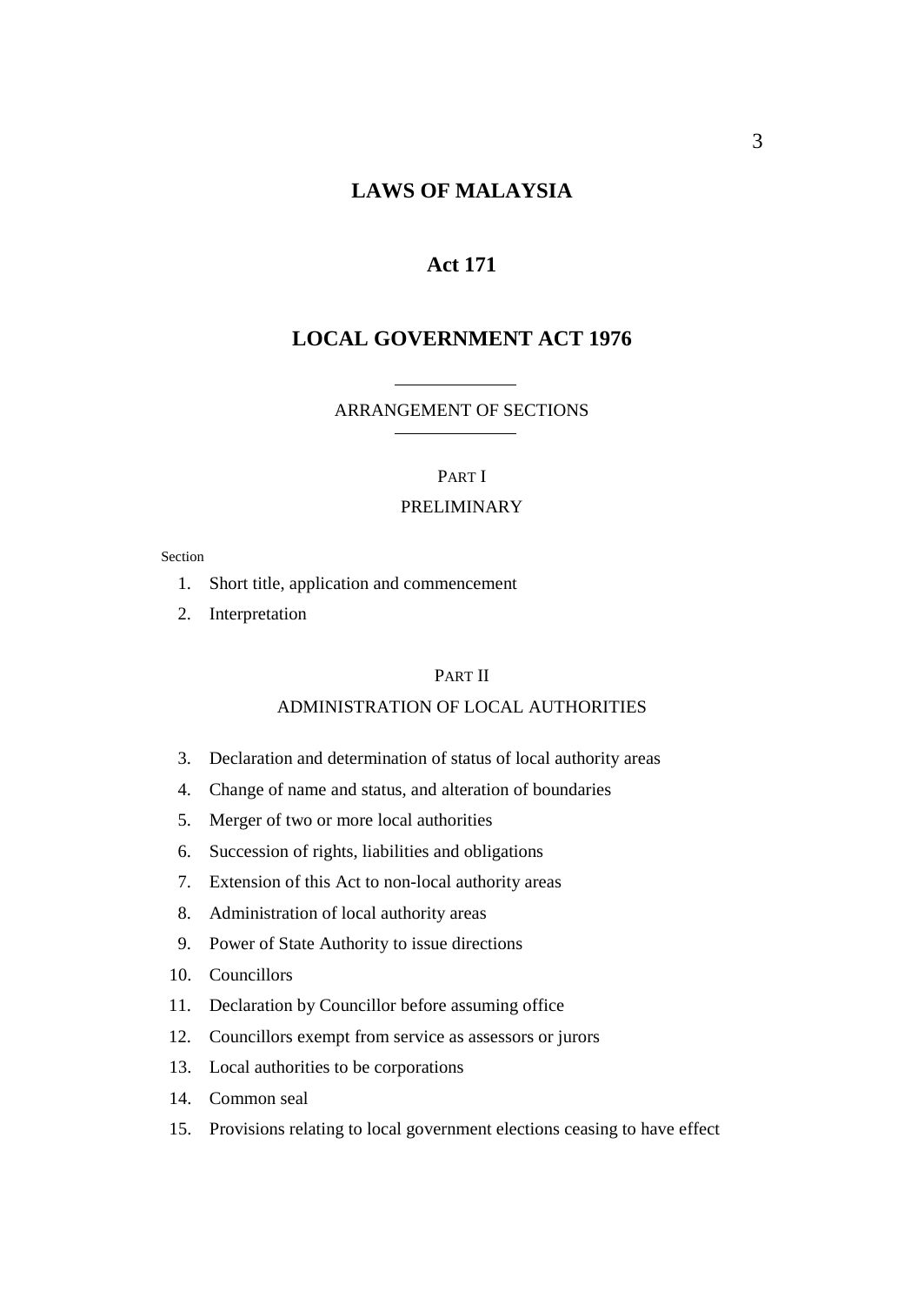# LAWS OF MALAYSIA

## Act 171

## LOCAL GOVERNMENT ACT 1976

ARRANGEMENT OF SECTIONS

PART I

PRELIMINARY

Section

1. Short title, application and commencement
2. Interpretation

PART II

ADMINISTRATION OF LOCAL AUTHORITIES

3. Declaration and determination of status of local authority areas
4. Change of name and status, and alteration of boundaries
5. Merger of two or more local authorities
6. Succession of rights, liabilities and obligations
7. Extension of this Act to non-local authority areas
8. Administration of local authority areas
9. Power of State Authority to issue directions
10. Councillors
11. Declaration by Councillor before assuming office
12. Councillors exempt from service as assessors or jurors
13. Local authorities to be corporations
14. Common seal
15. Provisions relating to local government elections ceasing to have effect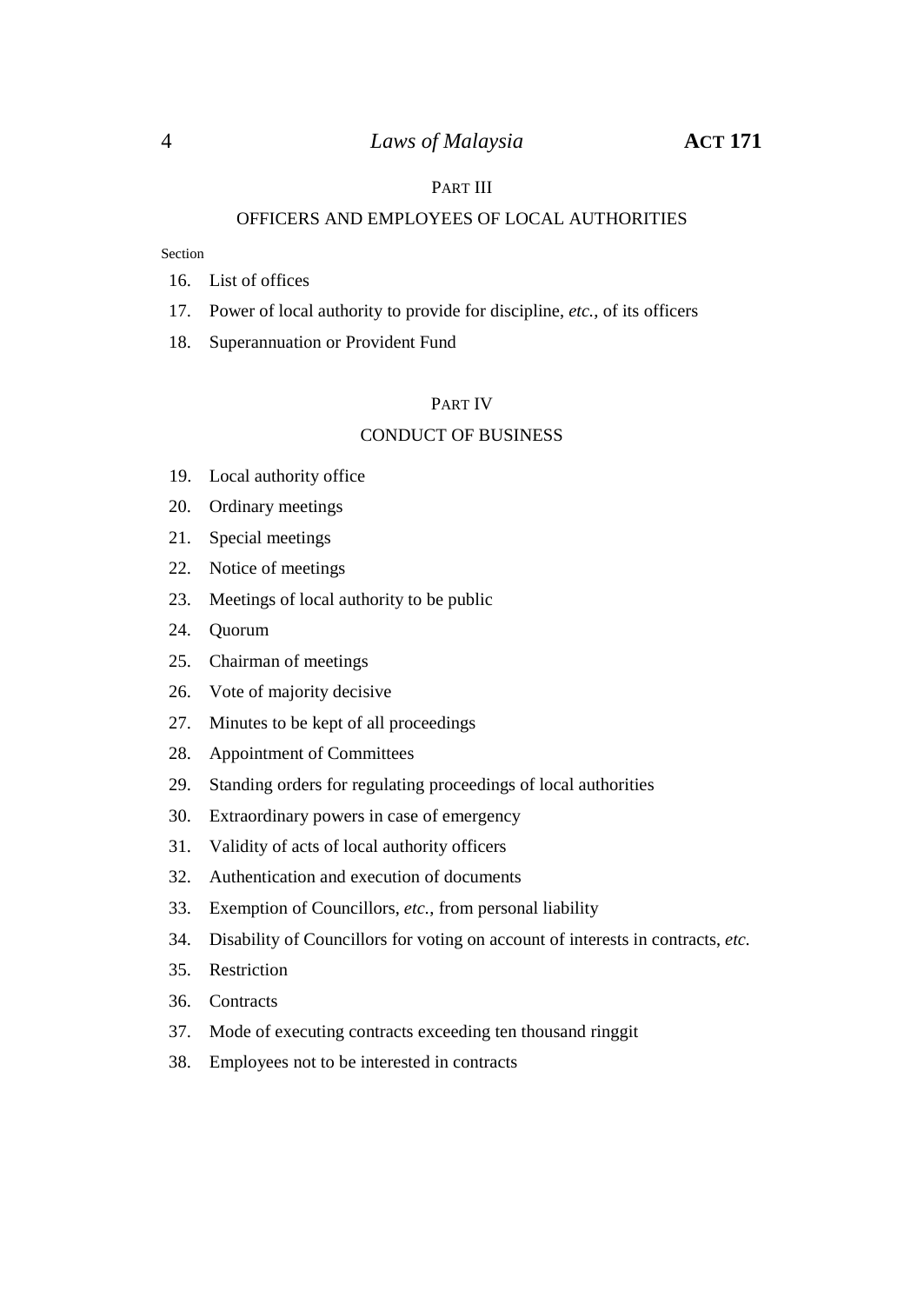PART III

OFFICERS AND EMPLOYEES OF LOCAL AUTHORITIES

Section

16. List of offices
17. Power of local authority to provide for discipline, *etc.*, of its officers
18. Superannuation or Provident Fund

PART IV

CONDUCT OF BUSINESS

19. Local authority office
20. Ordinary meetings
21. Special meetings
22. Notice of meetings
23. Meetings of local authority to be public
24. Quorum
25. Chairman of meetings
26. Vote of majority decisive
27. Minutes to be kept of all proceedings
28. Appointment of Committees
29. Standing orders for regulating proceedings of local authorities
30. Extraordinary powers in case of emergency
31. Validity of acts of local authority officers
32. Authentication and execution of documents
33. Exemption of Councillors, *etc.*, from personal liability
34. Disability of Councillors for voting on account of interests in contracts, *etc.*
35. Restriction
36. Contracts
37. Mode of executing contracts exceeding ten thousand ringgit
38. Employees not to be interested in contracts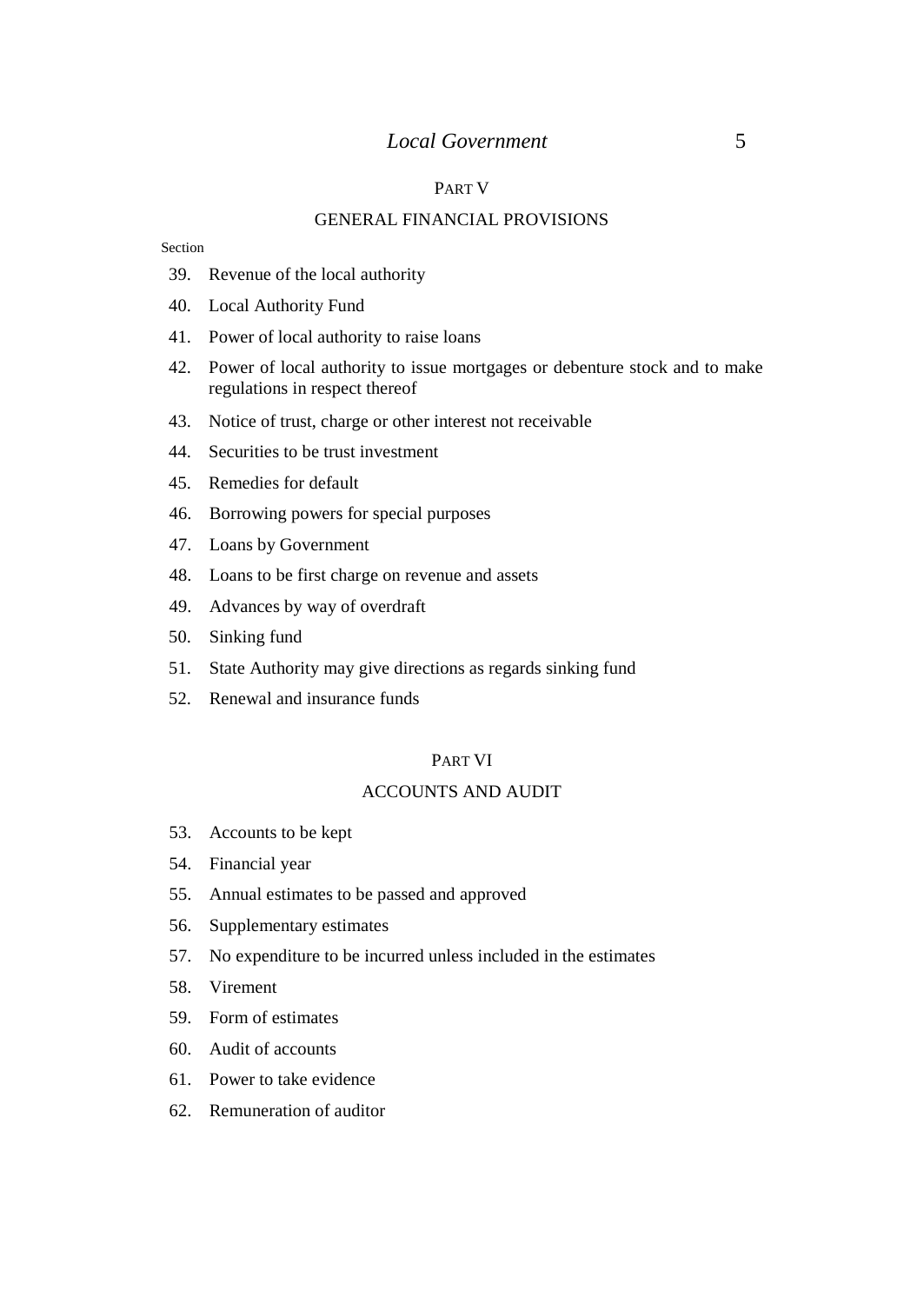## PART V

## GENERAL FINANCIAL PROVISIONS

Section

39. Revenue of the local authority
40. Local Authority Fund
41. Power of local authority to raise loans
42. Power of local authority to issue mortgages or debenture stock and to make regulations in respect thereof
43. Notice of trust, charge or other interest not receivable
44. Securities to be trust investment
45. Remedies for default
46. Borrowing powers for special purposes
47. Loans by Government
48. Loans to be first charge on revenue and assets
49. Advances by way of overdraft
50. Sinking fund
51. State Authority may give directions as regards sinking fund
52. Renewal and insurance funds

## PART VI

## ACCOUNTS AND AUDIT

53. Accounts to be kept
54. Financial year
55. Annual estimates to be passed and approved
56. Supplementary estimates
57. No expenditure to be incurred unless included in the estimates
58. Virement
59. Form of estimates
60. Audit of accounts
61. Power to take evidence
62. Remuneration of auditor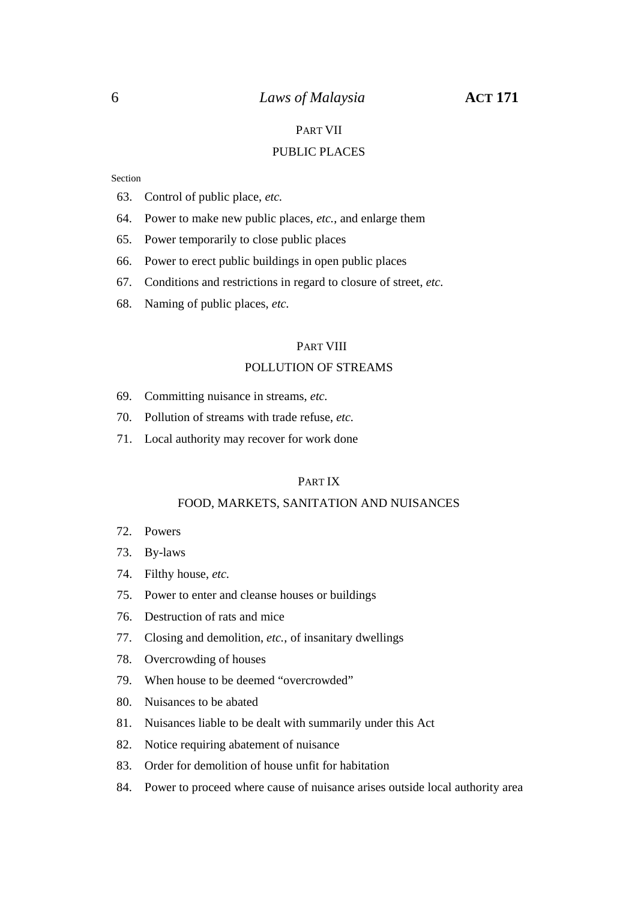PART VII

PUBLIC PLACES

Section

63. Control of public place, *etc.*
64. Power to make new public places, *etc.*, and enlarge them
65. Power temporarily to close public places
66. Power to erect public buildings in open public places
67. Conditions and restrictions in regard to closure of street, *etc.*
68. Naming of public places, *etc.*

PART VIII

POLLUTION OF STREAMS

69. Committing nuisance in streams, *etc.*
70. Pollution of streams with trade refuse, *etc.*
71. Local authority may recover for work done

PART IX

FOOD, MARKETS, SANITATION AND NUISANCES

72. Powers
73. By-laws
74. Filthy house, *etc.*
75. Power to enter and cleanse houses or buildings
76. Destruction of rats and mice
77. Closing and demolition, *etc.*, of insanitary dwellings
78. Overcrowding of houses
79. When house to be deemed "overcrowded"
80. Nuisances to be abated
81. Nuisances liable to be dealt with summarily under this Act
82. Notice requiring abatement of nuisance
83. Order for demolition of house unfit for habitation
84. Power to proceed where cause of nuisance arises outside local authority area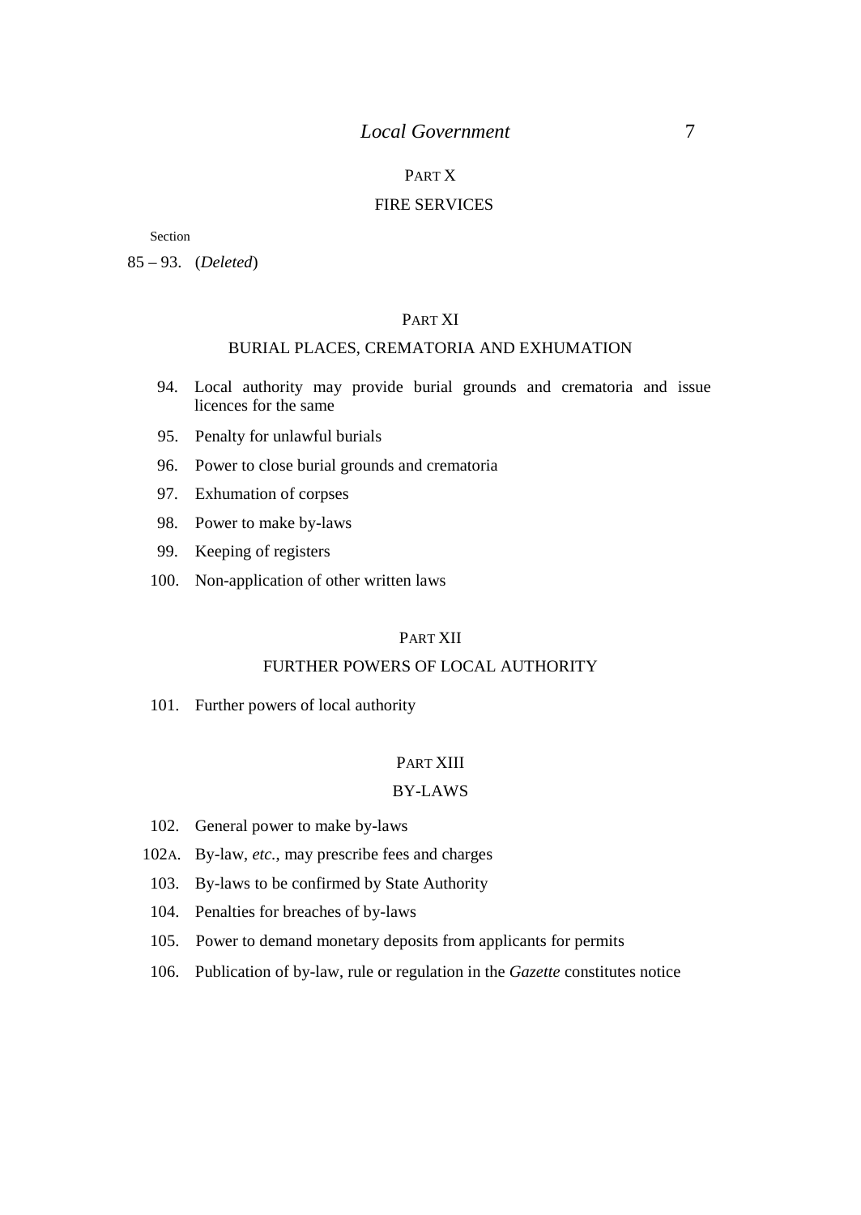PART X

FIRE SERVICES

Section

85 – 93. (*Deleted*)

PART XI

BURIAL PLACES, CREMATORIA AND EXHUMATION

94. Local authority may provide burial grounds and crematoria and issue licences for the same

95. Penalty for unlawful burials

96. Power to close burial grounds and crematoria

97. Exhumation of corpses

98. Power to make by-laws

99. Keeping of registers

100. Non-application of other written laws

PART XII

FURTHER POWERS OF LOCAL AUTHORITY

101. Further powers of local authority

PART XIII

BY-LAWS

102. General power to make by-laws

102A. By-law, *etc.*, may prescribe fees and charges

103. By-laws to be confirmed by State Authority

104. Penalties for breaches of by-laws

105. Power to demand monetary deposits from applicants for permits

106. Publication of by-law, rule or regulation in the *Gazette* constitutes notice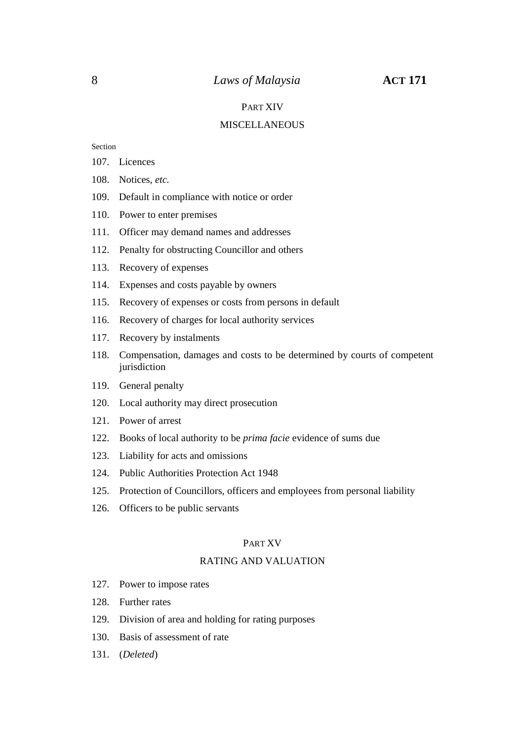PART XIV

MISCELLANEOUS

Section

107. Licences

108. Notices, *etc.*

109. Default in compliance with notice or order

110. Power to enter premises

111. Officer may demand names and addresses

112. Penalty for obstructing Councillor and others

113. Recovery of expenses

114. Expenses and costs payable by owners

115. Recovery of expenses or costs from persons in default

116. Recovery of charges for local authority services

117. Recovery by instalments

118. Compensation, damages and costs to be determined by courts of competent jurisdiction

119. General penalty

120. Local authority may direct prosecution

121. Power of arrest

122. Books of local authority to be *prima facie* evidence of sums due

123. Liability for acts and omissions

124. Public Authorities Protection Act 1948

125. Protection of Councillors, officers and employees from personal liability

126. Officers to be public servants

PART XV

RATING AND VALUATION

127. Power to impose rates

128. Further rates

129. Division of area and holding for rating purposes

130. Basis of assessment of rate

131. (*Deleted*)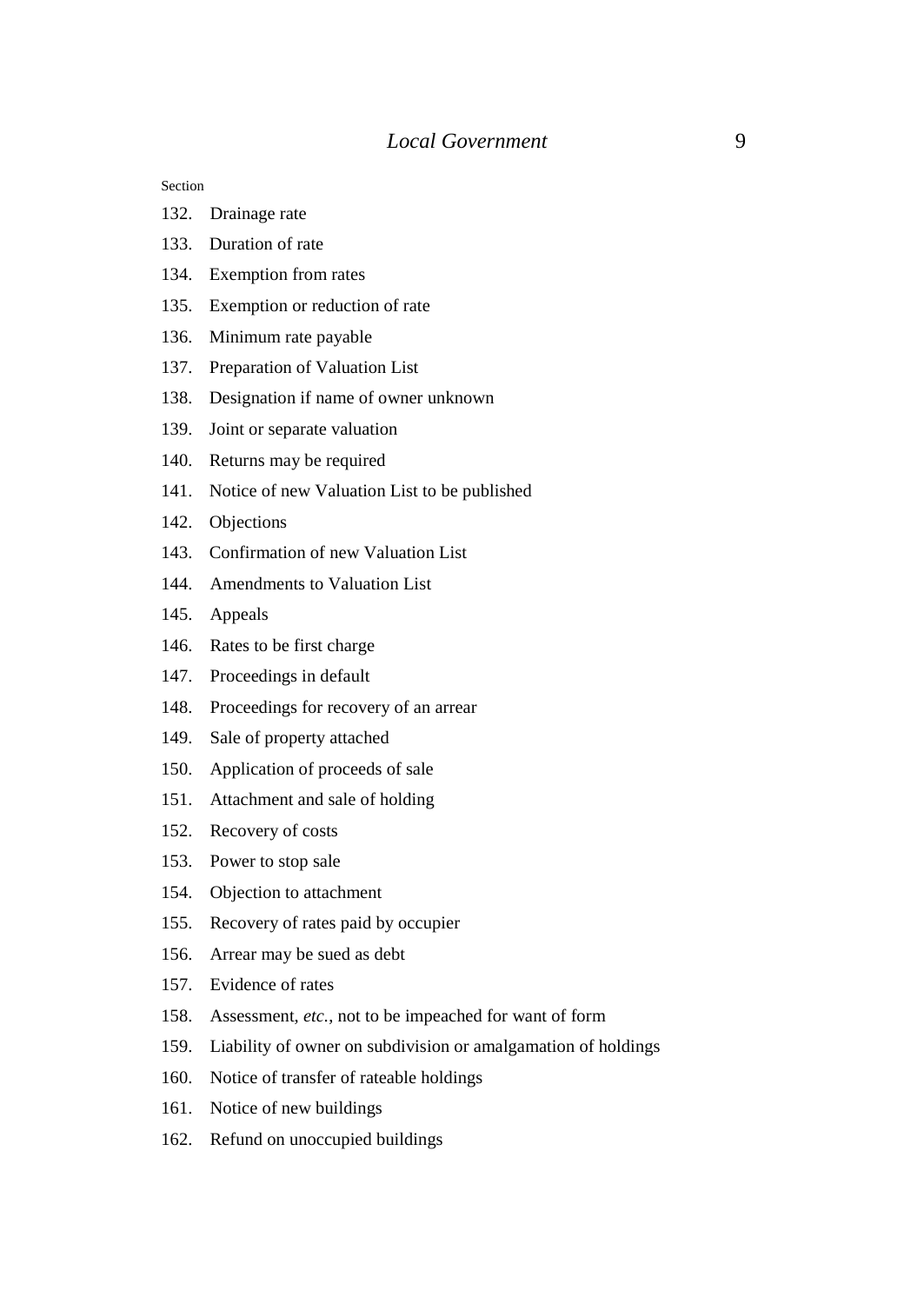Section

132. Drainage rate
133. Duration of rate
134. Exemption from rates
135. Exemption or reduction of rate
136. Minimum rate payable
137. Preparation of Valuation List
138. Designation if name of owner unknown
139. Joint or separate valuation
140. Returns may be required
141. Notice of new Valuation List to be published
142. Objections
143. Confirmation of new Valuation List
144. Amendments to Valuation List
145. Appeals
146. Rates to be first charge
147. Proceedings in default
148. Proceedings for recovery of an arrear
149. Sale of property attached
150. Application of proceeds of sale
151. Attachment and sale of holding
152. Recovery of costs
153. Power to stop sale
154. Objection to attachment
155. Recovery of rates paid by occupier
156. Arrear may be sued as debt
157. Evidence of rates
158. Assessment, *etc.*, not to be impeached for want of form
159. Liability of owner on subdivision or amalgamation of holdings
160. Notice of transfer of rateable holdings
161. Notice of new buildings
162. Refund on unoccupied buildings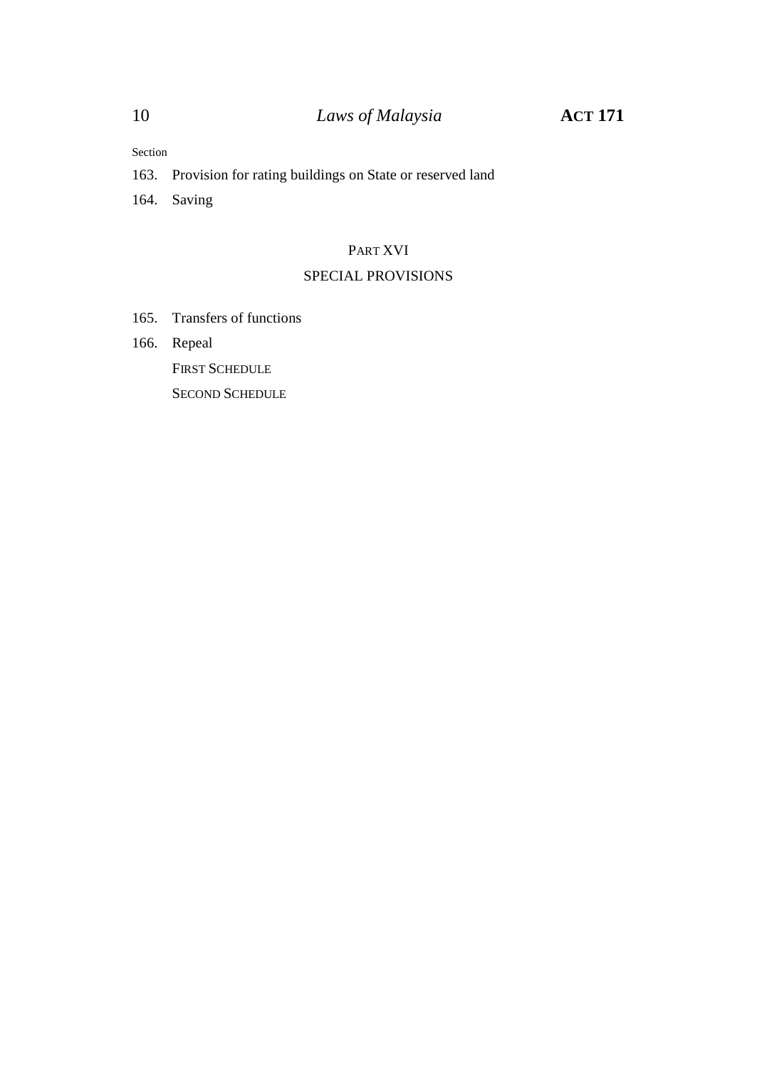Section

163. Provision for rating buildings on State or reserved land

164. Saving

PART XVI

SPECIAL PROVISIONS

165. Transfers of functions

166. Repeal

FIRST SCHEDULE

SECOND SCHEDULE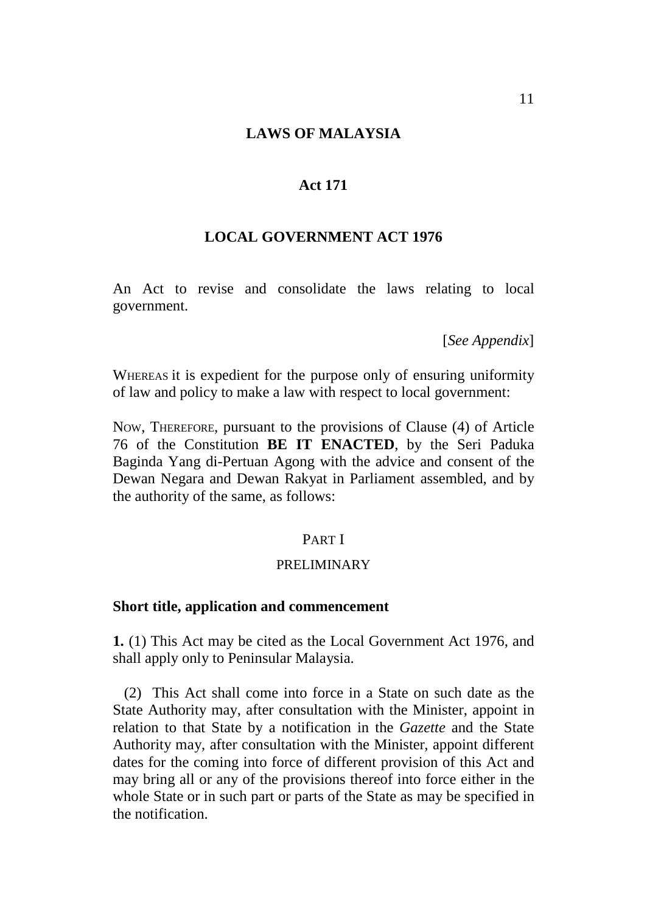# LAWS OF MALAYSIA

## Act 171

## LOCAL GOVERNMENT ACT 1976

An Act to revise and consolidate the laws relating to local government.

[*See Appendix*]

WHEREAS it is expedient for the purpose only of ensuring uniformity of law and policy to make a law with respect to local government:

NOW, THEREFORE, pursuant to the provisions of Clause (4) of Article 76 of the Constitution **BE IT ENACTED**, by the Seri Paduka Baginda Yang di-Pertuan Agong with the advice and consent of the Dewan Negara and Dewan Rakyat in Parliament assembled, and by the authority of the same, as follows:

PART I

PRELIMINARY

### Short title, application and commencement

**1.** (1) This Act may be cited as the Local Government Act 1976, and shall apply only to Peninsular Malaysia.

(2) This Act shall come into force in a State on such date as the State Authority may, after consultation with the Minister, appoint in relation to that State by a notification in the *Gazette* and the State Authority may, after consultation with the Minister, appoint different dates for the coming into force of different provision of this Act and may bring all or any of the provisions thereof into force either in the whole State or in such part or parts of the State as may be specified in the notification.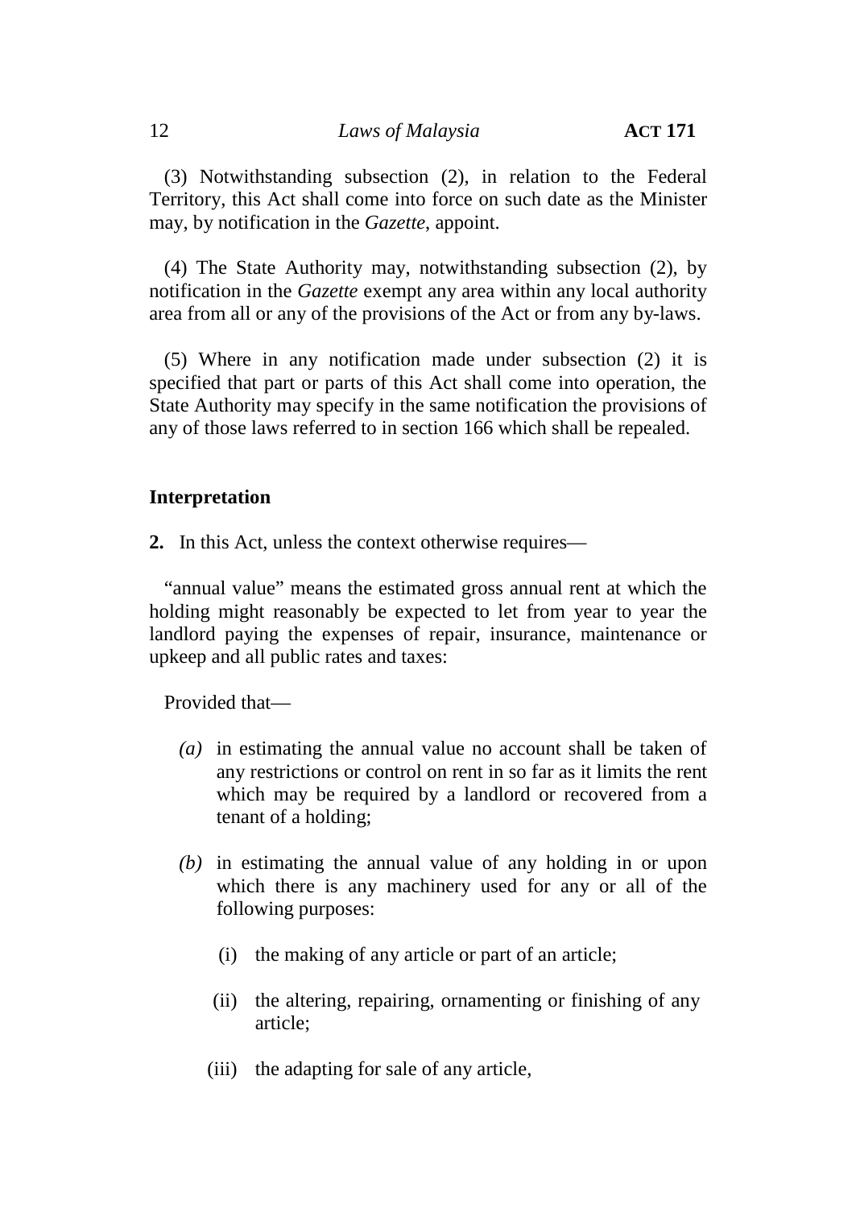(3) Notwithstanding subsection (2), in relation to the Federal Territory, this Act shall come into force on such date as the Minister may, by notification in the *Gazette*, appoint.

(4) The State Authority may, notwithstanding subsection (2), by notification in the *Gazette* exempt any area within any local authority area from all or any of the provisions of the Act or from any by-laws.

(5) Where in any notification made under subsection (2) it is specified that part or parts of this Act shall come into operation, the State Authority may specify in the same notification the provisions of any of those laws referred to in section 166 which shall be repealed.

### Interpretation

**2.** In this Act, unless the context otherwise requires—

"annual value" means the estimated gross annual rent at which the holding might reasonably be expected to let from year to year the landlord paying the expenses of repair, insurance, maintenance or upkeep and all public rates and taxes:

Provided that—

*(a)* in estimating the annual value no account shall be taken of any restrictions or control on rent in so far as it limits the rent which may be required by a landlord or recovered from a tenant of a holding;

*(b)* in estimating the annual value of any holding in or upon which there is any machinery used for any or all of the following purposes:

(i) the making of any article or part of an article;

(ii) the altering, repairing, ornamenting or finishing of any article;

(iii) the adapting for sale of any article,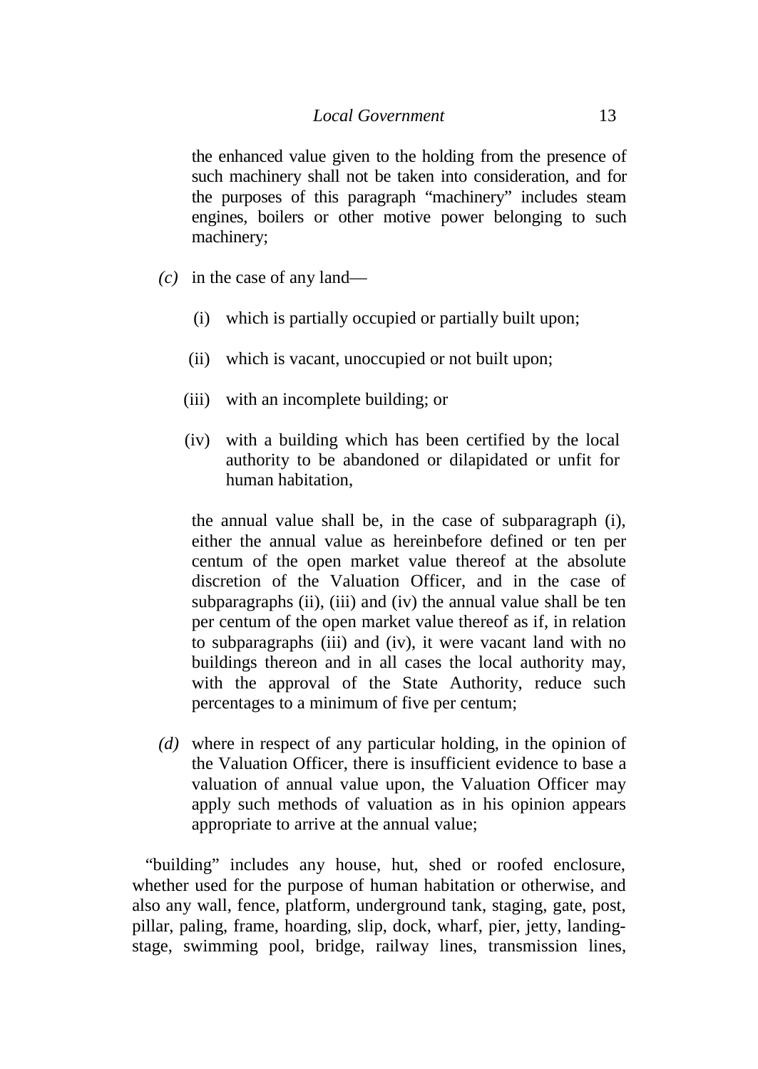the enhanced value given to the holding from the presence of such machinery shall not be taken into consideration, and for the purposes of this paragraph "machinery" includes steam engines, boilers or other motive power belonging to such machinery;

*(c)* in the case of any land—

(i) which is partially occupied or partially built upon;

(ii) which is vacant, unoccupied or not built upon;

(iii) with an incomplete building; or

(iv) with a building which has been certified by the local authority to be abandoned or dilapidated or unfit for human habitation,

the annual value shall be, in the case of subparagraph (i), either the annual value as hereinbefore defined or ten per centum of the open market value thereof at the absolute discretion of the Valuation Officer, and in the case of subparagraphs (ii), (iii) and (iv) the annual value shall be ten per centum of the open market value thereof as if, in relation to subparagraphs (iii) and (iv), it were vacant land with no buildings thereon and in all cases the local authority may, with the approval of the State Authority, reduce such percentages to a minimum of five per centum;

*(d)* where in respect of any particular holding, in the opinion of the Valuation Officer, there is insufficient evidence to base a valuation of annual value upon, the Valuation Officer may apply such methods of valuation as in his opinion appears appropriate to arrive at the annual value;

"building" includes any house, hut, shed or roofed enclosure, whether used for the purpose of human habitation or otherwise, and also any wall, fence, platform, underground tank, staging, gate, post, pillar, paling, frame, hoarding, slip, dock, wharf, pier, jetty, landing-stage, swimming pool, bridge, railway lines, transmission lines,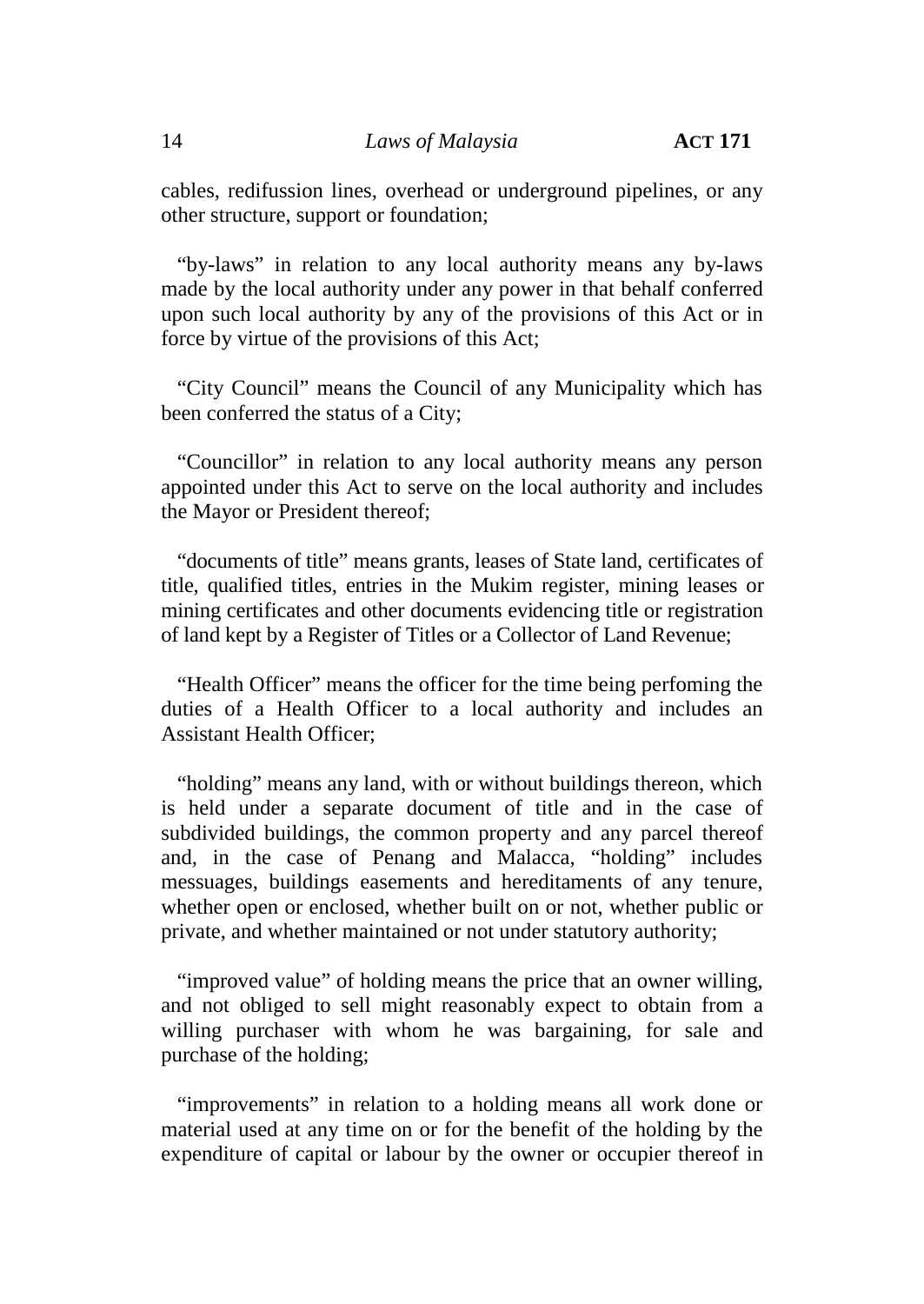cables, redifussion lines, overhead or underground pipelines, or any other structure, support or foundation;

"by-laws" in relation to any local authority means any by-laws made by the local authority under any power in that behalf conferred upon such local authority by any of the provisions of this Act or in force by virtue of the provisions of this Act;

"City Council" means the Council of any Municipality which has been conferred the status of a City;

"Councillor" in relation to any local authority means any person appointed under this Act to serve on the local authority and includes the Mayor or President thereof;

"documents of title" means grants, leases of State land, certificates of title, qualified titles, entries in the Mukim register, mining leases or mining certificates and other documents evidencing title or registration of land kept by a Register of Titles or a Collector of Land Revenue;

"Health Officer" means the officer for the time being perfoming the duties of a Health Officer to a local authority and includes an Assistant Health Officer;

"holding" means any land, with or without buildings thereon, which is held under a separate document of title and in the case of subdivided buildings, the common property and any parcel thereof and, in the case of Penang and Malacca, "holding" includes messuages, buildings easements and hereditaments of any tenure, whether open or enclosed, whether built on or not, whether public or private, and whether maintained or not under statutory authority;

"improved value" of holding means the price that an owner willing, and not obliged to sell might reasonably expect to obtain from a willing purchaser with whom he was bargaining, for sale and purchase of the holding;

"improvements" in relation to a holding means all work done or material used at any time on or for the benefit of the holding by the expenditure of capital or labour by the owner or occupier thereof in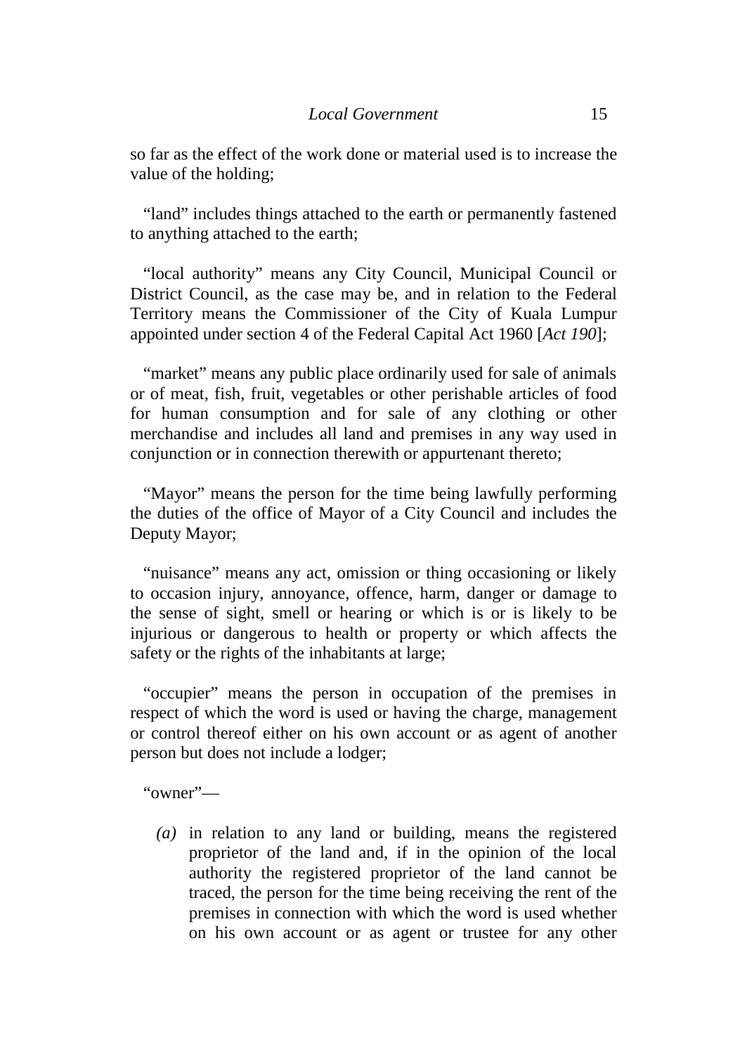so far as the effect of the work done or material used is to increase the value of the holding;

"land" includes things attached to the earth or permanently fastened to anything attached to the earth;

"local authority" means any City Council, Municipal Council or District Council, as the case may be, and in relation to the Federal Territory means the Commissioner of the City of Kuala Lumpur appointed under section 4 of the Federal Capital Act 1960 [*Act 190*];

"market" means any public place ordinarily used for sale of animals or of meat, fish, fruit, vegetables or other perishable articles of food for human consumption and for sale of any clothing or other merchandise and includes all land and premises in any way used in conjunction or in connection therewith or appurtenant thereto;

"Mayor" means the person for the time being lawfully performing the duties of the office of Mayor of a City Council and includes the Deputy Mayor;

"nuisance" means any act, omission or thing occasioning or likely to occasion injury, annoyance, offence, harm, danger or damage to the sense of sight, smell or hearing or which is or is likely to be injurious or dangerous to health or property or which affects the safety or the rights of the inhabitants at large;

"occupier" means the person in occupation of the premises in respect of which the word is used or having the charge, management or control thereof either on his own account or as agent of another person but does not include a lodger;

"owner"—

*(a)* in relation to any land or building, means the registered proprietor of the land and, if in the opinion of the local authority the registered proprietor of the land cannot be traced, the person for the time being receiving the rent of the premises in connection with which the word is used whether on his own account or as agent or trustee for any other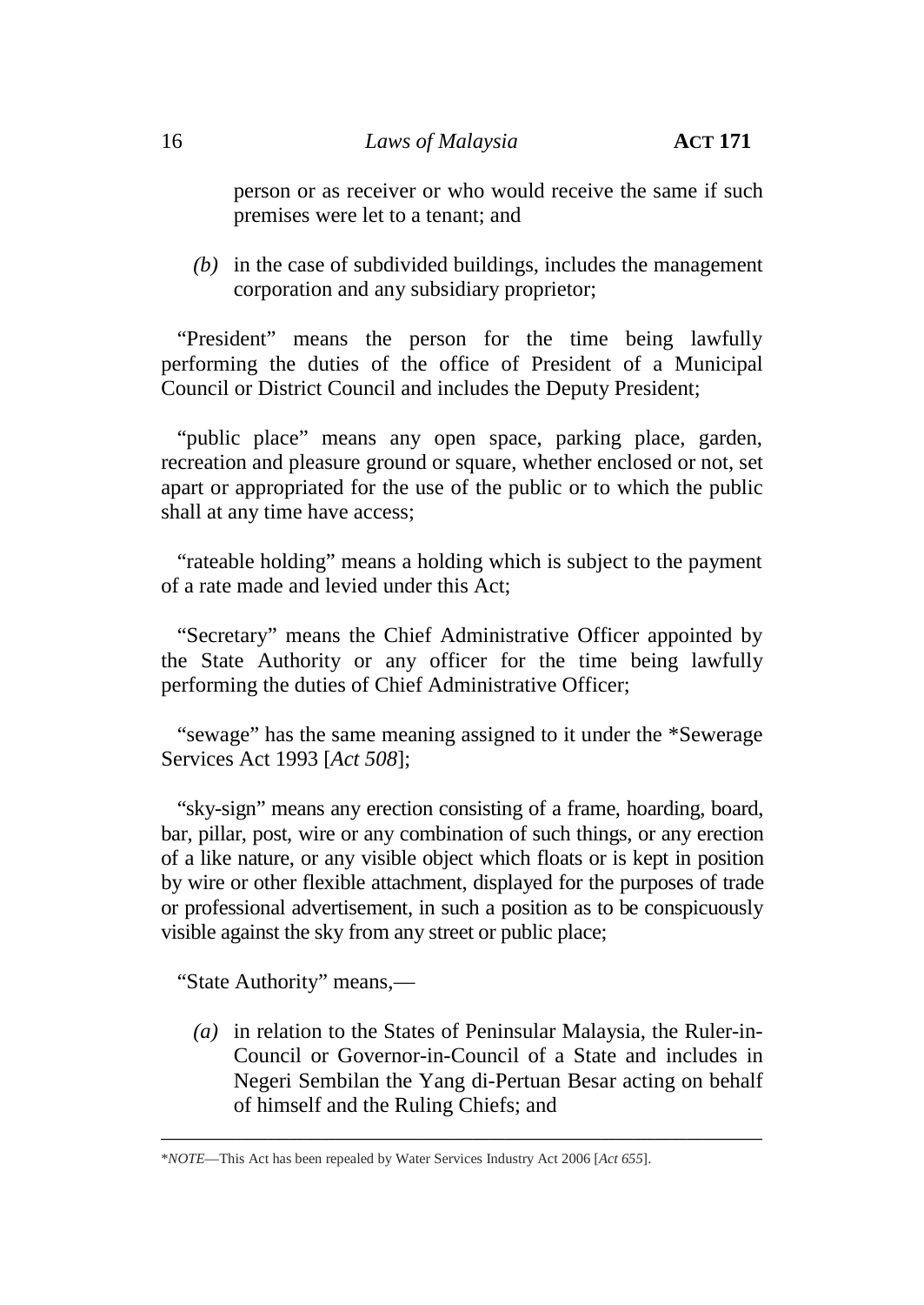person or as receiver or who would receive the same if such premises were let to a tenant; and

*(b)* in the case of subdivided buildings, includes the management corporation and any subsidiary proprietor;

"President" means the person for the time being lawfully performing the duties of the office of President of a Municipal Council or District Council and includes the Deputy President;

"public place" means any open space, parking place, garden, recreation and pleasure ground or square, whether enclosed or not, set apart or appropriated for the use of the public or to which the public shall at any time have access;

"rateable holding" means a holding which is subject to the payment of a rate made and levied under this Act;

"Secretary" means the Chief Administrative Officer appointed by the State Authority or any officer for the time being lawfully performing the duties of Chief Administrative Officer;

"sewage" has the same meaning assigned to it under the *Sewerage Services Act 1993 [*Act 508*];

"sky-sign" means any erection consisting of a frame, hoarding, board, bar, pillar, post, wire or any combination of such things, or any erection of a like nature, or any visible object which floats or is kept in position by wire or other flexible attachment, displayed for the purposes of trade or professional advertisement, in such a position as to be conspicuously visible against the sky from any street or public place;

"State Authority" means,—

*(a)* in relation to the States of Peninsular Malaysia, the Ruler-in-Council or Governor-in-Council of a State and includes in Negeri Sembilan the Yang di-Pertuan Besar acting on behalf of himself and the Ruling Chiefs; and

---

*\*NOTE*—This Act has been repealed by Water Services Industry Act 2006 [*Act 655*].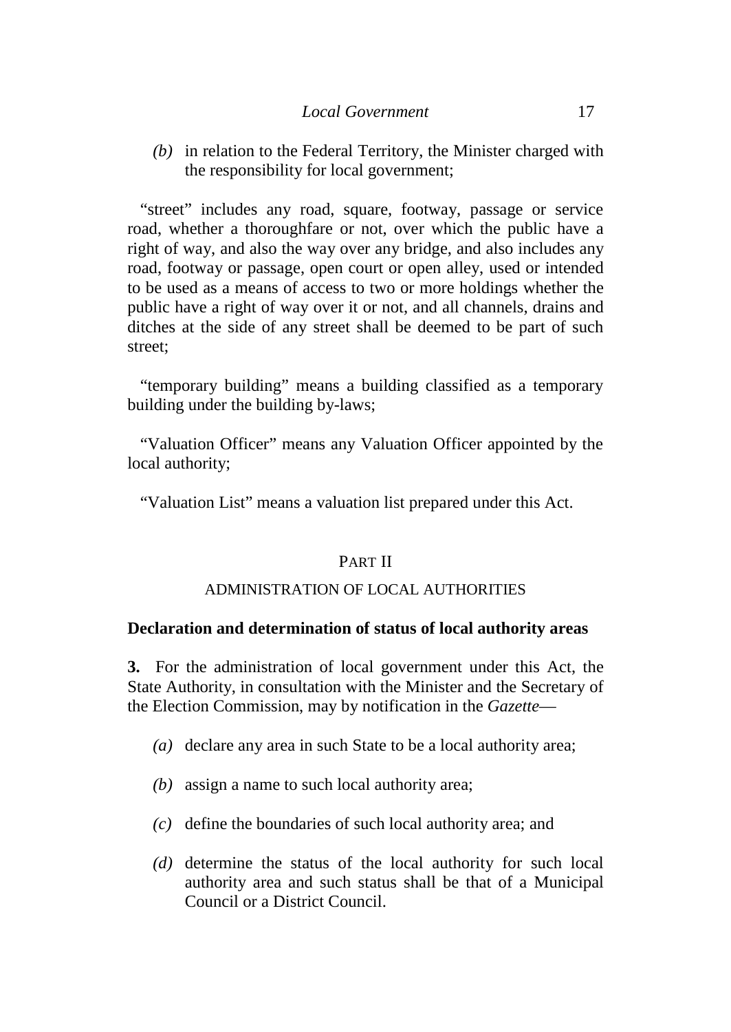*(b)* in relation to the Federal Territory, the Minister charged with the responsibility for local government;

"street" includes any road, square, footway, passage or service road, whether a thoroughfare or not, over which the public have a right of way, and also the way over any bridge, and also includes any road, footway or passage, open court or open alley, used or intended to be used as a means of access to two or more holdings whether the public have a right of way over it or not, and all channels, drains and ditches at the side of any street shall be deemed to be part of such street;

"temporary building" means a building classified as a temporary building under the building by-laws;

"Valuation Officer" means any Valuation Officer appointed by the local authority;

"Valuation List" means a valuation list prepared under this Act.

## PART II

## ADMINISTRATION OF LOCAL AUTHORITIES

### Declaration and determination of status of local authority areas

**3.** For the administration of local government under this Act, the State Authority, in consultation with the Minister and the Secretary of the Election Commission, may by notification in the *Gazette*—

*(a)* declare any area in such State to be a local authority area;

*(b)* assign a name to such local authority area;

*(c)* define the boundaries of such local authority area; and

*(d)* determine the status of the local authority for such local authority area and such status shall be that of a Municipal Council or a District Council.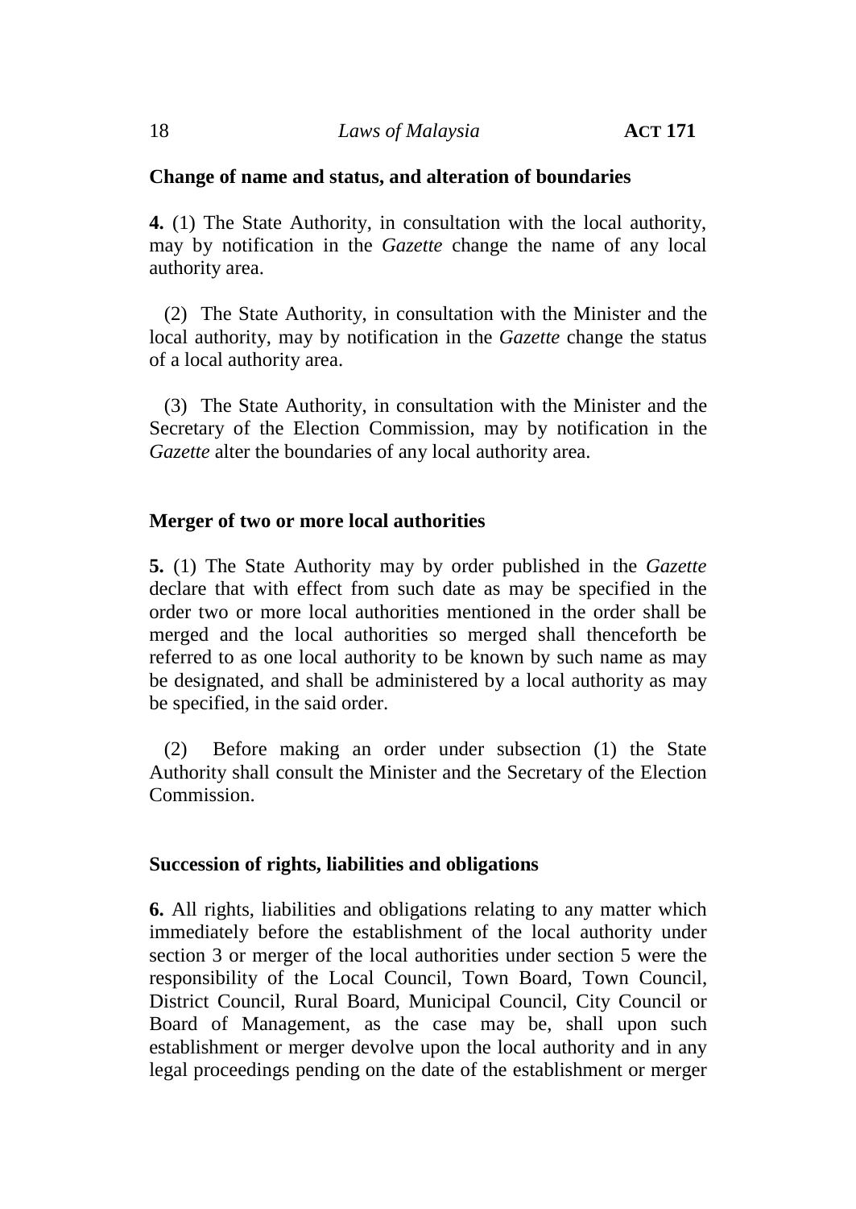**Change of name and status, and alteration of boundaries**

**4.** (1) The State Authority, in consultation with the local authority, may by notification in the *Gazette* change the name of any local authority area.

(2) The State Authority, in consultation with the Minister and the local authority, may by notification in the *Gazette* change the status of a local authority area.

(3) The State Authority, in consultation with the Minister and the Secretary of the Election Commission, may by notification in the *Gazette* alter the boundaries of any local authority area.

**Merger of two or more local authorities**

**5.** (1) The State Authority may by order published in the *Gazette* declare that with effect from such date as may be specified in the order two or more local authorities mentioned in the order shall be merged and the local authorities so merged shall thenceforth be referred to as one local authority to be known by such name as may be designated, and shall be administered by a local authority as may be specified, in the said order.

(2) Before making an order under subsection (1) the State Authority shall consult the Minister and the Secretary of the Election Commission.

**Succession of rights, liabilities and obligations**

**6.** All rights, liabilities and obligations relating to any matter which immediately before the establishment of the local authority under section 3 or merger of the local authorities under section 5 were the responsibility of the Local Council, Town Board, Town Council, District Council, Rural Board, Municipal Council, City Council or Board of Management, as the case may be, shall upon such establishment or merger devolve upon the local authority and in any legal proceedings pending on the date of the establishment or merger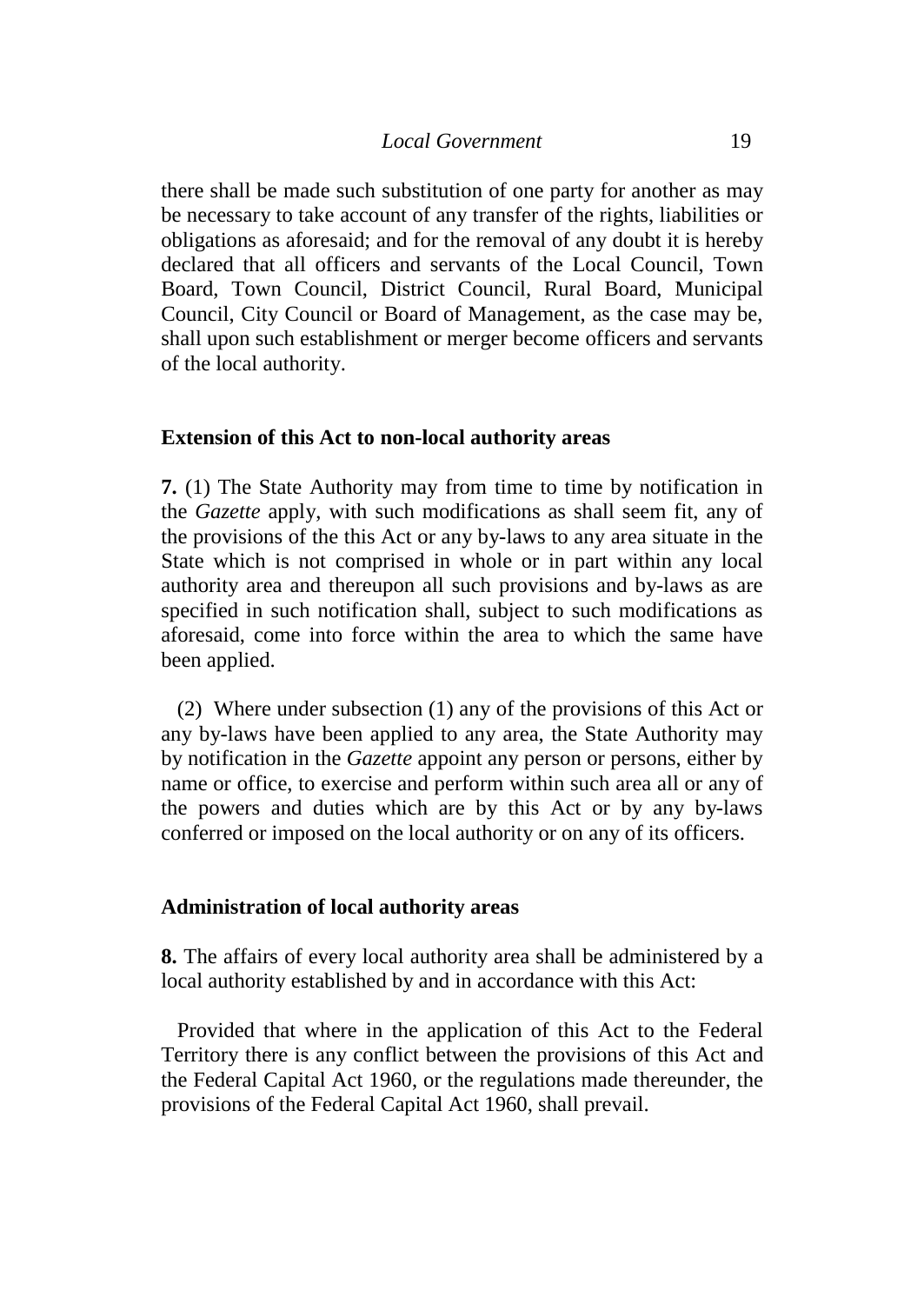there shall be made such substitution of one party for another as may be necessary to take account of any transfer of the rights, liabilities or obligations as aforesaid; and for the removal of any doubt it is hereby declared that all officers and servants of the Local Council, Town Board, Town Council, District Council, Rural Board, Municipal Council, City Council or Board of Management, as the case may be, shall upon such establishment or merger become officers and servants of the local authority.

**Extension of this Act to non-local authority areas**

**7.** (1) The State Authority may from time to time by notification in the *Gazette* apply, with such modifications as shall seem fit, any of the provisions of the this Act or any by-laws to any area situate in the State which is not comprised in whole or in part within any local authority area and thereupon all such provisions and by-laws as are specified in such notification shall, subject to such modifications as aforesaid, come into force within the area to which the same have been applied.

(2) Where under subsection (1) any of the provisions of this Act or any by-laws have been applied to any area, the State Authority may by notification in the *Gazette* appoint any person or persons, either by name or office, to exercise and perform within such area all or any of the powers and duties which are by this Act or by any by-laws conferred or imposed on the local authority or on any of its officers.

**Administration of local authority areas**

**8.** The affairs of every local authority area shall be administered by a local authority established by and in accordance with this Act:

Provided that where in the application of this Act to the Federal Territory there is any conflict between the provisions of this Act and the Federal Capital Act 1960, or the regulations made thereunder, the provisions of the Federal Capital Act 1960, shall prevail.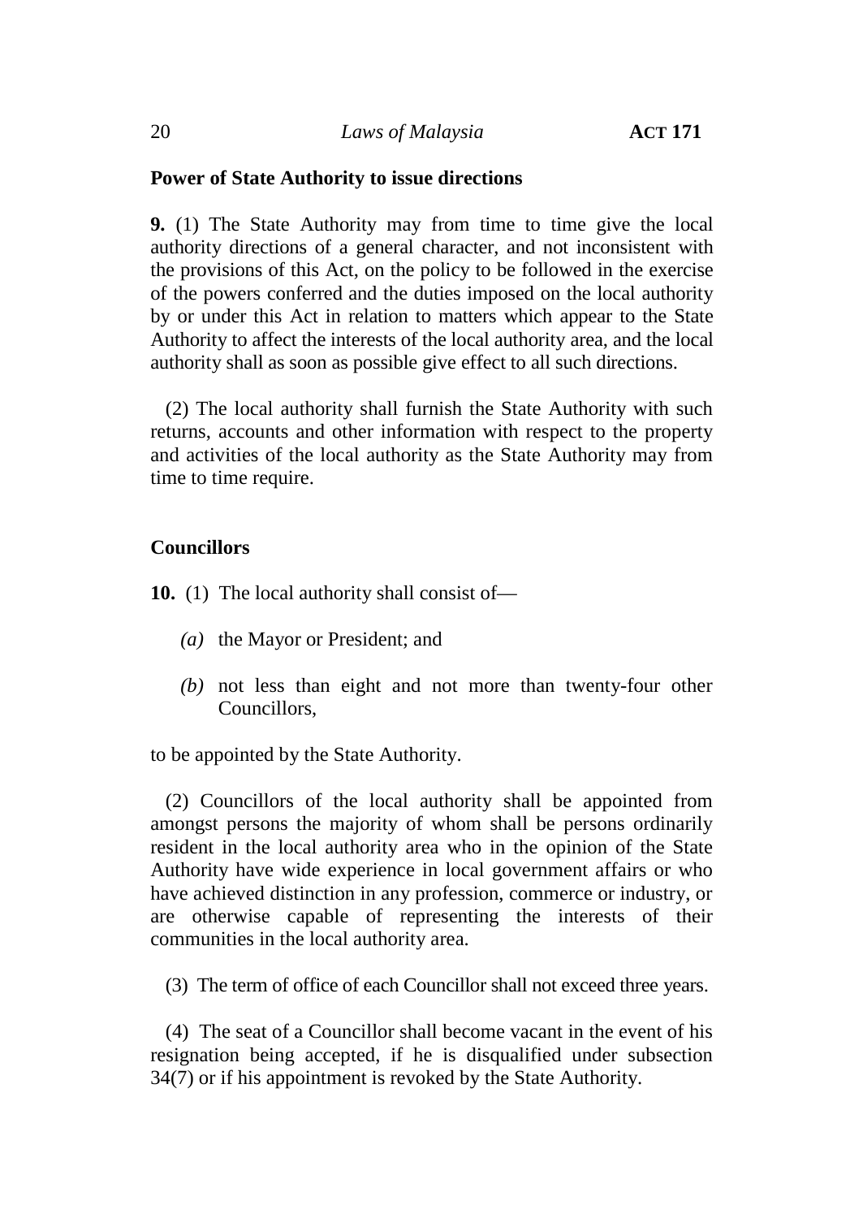**Power of State Authority to issue directions**

**9.** (1) The State Authority may from time to time give the local authority directions of a general character, and not inconsistent with the provisions of this Act, on the policy to be followed in the exercise of the powers conferred and the duties imposed on the local authority by or under this Act in relation to matters which appear to the State Authority to affect the interests of the local authority area, and the local authority shall as soon as possible give effect to all such directions.

(2) The local authority shall furnish the State Authority with such returns, accounts and other information with respect to the property and activities of the local authority as the State Authority may from time to time require.

**Councillors**

**10.** (1) The local authority shall consist of—

*(a)* the Mayor or President; and

*(b)* not less than eight and not more than twenty-four other Councillors,

to be appointed by the State Authority.

(2) Councillors of the local authority shall be appointed from amongst persons the majority of whom shall be persons ordinarily resident in the local authority area who in the opinion of the State Authority have wide experience in local government affairs or who have achieved distinction in any profession, commerce or industry, or are otherwise capable of representing the interests of their communities in the local authority area.

(3) The term of office of each Councillor shall not exceed three years.

(4) The seat of a Councillor shall become vacant in the event of his resignation being accepted, if he is disqualified under subsection 34(7) or if his appointment is revoked by the State Authority.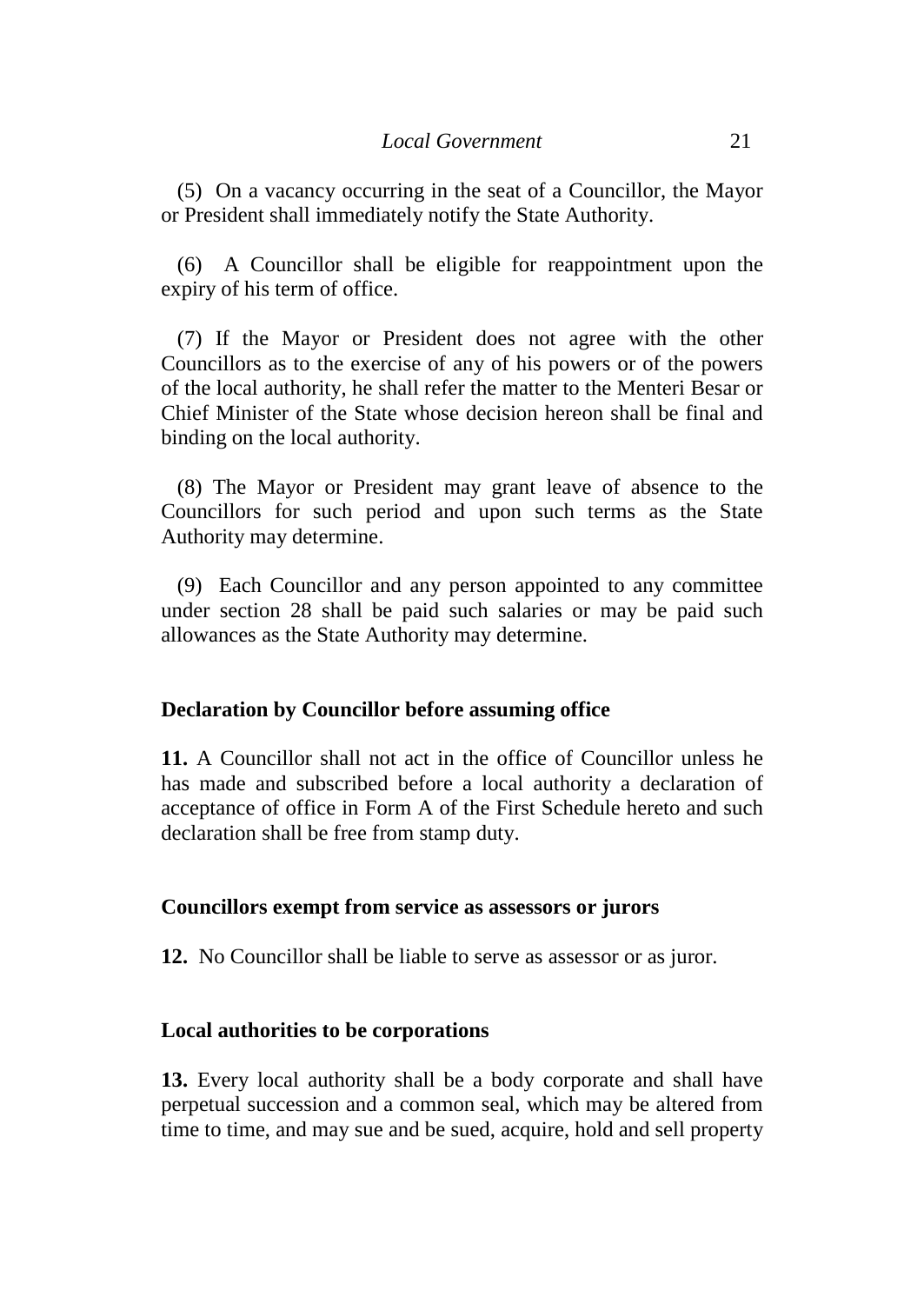(5) On a vacancy occurring in the seat of a Councillor, the Mayor or President shall immediately notify the State Authority.

(6) A Councillor shall be eligible for reappointment upon the expiry of his term of office.

(7) If the Mayor or President does not agree with the other Councillors as to the exercise of any of his powers or of the powers of the local authority, he shall refer the matter to the Menteri Besar or Chief Minister of the State whose decision hereon shall be final and binding on the local authority.

(8) The Mayor or President may grant leave of absence to the Councillors for such period and upon such terms as the State Authority may determine.

(9) Each Councillor and any person appointed to any committee under section 28 shall be paid such salaries or may be paid such allowances as the State Authority may determine.

### Declaration by Councillor before assuming office

**11.** A Councillor shall not act in the office of Councillor unless he has made and subscribed before a local authority a declaration of acceptance of office in Form A of the First Schedule hereto and such declaration shall be free from stamp duty.

### Councillors exempt from service as assessors or jurors

**12.** No Councillor shall be liable to serve as assessor or as juror.

### Local authorities to be corporations

**13.** Every local authority shall be a body corporate and shall have perpetual succession and a common seal, which may be altered from time to time, and may sue and be sued, acquire, hold and sell property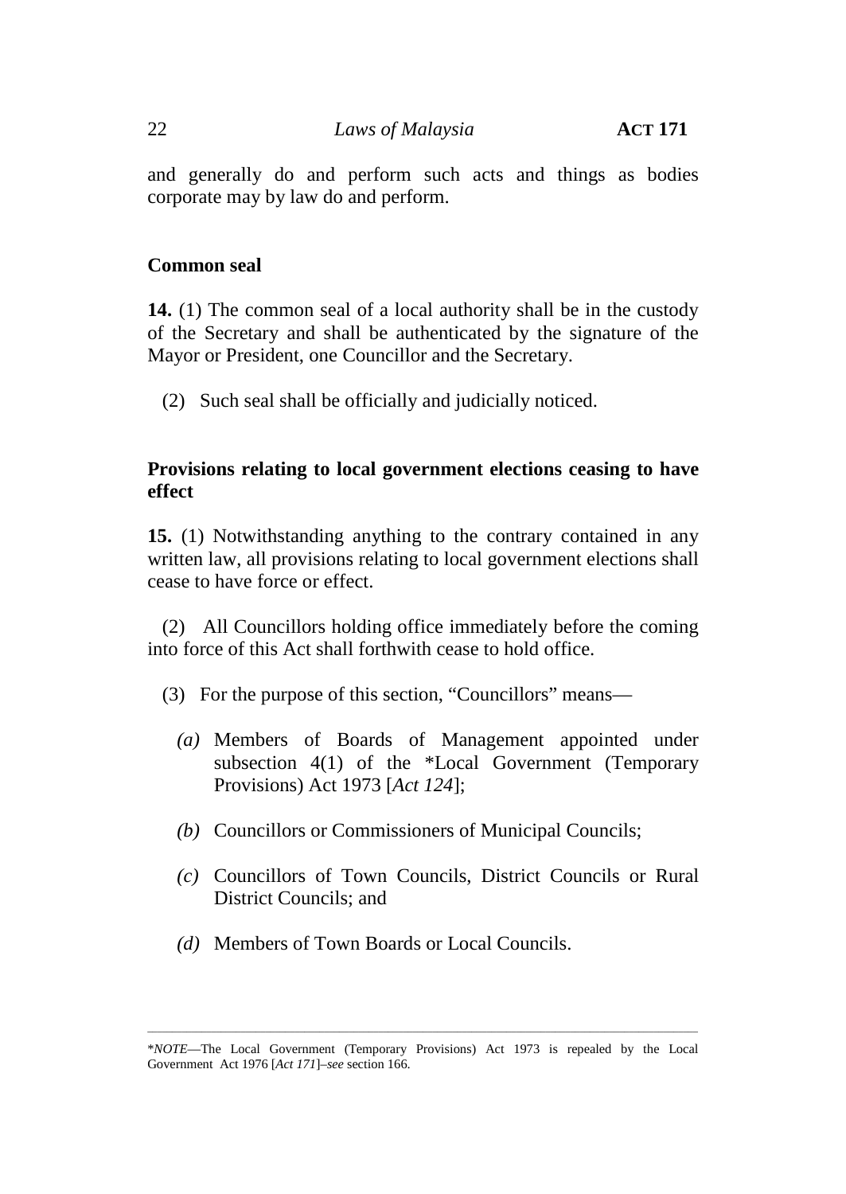and generally do and perform such acts and things as bodies corporate may by law do and perform.

**Common seal**

**14.** (1) The common seal of a local authority shall be in the custody of the Secretary and shall be authenticated by the signature of the Mayor or President, one Councillor and the Secretary.

(2) Such seal shall be officially and judicially noticed.

**Provisions relating to local government elections ceasing to have effect**

**15.** (1) Notwithstanding anything to the contrary contained in any written law, all provisions relating to local government elections shall cease to have force or effect.

(2) All Councillors holding office immediately before the coming into force of this Act shall forthwith cease to hold office.

(3) For the purpose of this section, "Councillors" means—

*(a)* Members of Boards of Management appointed under subsection 4(1) of the *Local Government (Temporary Provisions) Act 1973 [*Act 124*];

*(b)* Councillors or Commissioners of Municipal Councils;

*(c)* Councillors of Town Councils, District Councils or Rural District Councils; and

*(d)* Members of Town Boards or Local Councils.

---

**NOTE*—The Local Government (Temporary Provisions) Act 1973 is repealed by the Local Government Act 1976 [*Act 171*]–*see* section 166.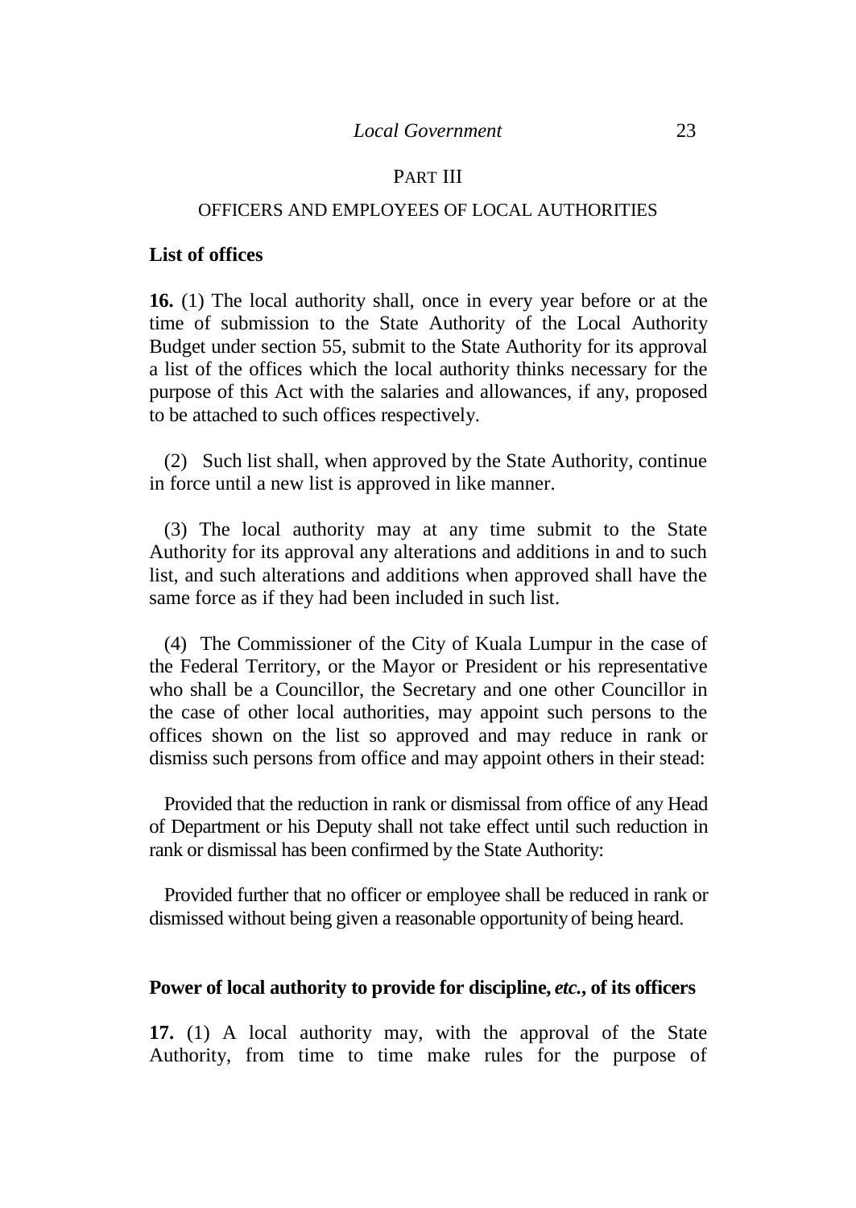## PART III

## OFFICERS AND EMPLOYEES OF LOCAL AUTHORITIES

**List of offices**

**16.** (1) The local authority shall, once in every year before or at the time of submission to the State Authority of the Local Authority Budget under section 55, submit to the State Authority for its approval a list of the offices which the local authority thinks necessary for the purpose of this Act with the salaries and allowances, if any, proposed to be attached to such offices respectively.

(2) Such list shall, when approved by the State Authority, continue in force until a new list is approved in like manner.

(3) The local authority may at any time submit to the State Authority for its approval any alterations and additions in and to such list, and such alterations and additions when approved shall have the same force as if they had been included in such list.

(4) The Commissioner of the City of Kuala Lumpur in the case of the Federal Territory, or the Mayor or President or his representative who shall be a Councillor, the Secretary and one other Councillor in the case of other local authorities, may appoint such persons to the offices shown on the list so approved and may reduce in rank or dismiss such persons from office and may appoint others in their stead:

Provided that the reduction in rank or dismissal from office of any Head of Department or his Deputy shall not take effect until such reduction in rank or dismissal has been confirmed by the State Authority:

Provided further that no officer or employee shall be reduced in rank or dismissed without being given a reasonable opportunity of being heard.

**Power of local authority to provide for discipline, *etc.*, of its officers**

**17.** (1) A local authority may, with the approval of the State Authority, from time to time make rules for the purpose of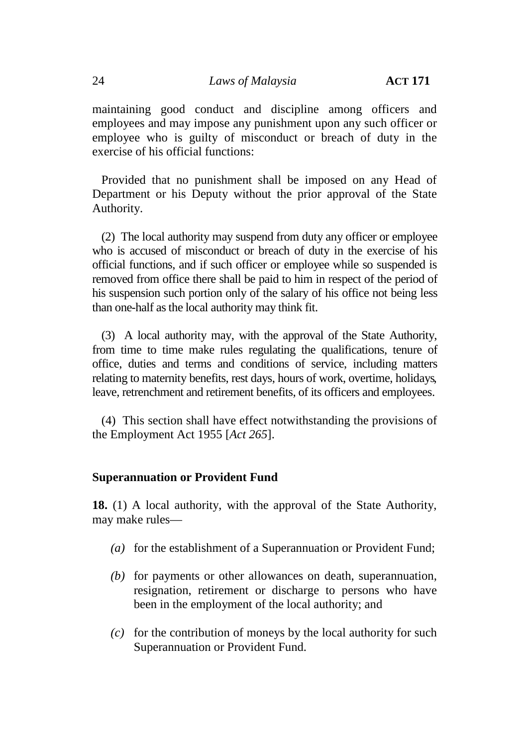maintaining good conduct and discipline among officers and employees and may impose any punishment upon any such officer or employee who is guilty of misconduct or breach of duty in the exercise of his official functions:

Provided that no punishment shall be imposed on any Head of Department or his Deputy without the prior approval of the State Authority.

(2) The local authority may suspend from duty any officer or employee who is accused of misconduct or breach of duty in the exercise of his official functions, and if such officer or employee while so suspended is removed from office there shall be paid to him in respect of the period of his suspension such portion only of the salary of his office not being less than one-half as the local authority may think fit.

(3) A local authority may, with the approval of the State Authority, from time to time make rules regulating the qualifications, tenure of office, duties and terms and conditions of service, including matters relating to maternity benefits, rest days, hours of work, overtime, holidays, leave, retrenchment and retirement benefits, of its officers and employees.

(4) This section shall have effect notwithstanding the provisions of the Employment Act 1955 [*Act 265*].

**Superannuation or Provident Fund**

**18.** (1) A local authority, with the approval of the State Authority, may make rules—

*(a)* for the establishment of a Superannuation or Provident Fund;

*(b)* for payments or other allowances on death, superannuation, resignation, retirement or discharge to persons who have been in the employment of the local authority; and

*(c)* for the contribution of moneys by the local authority for such Superannuation or Provident Fund.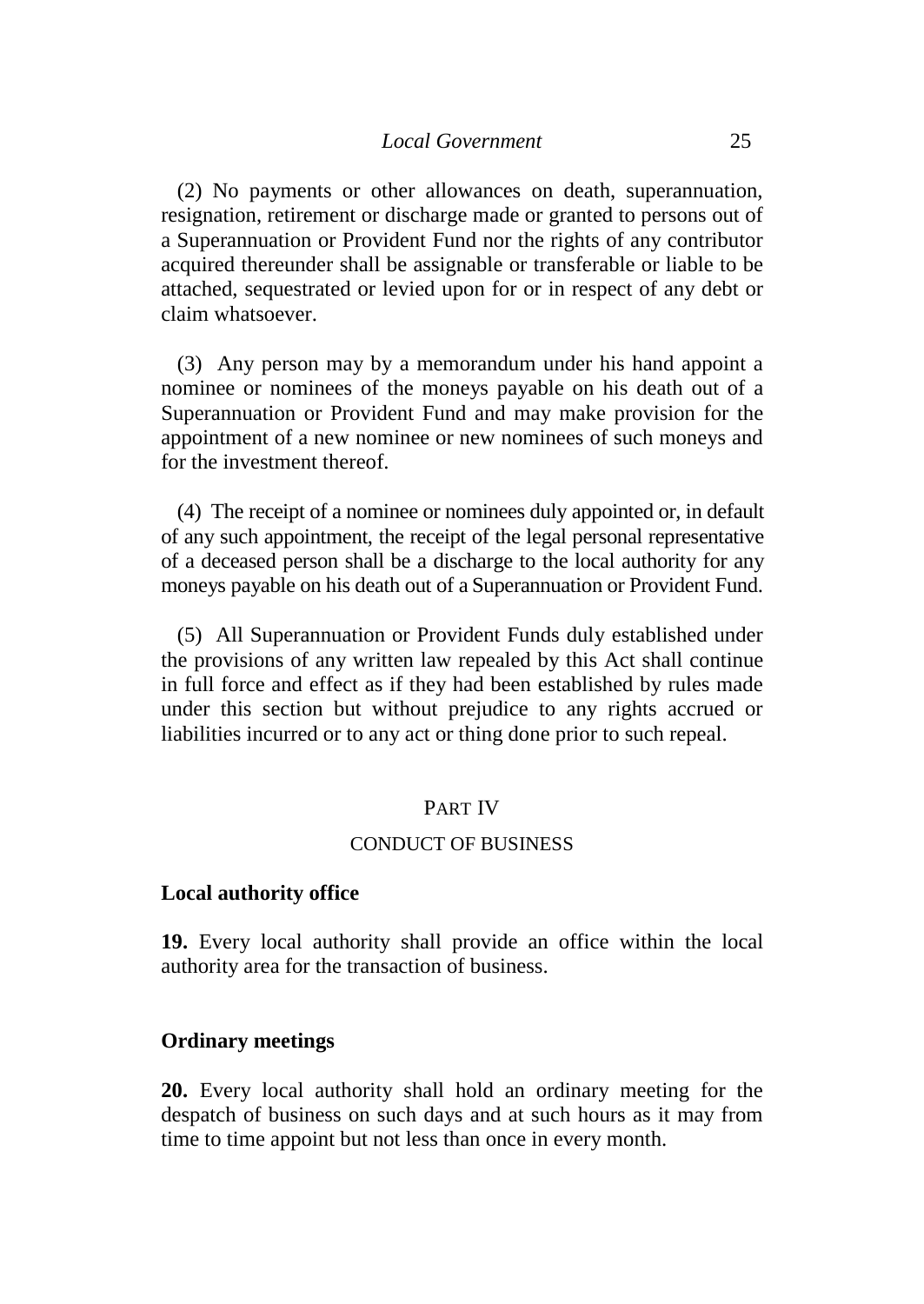(2) No payments or other allowances on death, superannuation, resignation, retirement or discharge made or granted to persons out of a Superannuation or Provident Fund nor the rights of any contributor acquired thereunder shall be assignable or transferable or liable to be attached, sequestrated or levied upon for or in respect of any debt or claim whatsoever.

(3) Any person may by a memorandum under his hand appoint a nominee or nominees of the moneys payable on his death out of a Superannuation or Provident Fund and may make provision for the appointment of a new nominee or new nominees of such moneys and for the investment thereof.

(4) The receipt of a nominee or nominees duly appointed or, in default of any such appointment, the receipt of the legal personal representative of a deceased person shall be a discharge to the local authority for any moneys payable on his death out of a Superannuation or Provident Fund.

(5) All Superannuation or Provident Funds duly established under the provisions of any written law repealed by this Act shall continue in full force and effect as if they had been established by rules made under this section but without prejudice to any rights accrued or liabilities incurred or to any act or thing done prior to such repeal.

## PART IV

## CONDUCT OF BUSINESS

### Local authority office

**19.** Every local authority shall provide an office within the local authority area for the transaction of business.

### Ordinary meetings

**20.** Every local authority shall hold an ordinary meeting for the despatch of business on such days and at such hours as it may from time to time appoint but not less than once in every month.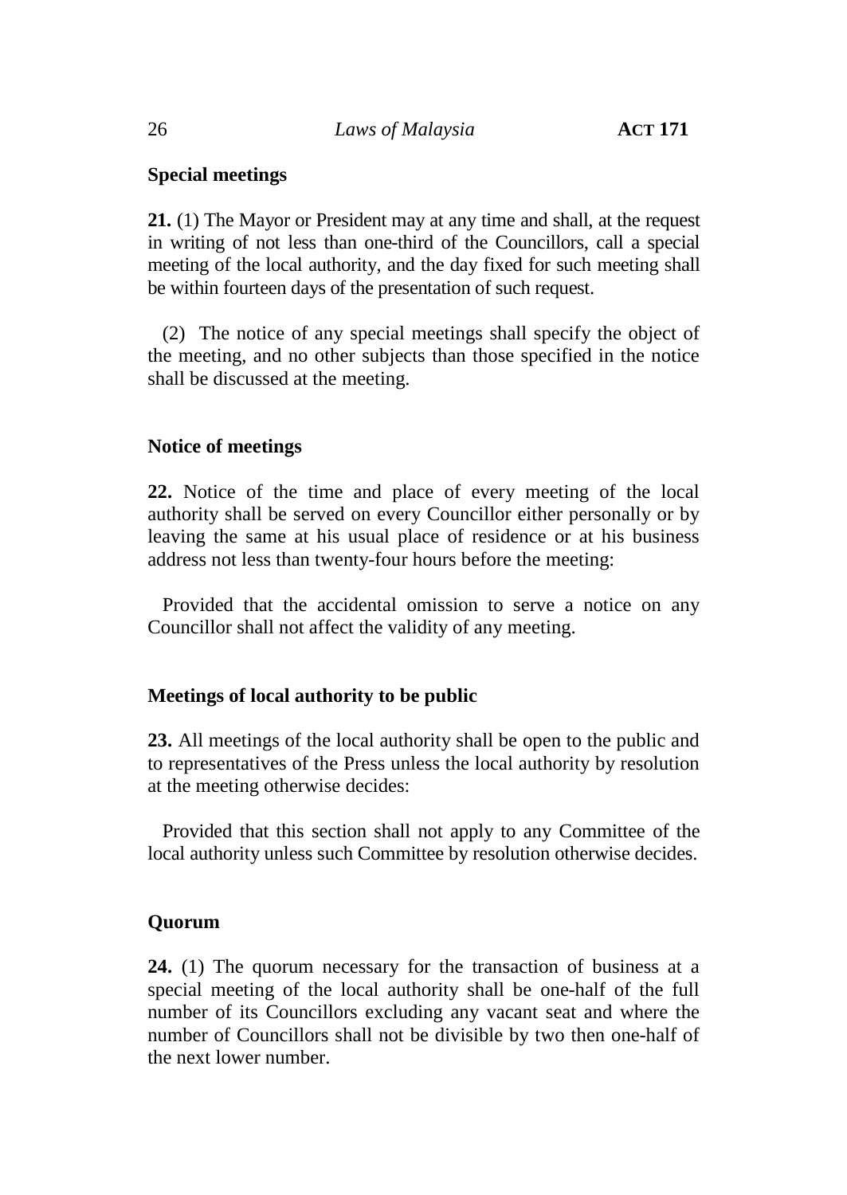### Special meetings

**21.** (1) The Mayor or President may at any time and shall, at the request in writing of not less than one-third of the Councillors, call a special meeting of the local authority, and the day fixed for such meeting shall be within fourteen days of the presentation of such request.

(2) The notice of any special meetings shall specify the object of the meeting, and no other subjects than those specified in the notice shall be discussed at the meeting.

### Notice of meetings

**22.** Notice of the time and place of every meeting of the local authority shall be served on every Councillor either personally or by leaving the same at his usual place of residence or at his business address not less than twenty-four hours before the meeting:

Provided that the accidental omission to serve a notice on any Councillor shall not affect the validity of any meeting.

### Meetings of local authority to be public

**23.** All meetings of the local authority shall be open to the public and to representatives of the Press unless the local authority by resolution at the meeting otherwise decides:

Provided that this section shall not apply to any Committee of the local authority unless such Committee by resolution otherwise decides.

### Quorum

**24.** (1) The quorum necessary for the transaction of business at a special meeting of the local authority shall be one-half of the full number of its Councillors excluding any vacant seat and where the number of Councillors shall not be divisible by two then one-half of the next lower number.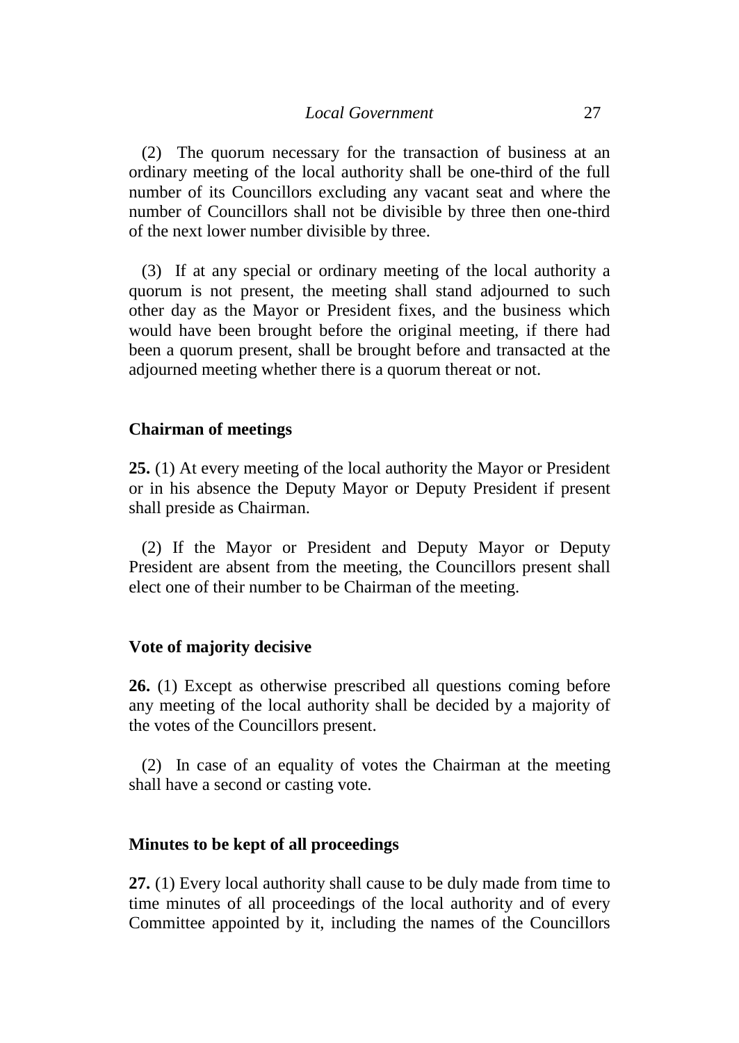(2) The quorum necessary for the transaction of business at an ordinary meeting of the local authority shall be one-third of the full number of its Councillors excluding any vacant seat and where the number of Councillors shall not be divisible by three then one-third of the next lower number divisible by three.

(3) If at any special or ordinary meeting of the local authority a quorum is not present, the meeting shall stand adjourned to such other day as the Mayor or President fixes, and the business which would have been brought before the original meeting, if there had been a quorum present, shall be brought before and transacted at the adjourned meeting whether there is a quorum thereat or not.

**Chairman of meetings**

**25.** (1) At every meeting of the local authority the Mayor or President or in his absence the Deputy Mayor or Deputy President if present shall preside as Chairman.

(2) If the Mayor or President and Deputy Mayor or Deputy President are absent from the meeting, the Councillors present shall elect one of their number to be Chairman of the meeting.

**Vote of majority decisive**

**26.** (1) Except as otherwise prescribed all questions coming before any meeting of the local authority shall be decided by a majority of the votes of the Councillors present.

(2) In case of an equality of votes the Chairman at the meeting shall have a second or casting vote.

**Minutes to be kept of all proceedings**

**27.** (1) Every local authority shall cause to be duly made from time to time minutes of all proceedings of the local authority and of every Committee appointed by it, including the names of the Councillors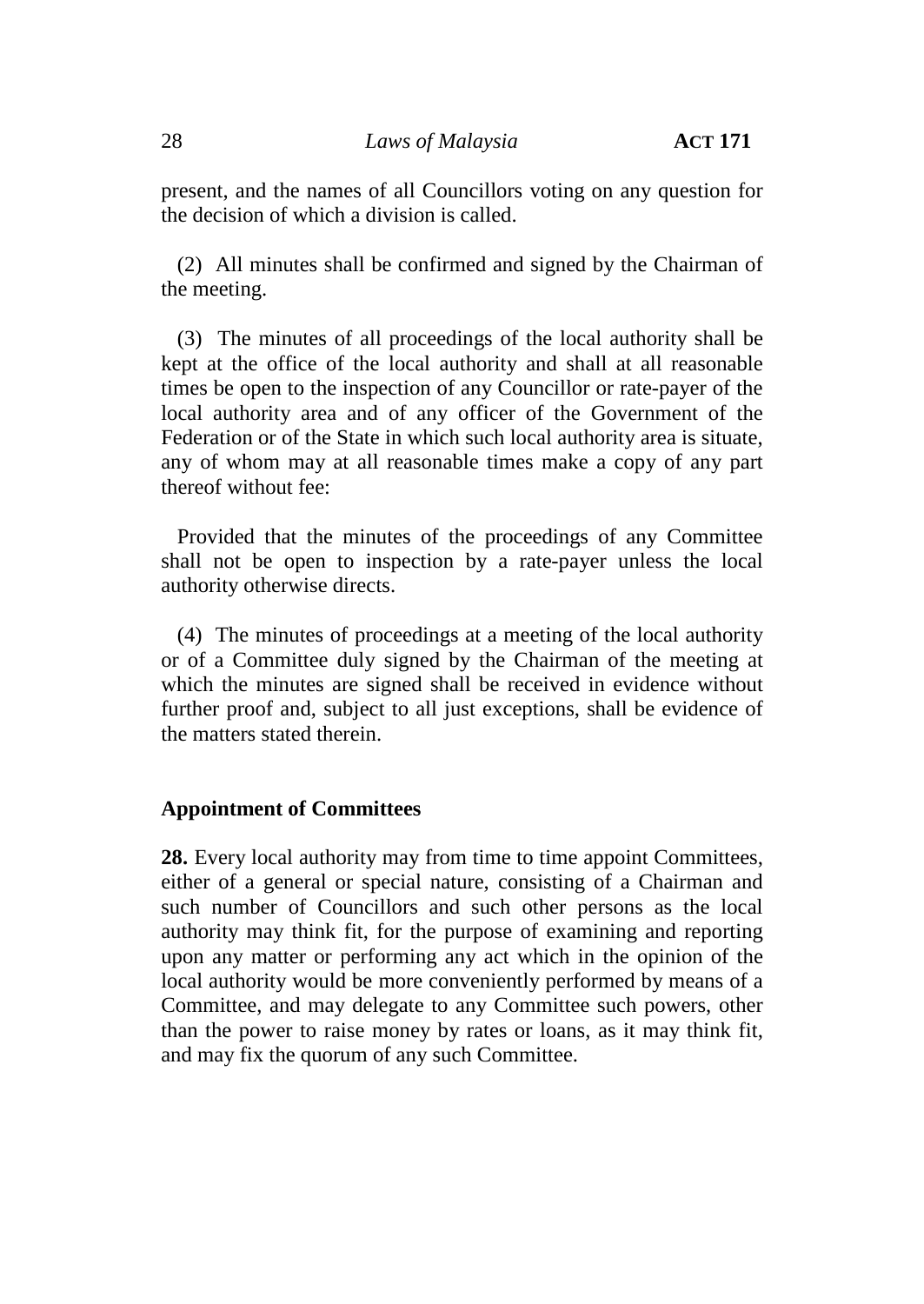present, and the names of all Councillors voting on any question for the decision of which a division is called.

(2) All minutes shall be confirmed and signed by the Chairman of the meeting.

(3) The minutes of all proceedings of the local authority shall be kept at the office of the local authority and shall at all reasonable times be open to the inspection of any Councillor or rate-payer of the local authority area and of any officer of the Government of the Federation or of the State in which such local authority area is situate, any of whom may at all reasonable times make a copy of any part thereof without fee:

Provided that the minutes of the proceedings of any Committee shall not be open to inspection by a rate-payer unless the local authority otherwise directs.

(4) The minutes of proceedings at a meeting of the local authority or of a Committee duly signed by the Chairman of the meeting at which the minutes are signed shall be received in evidence without further proof and, subject to all just exceptions, shall be evidence of the matters stated therein.

### Appointment of Committees

**28.** Every local authority may from time to time appoint Committees, either of a general or special nature, consisting of a Chairman and such number of Councillors and such other persons as the local authority may think fit, for the purpose of examining and reporting upon any matter or performing any act which in the opinion of the local authority would be more conveniently performed by means of a Committee, and may delegate to any Committee such powers, other than the power to raise money by rates or loans, as it may think fit, and may fix the quorum of any such Committee.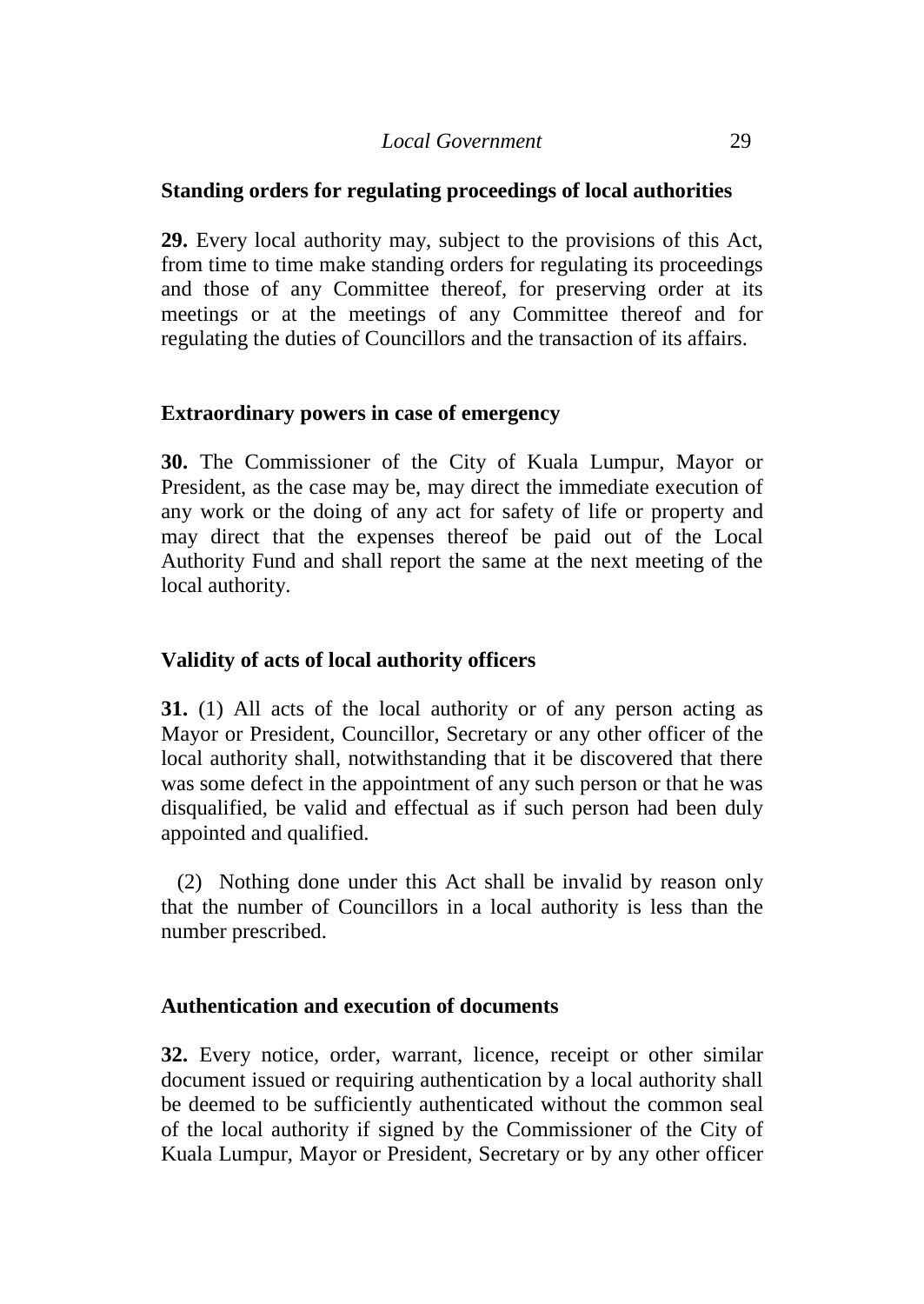**Standing orders for regulating proceedings of local authorities**

**29.** Every local authority may, subject to the provisions of this Act, from time to time make standing orders for regulating its proceedings and those of any Committee thereof, for preserving order at its meetings or at the meetings of any Committee thereof and for regulating the duties of Councillors and the transaction of its affairs.

**Extraordinary powers in case of emergency**

**30.** The Commissioner of the City of Kuala Lumpur, Mayor or President, as the case may be, may direct the immediate execution of any work or the doing of any act for safety of life or property and may direct that the expenses thereof be paid out of the Local Authority Fund and shall report the same at the next meeting of the local authority.

**Validity of acts of local authority officers**

**31.** (1) All acts of the local authority or of any person acting as Mayor or President, Councillor, Secretary or any other officer of the local authority shall, notwithstanding that it be discovered that there was some defect in the appointment of any such person or that he was disqualified, be valid and effectual as if such person had been duly appointed and qualified.

(2) Nothing done under this Act shall be invalid by reason only that the number of Councillors in a local authority is less than the number prescribed.

**Authentication and execution of documents**

**32.** Every notice, order, warrant, licence, receipt or other similar document issued or requiring authentication by a local authority shall be deemed to be sufficiently authenticated without the common seal of the local authority if signed by the Commissioner of the City of Kuala Lumpur, Mayor or President, Secretary or by any other officer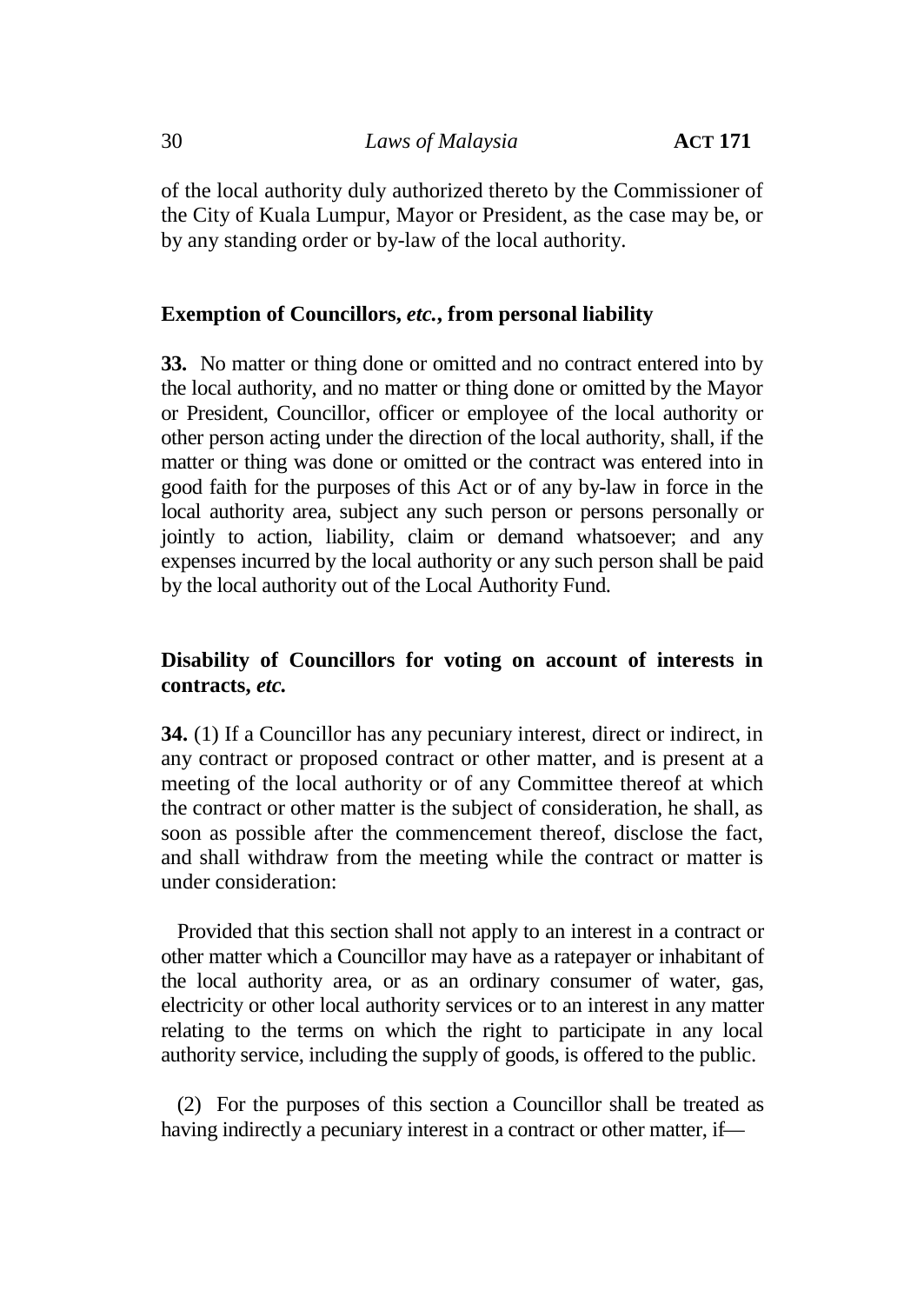of the local authority duly authorized thereto by the Commissioner of the City of Kuala Lumpur, Mayor or President, as the case may be, or by any standing order or by-law of the local authority.

**Exemption of Councillors, *etc.*, from personal liability**

**33.** No matter or thing done or omitted and no contract entered into by the local authority, and no matter or thing done or omitted by the Mayor or President, Councillor, officer or employee of the local authority or other person acting under the direction of the local authority, shall, if the matter or thing was done or omitted or the contract was entered into in good faith for the purposes of this Act or of any by-law in force in the local authority area, subject any such person or persons personally or jointly to action, liability, claim or demand whatsoever; and any expenses incurred by the local authority or any such person shall be paid by the local authority out of the Local Authority Fund.

**Disability of Councillors for voting on account of interests in contracts, *etc.***

**34.** (1) If a Councillor has any pecuniary interest, direct or indirect, in any contract or proposed contract or other matter, and is present at a meeting of the local authority or of any Committee thereof at which the contract or other matter is the subject of consideration, he shall, as soon as possible after the commencement thereof, disclose the fact, and shall withdraw from the meeting while the contract or matter is under consideration:

Provided that this section shall not apply to an interest in a contract or other matter which a Councillor may have as a ratepayer or inhabitant of the local authority area, or as an ordinary consumer of water, gas, electricity or other local authority services or to an interest in any matter relating to the terms on which the right to participate in any local authority service, including the supply of goods, is offered to the public.

(2) For the purposes of this section a Councillor shall be treated as having indirectly a pecuniary interest in a contract or other matter, if—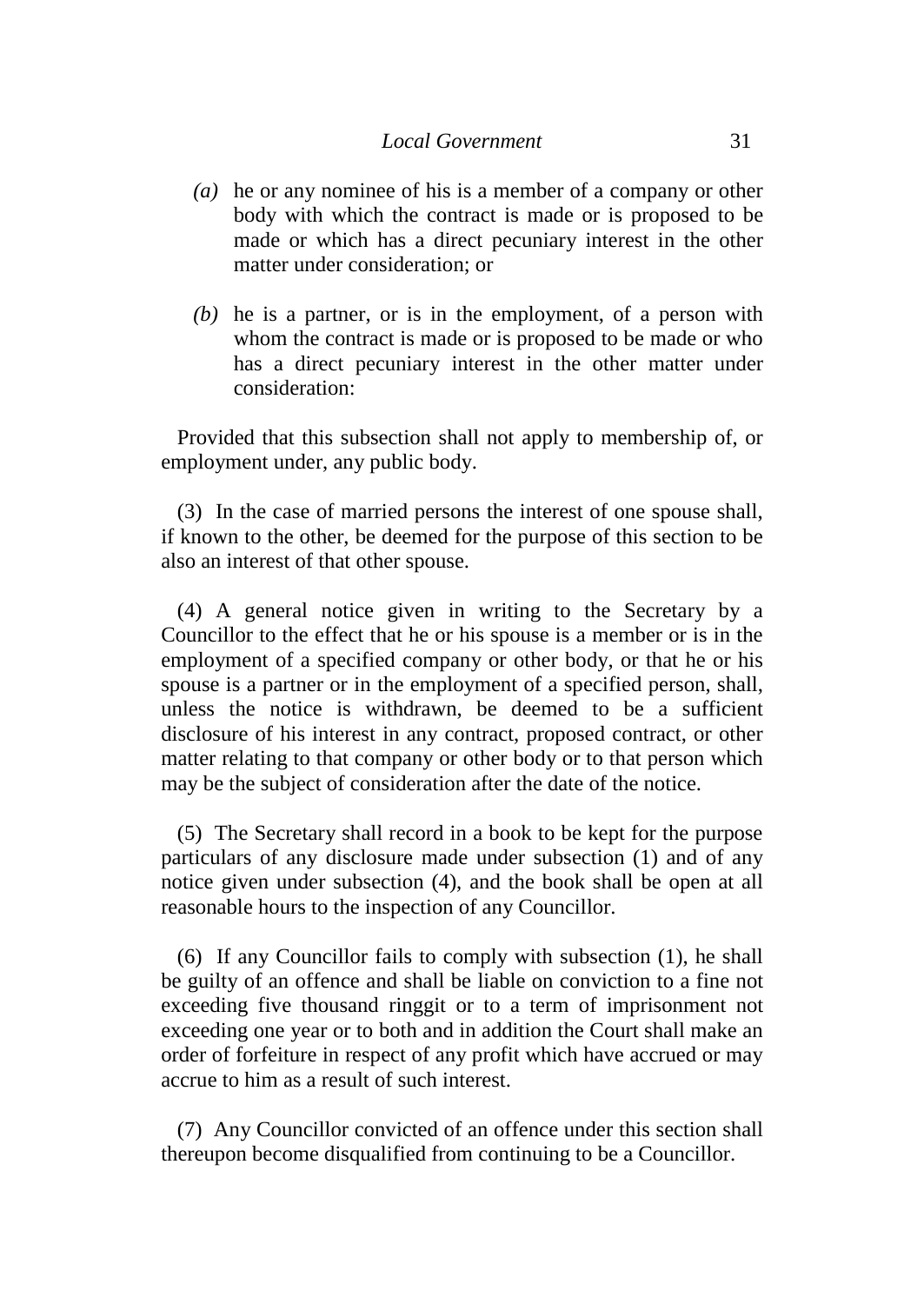*(a)* he or any nominee of his is a member of a company or other body with which the contract is made or is proposed to be made or which has a direct pecuniary interest in the other matter under consideration; or

*(b)* he is a partner, or is in the employment, of a person with whom the contract is made or is proposed to be made or who has a direct pecuniary interest in the other matter under consideration:

Provided that this subsection shall not apply to membership of, or employment under, any public body.

(3) In the case of married persons the interest of one spouse shall, if known to the other, be deemed for the purpose of this section to be also an interest of that other spouse.

(4) A general notice given in writing to the Secretary by a Councillor to the effect that he or his spouse is a member or is in the employment of a specified company or other body, or that he or his spouse is a partner or in the employment of a specified person, shall, unless the notice is withdrawn, be deemed to be a sufficient disclosure of his interest in any contract, proposed contract, or other matter relating to that company or other body or to that person which may be the subject of consideration after the date of the notice.

(5) The Secretary shall record in a book to be kept for the purpose particulars of any disclosure made under subsection (1) and of any notice given under subsection (4), and the book shall be open at all reasonable hours to the inspection of any Councillor.

(6) If any Councillor fails to comply with subsection (1), he shall be guilty of an offence and shall be liable on conviction to a fine not exceeding five thousand ringgit or to a term of imprisonment not exceeding one year or to both and in addition the Court shall make an order of forfeiture in respect of any profit which have accrued or may accrue to him as a result of such interest.

(7) Any Councillor convicted of an offence under this section shall thereupon become disqualified from continuing to be a Councillor.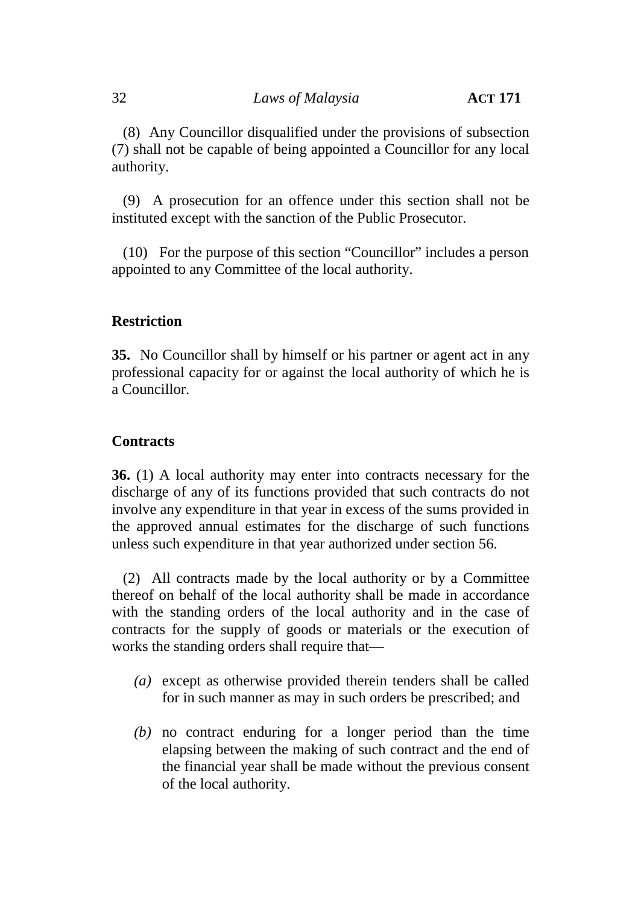(8) Any Councillor disqualified under the provisions of subsection (7) shall not be capable of being appointed a Councillor for any local authority.

(9) A prosecution for an offence under this section shall not be instituted except with the sanction of the Public Prosecutor.

(10) For the purpose of this section "Councillor" includes a person appointed to any Committee of the local authority.

**Restriction**

**35.** No Councillor shall by himself or his partner or agent act in any professional capacity for or against the local authority of which he is a Councillor.

**Contracts**

**36.** (1) A local authority may enter into contracts necessary for the discharge of any of its functions provided that such contracts do not involve any expenditure in that year in excess of the sums provided in the approved annual estimates for the discharge of such functions unless such expenditure in that year authorized under section 56.

(2) All contracts made by the local authority or by a Committee thereof on behalf of the local authority shall be made in accordance with the standing orders of the local authority and in the case of contracts for the supply of goods or materials or the execution of works the standing orders shall require that—

*(a)* except as otherwise provided therein tenders shall be called for in such manner as may in such orders be prescribed; and

*(b)* no contract enduring for a longer period than the time elapsing between the making of such contract and the end of the financial year shall be made without the previous consent of the local authority.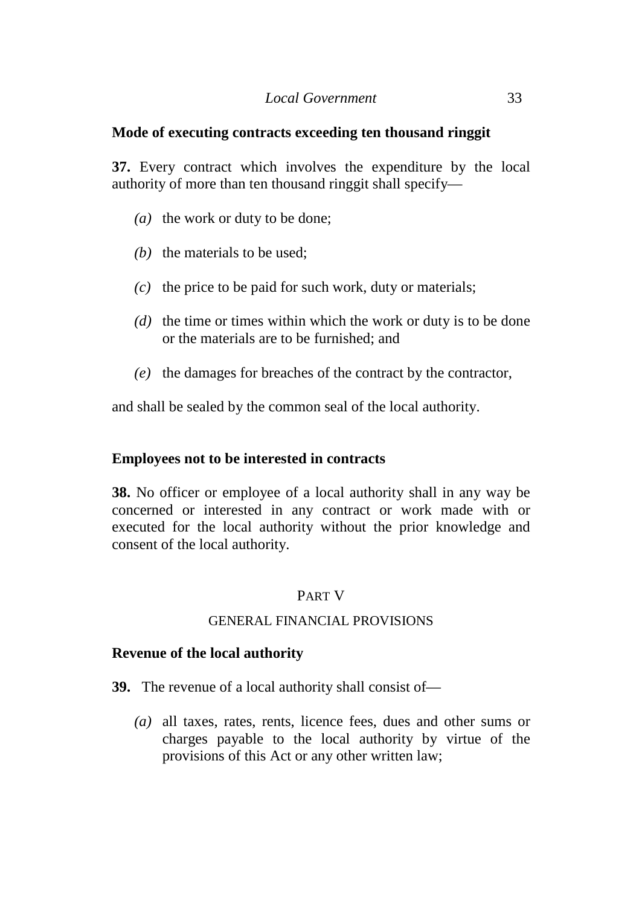### Mode of executing contracts exceeding ten thousand ringgit

**37.** Every contract which involves the expenditure by the local authority of more than ten thousand ringgit shall specify—

*(a)* the work or duty to be done;

*(b)* the materials to be used;

*(c)* the price to be paid for such work, duty or materials;

*(d)* the time or times within which the work or duty is to be done or the materials are to be furnished; and

*(e)* the damages for breaches of the contract by the contractor,

and shall be sealed by the common seal of the local authority.

### Employees not to be interested in contracts

**38.** No officer or employee of a local authority shall in any way be concerned or interested in any contract or work made with or executed for the local authority without the prior knowledge and consent of the local authority.

## PART V

## GENERAL FINANCIAL PROVISIONS

### Revenue of the local authority

**39.** The revenue of a local authority shall consist of—

*(a)* all taxes, rates, rents, licence fees, dues and other sums or charges payable to the local authority by virtue of the provisions of this Act or any other written law;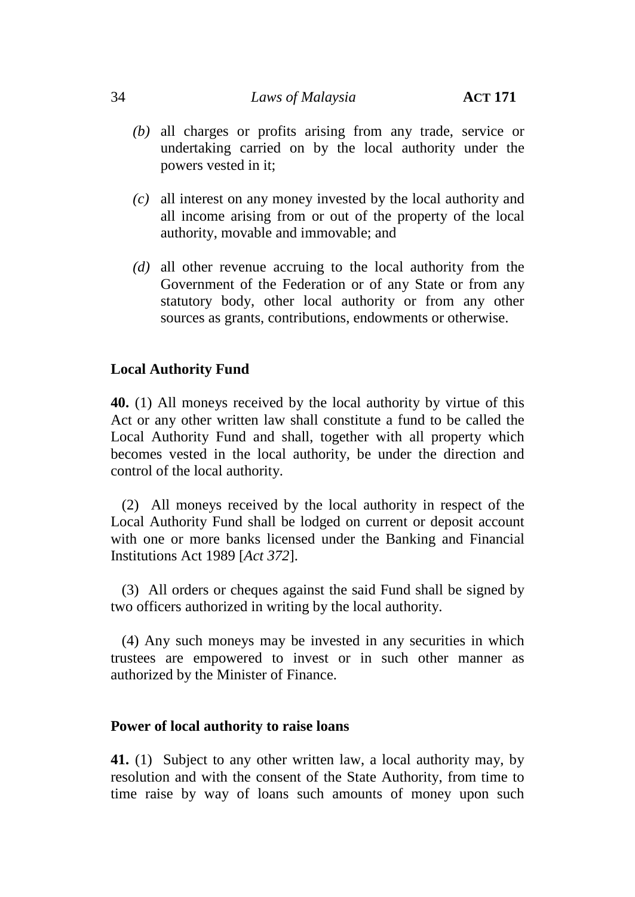*(b)* all charges or profits arising from any trade, service or undertaking carried on by the local authority under the powers vested in it;

*(c)* all interest on any money invested by the local authority and all income arising from or out of the property of the local authority, movable and immovable; and

*(d)* all other revenue accruing to the local authority from the Government of the Federation or of any State or from any statutory body, other local authority or from any other sources as grants, contributions, endowments or otherwise.

**Local Authority Fund**

**40.** (1) All moneys received by the local authority by virtue of this Act or any other written law shall constitute a fund to be called the Local Authority Fund and shall, together with all property which becomes vested in the local authority, be under the direction and control of the local authority.

(2) All moneys received by the local authority in respect of the Local Authority Fund shall be lodged on current or deposit account with one or more banks licensed under the Banking and Financial Institutions Act 1989 [*Act 372*].

(3) All orders or cheques against the said Fund shall be signed by two officers authorized in writing by the local authority.

(4) Any such moneys may be invested in any securities in which trustees are empowered to invest or in such other manner as authorized by the Minister of Finance.

**Power of local authority to raise loans**

**41.** (1) Subject to any other written law, a local authority may, by resolution and with the consent of the State Authority, from time to time raise by way of loans such amounts of money upon such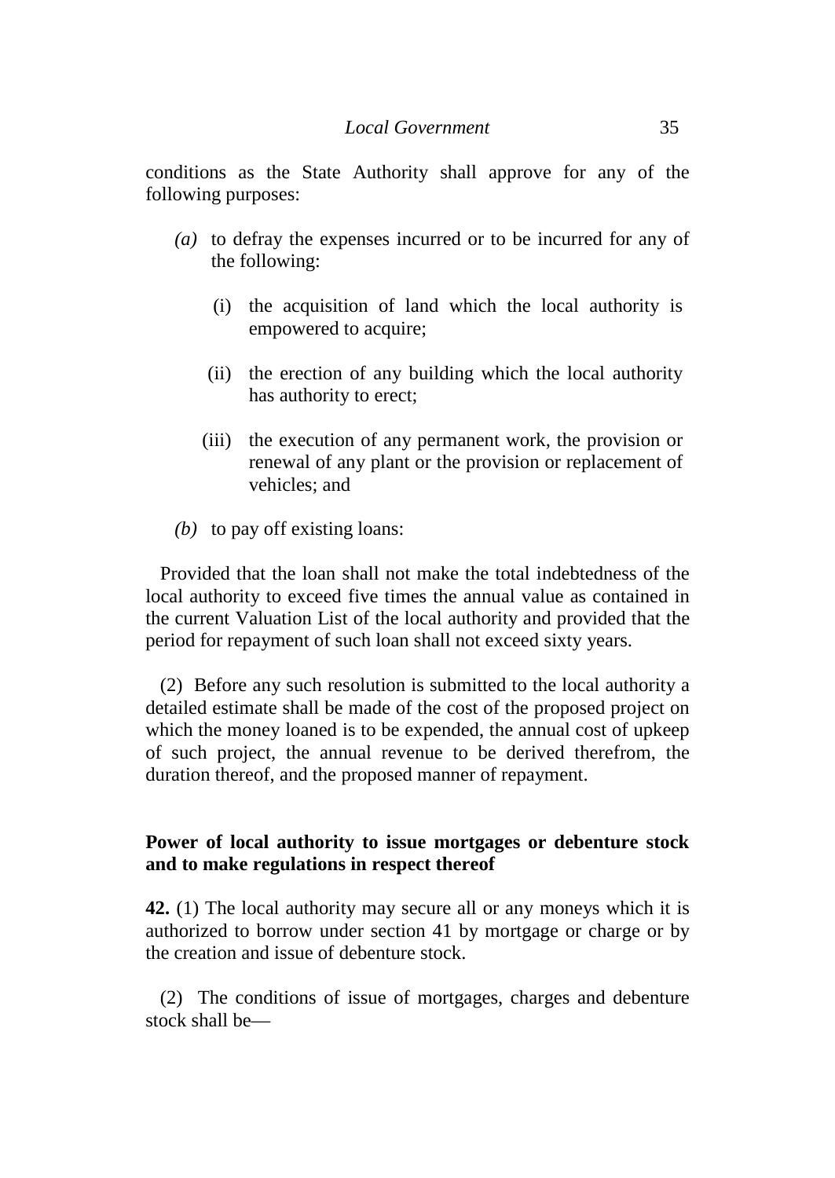conditions as the State Authority shall approve for any of the following purposes:

*(a)* to defray the expenses incurred or to be incurred for any of the following:

(i) the acquisition of land which the local authority is empowered to acquire;

(ii) the erection of any building which the local authority has authority to erect;

(iii) the execution of any permanent work, the provision or renewal of any plant or the provision or replacement of vehicles; and

*(b)* to pay off existing loans:

Provided that the loan shall not make the total indebtedness of the local authority to exceed five times the annual value as contained in the current Valuation List of the local authority and provided that the period for repayment of such loan shall not exceed sixty years.

(2) Before any such resolution is submitted to the local authority a detailed estimate shall be made of the cost of the proposed project on which the money loaned is to be expended, the annual cost of upkeep of such project, the annual revenue to be derived therefrom, the duration thereof, and the proposed manner of repayment.

**Power of local authority to issue mortgages or debenture stock and to make regulations in respect thereof**

**42.** (1) The local authority may secure all or any moneys which it is authorized to borrow under section 41 by mortgage or charge or by the creation and issue of debenture stock.

(2) The conditions of issue of mortgages, charges and debenture stock shall be—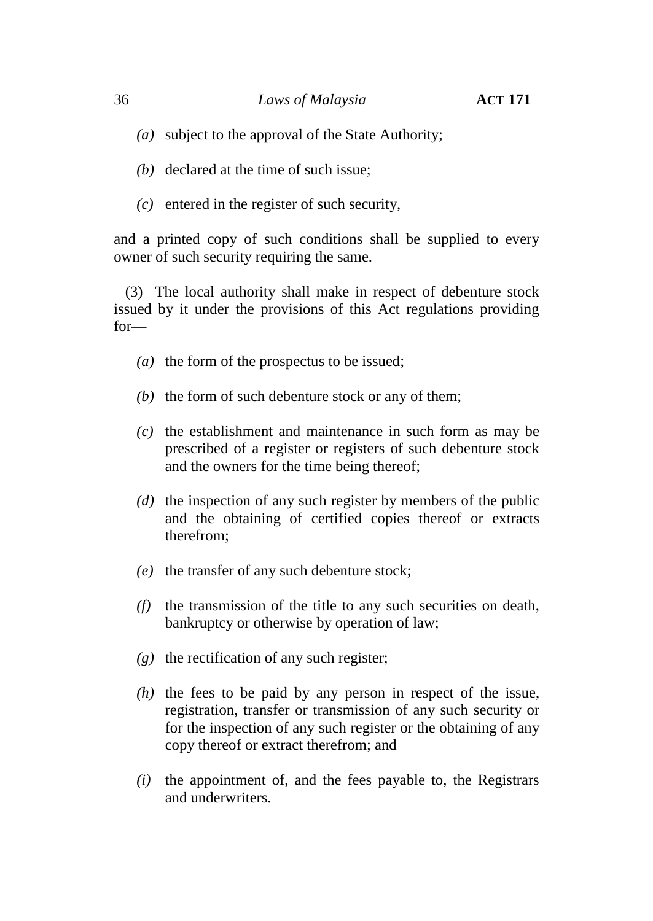*(a)* subject to the approval of the State Authority;

*(b)* declared at the time of such issue;

*(c)* entered in the register of such security,

and a printed copy of such conditions shall be supplied to every owner of such security requiring the same.

(3) The local authority shall make in respect of debenture stock issued by it under the provisions of this Act regulations providing for—

*(a)* the form of the prospectus to be issued;

*(b)* the form of such debenture stock or any of them;

*(c)* the establishment and maintenance in such form as may be prescribed of a register or registers of such debenture stock and the owners for the time being thereof;

*(d)* the inspection of any such register by members of the public and the obtaining of certified copies thereof or extracts therefrom;

*(e)* the transfer of any such debenture stock;

*(f)* the transmission of the title to any such securities on death, bankruptcy or otherwise by operation of law;

*(g)* the rectification of any such register;

*(h)* the fees to be paid by any person in respect of the issue, registration, transfer or transmission of any such security or for the inspection of any such register or the obtaining of any copy thereof or extract therefrom; and

*(i)* the appointment of, and the fees payable to, the Registrars and underwriters.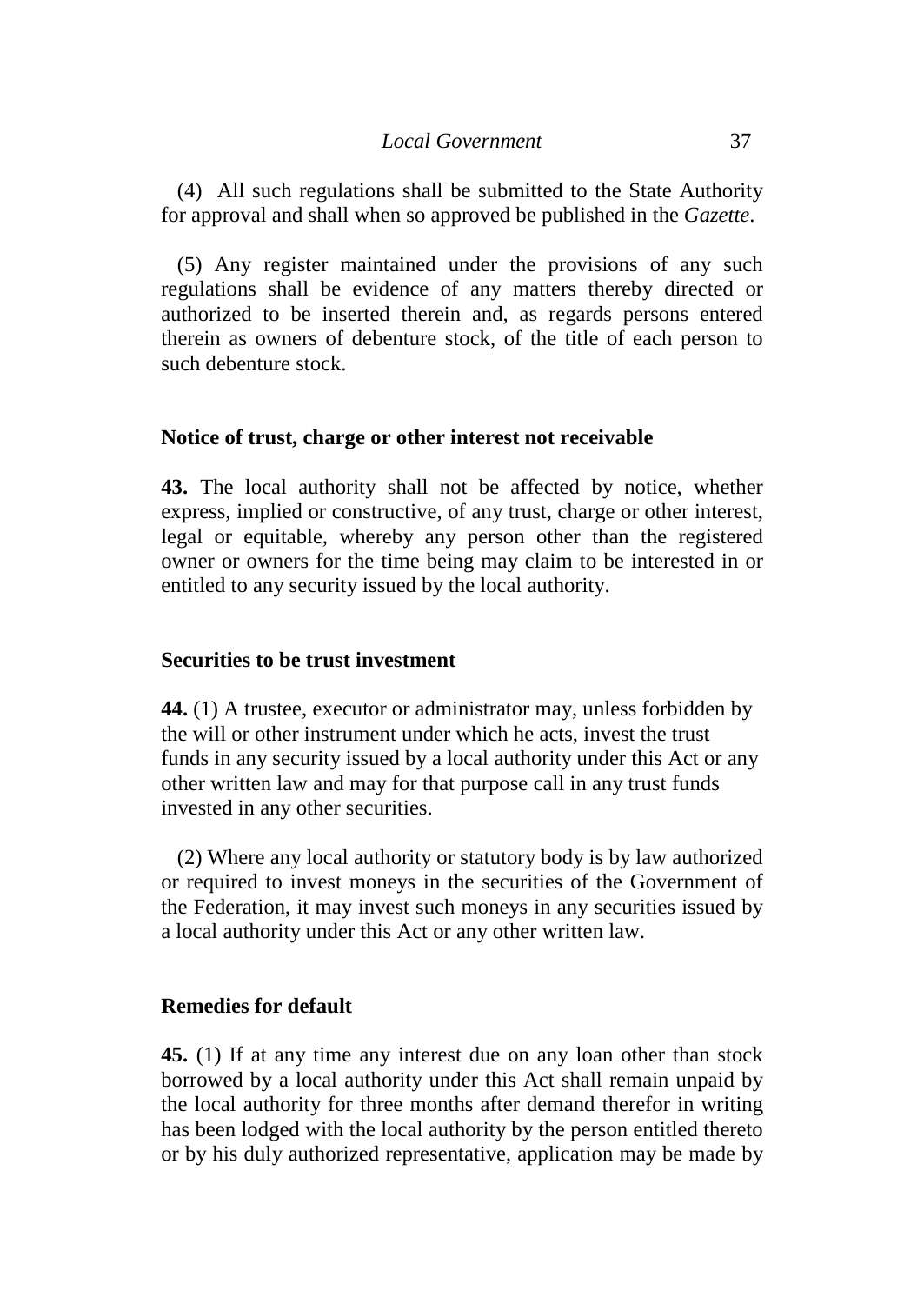(4) All such regulations shall be submitted to the State Authority for approval and shall when so approved be published in the *Gazette*.

(5) Any register maintained under the provisions of any such regulations shall be evidence of any matters thereby directed or authorized to be inserted therein and, as regards persons entered therein as owners of debenture stock, of the title of each person to such debenture stock.

**Notice of trust, charge or other interest not receivable**

**43.** The local authority shall not be affected by notice, whether express, implied or constructive, of any trust, charge or other interest, legal or equitable, whereby any person other than the registered owner or owners for the time being may claim to be interested in or entitled to any security issued by the local authority.

**Securities to be trust investment**

**44.** (1) A trustee, executor or administrator may, unless forbidden by the will or other instrument under which he acts, invest the trust funds in any security issued by a local authority under this Act or any other written law and may for that purpose call in any trust funds invested in any other securities.

(2) Where any local authority or statutory body is by law authorized or required to invest moneys in the securities of the Government of the Federation, it may invest such moneys in any securities issued by a local authority under this Act or any other written law.

**Remedies for default**

**45.** (1) If at any time any interest due on any loan other than stock borrowed by a local authority under this Act shall remain unpaid by the local authority for three months after demand therefor in writing has been lodged with the local authority by the person entitled thereto or by his duly authorized representative, application may be made by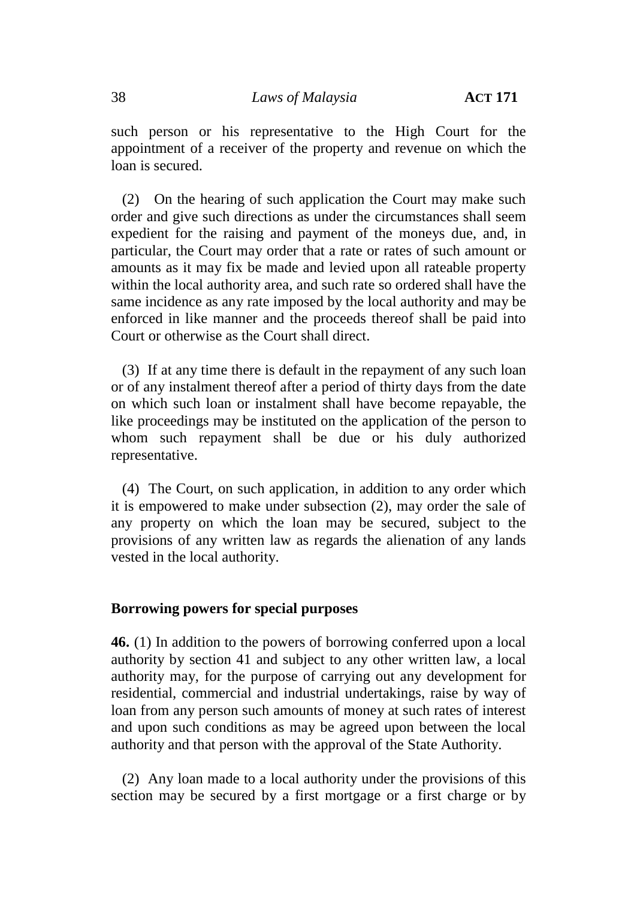such person or his representative to the High Court for the appointment of a receiver of the property and revenue on which the loan is secured.

(2) On the hearing of such application the Court may make such order and give such directions as under the circumstances shall seem expedient for the raising and payment of the moneys due, and, in particular, the Court may order that a rate or rates of such amount or amounts as it may fix be made and levied upon all rateable property within the local authority area, and such rate so ordered shall have the same incidence as any rate imposed by the local authority and may be enforced in like manner and the proceeds thereof shall be paid into Court or otherwise as the Court shall direct.

(3) If at any time there is default in the repayment of any such loan or of any instalment thereof after a period of thirty days from the date on which such loan or instalment shall have become repayable, the like proceedings may be instituted on the application of the person to whom such repayment shall be due or his duly authorized representative.

(4) The Court, on such application, in addition to any order which it is empowered to make under subsection (2), may order the sale of any property on which the loan may be secured, subject to the provisions of any written law as regards the alienation of any lands vested in the local authority.

**Borrowing powers for special purposes**

**46.** (1) In addition to the powers of borrowing conferred upon a local authority by section 41 and subject to any other written law, a local authority may, for the purpose of carrying out any development for residential, commercial and industrial undertakings, raise by way of loan from any person such amounts of money at such rates of interest and upon such conditions as may be agreed upon between the local authority and that person with the approval of the State Authority.

(2) Any loan made to a local authority under the provisions of this section may be secured by a first mortgage or a first charge or by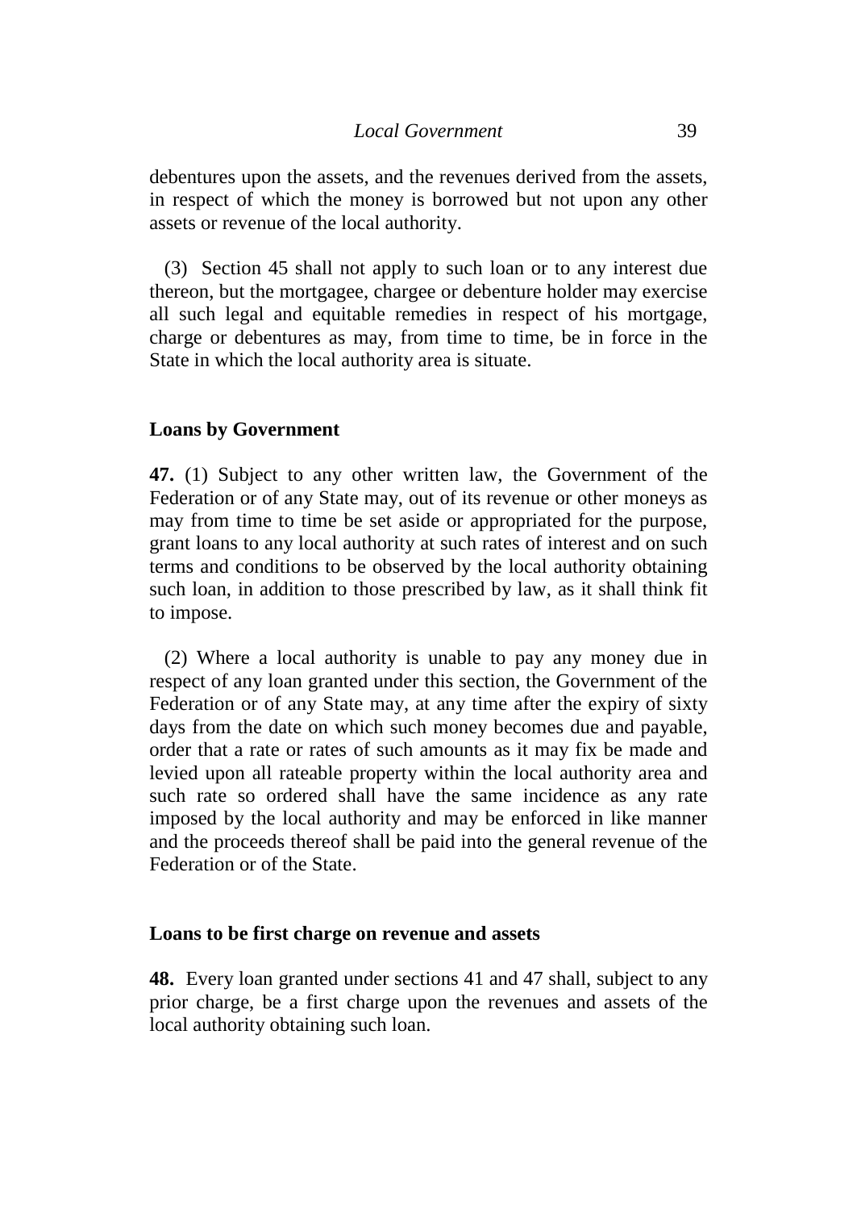debentures upon the assets, and the revenues derived from the assets, in respect of which the money is borrowed but not upon any other assets or revenue of the local authority.

(3) Section 45 shall not apply to such loan or to any interest due thereon, but the mortgagee, chargee or debenture holder may exercise all such legal and equitable remedies in respect of his mortgage, charge or debentures as may, from time to time, be in force in the State in which the local authority area is situate.

**Loans by Government**

**47.** (1) Subject to any other written law, the Government of the Federation or of any State may, out of its revenue or other moneys as may from time to time be set aside or appropriated for the purpose, grant loans to any local authority at such rates of interest and on such terms and conditions to be observed by the local authority obtaining such loan, in addition to those prescribed by law, as it shall think fit to impose.

(2) Where a local authority is unable to pay any money due in respect of any loan granted under this section, the Government of the Federation or of any State may, at any time after the expiry of sixty days from the date on which such money becomes due and payable, order that a rate or rates of such amounts as it may fix be made and levied upon all rateable property within the local authority area and such rate so ordered shall have the same incidence as any rate imposed by the local authority and may be enforced in like manner and the proceeds thereof shall be paid into the general revenue of the Federation or of the State.

**Loans to be first charge on revenue and assets**

**48.** Every loan granted under sections 41 and 47 shall, subject to any prior charge, be a first charge upon the revenues and assets of the local authority obtaining such loan.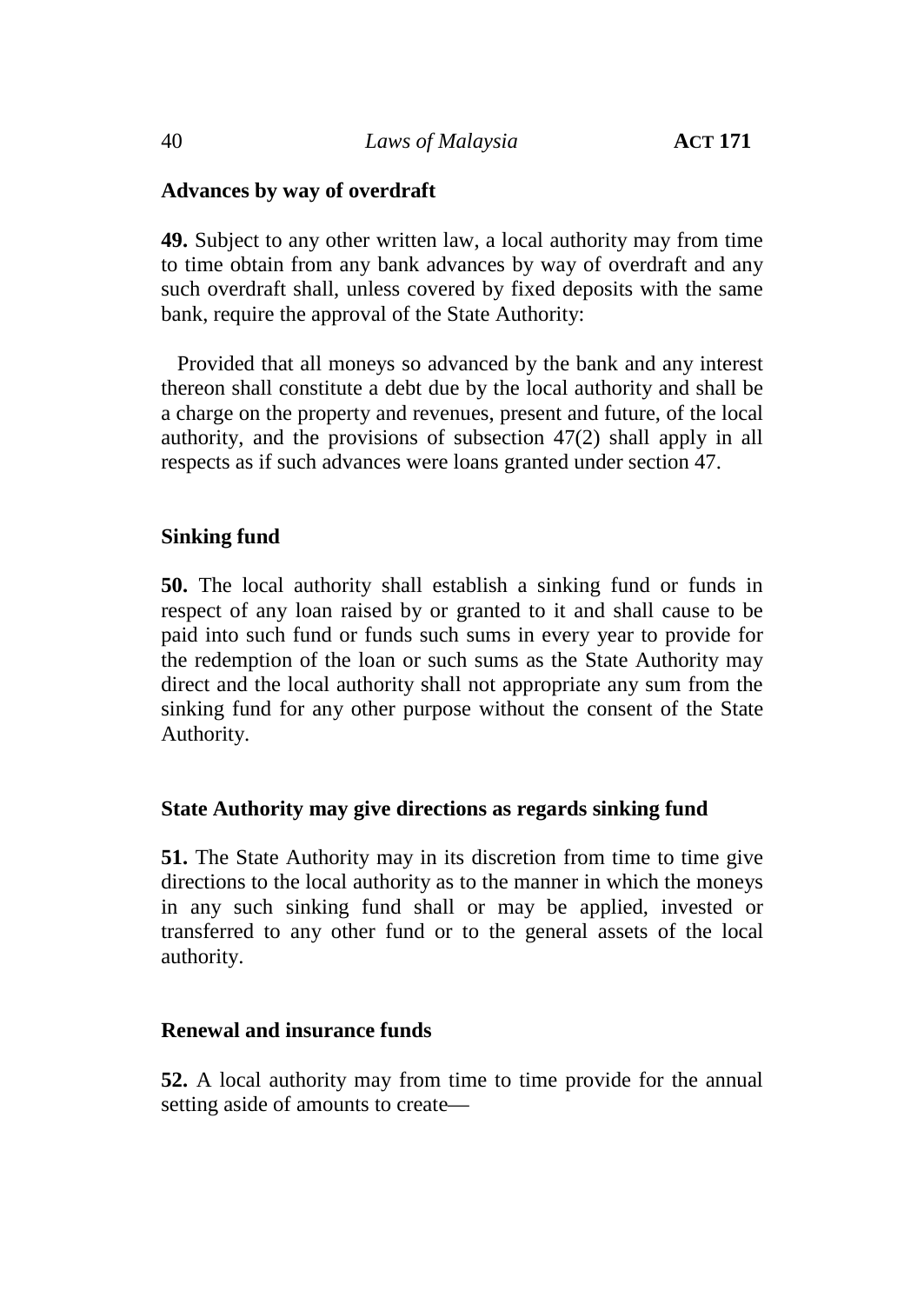**Advances by way of overdraft**

**49.** Subject to any other written law, a local authority may from time to time obtain from any bank advances by way of overdraft and any such overdraft shall, unless covered by fixed deposits with the same bank, require the approval of the State Authority:

Provided that all moneys so advanced by the bank and any interest thereon shall constitute a debt due by the local authority and shall be a charge on the property and revenues, present and future, of the local authority, and the provisions of subsection 47(2) shall apply in all respects as if such advances were loans granted under section 47.

**Sinking fund**

**50.** The local authority shall establish a sinking fund or funds in respect of any loan raised by or granted to it and shall cause to be paid into such fund or funds such sums in every year to provide for the redemption of the loan or such sums as the State Authority may direct and the local authority shall not appropriate any sum from the sinking fund for any other purpose without the consent of the State Authority.

**State Authority may give directions as regards sinking fund**

**51.** The State Authority may in its discretion from time to time give directions to the local authority as to the manner in which the moneys in any such sinking fund shall or may be applied, invested or transferred to any other fund or to the general assets of the local authority.

**Renewal and insurance funds**

**52.** A local authority may from time to time provide for the annual setting aside of amounts to create—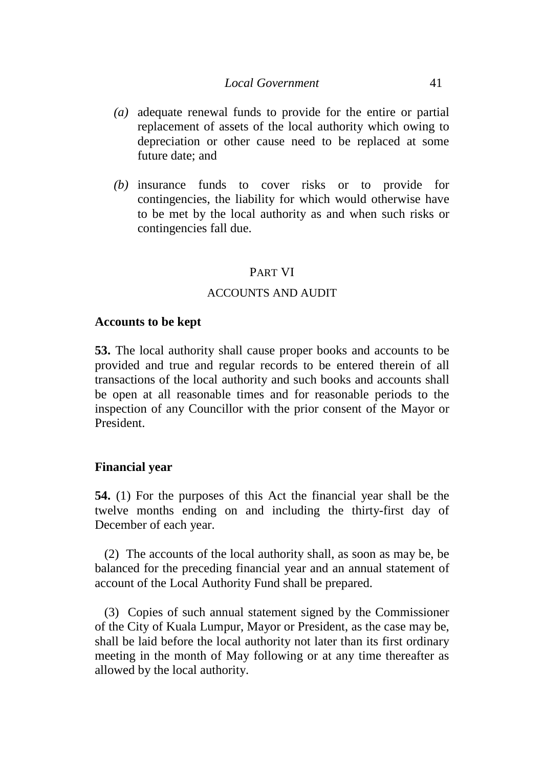*(a)* adequate renewal funds to provide for the entire or partial replacement of assets of the local authority which owing to depreciation or other cause need to be replaced at some future date; and

*(b)* insurance funds to cover risks or to provide for contingencies, the liability for which would otherwise have to be met by the local authority as and when such risks or contingencies fall due.

## PART VI

## ACCOUNTS AND AUDIT

### Accounts to be kept

**53.** The local authority shall cause proper books and accounts to be provided and true and regular records to be entered therein of all transactions of the local authority and such books and accounts shall be open at all reasonable times and for reasonable periods to the inspection of any Councillor with the prior consent of the Mayor or President.

### Financial year

**54.** (1) For the purposes of this Act the financial year shall be the twelve months ending on and including the thirty-first day of December of each year.

(2) The accounts of the local authority shall, as soon as may be, be balanced for the preceding financial year and an annual statement of account of the Local Authority Fund shall be prepared.

(3) Copies of such annual statement signed by the Commissioner of the City of Kuala Lumpur, Mayor or President, as the case may be, shall be laid before the local authority not later than its first ordinary meeting in the month of May following or at any time thereafter as allowed by the local authority.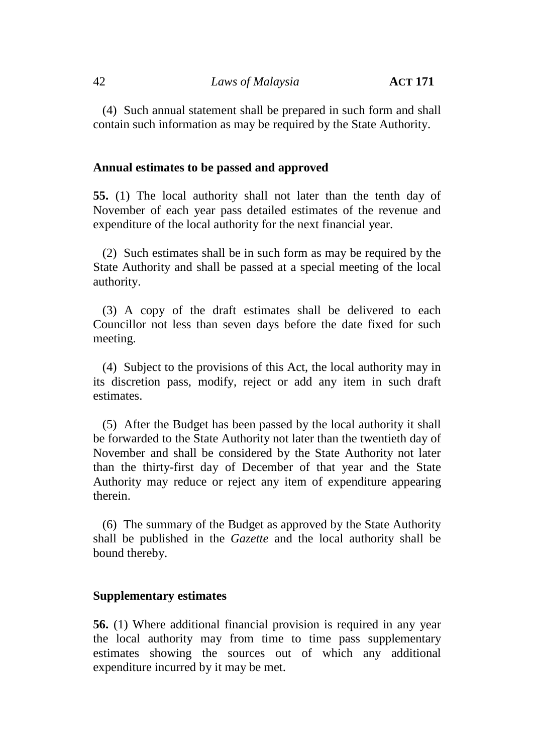(4) Such annual statement shall be prepared in such form and shall contain such information as may be required by the State Authority.

### Annual estimates to be passed and approved

**55.** (1) The local authority shall not later than the tenth day of November of each year pass detailed estimates of the revenue and expenditure of the local authority for the next financial year.

(2) Such estimates shall be in such form as may be required by the State Authority and shall be passed at a special meeting of the local authority.

(3) A copy of the draft estimates shall be delivered to each Councillor not less than seven days before the date fixed for such meeting.

(4) Subject to the provisions of this Act, the local authority may in its discretion pass, modify, reject or add any item in such draft estimates.

(5) After the Budget has been passed by the local authority it shall be forwarded to the State Authority not later than the twentieth day of November and shall be considered by the State Authority not later than the thirty-first day of December of that year and the State Authority may reduce or reject any item of expenditure appearing therein.

(6) The summary of the Budget as approved by the State Authority shall be published in the *Gazette* and the local authority shall be bound thereby.

### Supplementary estimates

**56.** (1) Where additional financial provision is required in any year the local authority may from time to time pass supplementary estimates showing the sources out of which any additional expenditure incurred by it may be met.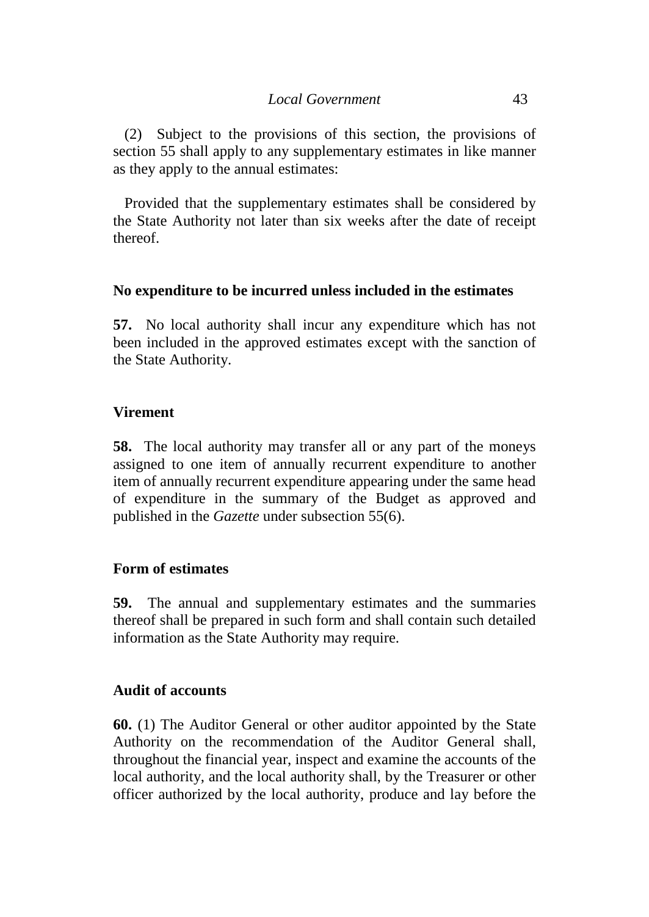(2) Subject to the provisions of this section, the provisions of section 55 shall apply to any supplementary estimates in like manner as they apply to the annual estimates:

Provided that the supplementary estimates shall be considered by the State Authority not later than six weeks after the date of receipt thereof.

**No expenditure to be incurred unless included in the estimates**

**57.** No local authority shall incur any expenditure which has not been included in the approved estimates except with the sanction of the State Authority.

**Virement**

**58.** The local authority may transfer all or any part of the moneys assigned to one item of annually recurrent expenditure to another item of annually recurrent expenditure appearing under the same head of expenditure in the summary of the Budget as approved and published in the *Gazette* under subsection 55(6).

**Form of estimates**

**59.** The annual and supplementary estimates and the summaries thereof shall be prepared in such form and shall contain such detailed information as the State Authority may require.

**Audit of accounts**

**60.** (1) The Auditor General or other auditor appointed by the State Authority on the recommendation of the Auditor General shall, throughout the financial year, inspect and examine the accounts of the local authority, and the local authority shall, by the Treasurer or other officer authorized by the local authority, produce and lay before the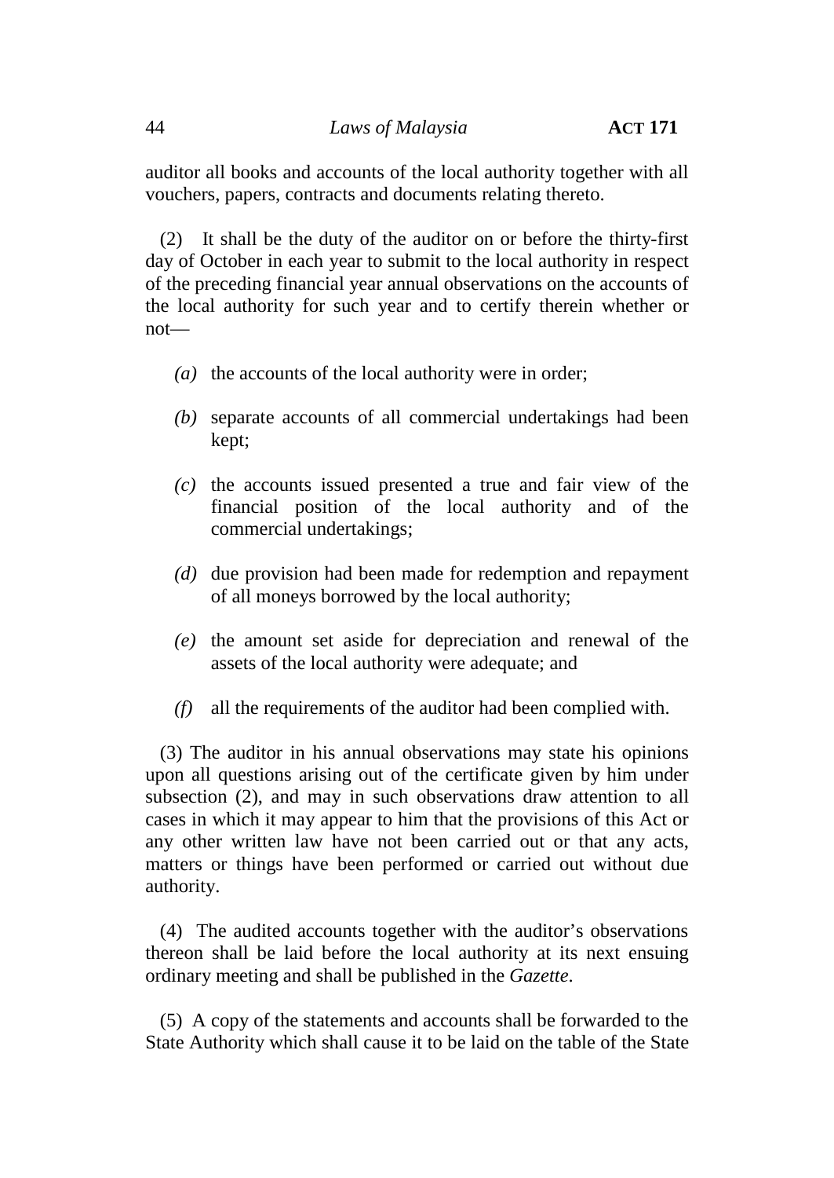auditor all books and accounts of the local authority together with all vouchers, papers, contracts and documents relating thereto.

(2) It shall be the duty of the auditor on or before the thirty-first day of October in each year to submit to the local authority in respect of the preceding financial year annual observations on the accounts of the local authority for such year and to certify therein whether or not—

*(a)* the accounts of the local authority were in order;

*(b)* separate accounts of all commercial undertakings had been kept;

*(c)* the accounts issued presented a true and fair view of the financial position of the local authority and of the commercial undertakings;

*(d)* due provision had been made for redemption and repayment of all moneys borrowed by the local authority;

*(e)* the amount set aside for depreciation and renewal of the assets of the local authority were adequate; and

*(f)* all the requirements of the auditor had been complied with.

(3) The auditor in his annual observations may state his opinions upon all questions arising out of the certificate given by him under subsection (2), and may in such observations draw attention to all cases in which it may appear to him that the provisions of this Act or any other written law have not been carried out or that any acts, matters or things have been performed or carried out without due authority.

(4) The audited accounts together with the auditor's observations thereon shall be laid before the local authority at its next ensuing ordinary meeting and shall be published in the *Gazette*.

(5) A copy of the statements and accounts shall be forwarded to the State Authority which shall cause it to be laid on the table of the State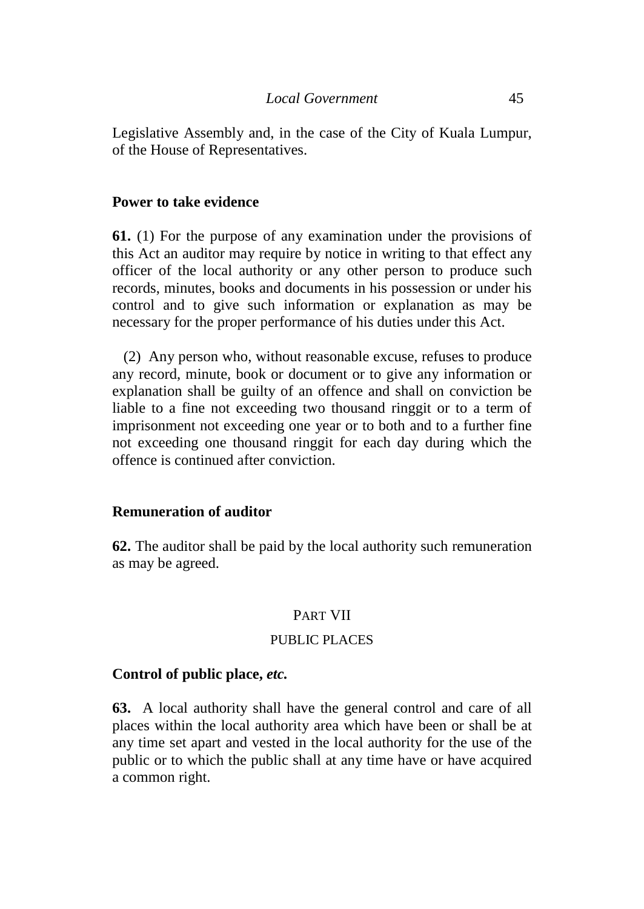Legislative Assembly and, in the case of the City of Kuala Lumpur, of the House of Representatives.

**Power to take evidence**

**61.** (1) For the purpose of any examination under the provisions of this Act an auditor may require by notice in writing to that effect any officer of the local authority or any other person to produce such records, minutes, books and documents in his possession or under his control and to give such information or explanation as may be necessary for the proper performance of his duties under this Act.

(2) Any person who, without reasonable excuse, refuses to produce any record, minute, book or document or to give any information or explanation shall be guilty of an offence and shall on conviction be liable to a fine not exceeding two thousand ringgit or to a term of imprisonment not exceeding one year or to both and to a further fine not exceeding one thousand ringgit for each day during which the offence is continued after conviction.

**Remuneration of auditor**

**62.** The auditor shall be paid by the local authority such remuneration as may be agreed.

PART VII

PUBLIC PLACES

**Control of public place,** ***etc.***

**63.** A local authority shall have the general control and care of all places within the local authority area which have been or shall be at any time set apart and vested in the local authority for the use of the public or to which the public shall at any time have or have acquired a common right.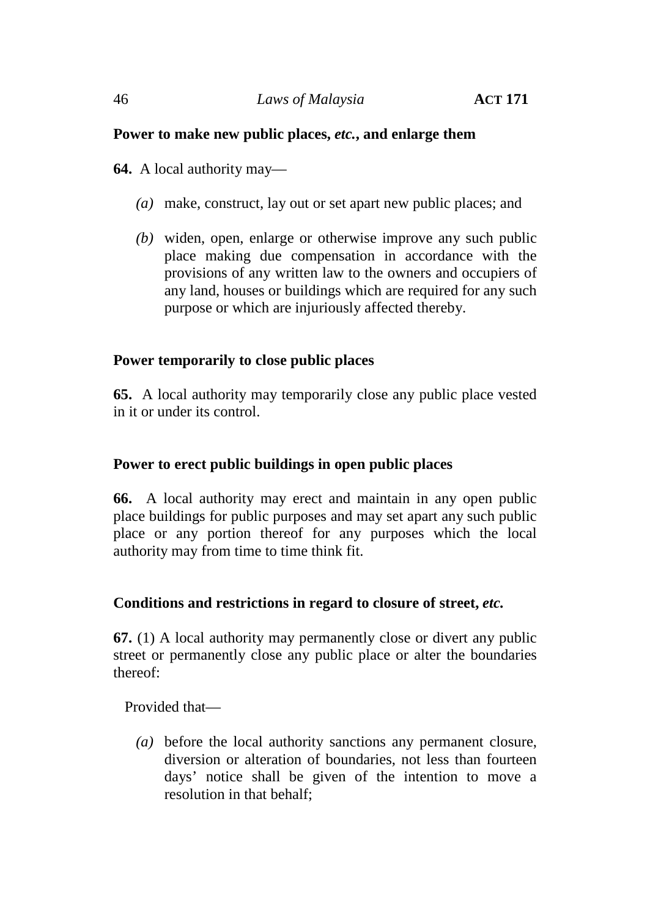**Power to make new public places, *etc.*, and enlarge them**

**64.** A local authority may—

*(a)* make, construct, lay out or set apart new public places; and

*(b)* widen, open, enlarge or otherwise improve any such public place making due compensation in accordance with the provisions of any written law to the owners and occupiers of any land, houses or buildings which are required for any such purpose or which are injuriously affected thereby.

**Power temporarily to close public places**

**65.** A local authority may temporarily close any public place vested in it or under its control.

**Power to erect public buildings in open public places**

**66.** A local authority may erect and maintain in any open public place buildings for public purposes and may set apart any such public place or any portion thereof for any purposes which the local authority may from time to time think fit.

**Conditions and restrictions in regard to closure of street, *etc.***

**67.** (1) A local authority may permanently close or divert any public street or permanently close any public place or alter the boundaries thereof:

Provided that—

*(a)* before the local authority sanctions any permanent closure, diversion or alteration of boundaries, not less than fourteen days' notice shall be given of the intention to move a resolution in that behalf;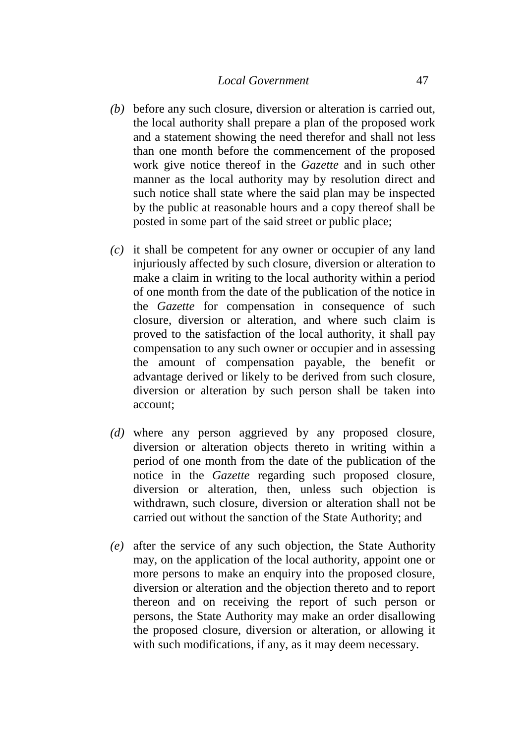*(b)* before any such closure, diversion or alteration is carried out, the local authority shall prepare a plan of the proposed work and a statement showing the need therefor and shall not less than one month before the commencement of the proposed work give notice thereof in the *Gazette* and in such other manner as the local authority may by resolution direct and such notice shall state where the said plan may be inspected by the public at reasonable hours and a copy thereof shall be posted in some part of the said street or public place;

*(c)* it shall be competent for any owner or occupier of any land injuriously affected by such closure, diversion or alteration to make a claim in writing to the local authority within a period of one month from the date of the publication of the notice in the *Gazette* for compensation in consequence of such closure, diversion or alteration, and where such claim is proved to the satisfaction of the local authority, it shall pay compensation to any such owner or occupier and in assessing the amount of compensation payable, the benefit or advantage derived or likely to be derived from such closure, diversion or alteration by such person shall be taken into account;

*(d)* where any person aggrieved by any proposed closure, diversion or alteration objects thereto in writing within a period of one month from the date of the publication of the notice in the *Gazette* regarding such proposed closure, diversion or alteration, then, unless such objection is withdrawn, such closure, diversion or alteration shall not be carried out without the sanction of the State Authority; and

*(e)* after the service of any such objection, the State Authority may, on the application of the local authority, appoint one or more persons to make an enquiry into the proposed closure, diversion or alteration and the objection thereto and to report thereon and on receiving the report of such person or persons, the State Authority may make an order disallowing the proposed closure, diversion or alteration, or allowing it with such modifications, if any, as it may deem necessary.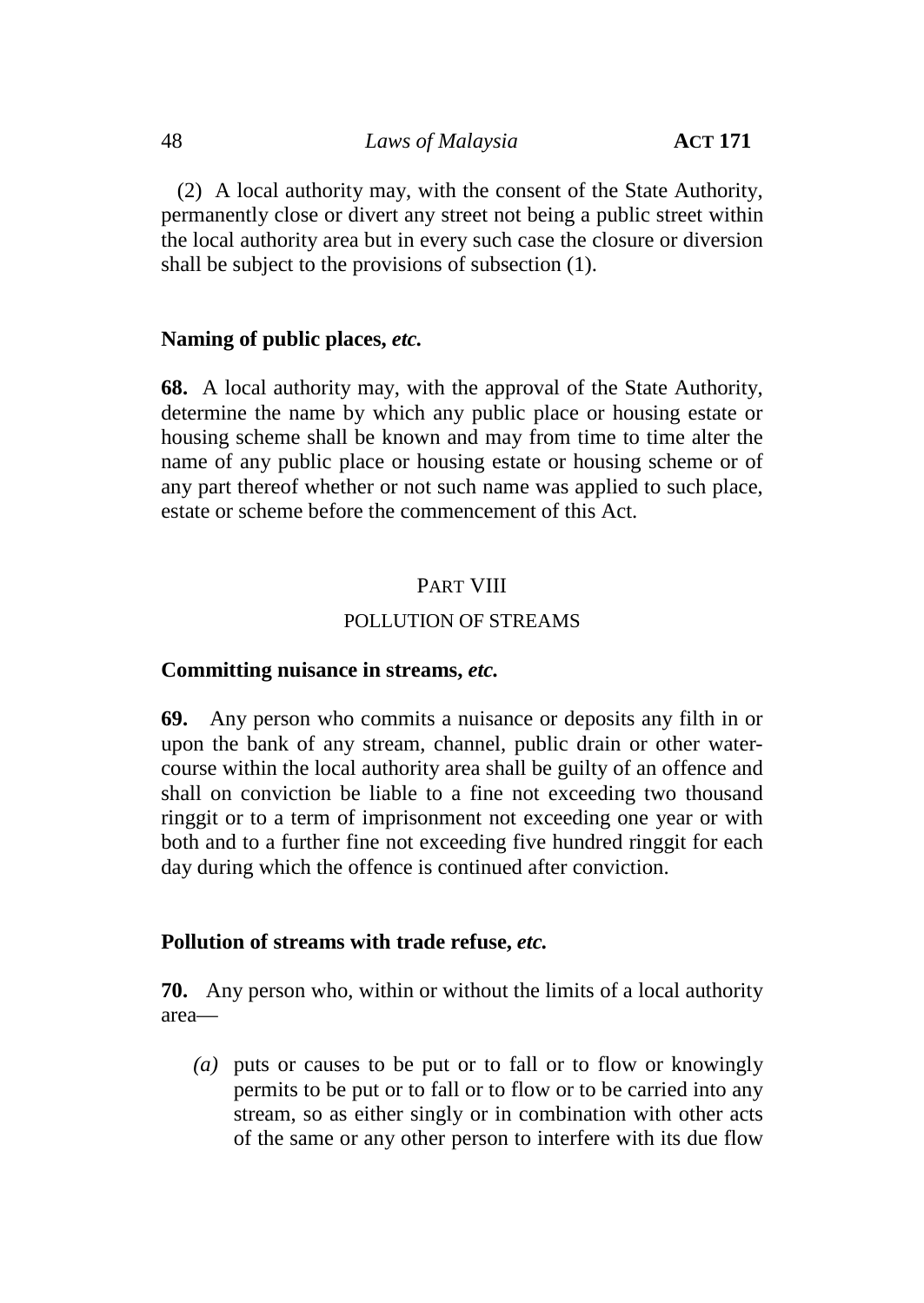(2) A local authority may, with the consent of the State Authority, permanently close or divert any street not being a public street within the local authority area but in every such case the closure or diversion shall be subject to the provisions of subsection (1).

**Naming of public places, *etc.***

**68.** A local authority may, with the approval of the State Authority, determine the name by which any public place or housing estate or housing scheme shall be known and may from time to time alter the name of any public place or housing estate or housing scheme or of any part thereof whether or not such name was applied to such place, estate or scheme before the commencement of this Act.

## PART VIII

## POLLUTION OF STREAMS

**Committing nuisance in streams, *etc.***

**69.** Any person who commits a nuisance or deposits any filth in or upon the bank of any stream, channel, public drain or other water-course within the local authority area shall be guilty of an offence and shall on conviction be liable to a fine not exceeding two thousand ringgit or to a term of imprisonment not exceeding one year or with both and to a further fine not exceeding five hundred ringgit for each day during which the offence is continued after conviction.

**Pollution of streams with trade refuse, *etc.***

**70.** Any person who, within or without the limits of a local authority area—

*(a)* puts or causes to be put or to fall or to flow or knowingly permits to be put or to fall or to flow or to be carried into any stream, so as either singly or in combination with other acts of the same or any other person to interfere with its due flow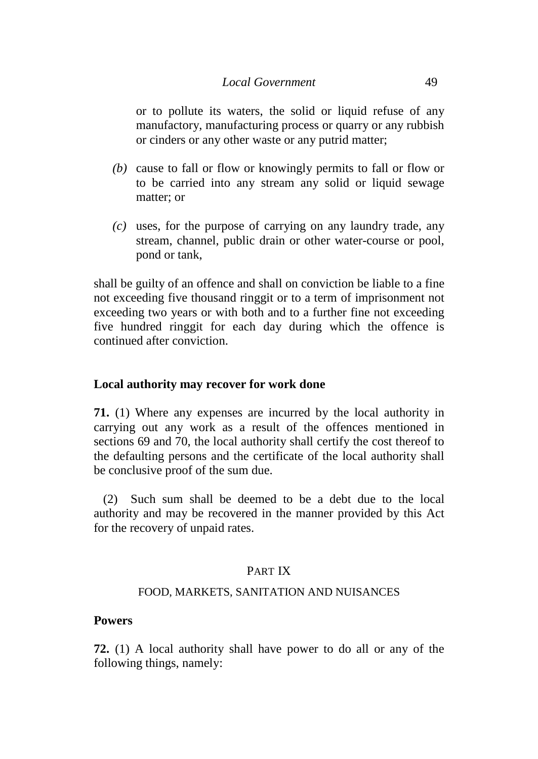or to pollute its waters, the solid or liquid refuse of any manufactory, manufacturing process or quarry or any rubbish or cinders or any other waste or any putrid matter;

*(b)* cause to fall or flow or knowingly permits to fall or flow or to be carried into any stream any solid or liquid sewage matter; or

*(c)* uses, for the purpose of carrying on any laundry trade, any stream, channel, public drain or other water-course or pool, pond or tank,

shall be guilty of an offence and shall on conviction be liable to a fine not exceeding five thousand ringgit or to a term of imprisonment not exceeding two years or with both and to a further fine not exceeding five hundred ringgit for each day during which the offence is continued after conviction.

**Local authority may recover for work done**

**71.** (1) Where any expenses are incurred by the local authority in carrying out any work as a result of the offences mentioned in sections 69 and 70, the local authority shall certify the cost thereof to the defaulting persons and the certificate of the local authority shall be conclusive proof of the sum due.

(2) Such sum shall be deemed to be a debt due to the local authority and may be recovered in the manner provided by this Act for the recovery of unpaid rates.

## PART IX

## FOOD, MARKETS, SANITATION AND NUISANCES

**Powers**

**72.** (1) A local authority shall have power to do all or any of the following things, namely: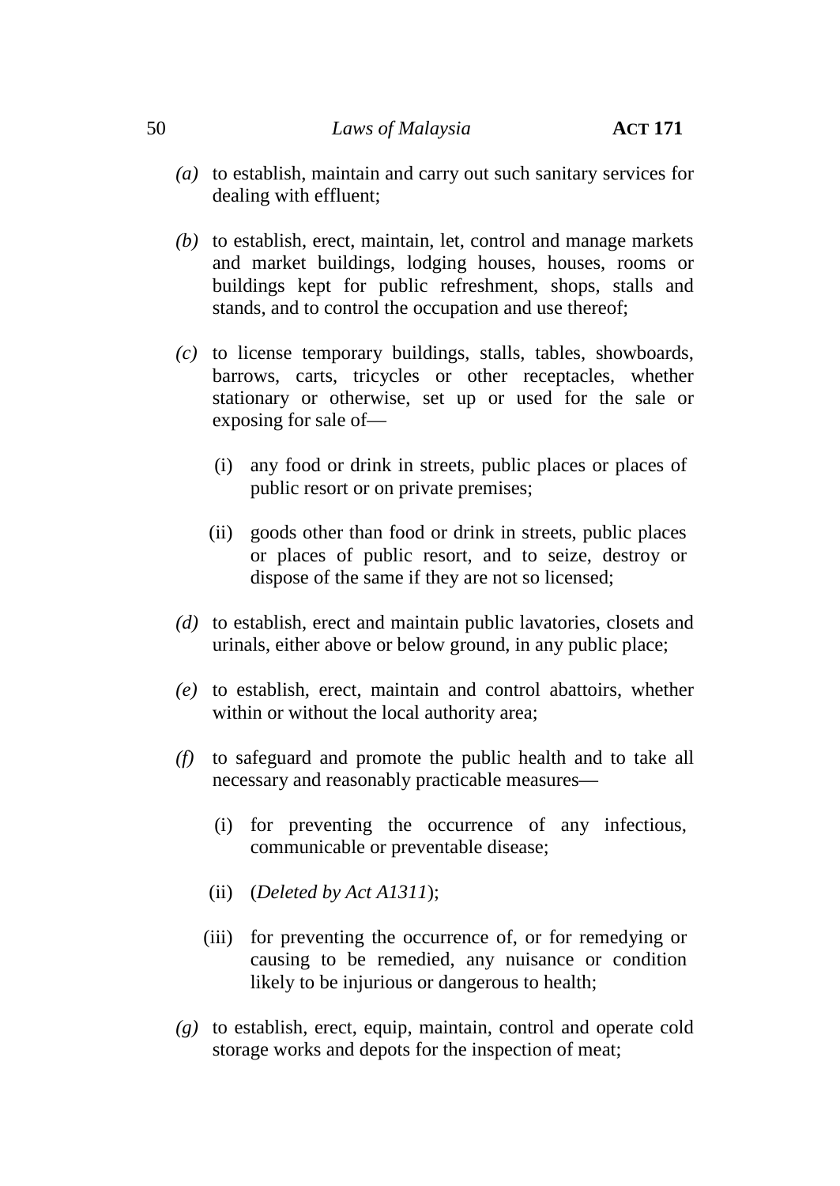*(a)* to establish, maintain and carry out such sanitary services for dealing with effluent;

*(b)* to establish, erect, maintain, let, control and manage markets and market buildings, lodging houses, houses, rooms or buildings kept for public refreshment, shops, stalls and stands, and to control the occupation and use thereof;

*(c)* to license temporary buildings, stalls, tables, showboards, barrows, carts, tricycles or other receptacles, whether stationary or otherwise, set up or used for the sale or exposing for sale of—

(i) any food or drink in streets, public places or places of public resort or on private premises;

(ii) goods other than food or drink in streets, public places or places of public resort, and to seize, destroy or dispose of the same if they are not so licensed;

*(d)* to establish, erect and maintain public lavatories, closets and urinals, either above or below ground, in any public place;

*(e)* to establish, erect, maintain and control abattoirs, whether within or without the local authority area;

*(f)* to safeguard and promote the public health and to take all necessary and reasonably practicable measures—

(i) for preventing the occurrence of any infectious, communicable or preventable disease;

(ii) (*Deleted by Act A1311*);

(iii) for preventing the occurrence of, or for remedying or causing to be remedied, any nuisance or condition likely to be injurious or dangerous to health;

*(g)* to establish, erect, equip, maintain, control and operate cold storage works and depots for the inspection of meat;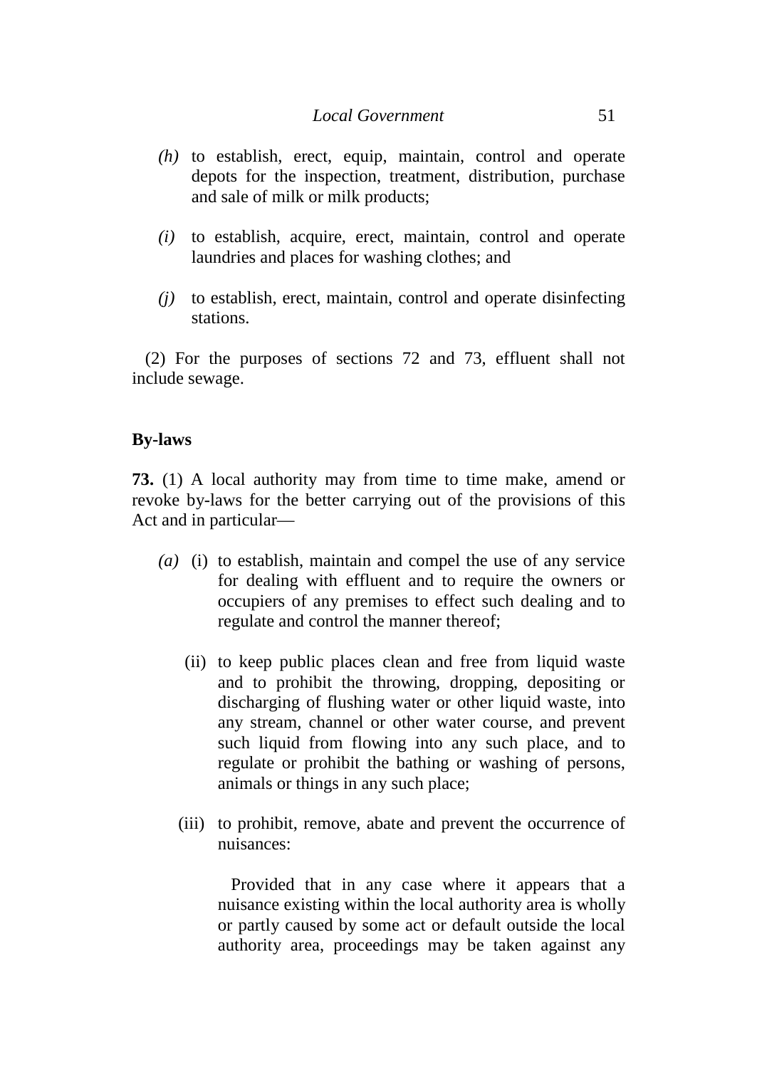*(h)* to establish, erect, equip, maintain, control and operate depots for the inspection, treatment, distribution, purchase and sale of milk or milk products;

*(i)* to establish, acquire, erect, maintain, control and operate laundries and places for washing clothes; and

*(j)* to establish, erect, maintain, control and operate disinfecting stations.

(2) For the purposes of sections 72 and 73, effluent shall not include sewage.

**By-laws**

**73.** (1) A local authority may from time to time make, amend or revoke by-laws for the better carrying out of the provisions of this Act and in particular—

*(a)* (i) to establish, maintain and compel the use of any service for dealing with effluent and to require the owners or occupiers of any premises to effect such dealing and to regulate and control the manner thereof;

(ii) to keep public places clean and free from liquid waste and to prohibit the throwing, dropping, depositing or discharging of flushing water or other liquid waste, into any stream, channel or other water course, and prevent such liquid from flowing into any such place, and to regulate or prohibit the bathing or washing of persons, animals or things in any such place;

(iii) to prohibit, remove, abate and prevent the occurrence of nuisances:

Provided that in any case where it appears that a nuisance existing within the local authority area is wholly or partly caused by some act or default outside the local authority area, proceedings may be taken against any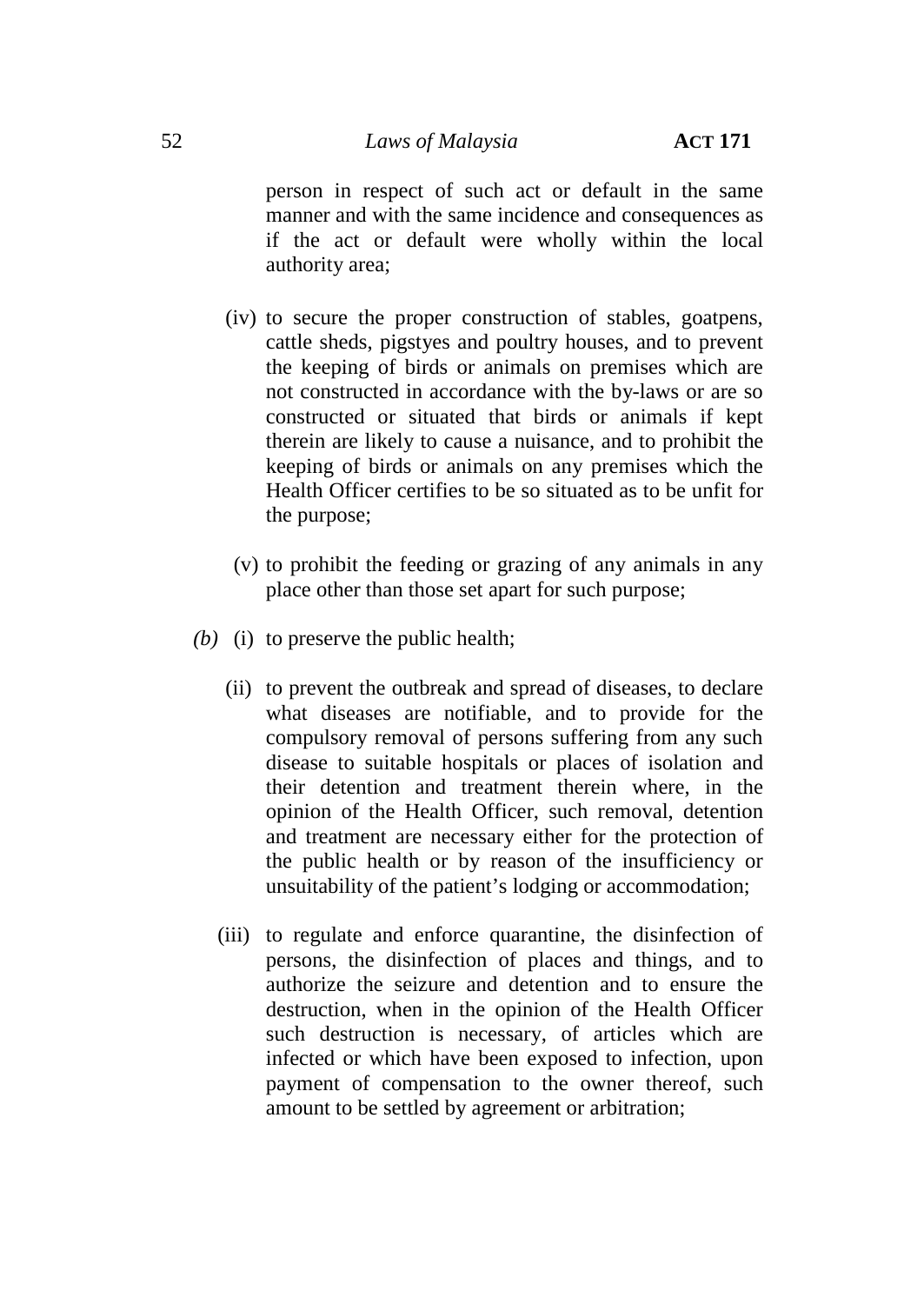person in respect of such act or default in the same manner and with the same incidence and consequences as if the act or default were wholly within the local authority area;

(iv) to secure the proper construction of stables, goatpens, cattle sheds, pigstyes and poultry houses, and to prevent the keeping of birds or animals on premises which are not constructed in accordance with the by-laws or are so constructed or situated that birds or animals if kept therein are likely to cause a nuisance, and to prohibit the keeping of birds or animals on any premises which the Health Officer certifies to be so situated as to be unfit for the purpose;

(v) to prohibit the feeding or grazing of any animals in any place other than those set apart for such purpose;

*(b)* (i) to preserve the public health;

(ii) to prevent the outbreak and spread of diseases, to declare what diseases are notifiable, and to provide for the compulsory removal of persons suffering from any such disease to suitable hospitals or places of isolation and their detention and treatment therein where, in the opinion of the Health Officer, such removal, detention and treatment are necessary either for the protection of the public health or by reason of the insufficiency or unsuitability of the patient's lodging or accommodation;

(iii) to regulate and enforce quarantine, the disinfection of persons, the disinfection of places and things, and to authorize the seizure and detention and to ensure the destruction, when in the opinion of the Health Officer such destruction is necessary, of articles which are infected or which have been exposed to infection, upon payment of compensation to the owner thereof, such amount to be settled by agreement or arbitration;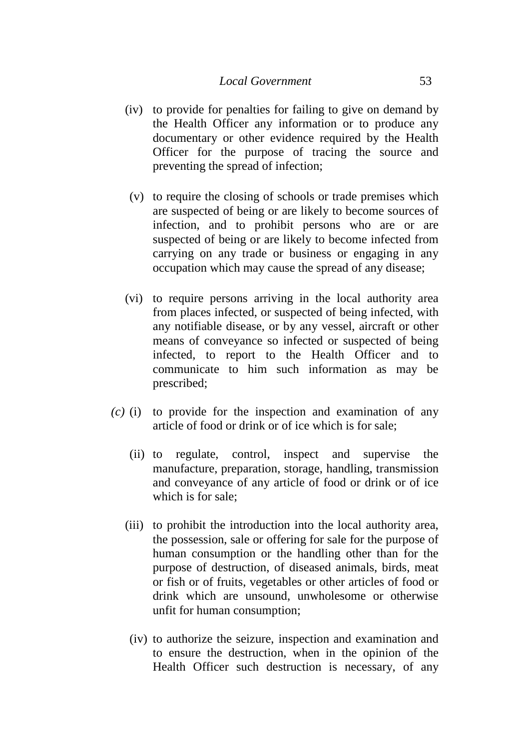(iv) to provide for penalties for failing to give on demand by the Health Officer any information or to produce any documentary or other evidence required by the Health Officer for the purpose of tracing the source and preventing the spread of infection;

(v) to require the closing of schools or trade premises which are suspected of being or are likely to become sources of infection, and to prohibit persons who are or are suspected of being or are likely to become infected from carrying on any trade or business or engaging in any occupation which may cause the spread of any disease;

(vi) to require persons arriving in the local authority area from places infected, or suspected of being infected, with any notifiable disease, or by any vessel, aircraft or other means of conveyance so infected or suspected of being infected, to report to the Health Officer and to communicate to him such information as may be prescribed;

*(c)* (i) to provide for the inspection and examination of any article of food or drink or of ice which is for sale;

(ii) to regulate, control, inspect and supervise the manufacture, preparation, storage, handling, transmission and conveyance of any article of food or drink or of ice which is for sale;

(iii) to prohibit the introduction into the local authority area, the possession, sale or offering for sale for the purpose of human consumption or the handling other than for the purpose of destruction, of diseased animals, birds, meat or fish or of fruits, vegetables or other articles of food or drink which are unsound, unwholesome or otherwise unfit for human consumption;

(iv) to authorize the seizure, inspection and examination and to ensure the destruction, when in the opinion of the Health Officer such destruction is necessary, of any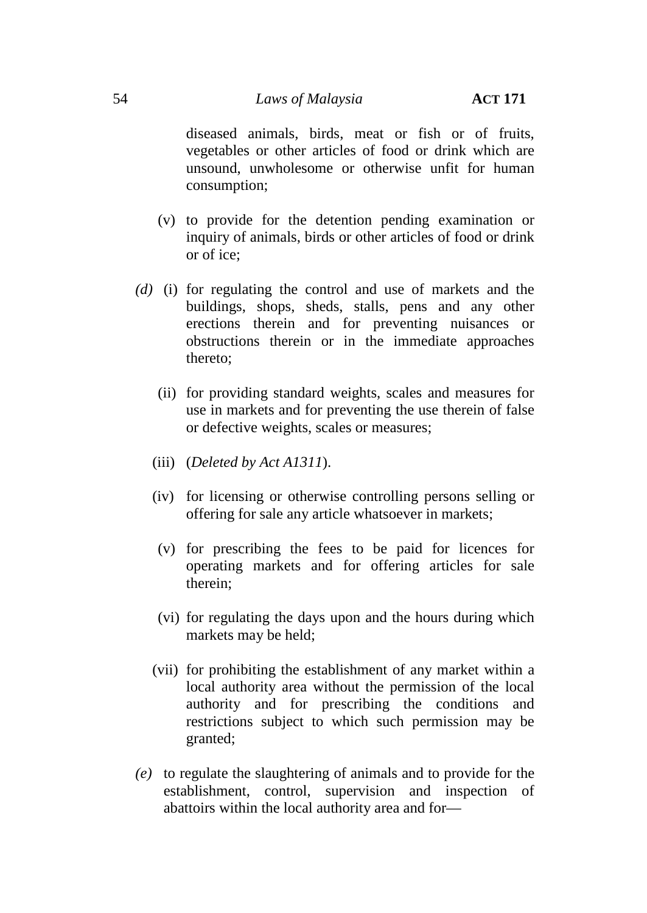diseased animals, birds, meat or fish or of fruits, vegetables or other articles of food or drink which are unsound, unwholesome or otherwise unfit for human consumption;

(v) to provide for the detention pending examination or inquiry of animals, birds or other articles of food or drink or of ice;

*(d)* (i) for regulating the control and use of markets and the buildings, shops, sheds, stalls, pens and any other erections therein and for preventing nuisances or obstructions therein or in the immediate approaches thereto;

(ii) for providing standard weights, scales and measures for use in markets and for preventing the use therein of false or defective weights, scales or measures;

(iii) (*Deleted by Act A1311*).

(iv) for licensing or otherwise controlling persons selling or offering for sale any article whatsoever in markets;

(v) for prescribing the fees to be paid for licences for operating markets and for offering articles for sale therein;

(vi) for regulating the days upon and the hours during which markets may be held;

(vii) for prohibiting the establishment of any market within a local authority area without the permission of the local authority and for prescribing the conditions and restrictions subject to which such permission may be granted;

*(e)* to regulate the slaughtering of animals and to provide for the establishment, control, supervision and inspection of abattoirs within the local authority area and for—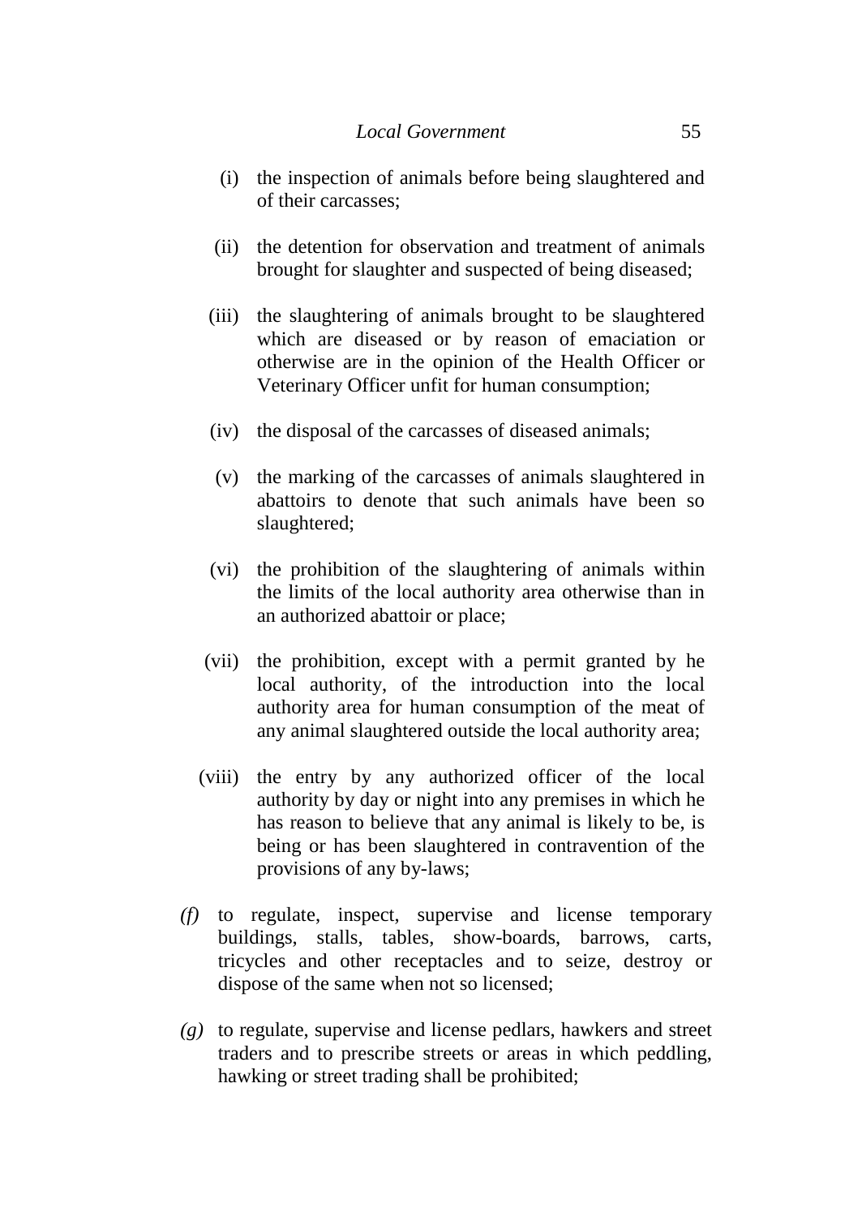(i) the inspection of animals before being slaughtered and of their carcasses;

(ii) the detention for observation and treatment of animals brought for slaughter and suspected of being diseased;

(iii) the slaughtering of animals brought to be slaughtered which are diseased or by reason of emaciation or otherwise are in the opinion of the Health Officer or Veterinary Officer unfit for human consumption;

(iv) the disposal of the carcasses of diseased animals;

(v) the marking of the carcasses of animals slaughtered in abattoirs to denote that such animals have been so slaughtered;

(vi) the prohibition of the slaughtering of animals within the limits of the local authority area otherwise than in an authorized abattoir or place;

(vii) the prohibition, except with a permit granted by he local authority, of the introduction into the local authority area for human consumption of the meat of any animal slaughtered outside the local authority area;

(viii) the entry by any authorized officer of the local authority by day or night into any premises in which he has reason to believe that any animal is likely to be, is being or has been slaughtered in contravention of the provisions of any by-laws;

*(f)* to regulate, inspect, supervise and license temporary buildings, stalls, tables, show-boards, barrows, carts, tricycles and other receptacles and to seize, destroy or dispose of the same when not so licensed;

*(g)* to regulate, supervise and license pedlars, hawkers and street traders and to prescribe streets or areas in which peddling, hawking or street trading shall be prohibited;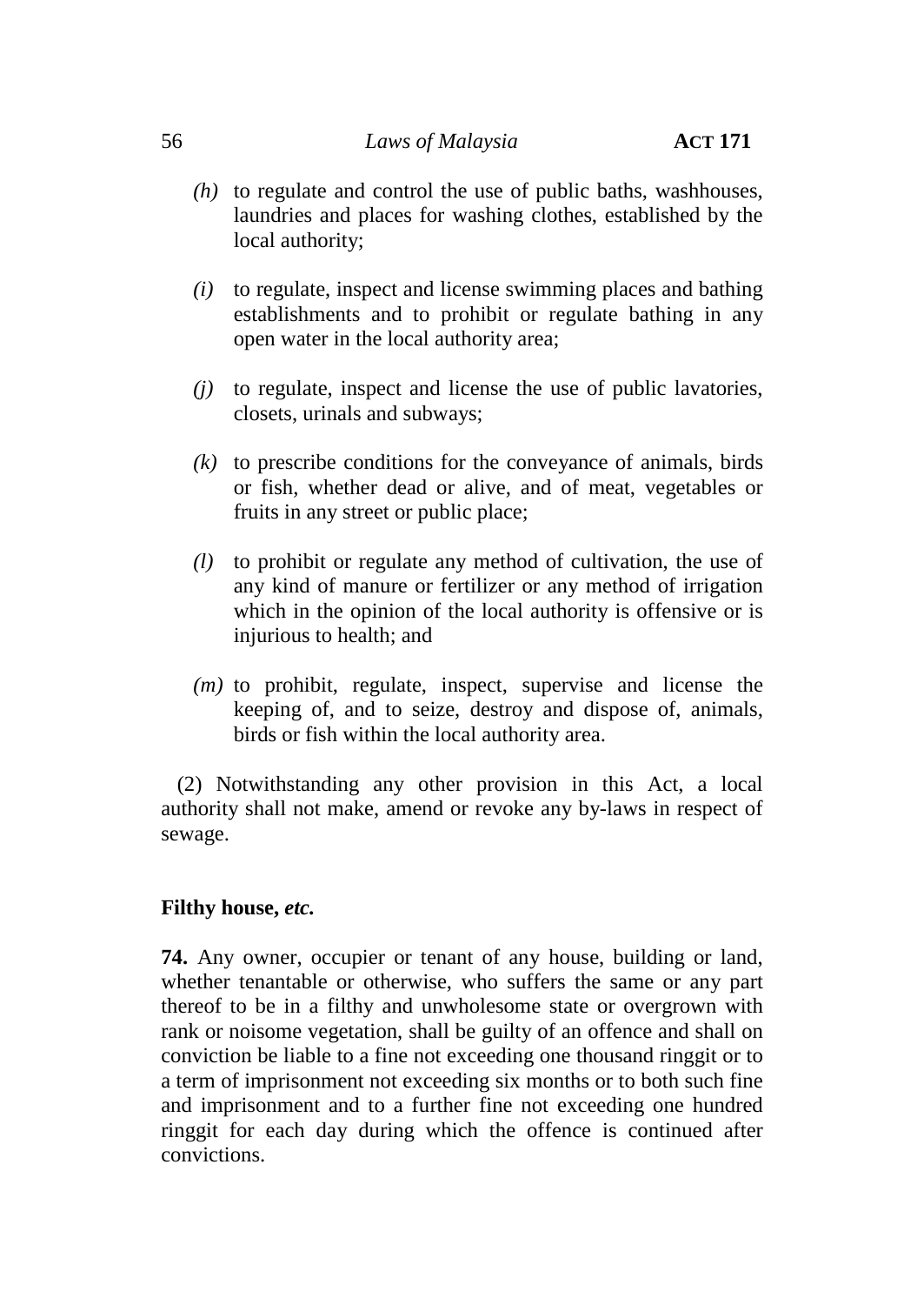*(h)* to regulate and control the use of public baths, washhouses, laundries and places for washing clothes, established by the local authority;

*(i)* to regulate, inspect and license swimming places and bathing establishments and to prohibit or regulate bathing in any open water in the local authority area;

*(j)* to regulate, inspect and license the use of public lavatories, closets, urinals and subways;

*(k)* to prescribe conditions for the conveyance of animals, birds or fish, whether dead or alive, and of meat, vegetables or fruits in any street or public place;

*(l)* to prohibit or regulate any method of cultivation, the use of any kind of manure or fertilizer or any method of irrigation which in the opinion of the local authority is offensive or is injurious to health; and

*(m)* to prohibit, regulate, inspect, supervise and license the keeping of, and to seize, destroy and dispose of, animals, birds or fish within the local authority area.

(2) Notwithstanding any other provision in this Act, a local authority shall not make, amend or revoke any by-laws in respect of sewage.

**Filthy house, *etc.***

**74.** Any owner, occupier or tenant of any house, building or land, whether tenantable or otherwise, who suffers the same or any part thereof to be in a filthy and unwholesome state or overgrown with rank or noisome vegetation, shall be guilty of an offence and shall on conviction be liable to a fine not exceeding one thousand ringgit or to a term of imprisonment not exceeding six months or to both such fine and imprisonment and to a further fine not exceeding one hundred ringgit for each day during which the offence is continued after convictions.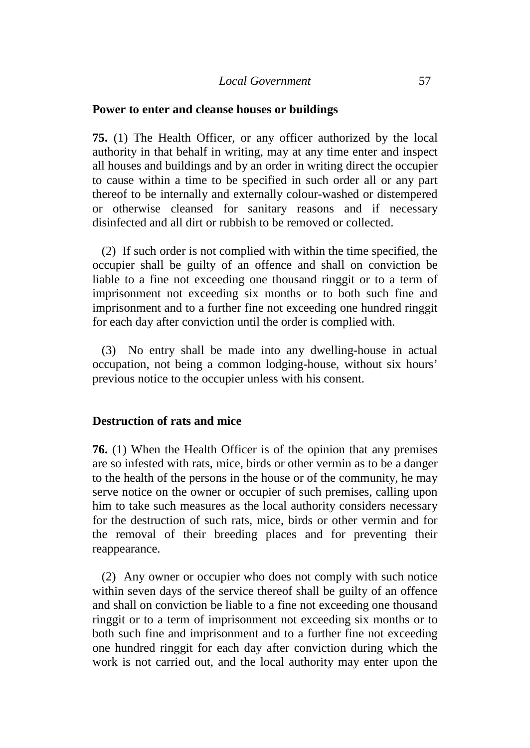**Power to enter and cleanse houses or buildings**

**75.** (1) The Health Officer, or any officer authorized by the local authority in that behalf in writing, may at any time enter and inspect all houses and buildings and by an order in writing direct the occupier to cause within a time to be specified in such order all or any part thereof to be internally and externally colour-washed or distempered or otherwise cleansed for sanitary reasons and if necessary disinfected and all dirt or rubbish to be removed or collected.

(2) If such order is not complied with within the time specified, the occupier shall be guilty of an offence and shall on conviction be liable to a fine not exceeding one thousand ringgit or to a term of imprisonment not exceeding six months or to both such fine and imprisonment and to a further fine not exceeding one hundred ringgit for each day after conviction until the order is complied with.

(3) No entry shall be made into any dwelling-house in actual occupation, not being a common lodging-house, without six hours' previous notice to the occupier unless with his consent.

**Destruction of rats and mice**

**76.** (1) When the Health Officer is of the opinion that any premises are so infested with rats, mice, birds or other vermin as to be a danger to the health of the persons in the house or of the community, he may serve notice on the owner or occupier of such premises, calling upon him to take such measures as the local authority considers necessary for the destruction of such rats, mice, birds or other vermin and for the removal of their breeding places and for preventing their reappearance.

(2) Any owner or occupier who does not comply with such notice within seven days of the service thereof shall be guilty of an offence and shall on conviction be liable to a fine not exceeding one thousand ringgit or to a term of imprisonment not exceeding six months or to both such fine and imprisonment and to a further fine not exceeding one hundred ringgit for each day after conviction during which the work is not carried out, and the local authority may enter upon the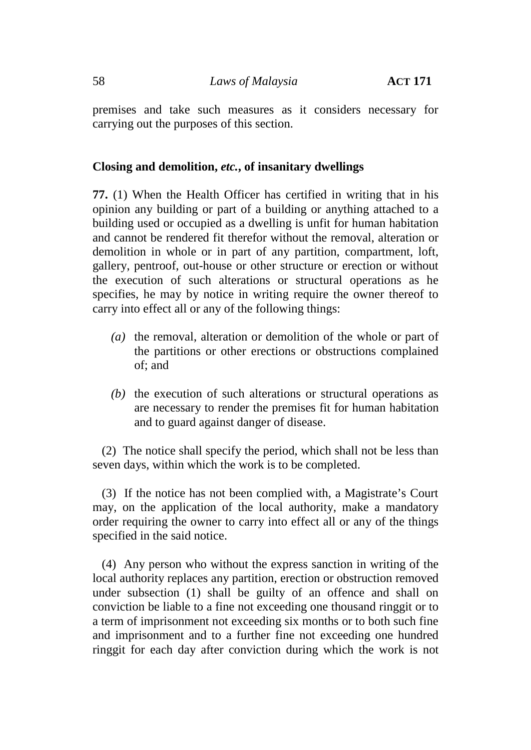premises and take such measures as it considers necessary for carrying out the purposes of this section.

### Closing and demolition, *etc.*, of insanitary dwellings

**77.** (1) When the Health Officer has certified in writing that in his opinion any building or part of a building or anything attached to a building used or occupied as a dwelling is unfit for human habitation and cannot be rendered fit therefor without the removal, alteration or demolition in whole or in part of any partition, compartment, loft, gallery, pentroof, out-house or other structure or erection or without the execution of such alterations or structural operations as he specifies, he may by notice in writing require the owner thereof to carry into effect all or any of the following things:

*(a)* the removal, alteration or demolition of the whole or part of the partitions or other erections or obstructions complained of; and

*(b)* the execution of such alterations or structural operations as are necessary to render the premises fit for human habitation and to guard against danger of disease.

(2) The notice shall specify the period, which shall not be less than seven days, within which the work is to be completed.

(3) If the notice has not been complied with, a Magistrate's Court may, on the application of the local authority, make a mandatory order requiring the owner to carry into effect all or any of the things specified in the said notice.

(4) Any person who without the express sanction in writing of the local authority replaces any partition, erection or obstruction removed under subsection (1) shall be guilty of an offence and shall on conviction be liable to a fine not exceeding one thousand ringgit or to a term of imprisonment not exceeding six months or to both such fine and imprisonment and to a further fine not exceeding one hundred ringgit for each day after conviction during which the work is not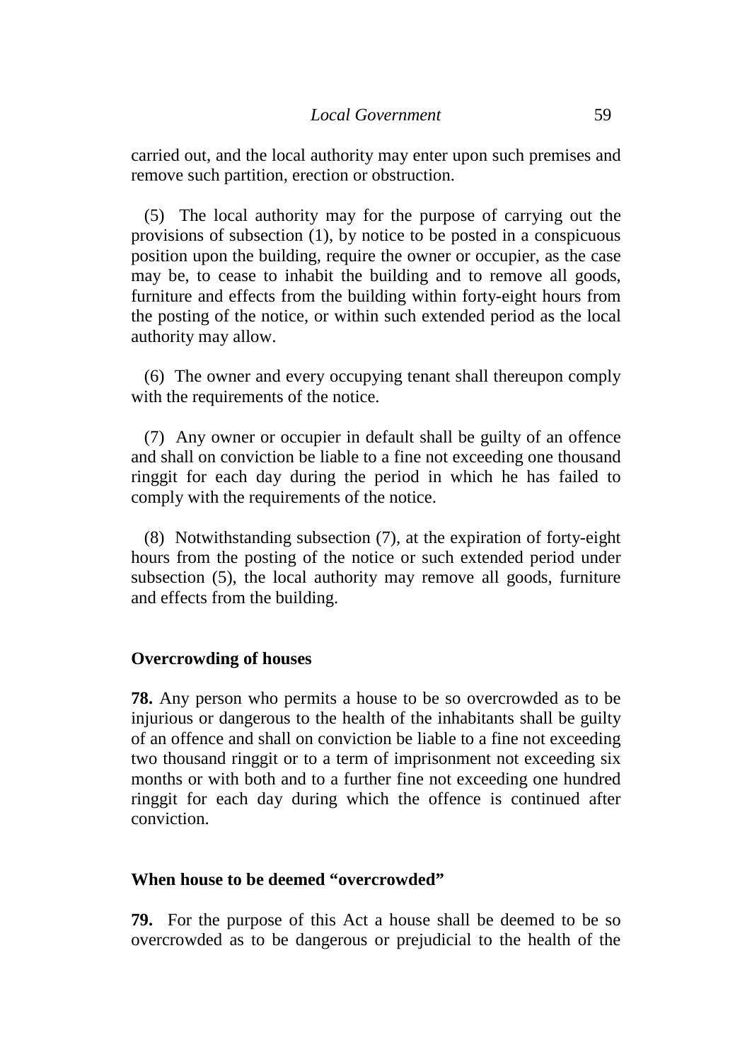carried out, and the local authority may enter upon such premises and remove such partition, erection or obstruction.

(5) The local authority may for the purpose of carrying out the provisions of subsection (1), by notice to be posted in a conspicuous position upon the building, require the owner or occupier, as the case may be, to cease to inhabit the building and to remove all goods, furniture and effects from the building within forty-eight hours from the posting of the notice, or within such extended period as the local authority may allow.

(6) The owner and every occupying tenant shall thereupon comply with the requirements of the notice.

(7) Any owner or occupier in default shall be guilty of an offence and shall on conviction be liable to a fine not exceeding one thousand ringgit for each day during the period in which he has failed to comply with the requirements of the notice.

(8) Notwithstanding subsection (7), at the expiration of forty-eight hours from the posting of the notice or such extended period under subsection (5), the local authority may remove all goods, furniture and effects from the building.

### Overcrowding of houses

**78.** Any person who permits a house to be so overcrowded as to be injurious or dangerous to the health of the inhabitants shall be guilty of an offence and shall on conviction be liable to a fine not exceeding two thousand ringgit or to a term of imprisonment not exceeding six months or with both and to a further fine not exceeding one hundred ringgit for each day during which the offence is continued after conviction.

### When house to be deemed "overcrowded"

**79.** For the purpose of this Act a house shall be deemed to be so overcrowded as to be dangerous or prejudicial to the health of the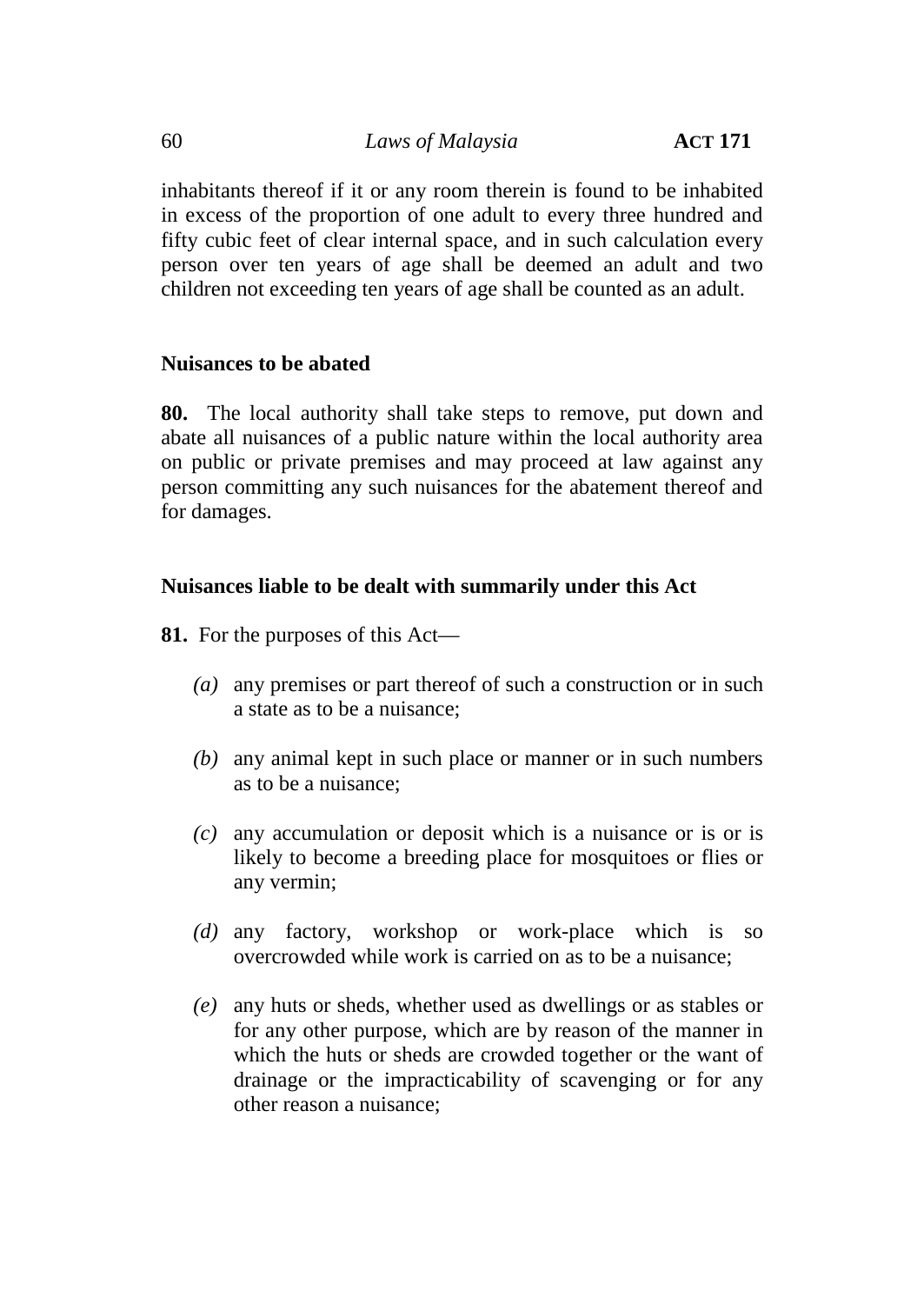inhabitants thereof if it or any room therein is found to be inhabited in excess of the proportion of one adult to every three hundred and fifty cubic feet of clear internal space, and in such calculation every person over ten years of age shall be deemed an adult and two children not exceeding ten years of age shall be counted as an adult.

**Nuisances to be abated**

**80.** The local authority shall take steps to remove, put down and abate all nuisances of a public nature within the local authority area on public or private premises and may proceed at law against any person committing any such nuisances for the abatement thereof and for damages.

**Nuisances liable to be dealt with summarily under this Act**

**81.** For the purposes of this Act—

*(a)* any premises or part thereof of such a construction or in such a state as to be a nuisance;

*(b)* any animal kept in such place or manner or in such numbers as to be a nuisance;

*(c)* any accumulation or deposit which is a nuisance or is or is likely to become a breeding place for mosquitoes or flies or any vermin;

*(d)* any factory, workshop or work-place which is so overcrowded while work is carried on as to be a nuisance;

*(e)* any huts or sheds, whether used as dwellings or as stables or for any other purpose, which are by reason of the manner in which the huts or sheds are crowded together or the want of drainage or the impracticability of scavenging or for any other reason a nuisance;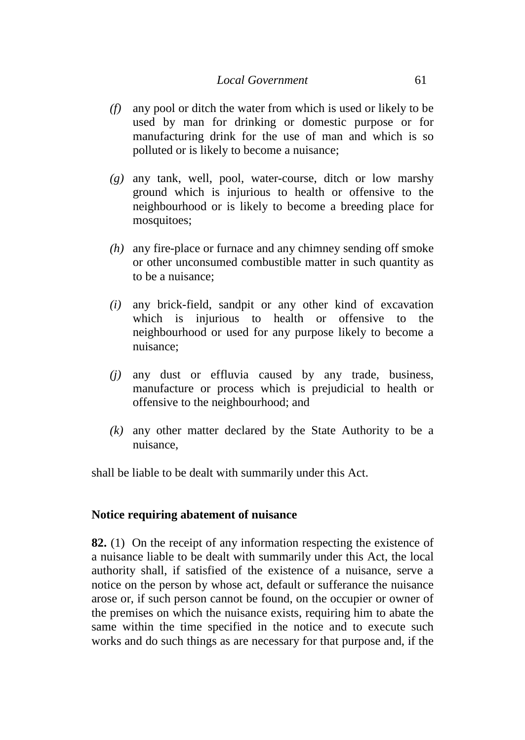*(f)* any pool or ditch the water from which is used or likely to be used by man for drinking or domestic purpose or for manufacturing drink for the use of man and which is so polluted or is likely to become a nuisance;

*(g)* any tank, well, pool, water-course, ditch or low marshy ground which is injurious to health or offensive to the neighbourhood or is likely to become a breeding place for mosquitoes;

*(h)* any fire-place or furnace and any chimney sending off smoke or other unconsumed combustible matter in such quantity as to be a nuisance;

*(i)* any brick-field, sandpit or any other kind of excavation which is injurious to health or offensive to the neighbourhood or used for any purpose likely to become a nuisance;

*(j)* any dust or effluvia caused by any trade, business, manufacture or process which is prejudicial to health or offensive to the neighbourhood; and

*(k)* any other matter declared by the State Authority to be a nuisance,

shall be liable to be dealt with summarily under this Act.

**Notice requiring abatement of nuisance**

**82.** (1) On the receipt of any information respecting the existence of a nuisance liable to be dealt with summarily under this Act, the local authority shall, if satisfied of the existence of a nuisance, serve a notice on the person by whose act, default or sufferance the nuisance arose or, if such person cannot be found, on the occupier or owner of the premises on which the nuisance exists, requiring him to abate the same within the time specified in the notice and to execute such works and do such things as are necessary for that purpose and, if the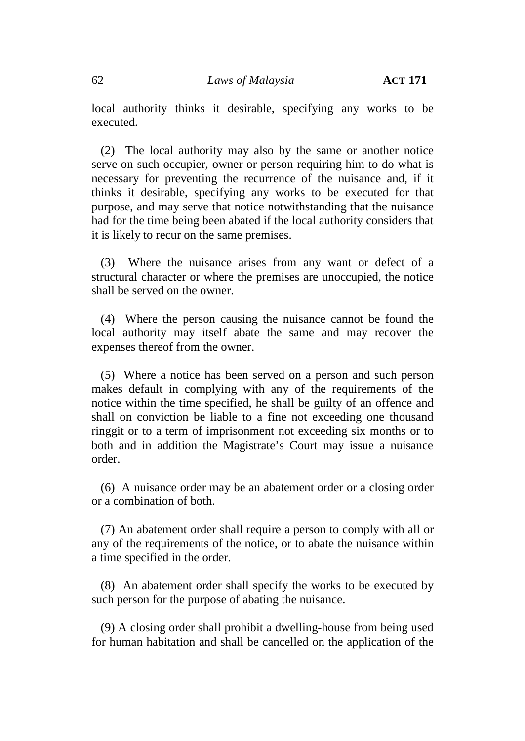local authority thinks it desirable, specifying any works to be executed.

(2) The local authority may also by the same or another notice serve on such occupier, owner or person requiring him to do what is necessary for preventing the recurrence of the nuisance and, if it thinks it desirable, specifying any works to be executed for that purpose, and may serve that notice notwithstanding that the nuisance had for the time being been abated if the local authority considers that it is likely to recur on the same premises.

(3) Where the nuisance arises from any want or defect of a structural character or where the premises are unoccupied, the notice shall be served on the owner.

(4) Where the person causing the nuisance cannot be found the local authority may itself abate the same and may recover the expenses thereof from the owner.

(5) Where a notice has been served on a person and such person makes default in complying with any of the requirements of the notice within the time specified, he shall be guilty of an offence and shall on conviction be liable to a fine not exceeding one thousand ringgit or to a term of imprisonment not exceeding six months or to both and in addition the Magistrate's Court may issue a nuisance order.

(6) A nuisance order may be an abatement order or a closing order or a combination of both.

(7) An abatement order shall require a person to comply with all or any of the requirements of the notice, or to abate the nuisance within a time specified in the order.

(8) An abatement order shall specify the works to be executed by such person for the purpose of abating the nuisance.

(9) A closing order shall prohibit a dwelling-house from being used for human habitation and shall be cancelled on the application of the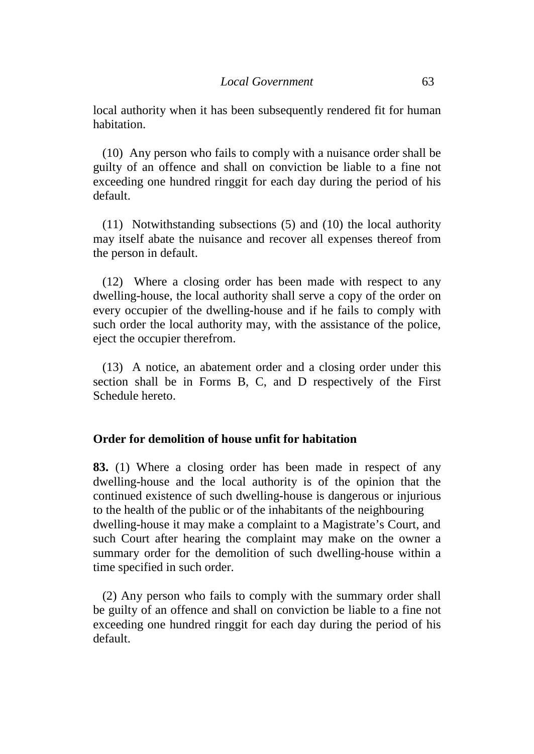local authority when it has been subsequently rendered fit for human habitation.

(10) Any person who fails to comply with a nuisance order shall be guilty of an offence and shall on conviction be liable to a fine not exceeding one hundred ringgit for each day during the period of his default.

(11) Notwithstanding subsections (5) and (10) the local authority may itself abate the nuisance and recover all expenses thereof from the person in default.

(12) Where a closing order has been made with respect to any dwelling-house, the local authority shall serve a copy of the order on every occupier of the dwelling-house and if he fails to comply with such order the local authority may, with the assistance of the police, eject the occupier therefrom.

(13) A notice, an abatement order and a closing order under this section shall be in Forms B, C, and D respectively of the First Schedule hereto.

### Order for demolition of house unfit for habitation

**83.** (1) Where a closing order has been made in respect of any dwelling-house and the local authority is of the opinion that the continued existence of such dwelling-house is dangerous or injurious to the health of the public or of the inhabitants of the neighbouring dwelling-house it may make a complaint to a Magistrate's Court, and such Court after hearing the complaint may make on the owner a summary order for the demolition of such dwelling-house within a time specified in such order.

(2) Any person who fails to comply with the summary order shall be guilty of an offence and shall on conviction be liable to a fine not exceeding one hundred ringgit for each day during the period of his default.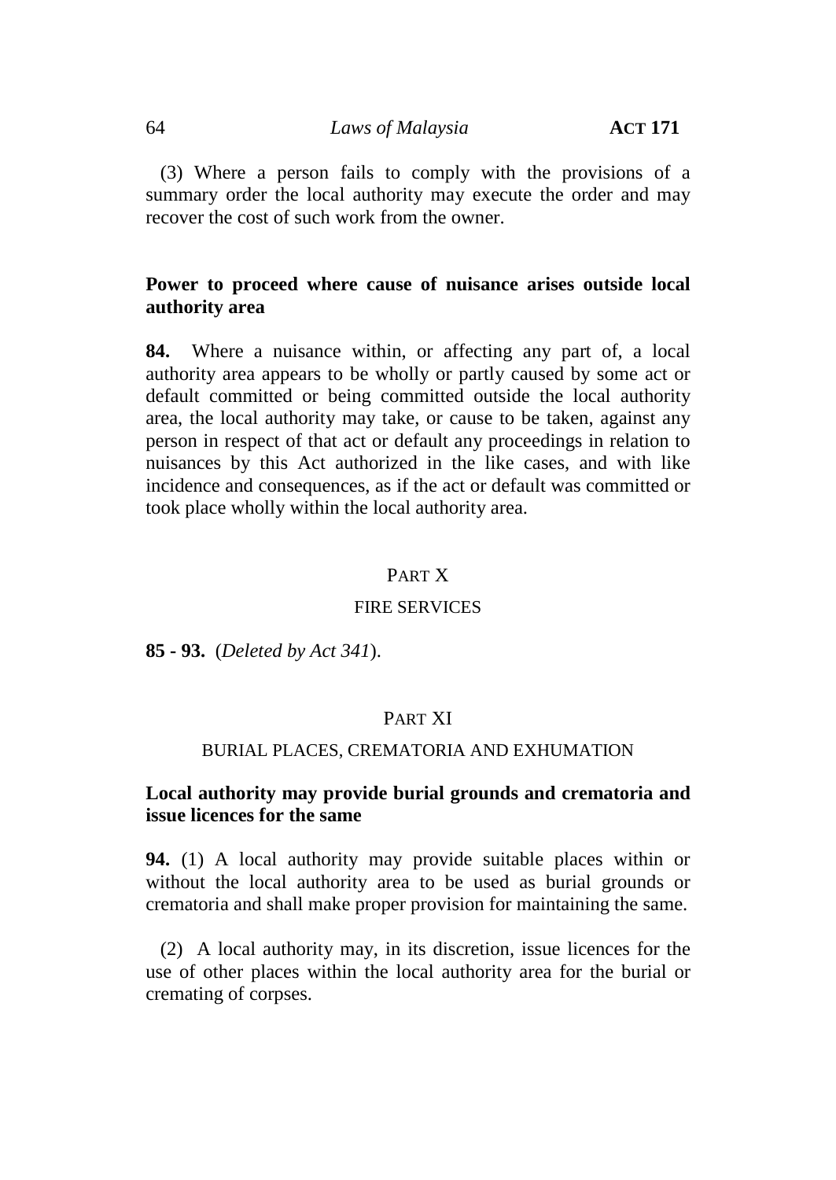(3) Where a person fails to comply with the provisions of a summary order the local authority may execute the order and may recover the cost of such work from the owner.

**Power to proceed where cause of nuisance arises outside local authority area**

**84.** Where a nuisance within, or affecting any part of, a local authority area appears to be wholly or partly caused by some act or default committed or being committed outside the local authority area, the local authority may take, or cause to be taken, against any person in respect of that act or default any proceedings in relation to nuisances by this Act authorized in the like cases, and with like incidence and consequences, as if the act or default was committed or took place wholly within the local authority area.

PART X

FIRE SERVICES

**85 - 93.** (*Deleted by Act 341*).

PART XI

BURIAL PLACES, CREMATORIA AND EXHUMATION

**Local authority may provide burial grounds and crematoria and issue licences for the same**

**94.** (1) A local authority may provide suitable places within or without the local authority area to be used as burial grounds or crematoria and shall make proper provision for maintaining the same.

(2) A local authority may, in its discretion, issue licences for the use of other places within the local authority area for the burial or cremating of corpses.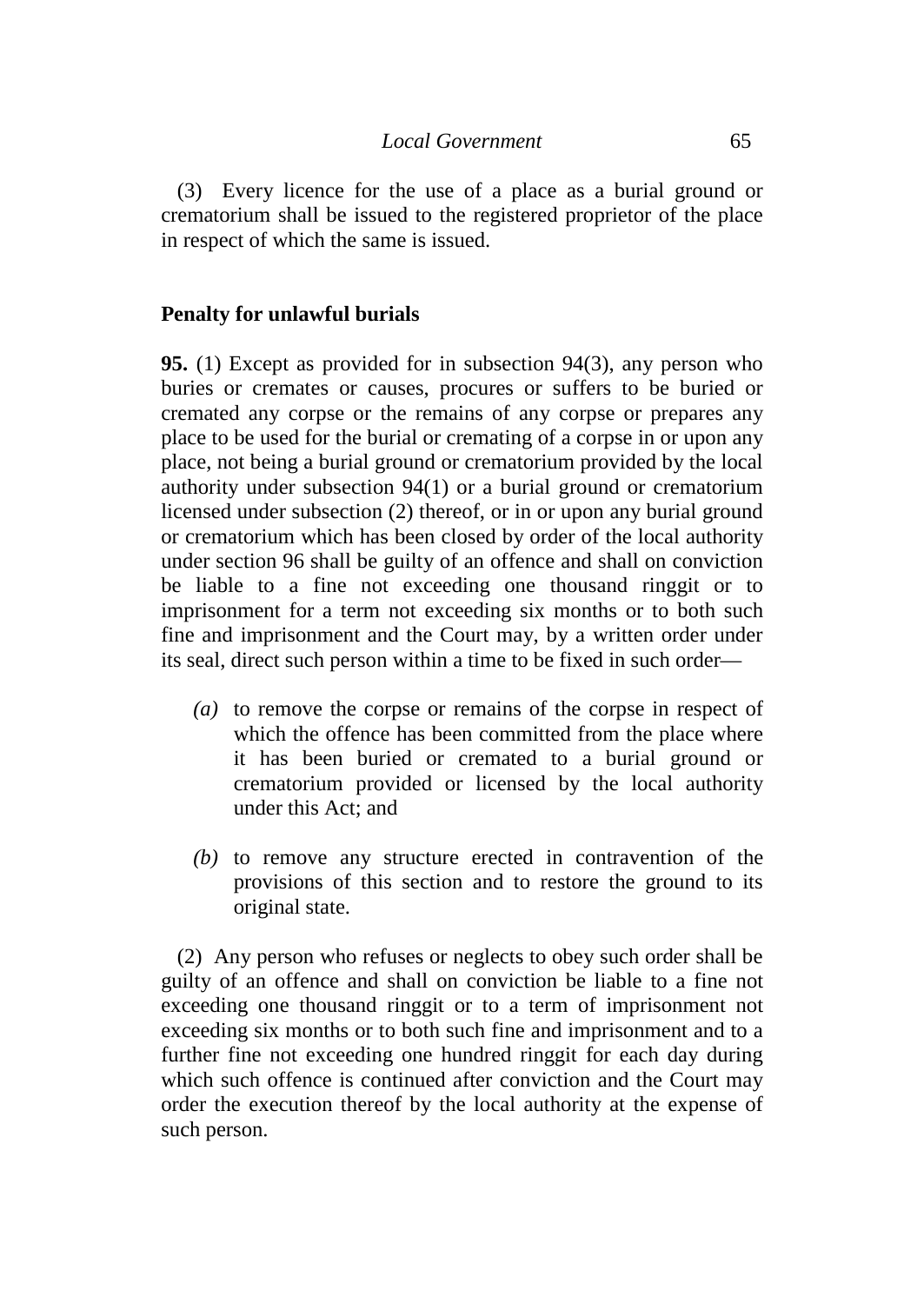(3) Every licence for the use of a place as a burial ground or crematorium shall be issued to the registered proprietor of the place in respect of which the same is issued.

**Penalty for unlawful burials**

**95.** (1) Except as provided for in subsection 94(3), any person who buries or cremates or causes, procures or suffers to be buried or cremated any corpse or the remains of any corpse or prepares any place to be used for the burial or cremating of a corpse in or upon any place, not being a burial ground or crematorium provided by the local authority under subsection 94(1) or a burial ground or crematorium licensed under subsection (2) thereof, or in or upon any burial ground or crematorium which has been closed by order of the local authority under section 96 shall be guilty of an offence and shall on conviction be liable to a fine not exceeding one thousand ringgit or to imprisonment for a term not exceeding six months or to both such fine and imprisonment and the Court may, by a written order under its seal, direct such person within a time to be fixed in such order—

*(a)* to remove the corpse or remains of the corpse in respect of which the offence has been committed from the place where it has been buried or cremated to a burial ground or crematorium provided or licensed by the local authority under this Act; and

*(b)* to remove any structure erected in contravention of the provisions of this section and to restore the ground to its original state.

(2) Any person who refuses or neglects to obey such order shall be guilty of an offence and shall on conviction be liable to a fine not exceeding one thousand ringgit or to a term of imprisonment not exceeding six months or to both such fine and imprisonment and to a further fine not exceeding one hundred ringgit for each day during which such offence is continued after conviction and the Court may order the execution thereof by the local authority at the expense of such person.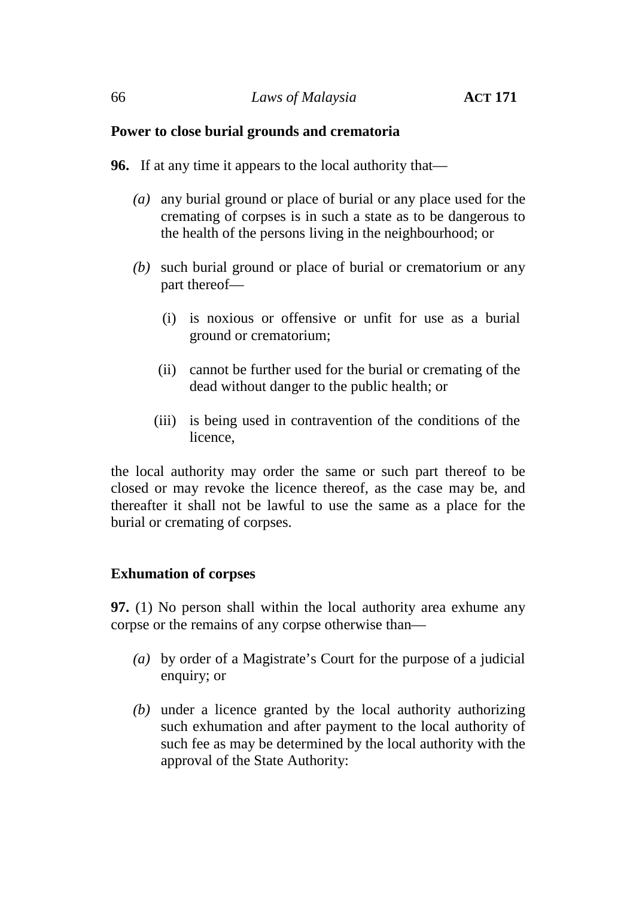**Power to close burial grounds and crematoria**

**96.** If at any time it appears to the local authority that—

*(a)* any burial ground or place of burial or any place used for the cremating of corpses is in such a state as to be dangerous to the health of the persons living in the neighbourhood; or

*(b)* such burial ground or place of burial or crematorium or any part thereof—

(i) is noxious or offensive or unfit for use as a burial ground or crematorium;

(ii) cannot be further used for the burial or cremating of the dead without danger to the public health; or

(iii) is being used in contravention of the conditions of the licence,

the local authority may order the same or such part thereof to be closed or may revoke the licence thereof, as the case may be, and thereafter it shall not be lawful to use the same as a place for the burial or cremating of corpses.

**Exhumation of corpses**

**97.** (1) No person shall within the local authority area exhume any corpse or the remains of any corpse otherwise than—

*(a)* by order of a Magistrate's Court for the purpose of a judicial enquiry; or

*(b)* under a licence granted by the local authority authorizing such exhumation and after payment to the local authority of such fee as may be determined by the local authority with the approval of the State Authority: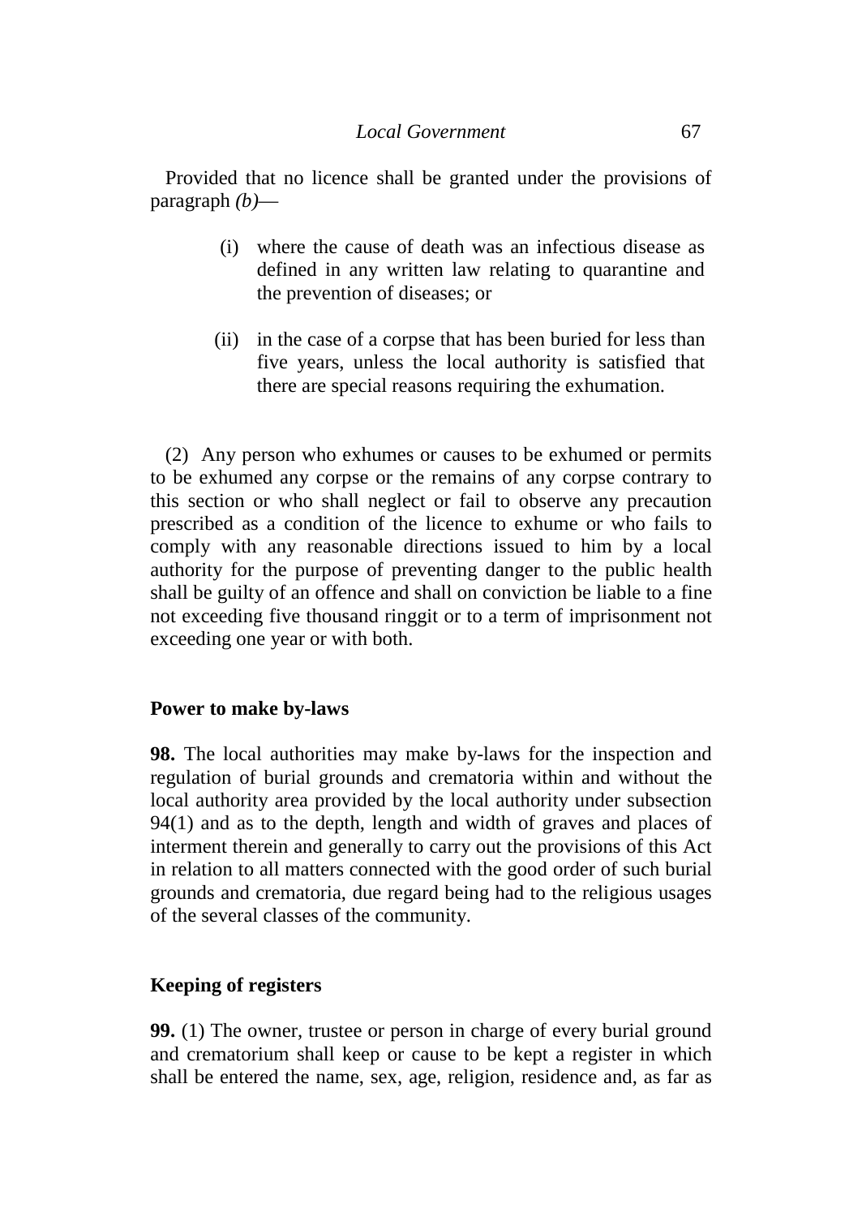Provided that no licence shall be granted under the provisions of paragraph *(b)*—

(i) where the cause of death was an infectious disease as defined in any written law relating to quarantine and the prevention of diseases; or

(ii) in the case of a corpse that has been buried for less than five years, unless the local authority is satisfied that there are special reasons requiring the exhumation.

(2) Any person who exhumes or causes to be exhumed or permits to be exhumed any corpse or the remains of any corpse contrary to this section or who shall neglect or fail to observe any precaution prescribed as a condition of the licence to exhume or who fails to comply with any reasonable directions issued to him by a local authority for the purpose of preventing danger to the public health shall be guilty of an offence and shall on conviction be liable to a fine not exceeding five thousand ringgit or to a term of imprisonment not exceeding one year or with both.

**Power to make by-laws**

**98.** The local authorities may make by-laws for the inspection and regulation of burial grounds and crematoria within and without the local authority area provided by the local authority under subsection 94(1) and as to the depth, length and width of graves and places of interment therein and generally to carry out the provisions of this Act in relation to all matters connected with the good order of such burial grounds and crematoria, due regard being had to the religious usages of the several classes of the community.

**Keeping of registers**

**99.** (1) The owner, trustee or person in charge of every burial ground and crematorium shall keep or cause to be kept a register in which shall be entered the name, sex, age, religion, residence and, as far as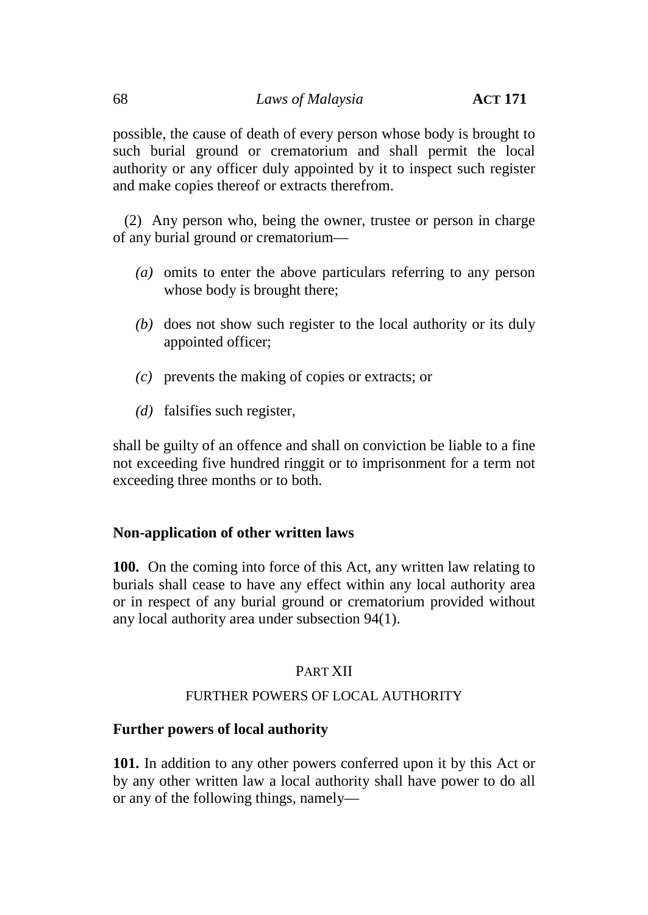possible, the cause of death of every person whose body is brought to such burial ground or crematorium and shall permit the local authority or any officer duly appointed by it to inspect such register and make copies thereof or extracts therefrom.

(2) Any person who, being the owner, trustee or person in charge of any burial ground or crematorium—

*(a)* omits to enter the above particulars referring to any person whose body is brought there;

*(b)* does not show such register to the local authority or its duly appointed officer;

*(c)* prevents the making of copies or extracts; or

*(d)* falsifies such register,

shall be guilty of an offence and shall on conviction be liable to a fine not exceeding five hundred ringgit or to imprisonment for a term not exceeding three months or to both.

**Non-application of other written laws**

**100.** On the coming into force of this Act, any written law relating to burials shall cease to have any effect within any local authority area or in respect of any burial ground or crematorium provided without any local authority area under subsection 94(1).

## PART XII

## FURTHER POWERS OF LOCAL AUTHORITY

**Further powers of local authority**

**101.** In addition to any other powers conferred upon it by this Act or by any other written law a local authority shall have power to do all or any of the following things, namely—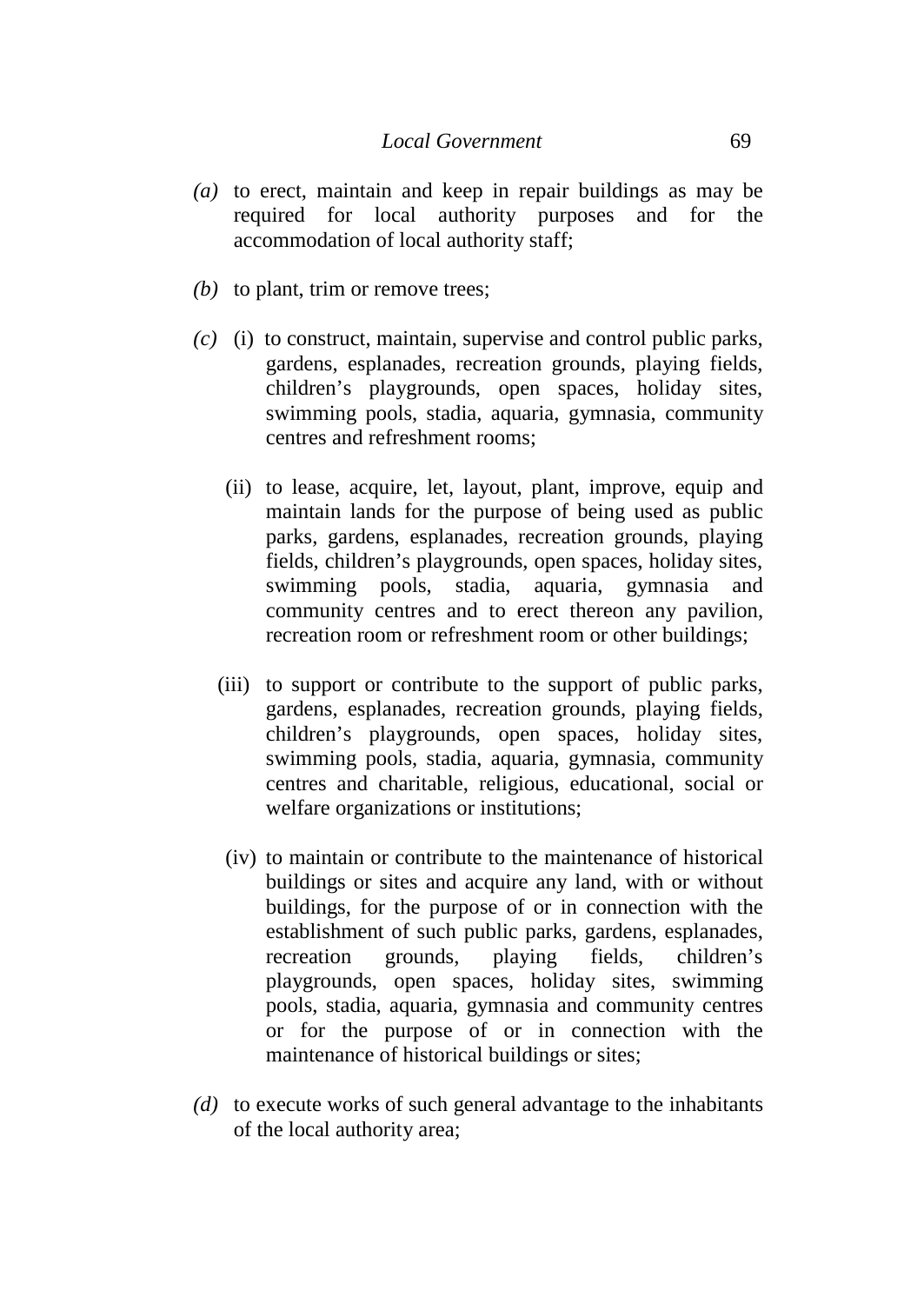*(a)* to erect, maintain and keep in repair buildings as may be required for local authority purposes and for the accommodation of local authority staff;

*(b)* to plant, trim or remove trees;

*(c)* (i) to construct, maintain, supervise and control public parks, gardens, esplanades, recreation grounds, playing fields, children's playgrounds, open spaces, holiday sites, swimming pools, stadia, aquaria, gymnasia, community centres and refreshment rooms;

(ii) to lease, acquire, let, layout, plant, improve, equip and maintain lands for the purpose of being used as public parks, gardens, esplanades, recreation grounds, playing fields, children's playgrounds, open spaces, holiday sites, swimming pools, stadia, aquaria, gymnasia and community centres and to erect thereon any pavilion, recreation room or refreshment room or other buildings;

(iii) to support or contribute to the support of public parks, gardens, esplanades, recreation grounds, playing fields, children's playgrounds, open spaces, holiday sites, swimming pools, stadia, aquaria, gymnasia, community centres and charitable, religious, educational, social or welfare organizations or institutions;

(iv) to maintain or contribute to the maintenance of historical buildings or sites and acquire any land, with or without buildings, for the purpose of or in connection with the establishment of such public parks, gardens, esplanades, recreation grounds, playing fields, children's playgrounds, open spaces, holiday sites, swimming pools, stadia, aquaria, gymnasia and community centres or for the purpose of or in connection with the maintenance of historical buildings or sites;

*(d)* to execute works of such general advantage to the inhabitants of the local authority area;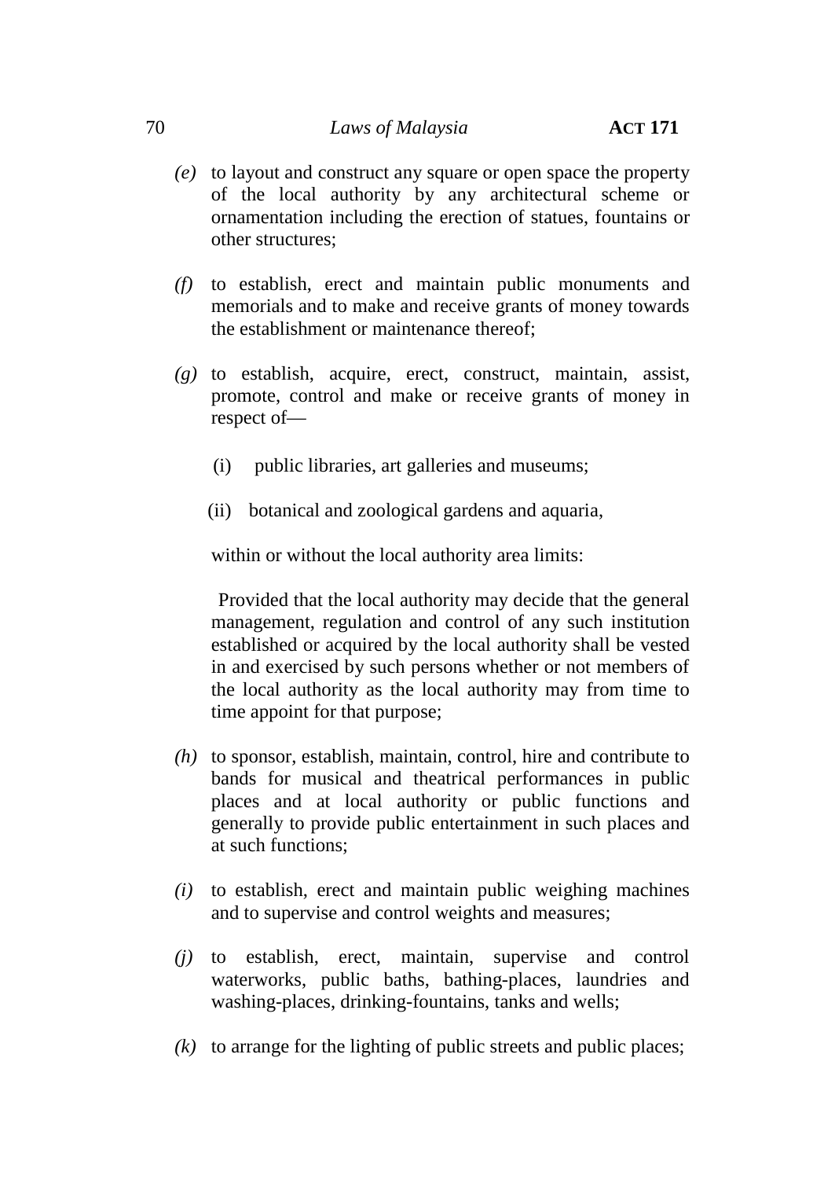*(e)* to layout and construct any square or open space the property of the local authority by any architectural scheme or ornamentation including the erection of statues, fountains or other structures;

*(f)* to establish, erect and maintain public monuments and memorials and to make and receive grants of money towards the establishment or maintenance thereof;

*(g)* to establish, acquire, erect, construct, maintain, assist, promote, control and make or receive grants of money in respect of—

(i) public libraries, art galleries and museums;

(ii) botanical and zoological gardens and aquaria,

within or without the local authority area limits:

Provided that the local authority may decide that the general management, regulation and control of any such institution established or acquired by the local authority shall be vested in and exercised by such persons whether or not members of the local authority as the local authority may from time to time appoint for that purpose;

*(h)* to sponsor, establish, maintain, control, hire and contribute to bands for musical and theatrical performances in public places and at local authority or public functions and generally to provide public entertainment in such places and at such functions;

*(i)* to establish, erect and maintain public weighing machines and to supervise and control weights and measures;

*(j)* to establish, erect, maintain, supervise and control waterworks, public baths, bathing-places, laundries and washing-places, drinking-fountains, tanks and wells;

*(k)* to arrange for the lighting of public streets and public places;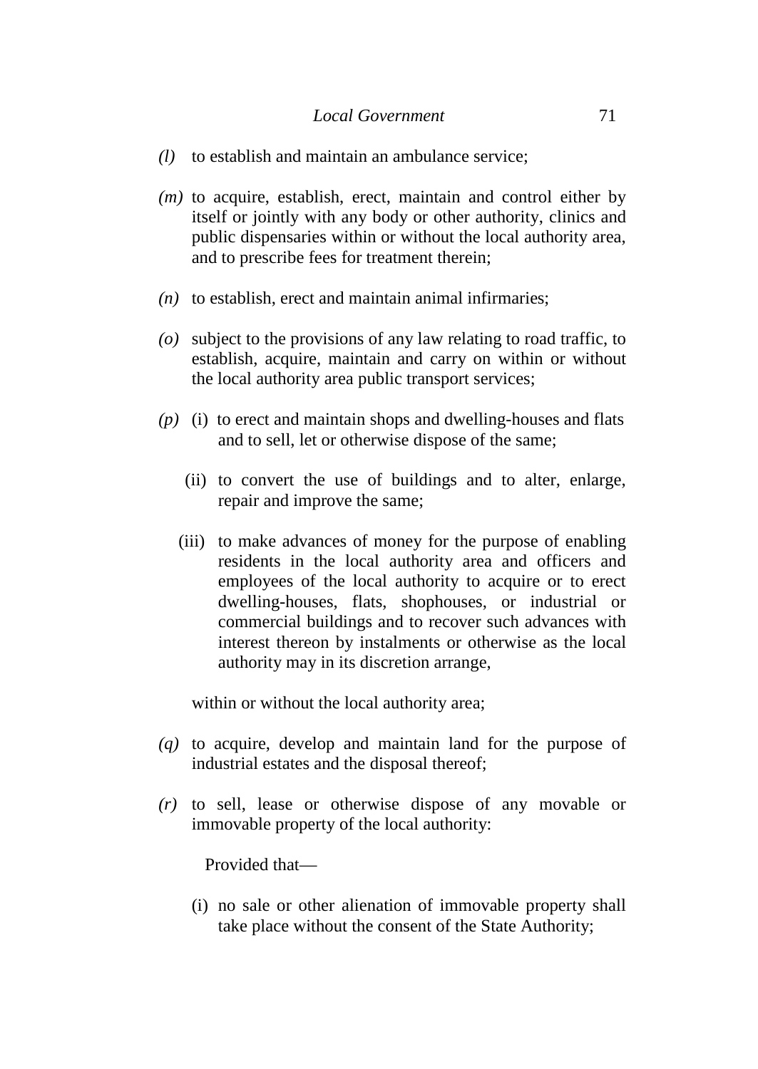*(l)* to establish and maintain an ambulance service;

*(m)* to acquire, establish, erect, maintain and control either by itself or jointly with any body or other authority, clinics and public dispensaries within or without the local authority area, and to prescribe fees for treatment therein;

*(n)* to establish, erect and maintain animal infirmaries;

*(o)* subject to the provisions of any law relating to road traffic, to establish, acquire, maintain and carry on within or without the local authority area public transport services;

*(p)* (i) to erect and maintain shops and dwelling-houses and flats and to sell, let or otherwise dispose of the same;

(ii) to convert the use of buildings and to alter, enlarge, repair and improve the same;

(iii) to make advances of money for the purpose of enabling residents in the local authority area and officers and employees of the local authority to acquire or to erect dwelling-houses, flats, shophouses, or industrial or commercial buildings and to recover such advances with interest thereon by instalments or otherwise as the local authority may in its discretion arrange,

within or without the local authority area;

*(q)* to acquire, develop and maintain land for the purpose of industrial estates and the disposal thereof;

*(r)* to sell, lease or otherwise dispose of any movable or immovable property of the local authority:

Provided that—

(i) no sale or other alienation of immovable property shall take place without the consent of the State Authority;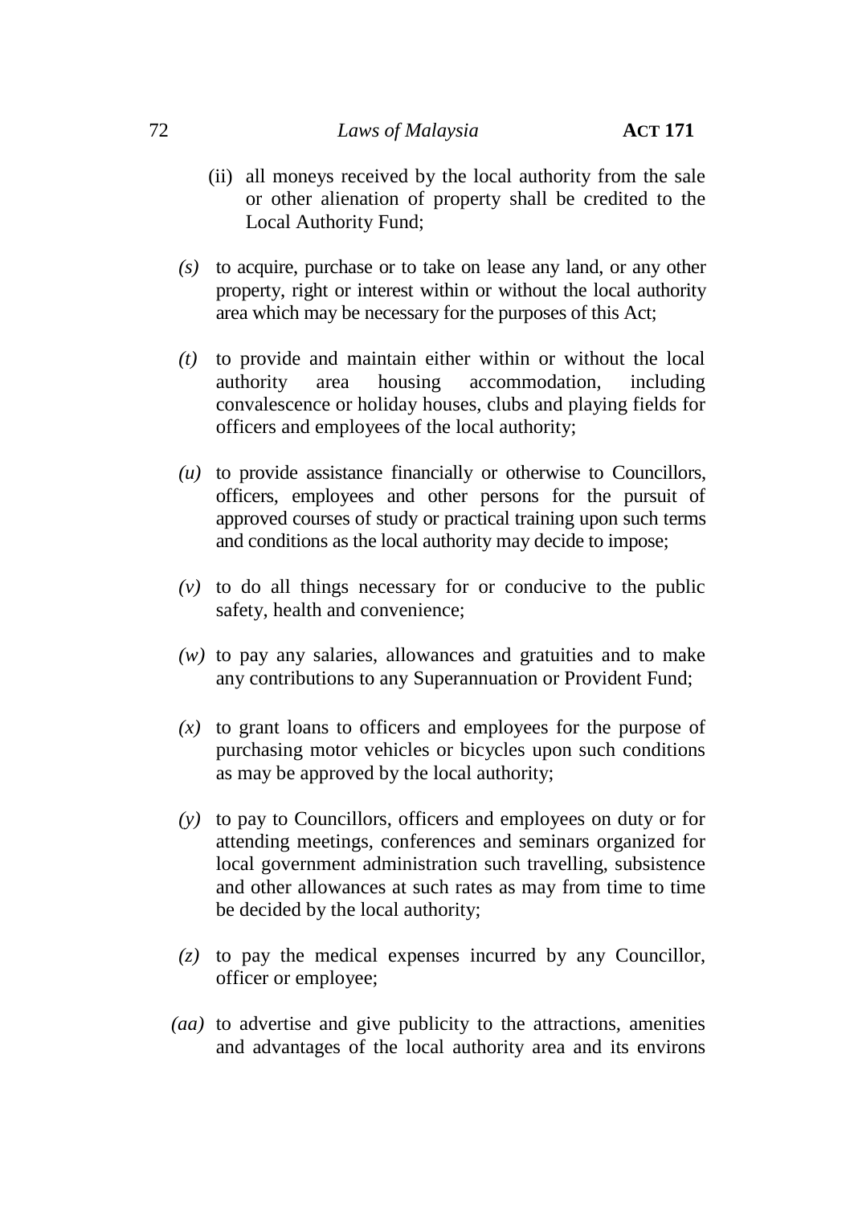(ii) all moneys received by the local authority from the sale or other alienation of property shall be credited to the Local Authority Fund;

*(s)* to acquire, purchase or to take on lease any land, or any other property, right or interest within or without the local authority area which may be necessary for the purposes of this Act;

*(t)* to provide and maintain either within or without the local authority area housing accommodation, including convalescence or holiday houses, clubs and playing fields for officers and employees of the local authority;

*(u)* to provide assistance financially or otherwise to Councillors, officers, employees and other persons for the pursuit of approved courses of study or practical training upon such terms and conditions as the local authority may decide to impose;

*(v)* to do all things necessary for or conducive to the public safety, health and convenience;

*(w)* to pay any salaries, allowances and gratuities and to make any contributions to any Superannuation or Provident Fund;

*(x)* to grant loans to officers and employees for the purpose of purchasing motor vehicles or bicycles upon such conditions as may be approved by the local authority;

*(y)* to pay to Councillors, officers and employees on duty or for attending meetings, conferences and seminars organized for local government administration such travelling, subsistence and other allowances at such rates as may from time to time be decided by the local authority;

*(z)* to pay the medical expenses incurred by any Councillor, officer or employee;

*(aa)* to advertise and give publicity to the attractions, amenities and advantages of the local authority area and its environs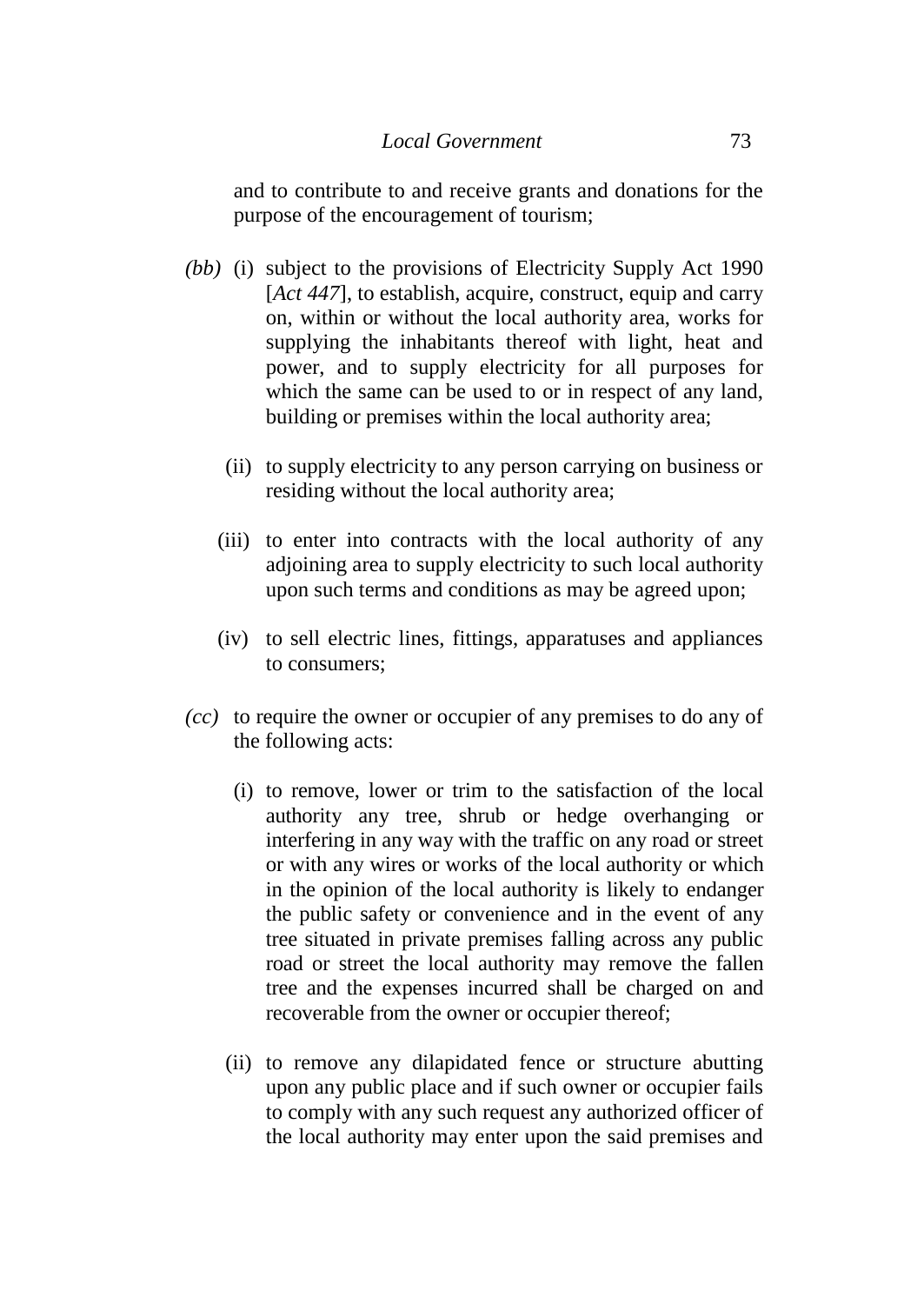and to contribute to and receive grants and donations for the purpose of the encouragement of tourism;

*(bb)* (i) subject to the provisions of Electricity Supply Act 1990 [*Act 447*], to establish, acquire, construct, equip and carry on, within or without the local authority area, works for supplying the inhabitants thereof with light, heat and power, and to supply electricity for all purposes for which the same can be used to or in respect of any land, building or premises within the local authority area;

(ii) to supply electricity to any person carrying on business or residing without the local authority area;

(iii) to enter into contracts with the local authority of any adjoining area to supply electricity to such local authority upon such terms and conditions as may be agreed upon;

(iv) to sell electric lines, fittings, apparatuses and appliances to consumers;

*(cc)* to require the owner or occupier of any premises to do any of the following acts:

(i) to remove, lower or trim to the satisfaction of the local authority any tree, shrub or hedge overhanging or interfering in any way with the traffic on any road or street or with any wires or works of the local authority or which in the opinion of the local authority is likely to endanger the public safety or convenience and in the event of any tree situated in private premises falling across any public road or street the local authority may remove the fallen tree and the expenses incurred shall be charged on and recoverable from the owner or occupier thereof;

(ii) to remove any dilapidated fence or structure abutting upon any public place and if such owner or occupier fails to comply with any such request any authorized officer of the local authority may enter upon the said premises and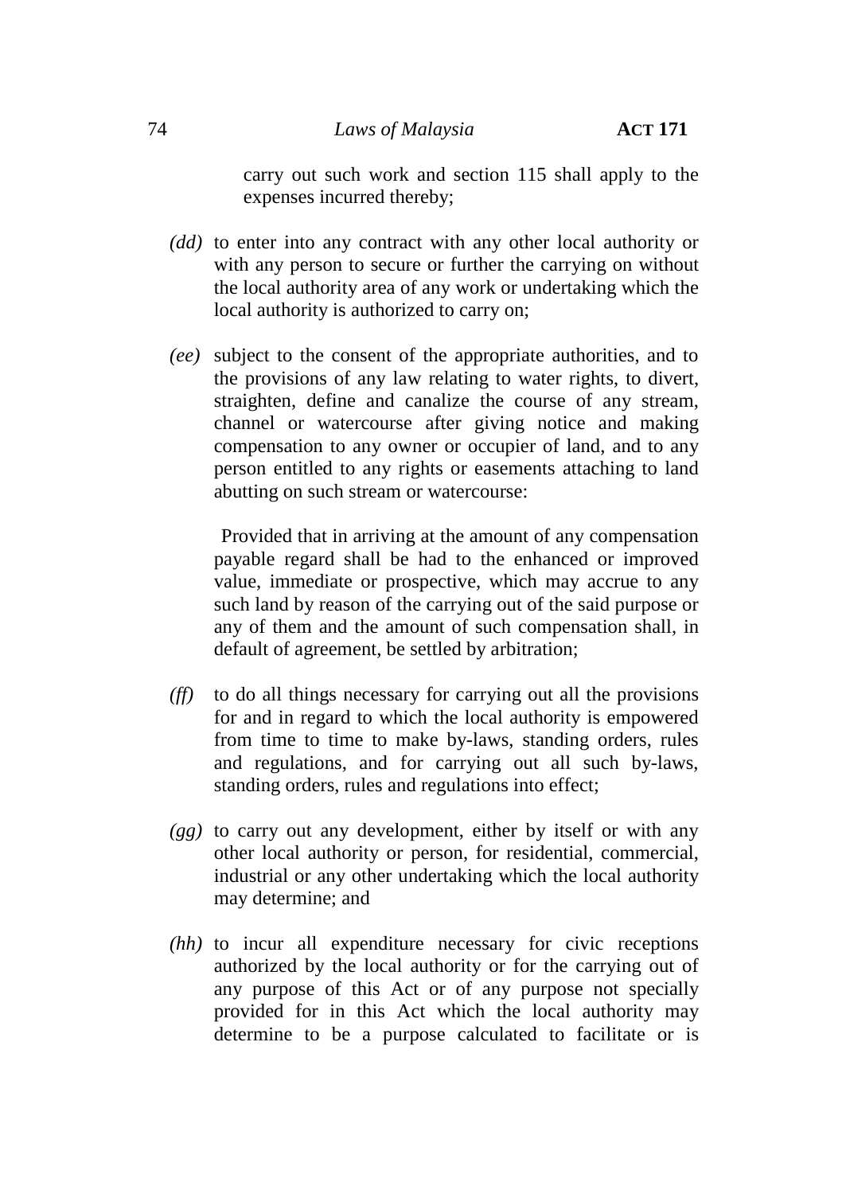carry out such work and section 115 shall apply to the expenses incurred thereby;

*(dd)* to enter into any contract with any other local authority or with any person to secure or further the carrying on without the local authority area of any work or undertaking which the local authority is authorized to carry on;

*(ee)* subject to the consent of the appropriate authorities, and to the provisions of any law relating to water rights, to divert, straighten, define and canalize the course of any stream, channel or watercourse after giving notice and making compensation to any owner or occupier of land, and to any person entitled to any rights or easements attaching to land abutting on such stream or watercourse:

Provided that in arriving at the amount of any compensation payable regard shall be had to the enhanced or improved value, immediate or prospective, which may accrue to any such land by reason of the carrying out of the said purpose or any of them and the amount of such compensation shall, in default of agreement, be settled by arbitration;

*(ff)* to do all things necessary for carrying out all the provisions for and in regard to which the local authority is empowered from time to time to make by-laws, standing orders, rules and regulations, and for carrying out all such by-laws, standing orders, rules and regulations into effect;

*(gg)* to carry out any development, either by itself or with any other local authority or person, for residential, commercial, industrial or any other undertaking which the local authority may determine; and

*(hh)* to incur all expenditure necessary for civic receptions authorized by the local authority or for the carrying out of any purpose of this Act or of any purpose not specially provided for in this Act which the local authority may determine to be a purpose calculated to facilitate or is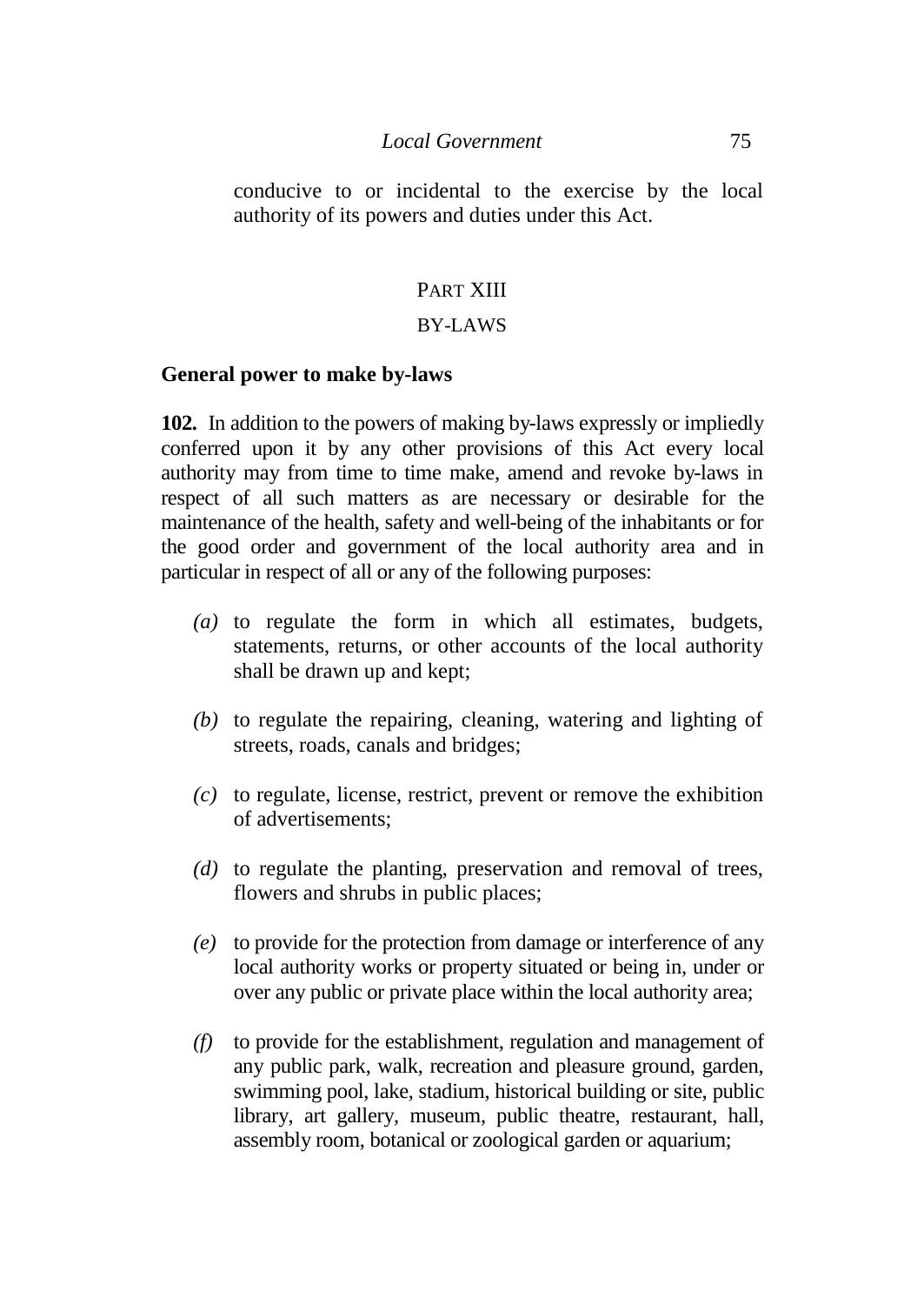conducive to or incidental to the exercise by the local authority of its powers and duties under this Act.

## PART XIII

## BY-LAWS

### General power to make by-laws

**102.** In addition to the powers of making by-laws expressly or impliedly conferred upon it by any other provisions of this Act every local authority may from time to time make, amend and revoke by-laws in respect of all such matters as are necessary or desirable for the maintenance of the health, safety and well-being of the inhabitants or for the good order and government of the local authority area and in particular in respect of all or any of the following purposes:

*(a)* to regulate the form in which all estimates, budgets, statements, returns, or other accounts of the local authority shall be drawn up and kept;

*(b)* to regulate the repairing, cleaning, watering and lighting of streets, roads, canals and bridges;

*(c)* to regulate, license, restrict, prevent or remove the exhibition of advertisements;

*(d)* to regulate the planting, preservation and removal of trees, flowers and shrubs in public places;

*(e)* to provide for the protection from damage or interference of any local authority works or property situated or being in, under or over any public or private place within the local authority area;

*(f)* to provide for the establishment, regulation and management of any public park, walk, recreation and pleasure ground, garden, swimming pool, lake, stadium, historical building or site, public library, art gallery, museum, public theatre, restaurant, hall, assembly room, botanical or zoological garden or aquarium;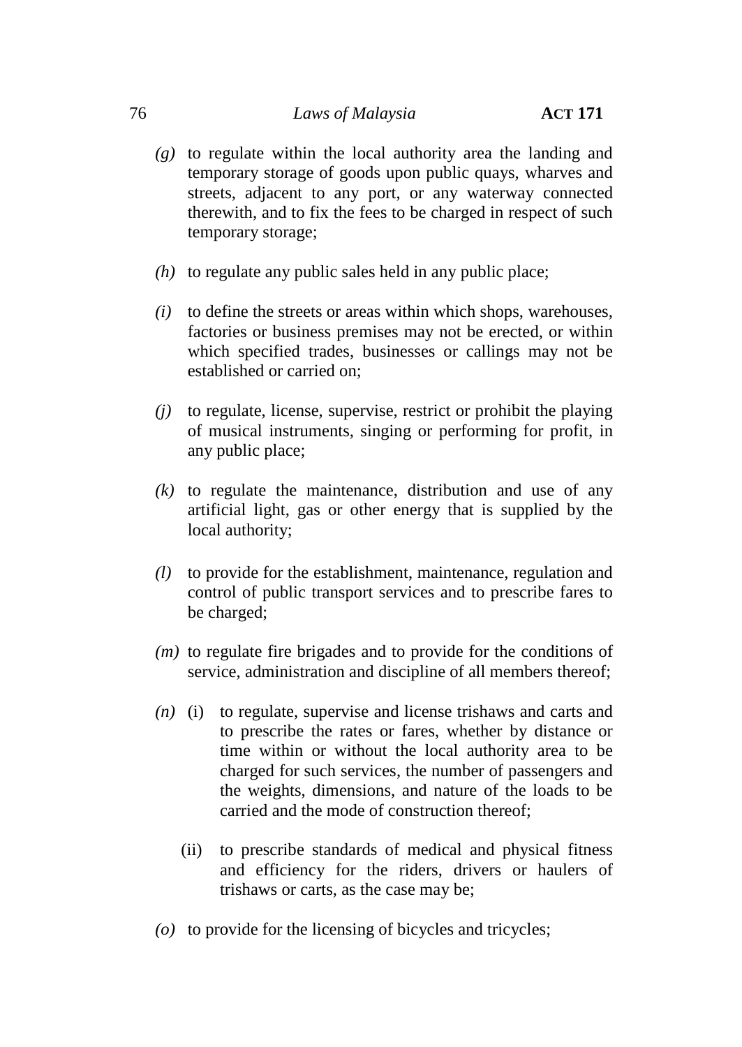*(g)* to regulate within the local authority area the landing and temporary storage of goods upon public quays, wharves and streets, adjacent to any port, or any waterway connected therewith, and to fix the fees to be charged in respect of such temporary storage;

*(h)* to regulate any public sales held in any public place;

*(i)* to define the streets or areas within which shops, warehouses, factories or business premises may not be erected, or within which specified trades, businesses or callings may not be established or carried on;

*(j)* to regulate, license, supervise, restrict or prohibit the playing of musical instruments, singing or performing for profit, in any public place;

*(k)* to regulate the maintenance, distribution and use of any artificial light, gas or other energy that is supplied by the local authority;

*(l)* to provide for the establishment, maintenance, regulation and control of public transport services and to prescribe fares to be charged;

*(m)* to regulate fire brigades and to provide for the conditions of service, administration and discipline of all members thereof;

*(n)* (i) to regulate, supervise and license trishaws and carts and to prescribe the rates or fares, whether by distance or time within or without the local authority area to be charged for such services, the number of passengers and the weights, dimensions, and nature of the loads to be carried and the mode of construction thereof;

(ii) to prescribe standards of medical and physical fitness and efficiency for the riders, drivers or haulers of trishaws or carts, as the case may be;

*(o)* to provide for the licensing of bicycles and tricycles;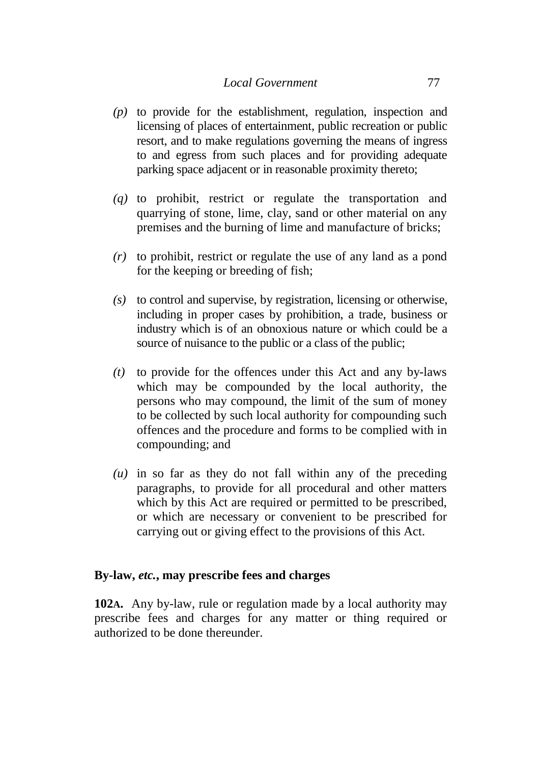*(p)* to provide for the establishment, regulation, inspection and licensing of places of entertainment, public recreation or public resort, and to make regulations governing the means of ingress to and egress from such places and for providing adequate parking space adjacent or in reasonable proximity thereto;

*(q)* to prohibit, restrict or regulate the transportation and quarrying of stone, lime, clay, sand or other material on any premises and the burning of lime and manufacture of bricks;

*(r)* to prohibit, restrict or regulate the use of any land as a pond for the keeping or breeding of fish;

*(s)* to control and supervise, by registration, licensing or otherwise, including in proper cases by prohibition, a trade, business or industry which is of an obnoxious nature or which could be a source of nuisance to the public or a class of the public;

*(t)* to provide for the offences under this Act and any by-laws which may be compounded by the local authority, the persons who may compound, the limit of the sum of money to be collected by such local authority for compounding such offences and the procedure and forms to be complied with in compounding; and

*(u)* in so far as they do not fall within any of the preceding paragraphs, to provide for all procedural and other matters which by this Act are required or permitted to be prescribed, or which are necessary or convenient to be prescribed for carrying out or giving effect to the provisions of this Act.

**By-law, *etc.*, may prescribe fees and charges**

**102A.** Any by-law, rule or regulation made by a local authority may prescribe fees and charges for any matter or thing required or authorized to be done thereunder.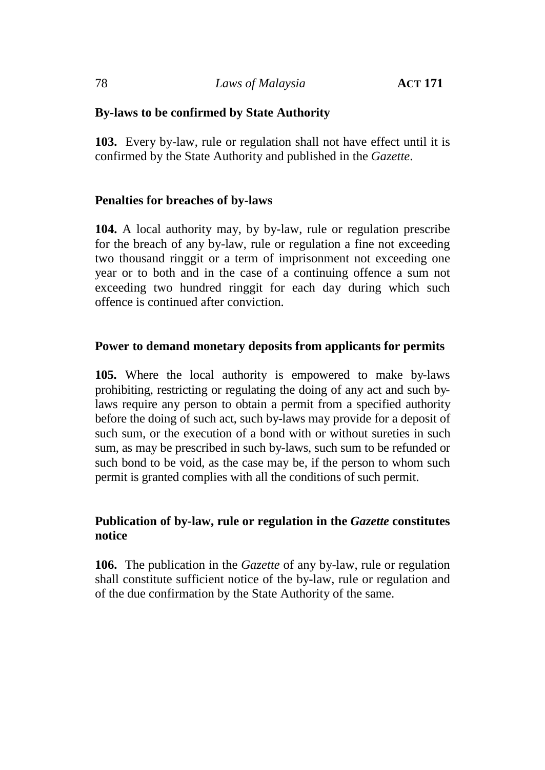**By-laws to be confirmed by State Authority**

**103.** Every by-law, rule or regulation shall not have effect until it is confirmed by the State Authority and published in the *Gazette*.

**Penalties for breaches of by-laws**

**104.** A local authority may, by by-law, rule or regulation prescribe for the breach of any by-law, rule or regulation a fine not exceeding two thousand ringgit or a term of imprisonment not exceeding one year or to both and in the case of a continuing offence a sum not exceeding two hundred ringgit for each day during which such offence is continued after conviction.

**Power to demand monetary deposits from applicants for permits**

**105.** Where the local authority is empowered to make by-laws prohibiting, restricting or regulating the doing of any act and such by-laws require any person to obtain a permit from a specified authority before the doing of such act, such by-laws may provide for a deposit of such sum, or the execution of a bond with or without sureties in such sum, as may be prescribed in such by-laws, such sum to be refunded or such bond to be void, as the case may be, if the person to whom such permit is granted complies with all the conditions of such permit.

**Publication of by-law, rule or regulation in the *Gazette* constitutes notice**

**106.** The publication in the *Gazette* of any by-law, rule or regulation shall constitute sufficient notice of the by-law, rule or regulation and of the due confirmation by the State Authority of the same.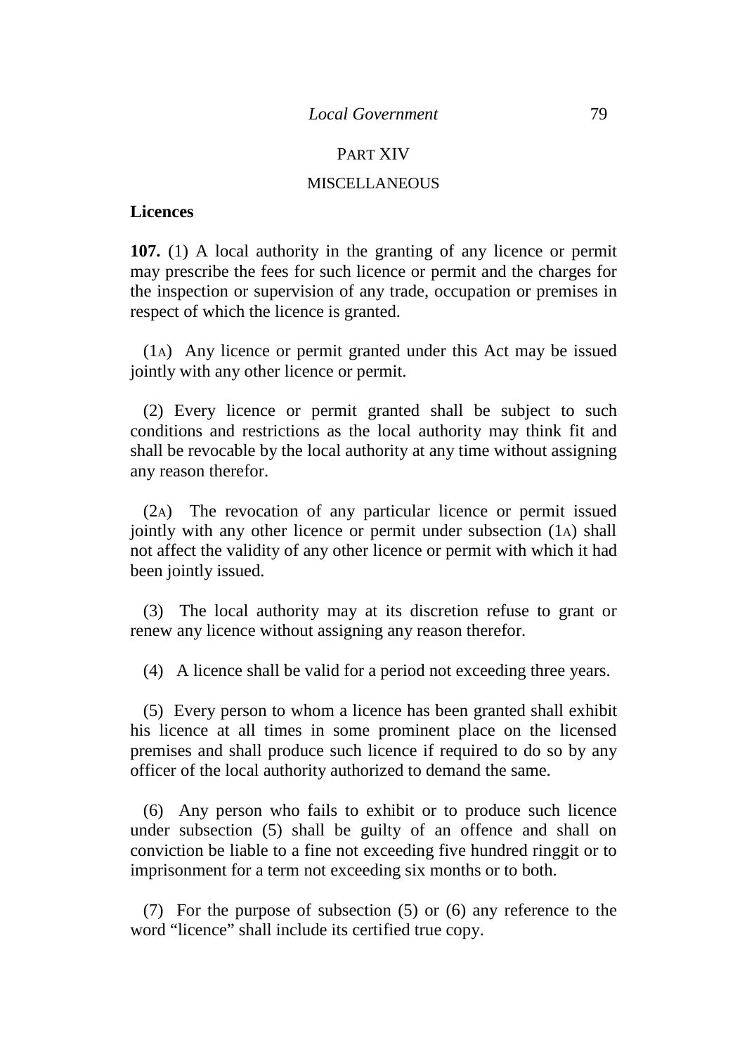## PART XIV

## MISCELLANEOUS

**Licences**

**107.** (1) A local authority in the granting of any licence or permit may prescribe the fees for such licence or permit and the charges for the inspection or supervision of any trade, occupation or premises in respect of which the licence is granted.

(1A) Any licence or permit granted under this Act may be issued jointly with any other licence or permit.

(2) Every licence or permit granted shall be subject to such conditions and restrictions as the local authority may think fit and shall be revocable by the local authority at any time without assigning any reason therefor.

(2A) The revocation of any particular licence or permit issued jointly with any other licence or permit under subsection (1A) shall not affect the validity of any other licence or permit with which it had been jointly issued.

(3) The local authority may at its discretion refuse to grant or renew any licence without assigning any reason therefor.

(4) A licence shall be valid for a period not exceeding three years.

(5) Every person to whom a licence has been granted shall exhibit his licence at all times in some prominent place on the licensed premises and shall produce such licence if required to do so by any officer of the local authority authorized to demand the same.

(6) Any person who fails to exhibit or to produce such licence under subsection (5) shall be guilty of an offence and shall on conviction be liable to a fine not exceeding five hundred ringgit or to imprisonment for a term not exceeding six months or to both.

(7) For the purpose of subsection (5) or (6) any reference to the word "licence" shall include its certified true copy.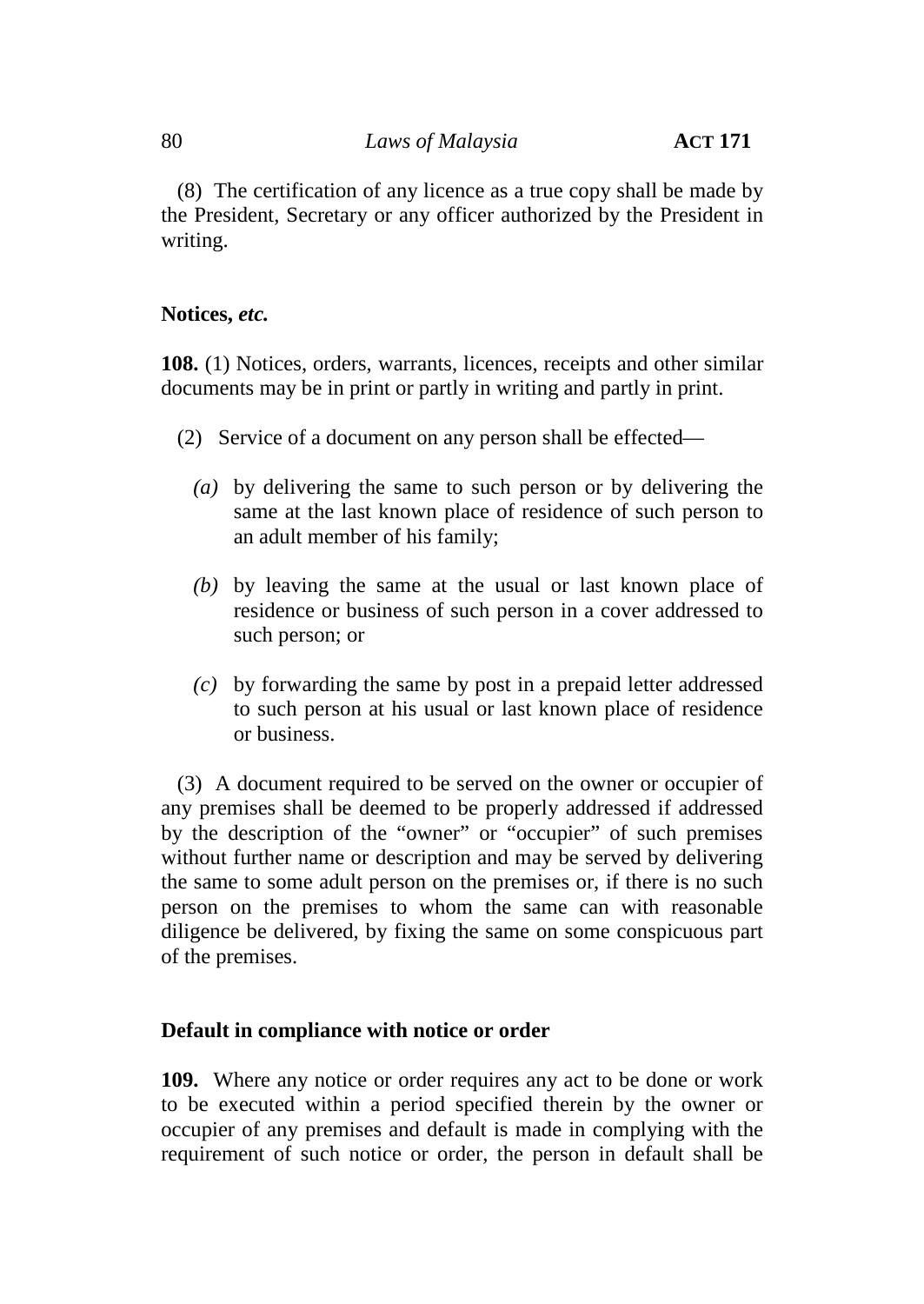(8) The certification of any licence as a true copy shall be made by the President, Secretary or any officer authorized by the President in writing.

**Notices,** ***etc.***

**108.** (1) Notices, orders, warrants, licences, receipts and other similar documents may be in print or partly in writing and partly in print.

(2) Service of a document on any person shall be effected—

*(a)* by delivering the same to such person or by delivering the same at the last known place of residence of such person to an adult member of his family;

*(b)* by leaving the same at the usual or last known place of residence or business of such person in a cover addressed to such person; or

*(c)* by forwarding the same by post in a prepaid letter addressed to such person at his usual or last known place of residence or business.

(3) A document required to be served on the owner or occupier of any premises shall be deemed to be properly addressed if addressed by the description of the "owner" or "occupier" of such premises without further name or description and may be served by delivering the same to some adult person on the premises or, if there is no such person on the premises to whom the same can with reasonable diligence be delivered, by fixing the same on some conspicuous part of the premises.

**Default in compliance with notice or order**

**109.** Where any notice or order requires any act to be done or work to be executed within a period specified therein by the owner or occupier of any premises and default is made in complying with the requirement of such notice or order, the person in default shall be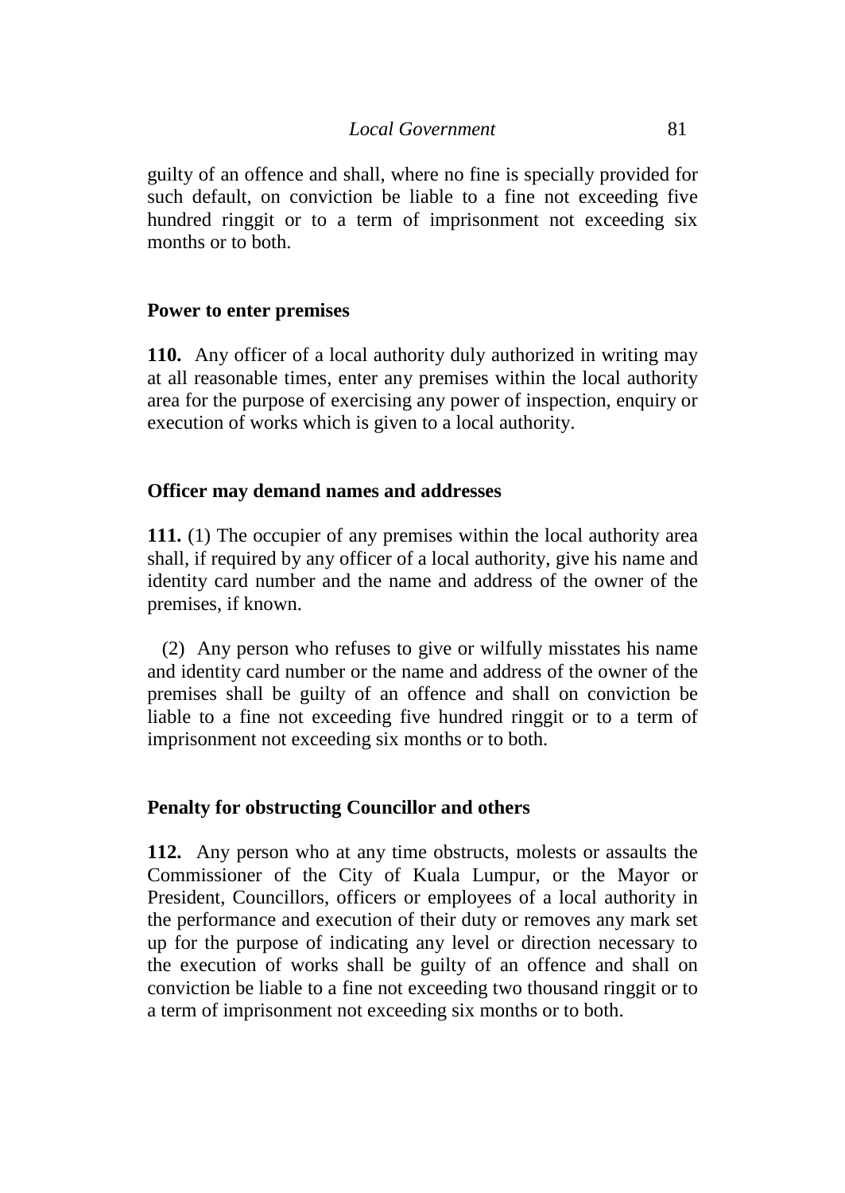guilty of an offence and shall, where no fine is specially provided for such default, on conviction be liable to a fine not exceeding five hundred ringgit or to a term of imprisonment not exceeding six months or to both.

**Power to enter premises**

**110.** Any officer of a local authority duly authorized in writing may at all reasonable times, enter any premises within the local authority area for the purpose of exercising any power of inspection, enquiry or execution of works which is given to a local authority.

**Officer may demand names and addresses**

**111.** (1) The occupier of any premises within the local authority area shall, if required by any officer of a local authority, give his name and identity card number and the name and address of the owner of the premises, if known.

(2) Any person who refuses to give or wilfully misstates his name and identity card number or the name and address of the owner of the premises shall be guilty of an offence and shall on conviction be liable to a fine not exceeding five hundred ringgit or to a term of imprisonment not exceeding six months or to both.

**Penalty for obstructing Councillor and others**

**112.** Any person who at any time obstructs, molests or assaults the Commissioner of the City of Kuala Lumpur, or the Mayor or President, Councillors, officers or employees of a local authority in the performance and execution of their duty or removes any mark set up for the purpose of indicating any level or direction necessary to the execution of works shall be guilty of an offence and shall on conviction be liable to a fine not exceeding two thousand ringgit or to a term of imprisonment not exceeding six months or to both.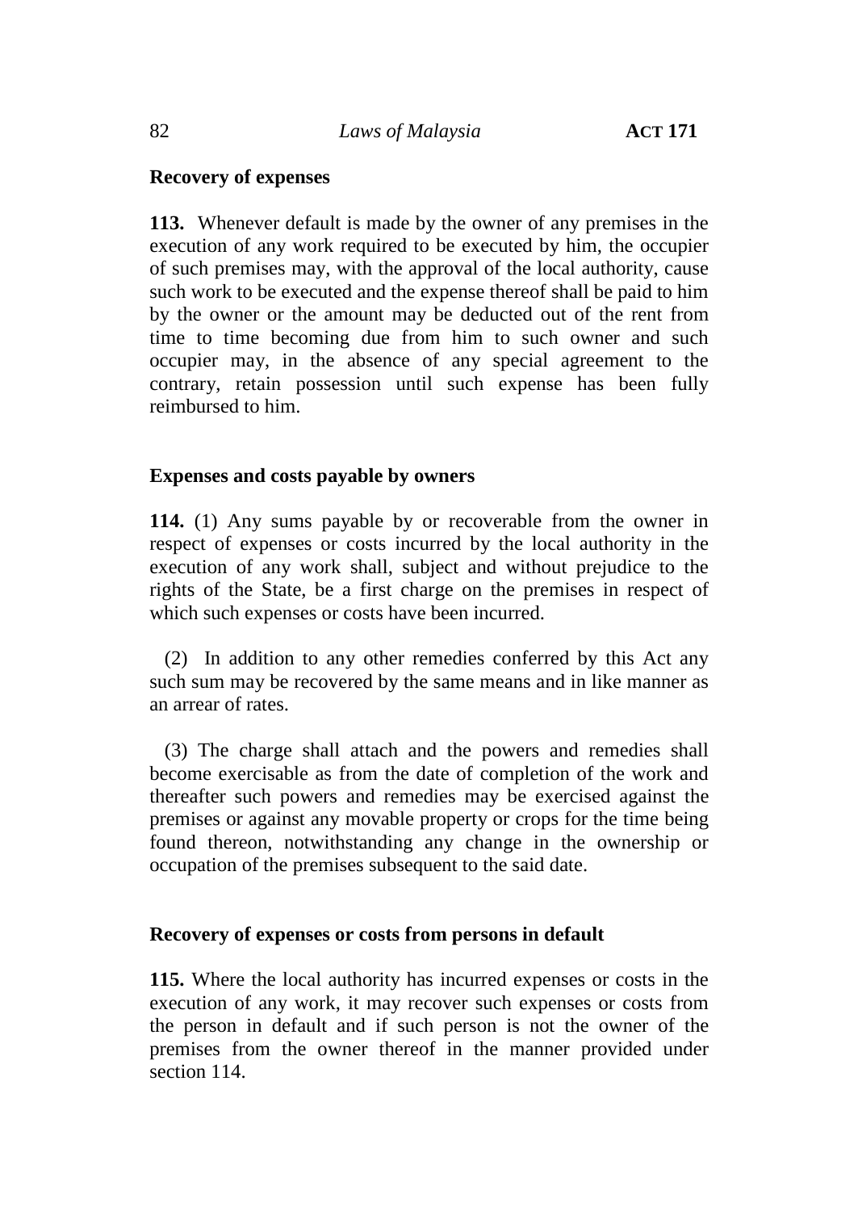**Recovery of expenses**

**113.** Whenever default is made by the owner of any premises in the execution of any work required to be executed by him, the occupier of such premises may, with the approval of the local authority, cause such work to be executed and the expense thereof shall be paid to him by the owner or the amount may be deducted out of the rent from time to time becoming due from him to such owner and such occupier may, in the absence of any special agreement to the contrary, retain possession until such expense has been fully reimbursed to him.

**Expenses and costs payable by owners**

**114.** (1) Any sums payable by or recoverable from the owner in respect of expenses or costs incurred by the local authority in the execution of any work shall, subject and without prejudice to the rights of the State, be a first charge on the premises in respect of which such expenses or costs have been incurred.

(2) In addition to any other remedies conferred by this Act any such sum may be recovered by the same means and in like manner as an arrear of rates.

(3) The charge shall attach and the powers and remedies shall become exercisable as from the date of completion of the work and thereafter such powers and remedies may be exercised against the premises or against any movable property or crops for the time being found thereon, notwithstanding any change in the ownership or occupation of the premises subsequent to the said date.

**Recovery of expenses or costs from persons in default**

**115.** Where the local authority has incurred expenses or costs in the execution of any work, it may recover such expenses or costs from the person in default and if such person is not the owner of the premises from the owner thereof in the manner provided under section 114.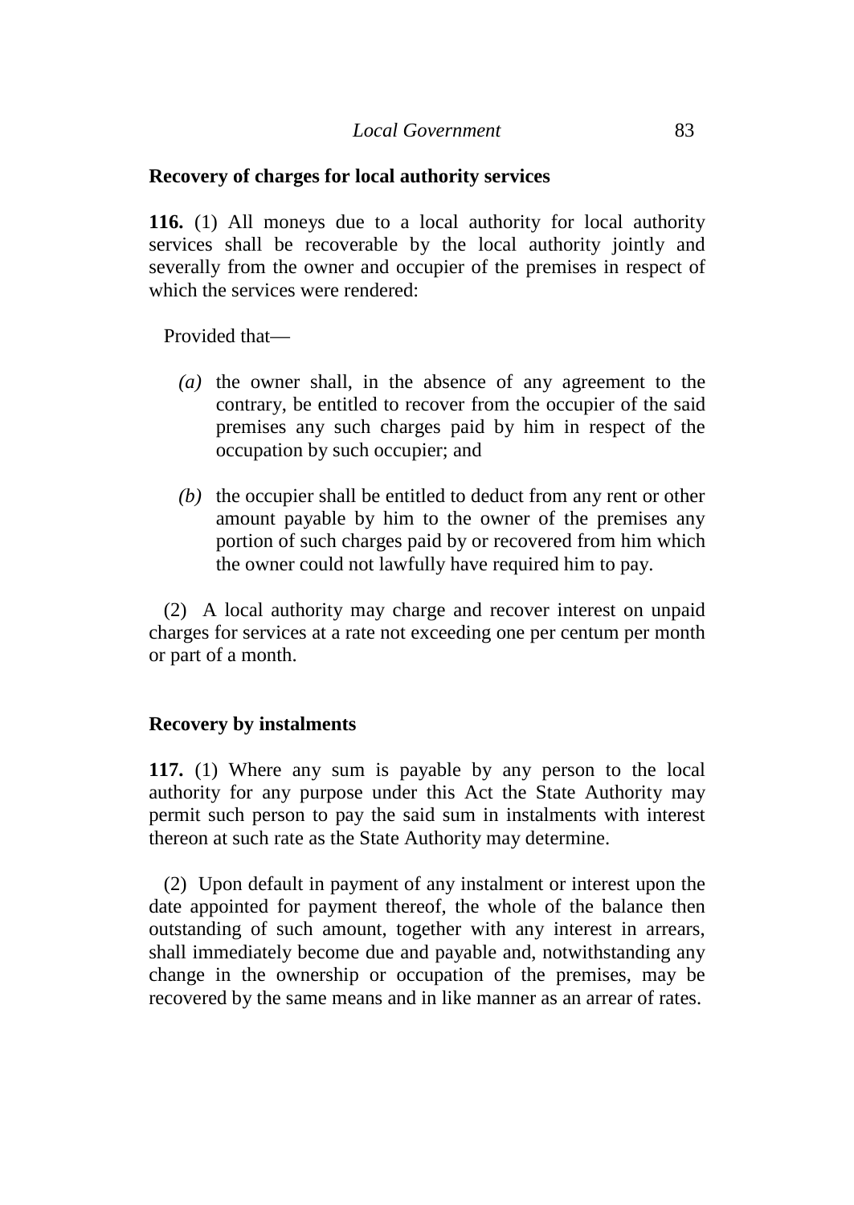**Recovery of charges for local authority services**

**116.** (1) All moneys due to a local authority for local authority services shall be recoverable by the local authority jointly and severally from the owner and occupier of the premises in respect of which the services were rendered:

Provided that—

*(a)* the owner shall, in the absence of any agreement to the contrary, be entitled to recover from the occupier of the said premises any such charges paid by him in respect of the occupation by such occupier; and

*(b)* the occupier shall be entitled to deduct from any rent or other amount payable by him to the owner of the premises any portion of such charges paid by or recovered from him which the owner could not lawfully have required him to pay.

(2) A local authority may charge and recover interest on unpaid charges for services at a rate not exceeding one per centum per month or part of a month.

**Recovery by instalments**

**117.** (1) Where any sum is payable by any person to the local authority for any purpose under this Act the State Authority may permit such person to pay the said sum in instalments with interest thereon at such rate as the State Authority may determine.

(2) Upon default in payment of any instalment or interest upon the date appointed for payment thereof, the whole of the balance then outstanding of such amount, together with any interest in arrears, shall immediately become due and payable and, notwithstanding any change in the ownership or occupation of the premises, may be recovered by the same means and in like manner as an arrear of rates.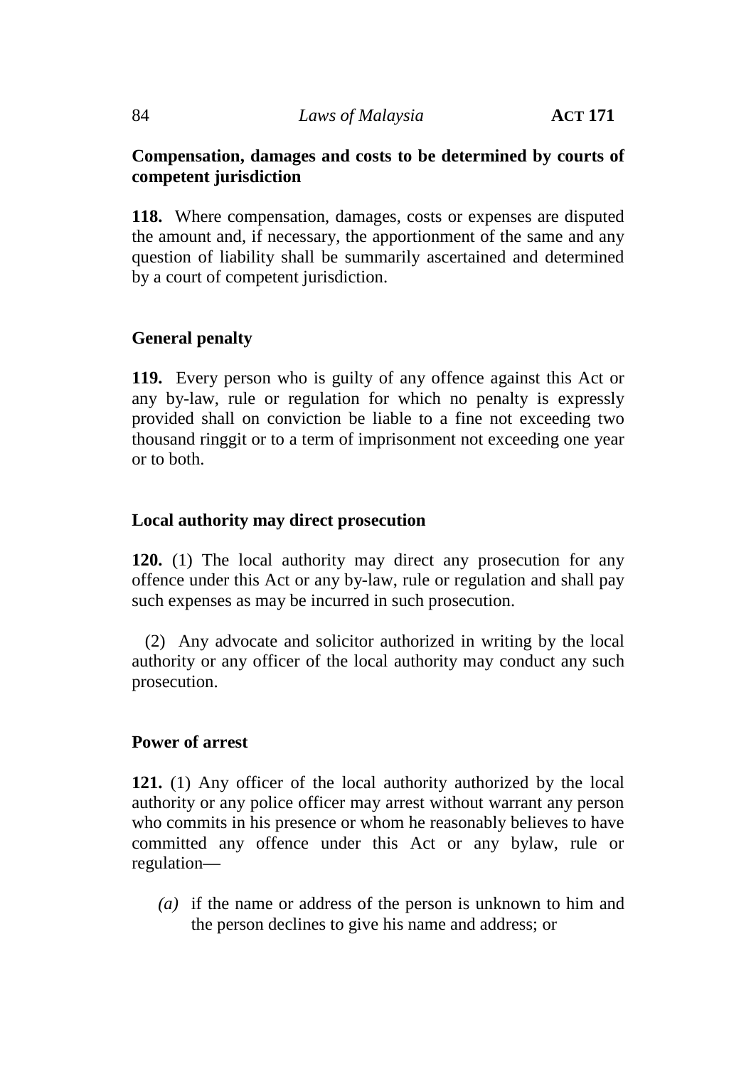**Compensation, damages and costs to be determined by courts of competent jurisdiction**

**118.** Where compensation, damages, costs or expenses are disputed the amount and, if necessary, the apportionment of the same and any question of liability shall be summarily ascertained and determined by a court of competent jurisdiction.

**General penalty**

**119.** Every person who is guilty of any offence against this Act or any by-law, rule or regulation for which no penalty is expressly provided shall on conviction be liable to a fine not exceeding two thousand ringgit or to a term of imprisonment not exceeding one year or to both.

**Local authority may direct prosecution**

**120.** (1) The local authority may direct any prosecution for any offence under this Act or any by-law, rule or regulation and shall pay such expenses as may be incurred in such prosecution.

(2) Any advocate and solicitor authorized in writing by the local authority or any officer of the local authority may conduct any such prosecution.

**Power of arrest**

**121.** (1) Any officer of the local authority authorized by the local authority or any police officer may arrest without warrant any person who commits in his presence or whom he reasonably believes to have committed any offence under this Act or any bylaw, rule or regulation—

*(a)* if the name or address of the person is unknown to him and the person declines to give his name and address; or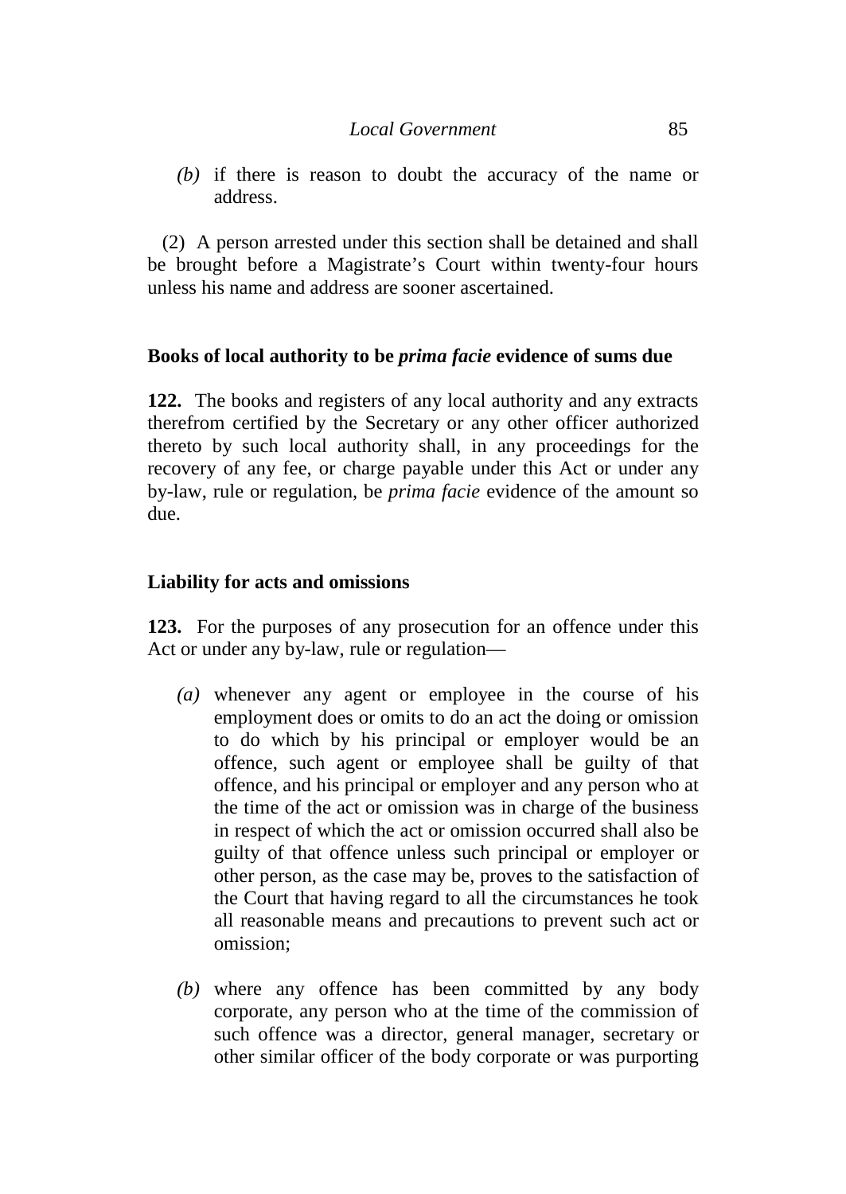*(b)* if there is reason to doubt the accuracy of the name or address.

(2) A person arrested under this section shall be detained and shall be brought before a Magistrate's Court within twenty-four hours unless his name and address are sooner ascertained.

**Books of local authority to be *prima facie* evidence of sums due**

**122.** The books and registers of any local authority and any extracts therefrom certified by the Secretary or any other officer authorized thereto by such local authority shall, in any proceedings for the recovery of any fee, or charge payable under this Act or under any by-law, rule or regulation, be *prima facie* evidence of the amount so due.

**Liability for acts and omissions**

**123.** For the purposes of any prosecution for an offence under this Act or under any by-law, rule or regulation—

*(a)* whenever any agent or employee in the course of his employment does or omits to do an act the doing or omission to do which by his principal or employer would be an offence, such agent or employee shall be guilty of that offence, and his principal or employer and any person who at the time of the act or omission was in charge of the business in respect of which the act or omission occurred shall also be guilty of that offence unless such principal or employer or other person, as the case may be, proves to the satisfaction of the Court that having regard to all the circumstances he took all reasonable means and precautions to prevent such act or omission;

*(b)* where any offence has been committed by any body corporate, any person who at the time of the commission of such offence was a director, general manager, secretary or other similar officer of the body corporate or was purporting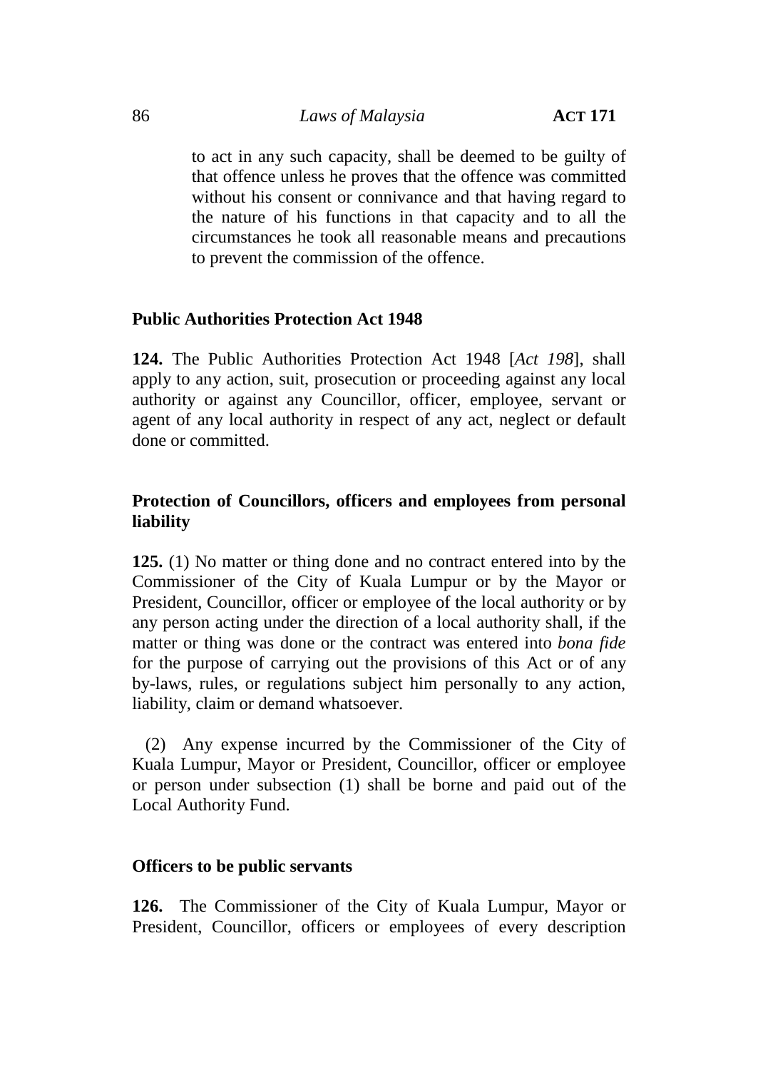to act in any such capacity, shall be deemed to be guilty of that offence unless he proves that the offence was committed without his consent or connivance and that having regard to the nature of his functions in that capacity and to all the circumstances he took all reasonable means and precautions to prevent the commission of the offence.

**Public Authorities Protection Act 1948**

**124.** The Public Authorities Protection Act 1948 [*Act 198*], shall apply to any action, suit, prosecution or proceeding against any local authority or against any Councillor, officer, employee, servant or agent of any local authority in respect of any act, neglect or default done or committed.

**Protection of Councillors, officers and employees from personal liability**

**125.** (1) No matter or thing done and no contract entered into by the Commissioner of the City of Kuala Lumpur or by the Mayor or President, Councillor, officer or employee of the local authority or by any person acting under the direction of a local authority shall, if the matter or thing was done or the contract was entered into *bona fide* for the purpose of carrying out the provisions of this Act or of any by-laws, rules, or regulations subject him personally to any action, liability, claim or demand whatsoever.

(2) Any expense incurred by the Commissioner of the City of Kuala Lumpur, Mayor or President, Councillor, officer or employee or person under subsection (1) shall be borne and paid out of the Local Authority Fund.

**Officers to be public servants**

**126.** The Commissioner of the City of Kuala Lumpur, Mayor or President, Councillor, officers or employees of every description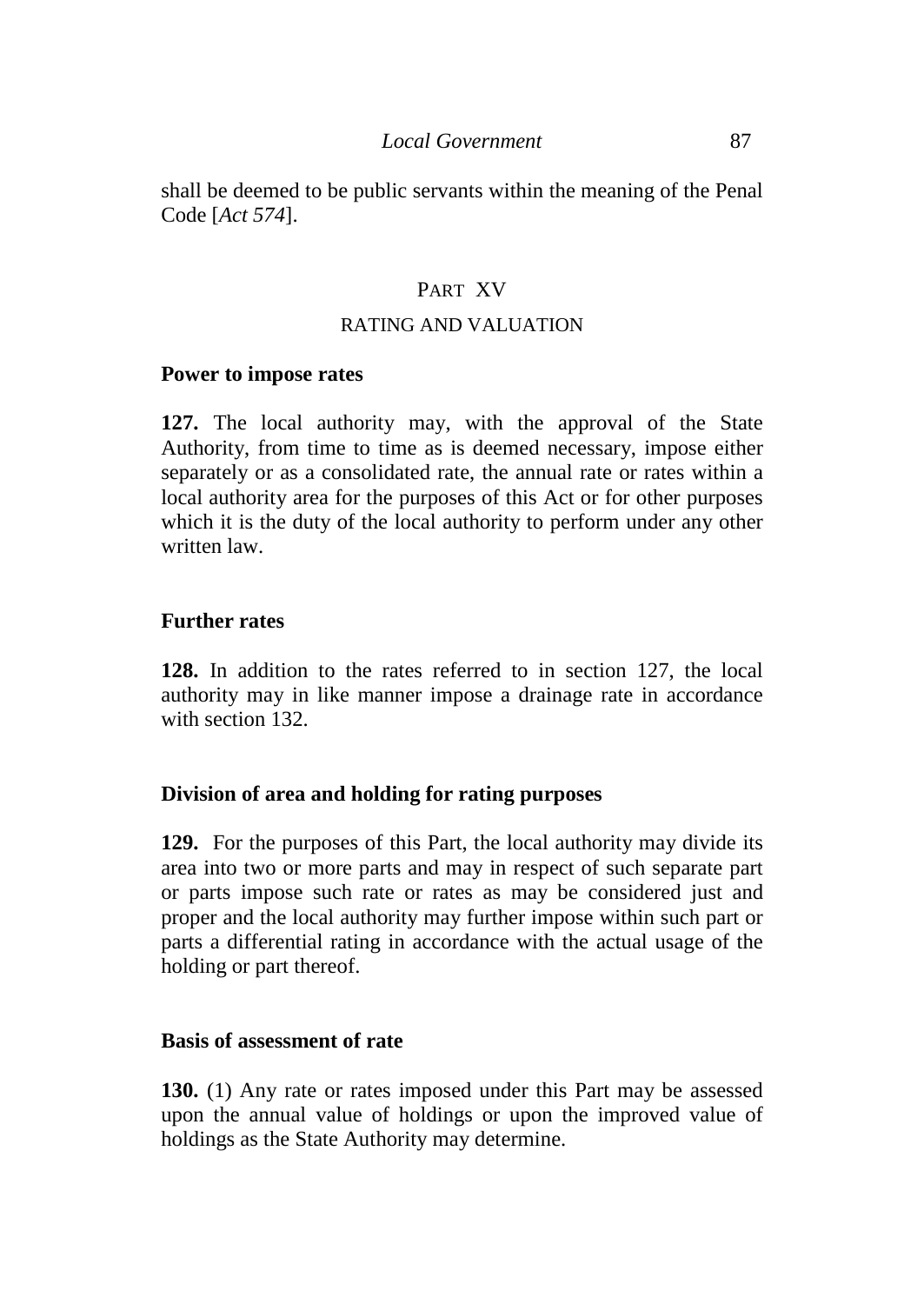shall be deemed to be public servants within the meaning of the Penal Code [*Act 574*].

## PART XV

## RATING AND VALUATION

**Power to impose rates**

**127.** The local authority may, with the approval of the State Authority, from time to time as is deemed necessary, impose either separately or as a consolidated rate, the annual rate or rates within a local authority area for the purposes of this Act or for other purposes which it is the duty of the local authority to perform under any other written law.

**Further rates**

**128.** In addition to the rates referred to in section 127, the local authority may in like manner impose a drainage rate in accordance with section 132.

**Division of area and holding for rating purposes**

**129.** For the purposes of this Part, the local authority may divide its area into two or more parts and may in respect of such separate part or parts impose such rate or rates as may be considered just and proper and the local authority may further impose within such part or parts a differential rating in accordance with the actual usage of the holding or part thereof.

**Basis of assessment of rate**

**130.** (1) Any rate or rates imposed under this Part may be assessed upon the annual value of holdings or upon the improved value of holdings as the State Authority may determine.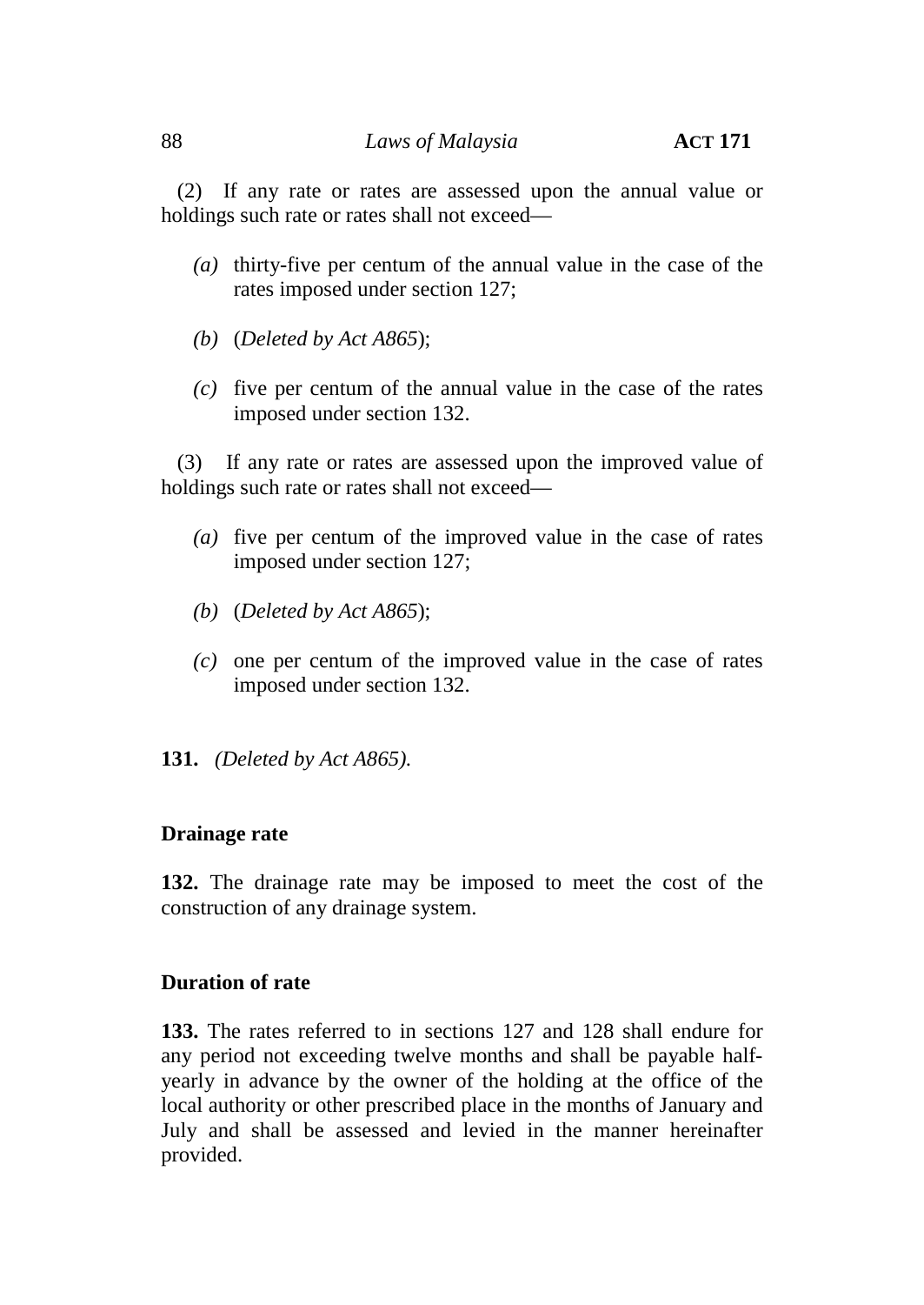(2) If any rate or rates are assessed upon the annual value or holdings such rate or rates shall not exceed—

*(a)* thirty-five per centum of the annual value in the case of the rates imposed under section 127;

*(b)* (*Deleted by Act A865*);

*(c)* five per centum of the annual value in the case of the rates imposed under section 132.

(3) If any rate or rates are assessed upon the improved value of holdings such rate or rates shall not exceed—

*(a)* five per centum of the improved value in the case of rates imposed under section 127;

*(b)* (*Deleted by Act A865*);

*(c)* one per centum of the improved value in the case of rates imposed under section 132.

**131.** *(Deleted by Act A865).*

**Drainage rate**

**132.** The drainage rate may be imposed to meet the cost of the construction of any drainage system.

**Duration of rate**

**133.** The rates referred to in sections 127 and 128 shall endure for any period not exceeding twelve months and shall be payable half-yearly in advance by the owner of the holding at the office of the local authority or other prescribed place in the months of January and July and shall be assessed and levied in the manner hereinafter provided.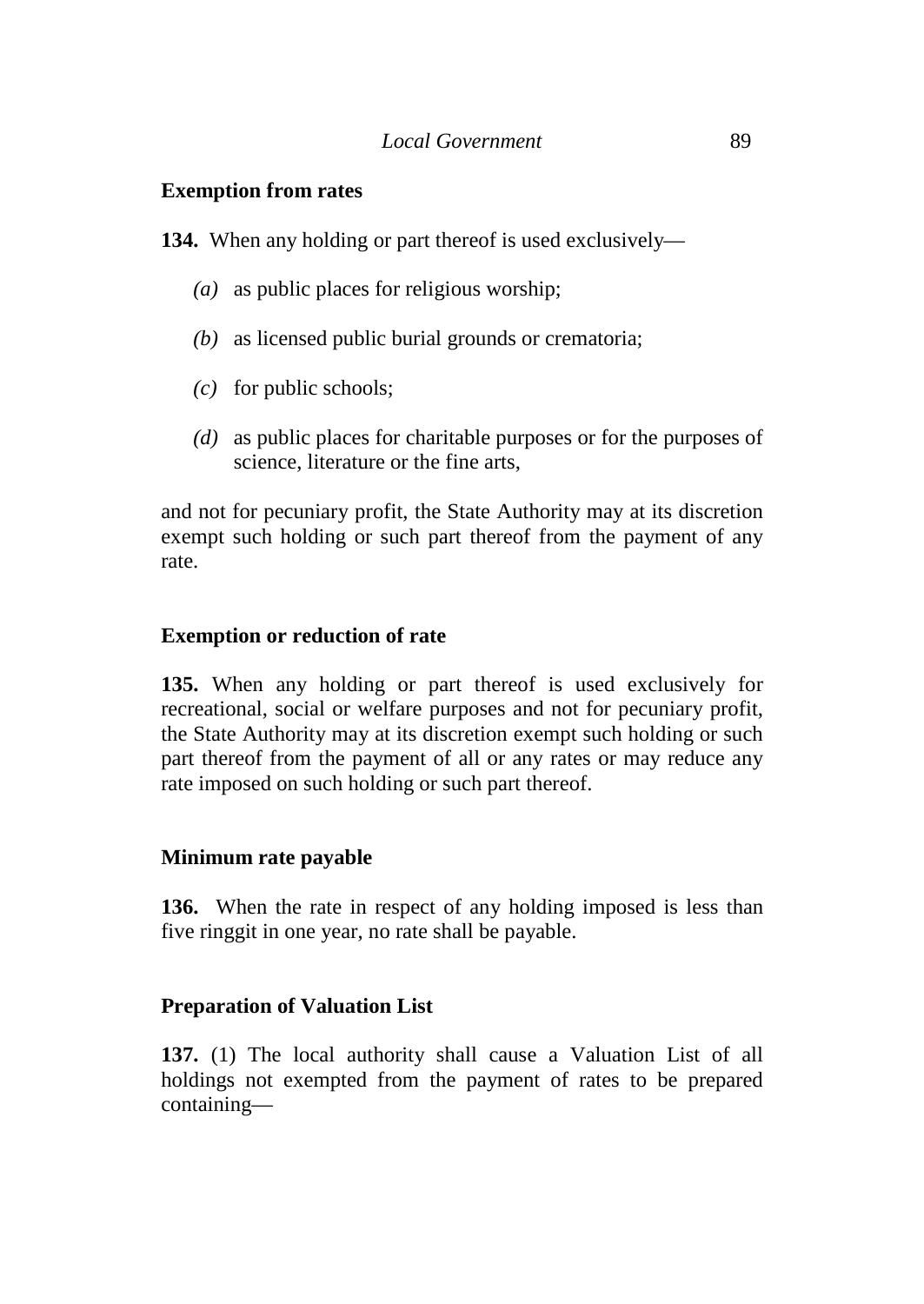**Exemption from rates**

**134.** When any holding or part thereof is used exclusively—

*(a)* as public places for religious worship;

*(b)* as licensed public burial grounds or crematoria;

*(c)* for public schools;

*(d)* as public places for charitable purposes or for the purposes of science, literature or the fine arts,

and not for pecuniary profit, the State Authority may at its discretion exempt such holding or such part thereof from the payment of any rate.

**Exemption or reduction of rate**

**135.** When any holding or part thereof is used exclusively for recreational, social or welfare purposes and not for pecuniary profit, the State Authority may at its discretion exempt such holding or such part thereof from the payment of all or any rates or may reduce any rate imposed on such holding or such part thereof.

**Minimum rate payable**

**136.** When the rate in respect of any holding imposed is less than five ringgit in one year, no rate shall be payable.

**Preparation of Valuation List**

**137.** (1) The local authority shall cause a Valuation List of all holdings not exempted from the payment of rates to be prepared containing—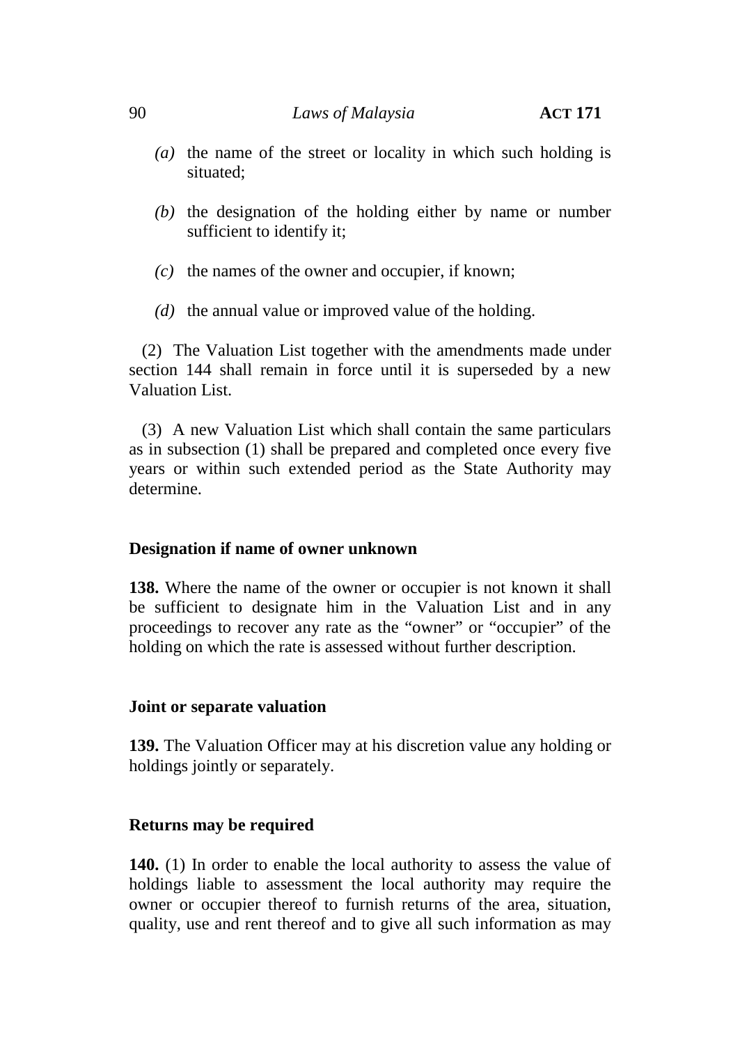*(a)* the name of the street or locality in which such holding is situated;

*(b)* the designation of the holding either by name or number sufficient to identify it;

*(c)* the names of the owner and occupier, if known;

*(d)* the annual value or improved value of the holding.

(2) The Valuation List together with the amendments made under section 144 shall remain in force until it is superseded by a new Valuation List.

(3) A new Valuation List which shall contain the same particulars as in subsection (1) shall be prepared and completed once every five years or within such extended period as the State Authority may determine.

**Designation if name of owner unknown**

**138.** Where the name of the owner or occupier is not known it shall be sufficient to designate him in the Valuation List and in any proceedings to recover any rate as the "owner" or "occupier" of the holding on which the rate is assessed without further description.

**Joint or separate valuation**

**139.** The Valuation Officer may at his discretion value any holding or holdings jointly or separately.

**Returns may be required**

**140.** (1) In order to enable the local authority to assess the value of holdings liable to assessment the local authority may require the owner or occupier thereof to furnish returns of the area, situation, quality, use and rent thereof and to give all such information as may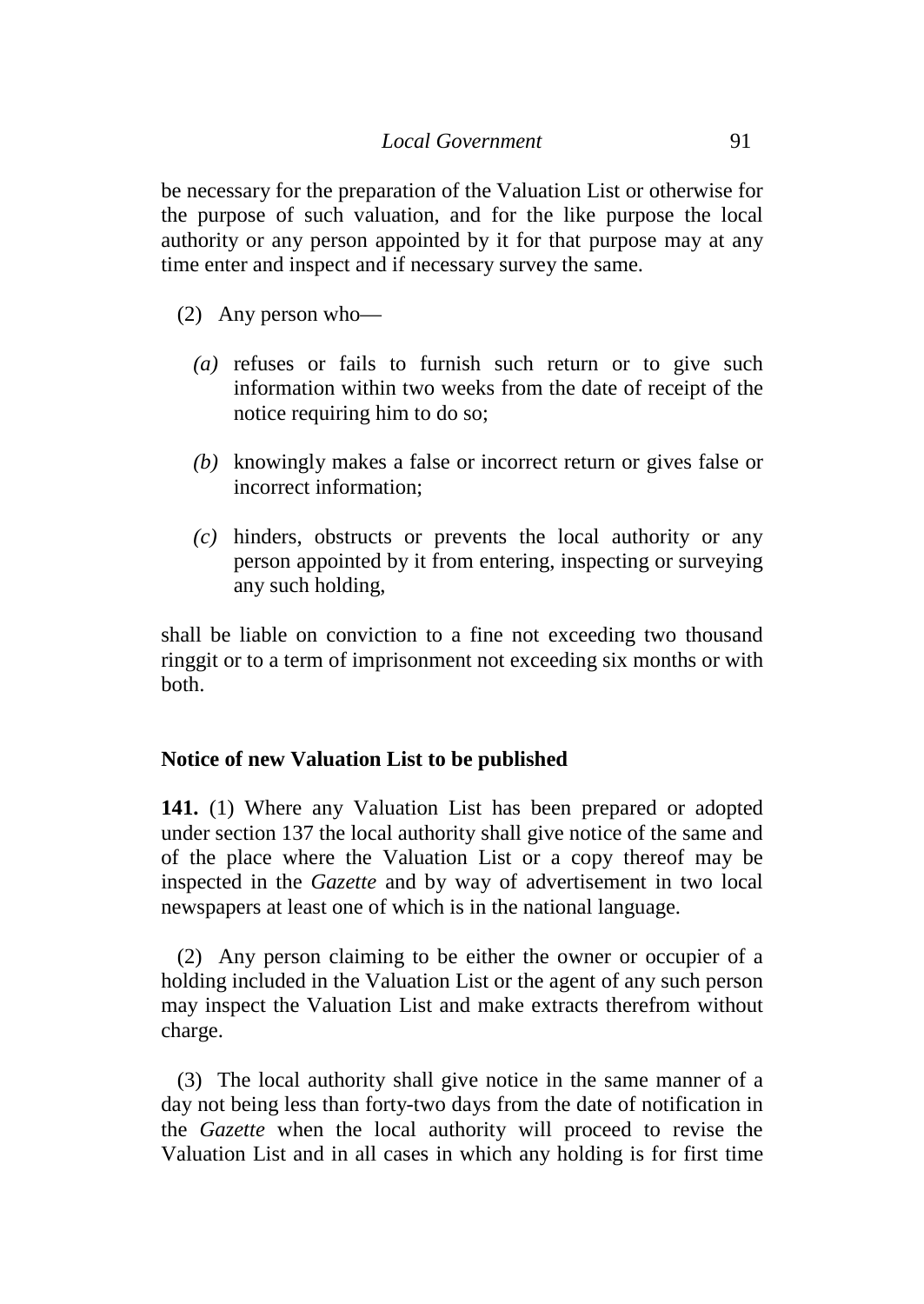be necessary for the preparation of the Valuation List or otherwise for the purpose of such valuation, and for the like purpose the local authority or any person appointed by it for that purpose may at any time enter and inspect and if necessary survey the same.

(2) Any person who—

*(a)* refuses or fails to furnish such return or to give such information within two weeks from the date of receipt of the notice requiring him to do so;

*(b)* knowingly makes a false or incorrect return or gives false or incorrect information;

*(c)* hinders, obstructs or prevents the local authority or any person appointed by it from entering, inspecting or surveying any such holding,

shall be liable on conviction to a fine not exceeding two thousand ringgit or to a term of imprisonment not exceeding six months or with both.

**Notice of new Valuation List to be published**

**141.** (1) Where any Valuation List has been prepared or adopted under section 137 the local authority shall give notice of the same and of the place where the Valuation List or a copy thereof may be inspected in the *Gazette* and by way of advertisement in two local newspapers at least one of which is in the national language.

(2) Any person claiming to be either the owner or occupier of a holding included in the Valuation List or the agent of any such person may inspect the Valuation List and make extracts therefrom without charge.

(3) The local authority shall give notice in the same manner of a day not being less than forty-two days from the date of notification in the *Gazette* when the local authority will proceed to revise the Valuation List and in all cases in which any holding is for first time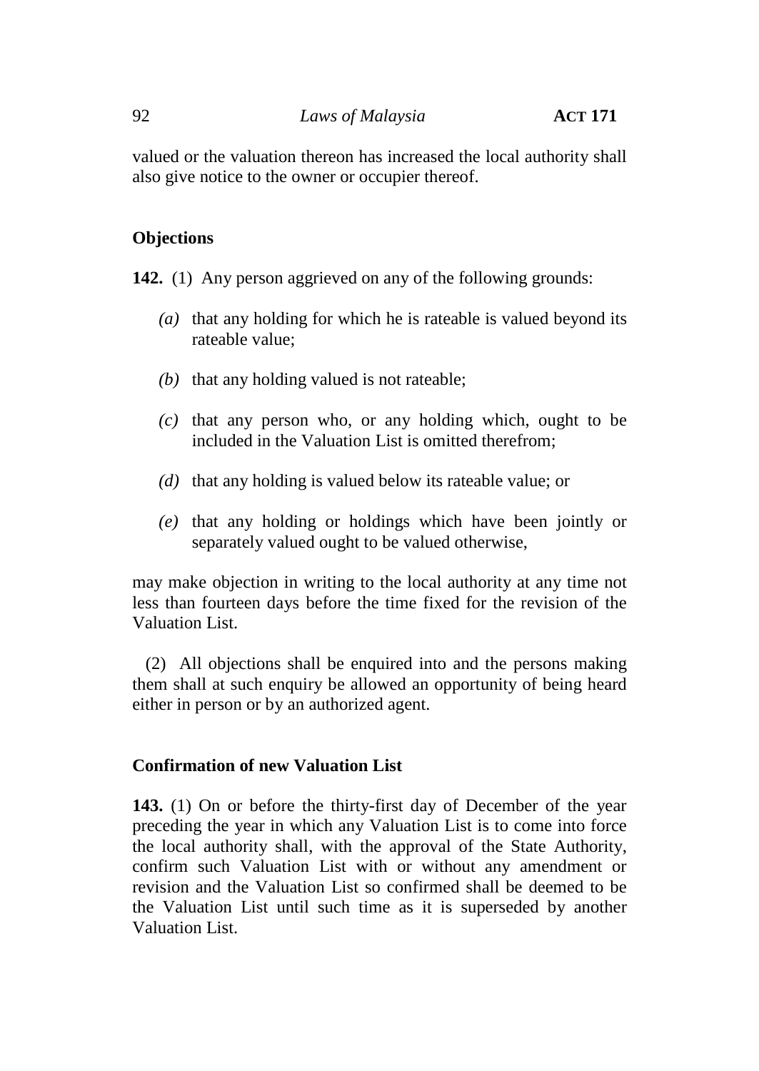valued or the valuation thereon has increased the local authority shall also give notice to the owner or occupier thereof.

**Objections**

**142.** (1) Any person aggrieved on any of the following grounds:

*(a)* that any holding for which he is rateable is valued beyond its rateable value;

*(b)* that any holding valued is not rateable;

*(c)* that any person who, or any holding which, ought to be included in the Valuation List is omitted therefrom;

*(d)* that any holding is valued below its rateable value; or

*(e)* that any holding or holdings which have been jointly or separately valued ought to be valued otherwise,

may make objection in writing to the local authority at any time not less than fourteen days before the time fixed for the revision of the Valuation List.

(2) All objections shall be enquired into and the persons making them shall at such enquiry be allowed an opportunity of being heard either in person or by an authorized agent.

**Confirmation of new Valuation List**

**143.** (1) On or before the thirty-first day of December of the year preceding the year in which any Valuation List is to come into force the local authority shall, with the approval of the State Authority, confirm such Valuation List with or without any amendment or revision and the Valuation List so confirmed shall be deemed to be the Valuation List until such time as it is superseded by another Valuation List.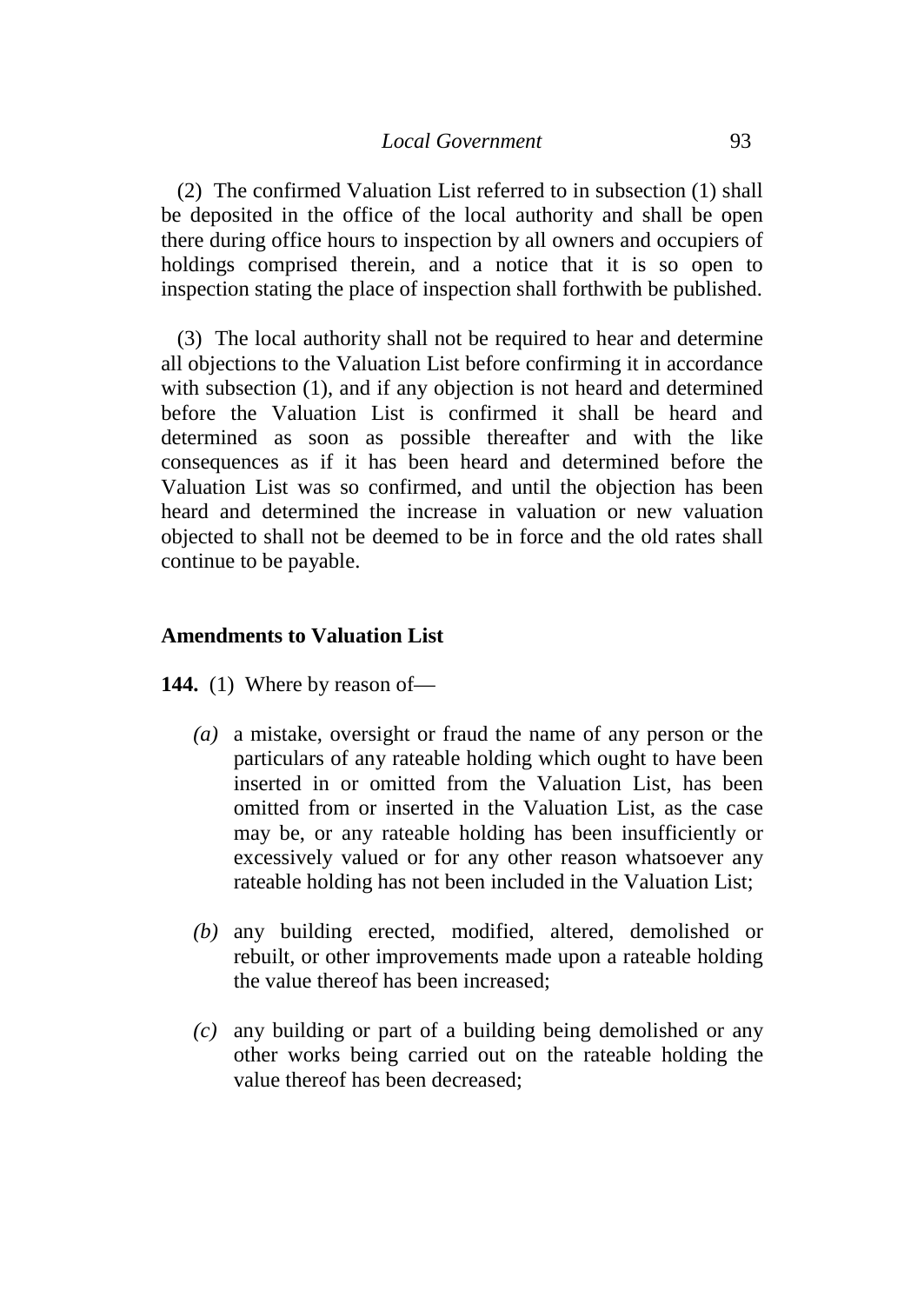(2) The confirmed Valuation List referred to in subsection (1) shall be deposited in the office of the local authority and shall be open there during office hours to inspection by all owners and occupiers of holdings comprised therein, and a notice that it is so open to inspection stating the place of inspection shall forthwith be published.

(3) The local authority shall not be required to hear and determine all objections to the Valuation List before confirming it in accordance with subsection (1), and if any objection is not heard and determined before the Valuation List is confirmed it shall be heard and determined as soon as possible thereafter and with the like consequences as if it has been heard and determined before the Valuation List was so confirmed, and until the objection has been heard and determined the increase in valuation or new valuation objected to shall not be deemed to be in force and the old rates shall continue to be payable.

**Amendments to Valuation List**

**144.** (1) Where by reason of—

*(a)* a mistake, oversight or fraud the name of any person or the particulars of any rateable holding which ought to have been inserted in or omitted from the Valuation List, has been omitted from or inserted in the Valuation List, as the case may be, or any rateable holding has been insufficiently or excessively valued or for any other reason whatsoever any rateable holding has not been included in the Valuation List;

*(b)* any building erected, modified, altered, demolished or rebuilt, or other improvements made upon a rateable holding the value thereof has been increased;

*(c)* any building or part of a building being demolished or any other works being carried out on the rateable holding the value thereof has been decreased;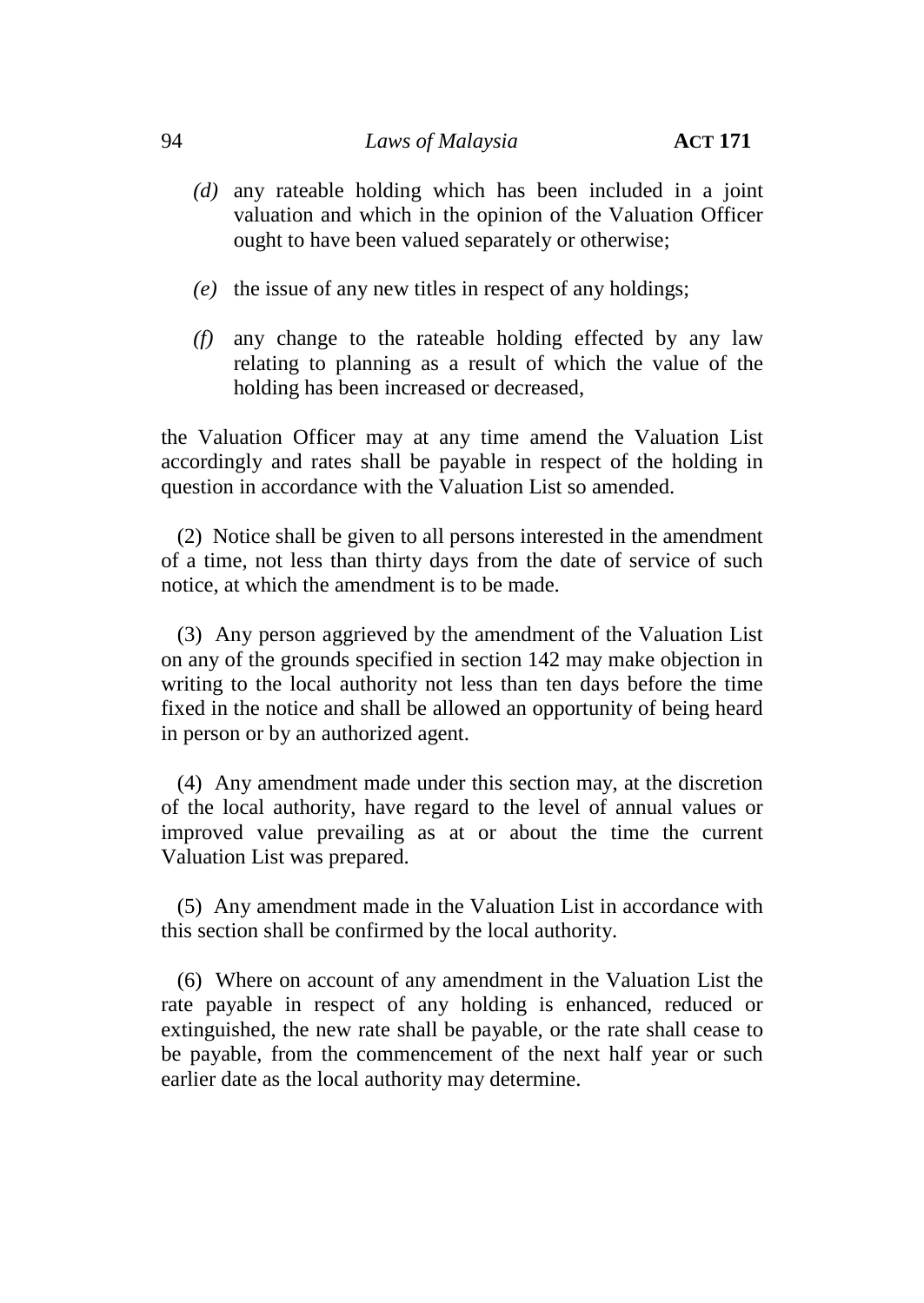*(d)* any rateable holding which has been included in a joint valuation and which in the opinion of the Valuation Officer ought to have been valued separately or otherwise;

*(e)* the issue of any new titles in respect of any holdings;

*(f)* any change to the rateable holding effected by any law relating to planning as a result of which the value of the holding has been increased or decreased,

the Valuation Officer may at any time amend the Valuation List accordingly and rates shall be payable in respect of the holding in question in accordance with the Valuation List so amended.

(2) Notice shall be given to all persons interested in the amendment of a time, not less than thirty days from the date of service of such notice, at which the amendment is to be made.

(3) Any person aggrieved by the amendment of the Valuation List on any of the grounds specified in section 142 may make objection in writing to the local authority not less than ten days before the time fixed in the notice and shall be allowed an opportunity of being heard in person or by an authorized agent.

(4) Any amendment made under this section may, at the discretion of the local authority, have regard to the level of annual values or improved value prevailing as at or about the time the current Valuation List was prepared.

(5) Any amendment made in the Valuation List in accordance with this section shall be confirmed by the local authority.

(6) Where on account of any amendment in the Valuation List the rate payable in respect of any holding is enhanced, reduced or extinguished, the new rate shall be payable, or the rate shall cease to be payable, from the commencement of the next half year or such earlier date as the local authority may determine.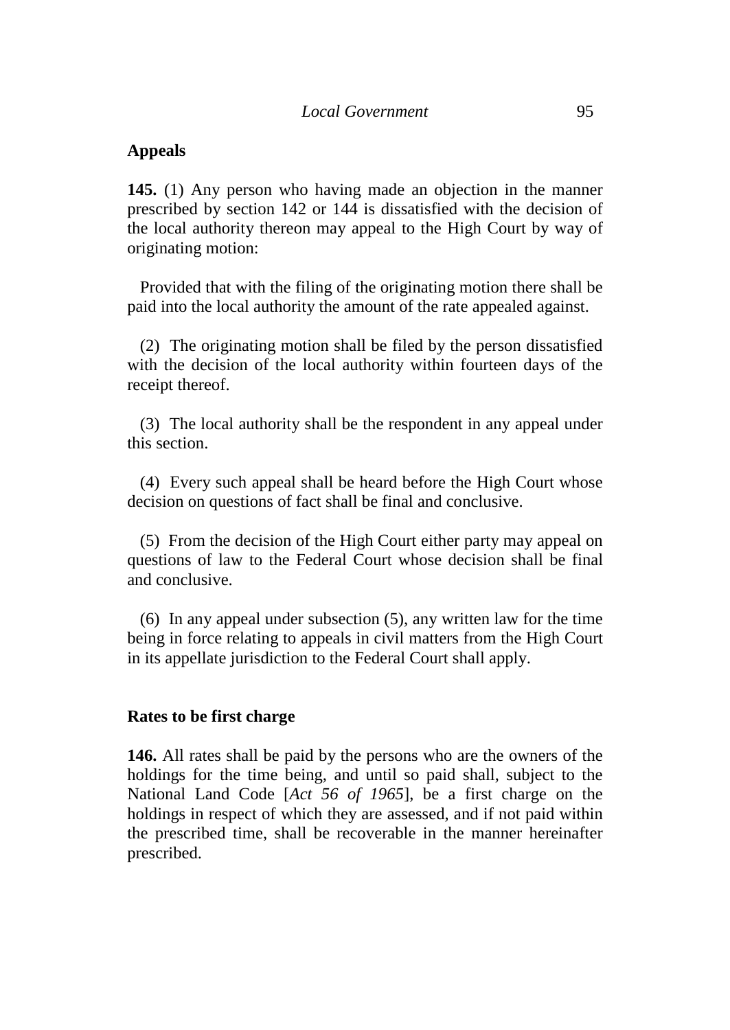**Appeals**

**145.** (1) Any person who having made an objection in the manner prescribed by section 142 or 144 is dissatisfied with the decision of the local authority thereon may appeal to the High Court by way of originating motion:

Provided that with the filing of the originating motion there shall be paid into the local authority the amount of the rate appealed against.

(2) The originating motion shall be filed by the person dissatisfied with the decision of the local authority within fourteen days of the receipt thereof.

(3) The local authority shall be the respondent in any appeal under this section.

(4) Every such appeal shall be heard before the High Court whose decision on questions of fact shall be final and conclusive.

(5) From the decision of the High Court either party may appeal on questions of law to the Federal Court whose decision shall be final and conclusive.

(6) In any appeal under subsection (5), any written law for the time being in force relating to appeals in civil matters from the High Court in its appellate jurisdiction to the Federal Court shall apply.

**Rates to be first charge**

**146.** All rates shall be paid by the persons who are the owners of the holdings for the time being, and until so paid shall, subject to the National Land Code [*Act 56 of 1965*], be a first charge on the holdings in respect of which they are assessed, and if not paid within the prescribed time, shall be recoverable in the manner hereinafter prescribed.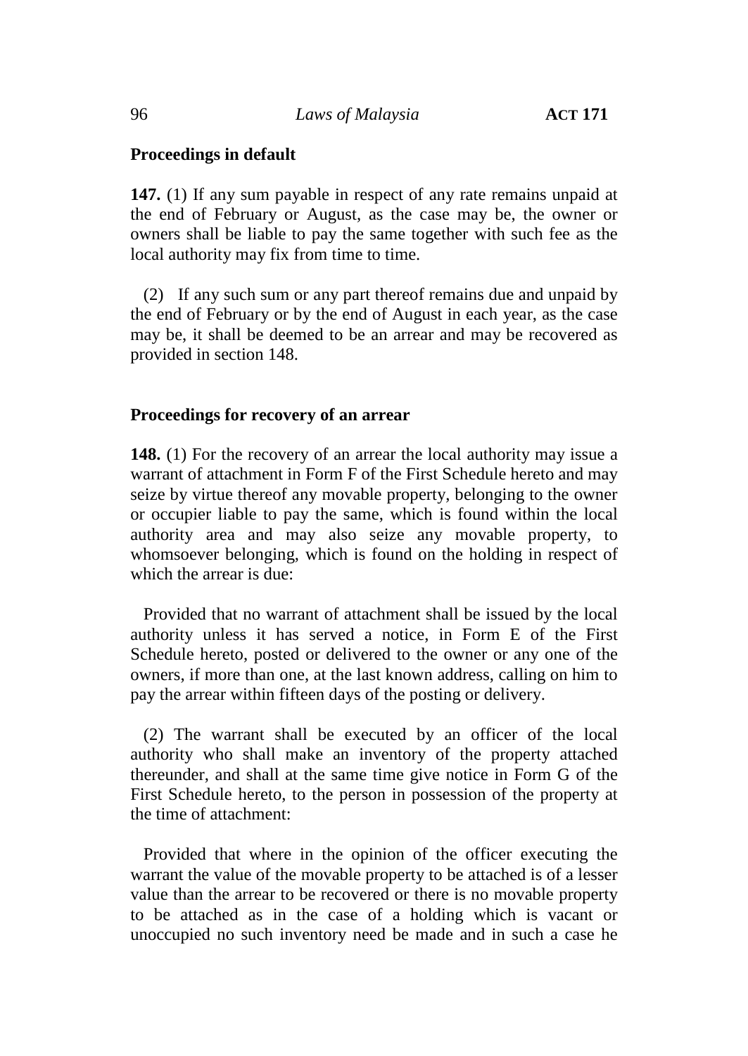**Proceedings in default**

**147.** (1) If any sum payable in respect of any rate remains unpaid at the end of February or August, as the case may be, the owner or owners shall be liable to pay the same together with such fee as the local authority may fix from time to time.

(2) If any such sum or any part thereof remains due and unpaid by the end of February or by the end of August in each year, as the case may be, it shall be deemed to be an arrear and may be recovered as provided in section 148.

**Proceedings for recovery of an arrear**

**148.** (1) For the recovery of an arrear the local authority may issue a warrant of attachment in Form F of the First Schedule hereto and may seize by virtue thereof any movable property, belonging to the owner or occupier liable to pay the same, which is found within the local authority area and may also seize any movable property, to whomsoever belonging, which is found on the holding in respect of which the arrear is due:

Provided that no warrant of attachment shall be issued by the local authority unless it has served a notice, in Form E of the First Schedule hereto, posted or delivered to the owner or any one of the owners, if more than one, at the last known address, calling on him to pay the arrear within fifteen days of the posting or delivery.

(2) The warrant shall be executed by an officer of the local authority who shall make an inventory of the property attached thereunder, and shall at the same time give notice in Form G of the First Schedule hereto, to the person in possession of the property at the time of attachment:

Provided that where in the opinion of the officer executing the warrant the value of the movable property to be attached is of a lesser value than the arrear to be recovered or there is no movable property to be attached as in the case of a holding which is vacant or unoccupied no such inventory need be made and in such a case he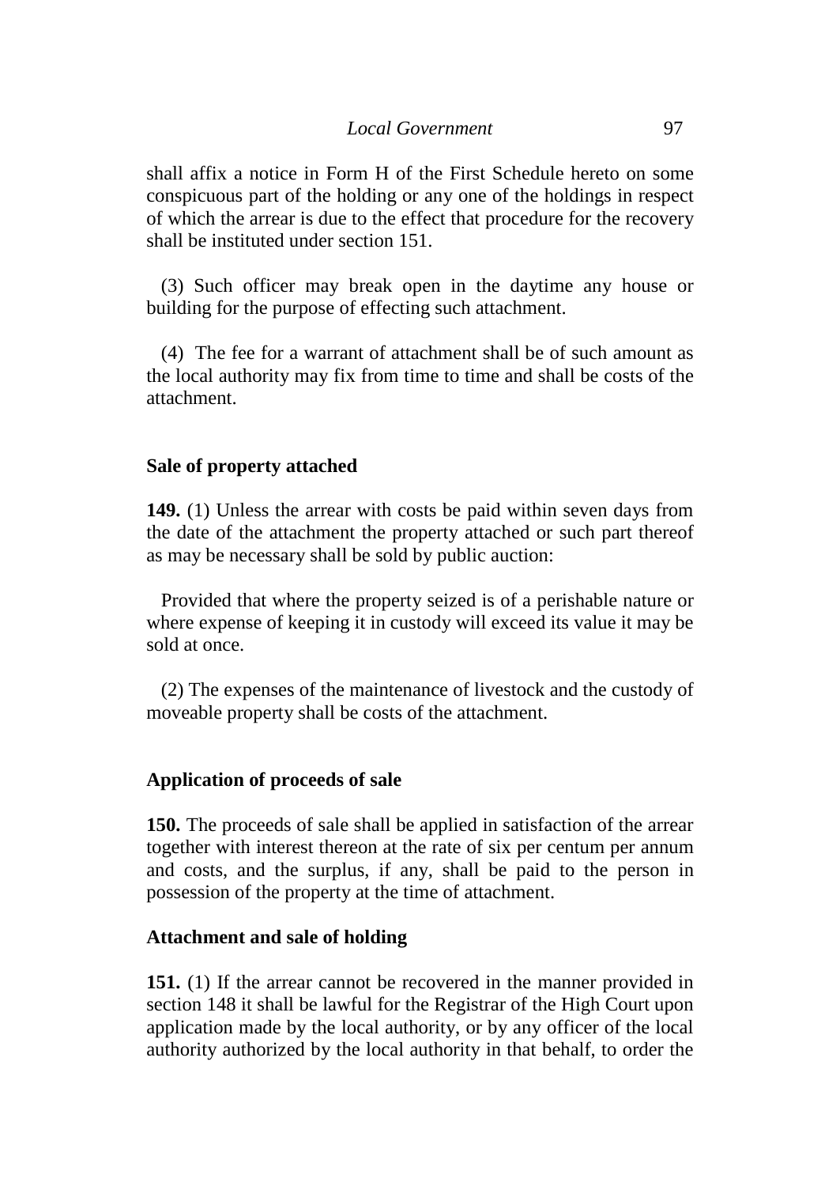shall affix a notice in Form H of the First Schedule hereto on some conspicuous part of the holding or any one of the holdings in respect of which the arrear is due to the effect that procedure for the recovery shall be instituted under section 151.

(3) Such officer may break open in the daytime any house or building for the purpose of effecting such attachment.

(4) The fee for a warrant of attachment shall be of such amount as the local authority may fix from time to time and shall be costs of the attachment.

**Sale of property attached**

**149.** (1) Unless the arrear with costs be paid within seven days from the date of the attachment the property attached or such part thereof as may be necessary shall be sold by public auction:

Provided that where the property seized is of a perishable nature or where expense of keeping it in custody will exceed its value it may be sold at once.

(2) The expenses of the maintenance of livestock and the custody of moveable property shall be costs of the attachment.

**Application of proceeds of sale**

**150.** The proceeds of sale shall be applied in satisfaction of the arrear together with interest thereon at the rate of six per centum per annum and costs, and the surplus, if any, shall be paid to the person in possession of the property at the time of attachment.

**Attachment and sale of holding**

**151.** (1) If the arrear cannot be recovered in the manner provided in section 148 it shall be lawful for the Registrar of the High Court upon application made by the local authority, or by any officer of the local authority authorized by the local authority in that behalf, to order the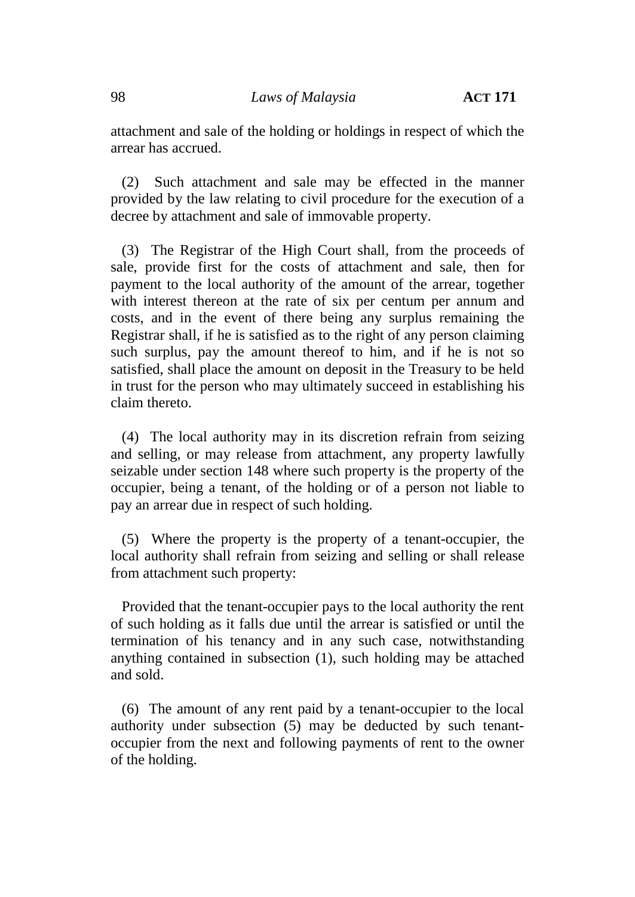attachment and sale of the holding or holdings in respect of which the arrear has accrued.

(2) Such attachment and sale may be effected in the manner provided by the law relating to civil procedure for the execution of a decree by attachment and sale of immovable property.

(3) The Registrar of the High Court shall, from the proceeds of sale, provide first for the costs of attachment and sale, then for payment to the local authority of the amount of the arrear, together with interest thereon at the rate of six per centum per annum and costs, and in the event of there being any surplus remaining the Registrar shall, if he is satisfied as to the right of any person claiming such surplus, pay the amount thereof to him, and if he is not so satisfied, shall place the amount on deposit in the Treasury to be held in trust for the person who may ultimately succeed in establishing his claim thereto.

(4) The local authority may in its discretion refrain from seizing and selling, or may release from attachment, any property lawfully seizable under section 148 where such property is the property of the occupier, being a tenant, of the holding or of a person not liable to pay an arrear due in respect of such holding.

(5) Where the property is the property of a tenant-occupier, the local authority shall refrain from seizing and selling or shall release from attachment such property:

Provided that the tenant-occupier pays to the local authority the rent of such holding as it falls due until the arrear is satisfied or until the termination of his tenancy and in any such case, notwithstanding anything contained in subsection (1), such holding may be attached and sold.

(6) The amount of any rent paid by a tenant-occupier to the local authority under subsection (5) may be deducted by such tenant-occupier from the next and following payments of rent to the owner of the holding.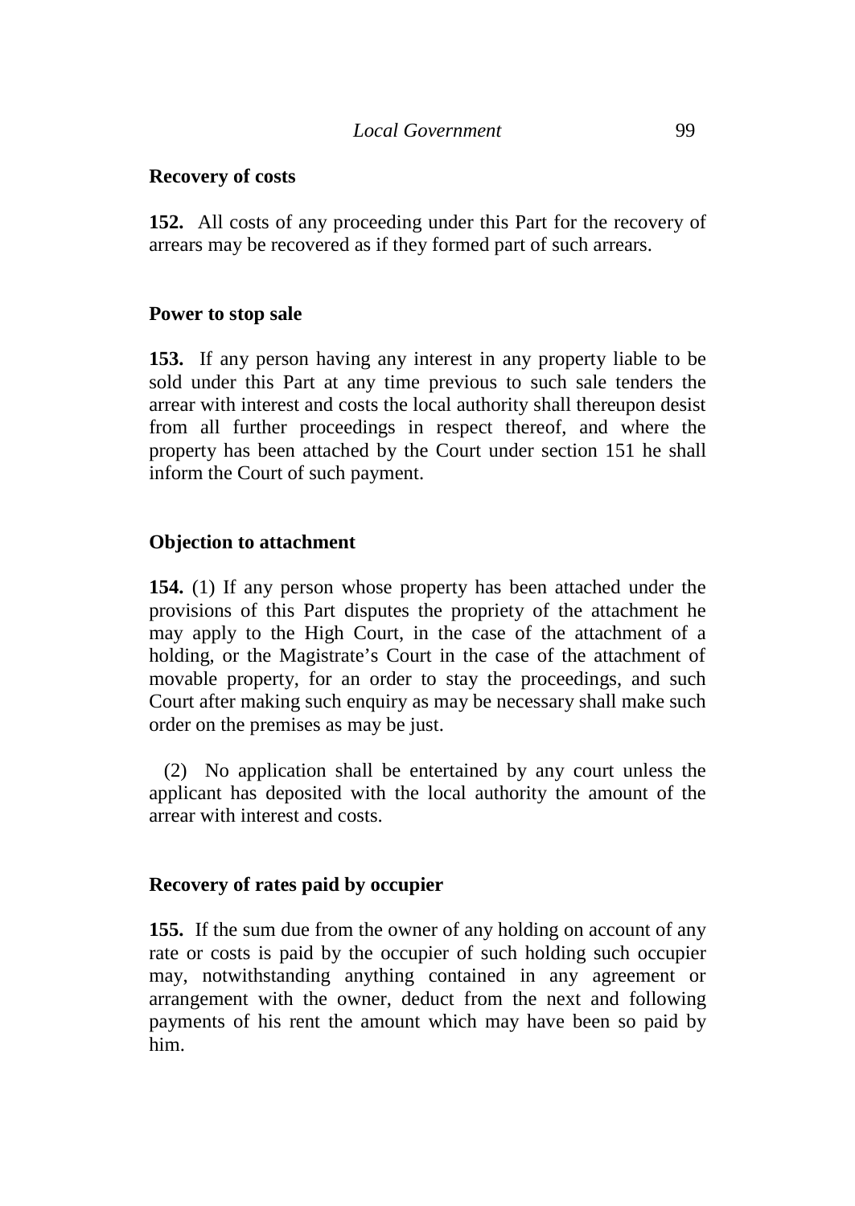**Recovery of costs**

**152.** All costs of any proceeding under this Part for the recovery of arrears may be recovered as if they formed part of such arrears.

**Power to stop sale**

**153.** If any person having any interest in any property liable to be sold under this Part at any time previous to such sale tenders the arrear with interest and costs the local authority shall thereupon desist from all further proceedings in respect thereof, and where the property has been attached by the Court under section 151 he shall inform the Court of such payment.

**Objection to attachment**

**154.** (1) If any person whose property has been attached under the provisions of this Part disputes the propriety of the attachment he may apply to the High Court, in the case of the attachment of a holding, or the Magistrate's Court in the case of the attachment of movable property, for an order to stay the proceedings, and such Court after making such enquiry as may be necessary shall make such order on the premises as may be just.

(2) No application shall be entertained by any court unless the applicant has deposited with the local authority the amount of the arrear with interest and costs.

**Recovery of rates paid by occupier**

**155.** If the sum due from the owner of any holding on account of any rate or costs is paid by the occupier of such holding such occupier may, notwithstanding anything contained in any agreement or arrangement with the owner, deduct from the next and following payments of his rent the amount which may have been so paid by him.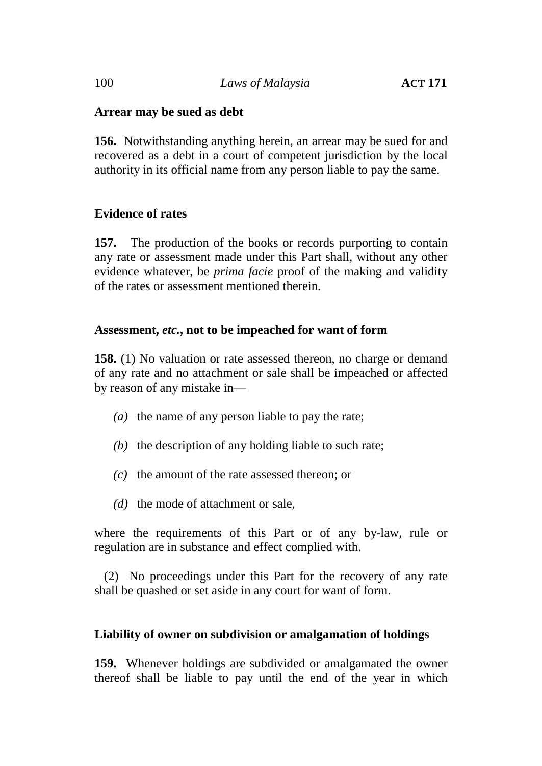### Arrear may be sued as debt

**156.** Notwithstanding anything herein, an arrear may be sued for and recovered as a debt in a court of competent jurisdiction by the local authority in its official name from any person liable to pay the same.

### Evidence of rates

**157.** The production of the books or records purporting to contain any rate or assessment made under this Part shall, without any other evidence whatever, be *prima facie* proof of the making and validity of the rates or assessment mentioned therein.

### Assessment, *etc.*, not to be impeached for want of form

**158.** (1) No valuation or rate assessed thereon, no charge or demand of any rate and no attachment or sale shall be impeached or affected by reason of any mistake in—

*(a)* the name of any person liable to pay the rate;

*(b)* the description of any holding liable to such rate;

*(c)* the amount of the rate assessed thereon; or

*(d)* the mode of attachment or sale,

where the requirements of this Part or of any by-law, rule or regulation are in substance and effect complied with.

(2) No proceedings under this Part for the recovery of any rate shall be quashed or set aside in any court for want of form.

### Liability of owner on subdivision or amalgamation of holdings

**159.** Whenever holdings are subdivided or amalgamated the owner thereof shall be liable to pay until the end of the year in which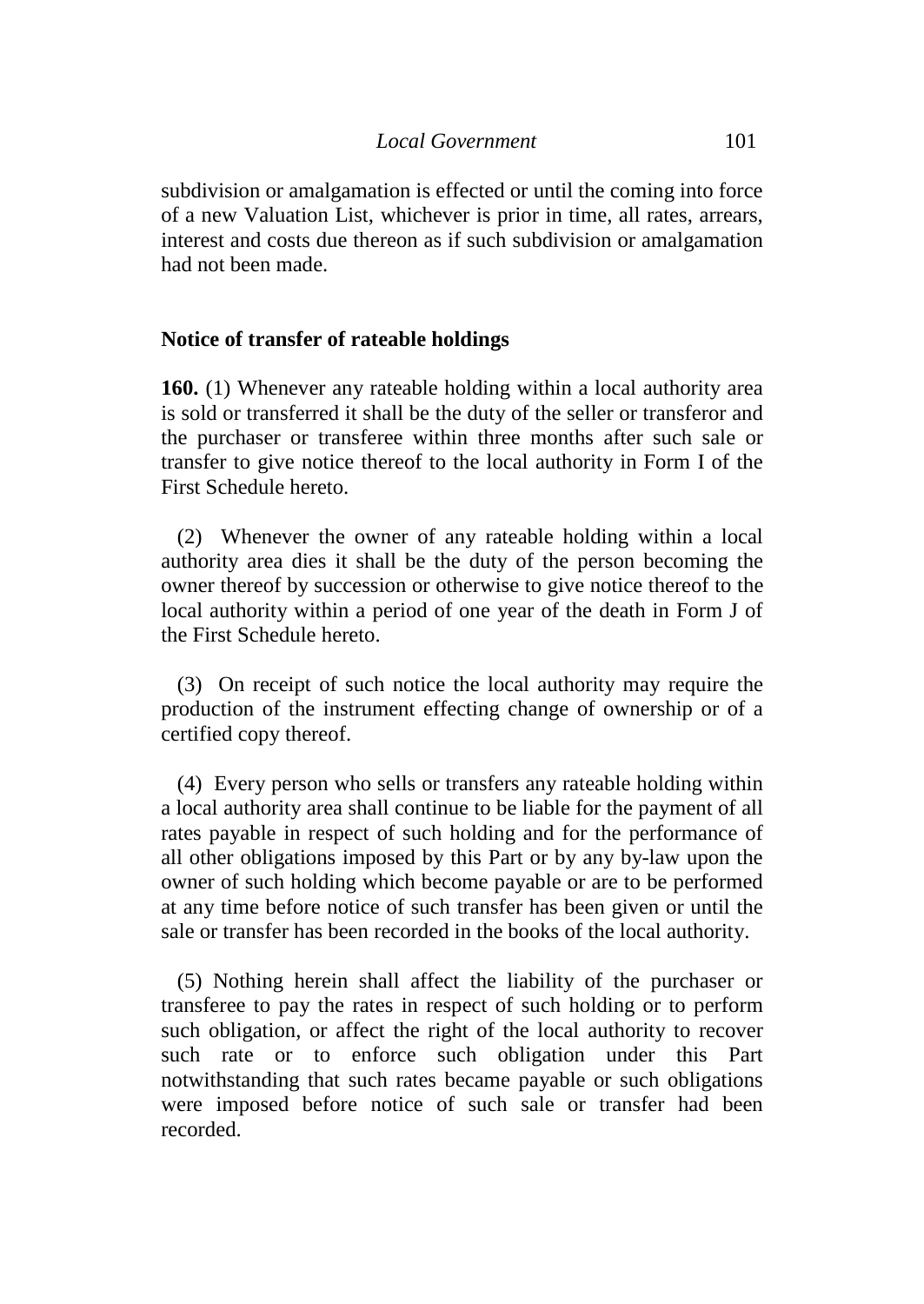subdivision or amalgamation is effected or until the coming into force of a new Valuation List, whichever is prior in time, all rates, arrears, interest and costs due thereon as if such subdivision or amalgamation had not been made.

**Notice of transfer of rateable holdings**

**160.** (1) Whenever any rateable holding within a local authority area is sold or transferred it shall be the duty of the seller or transferor and the purchaser or transferee within three months after such sale or transfer to give notice thereof to the local authority in Form I of the First Schedule hereto.

(2) Whenever the owner of any rateable holding within a local authority area dies it shall be the duty of the person becoming the owner thereof by succession or otherwise to give notice thereof to the local authority within a period of one year of the death in Form J of the First Schedule hereto.

(3) On receipt of such notice the local authority may require the production of the instrument effecting change of ownership or of a certified copy thereof.

(4) Every person who sells or transfers any rateable holding within a local authority area shall continue to be liable for the payment of all rates payable in respect of such holding and for the performance of all other obligations imposed by this Part or by any by-law upon the owner of such holding which become payable or are to be performed at any time before notice of such transfer has been given or until the sale or transfer has been recorded in the books of the local authority.

(5) Nothing herein shall affect the liability of the purchaser or transferee to pay the rates in respect of such holding or to perform such obligation, or affect the right of the local authority to recover such rate or to enforce such obligation under this Part notwithstanding that such rates became payable or such obligations were imposed before notice of such sale or transfer had been recorded.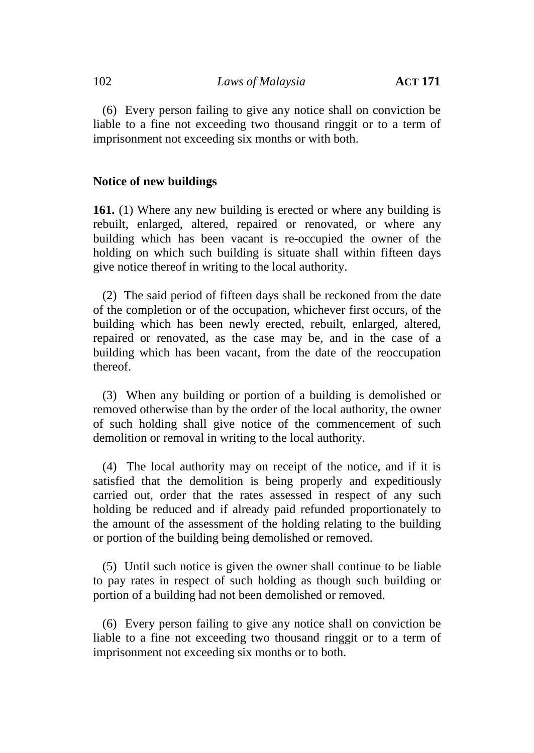(6) Every person failing to give any notice shall on conviction be liable to a fine not exceeding two thousand ringgit or to a term of imprisonment not exceeding six months or with both.

**Notice of new buildings**

**161.** (1) Where any new building is erected or where any building is rebuilt, enlarged, altered, repaired or renovated, or where any building which has been vacant is re-occupied the owner of the holding on which such building is situate shall within fifteen days give notice thereof in writing to the local authority.

(2) The said period of fifteen days shall be reckoned from the date of the completion or of the occupation, whichever first occurs, of the building which has been newly erected, rebuilt, enlarged, altered, repaired or renovated, as the case may be, and in the case of a building which has been vacant, from the date of the reoccupation thereof.

(3) When any building or portion of a building is demolished or removed otherwise than by the order of the local authority, the owner of such holding shall give notice of the commencement of such demolition or removal in writing to the local authority.

(4) The local authority may on receipt of the notice, and if it is satisfied that the demolition is being properly and expeditiously carried out, order that the rates assessed in respect of any such holding be reduced and if already paid refunded proportionately to the amount of the assessment of the holding relating to the building or portion of the building being demolished or removed.

(5) Until such notice is given the owner shall continue to be liable to pay rates in respect of such holding as though such building or portion of a building had not been demolished or removed.

(6) Every person failing to give any notice shall on conviction be liable to a fine not exceeding two thousand ringgit or to a term of imprisonment not exceeding six months or to both.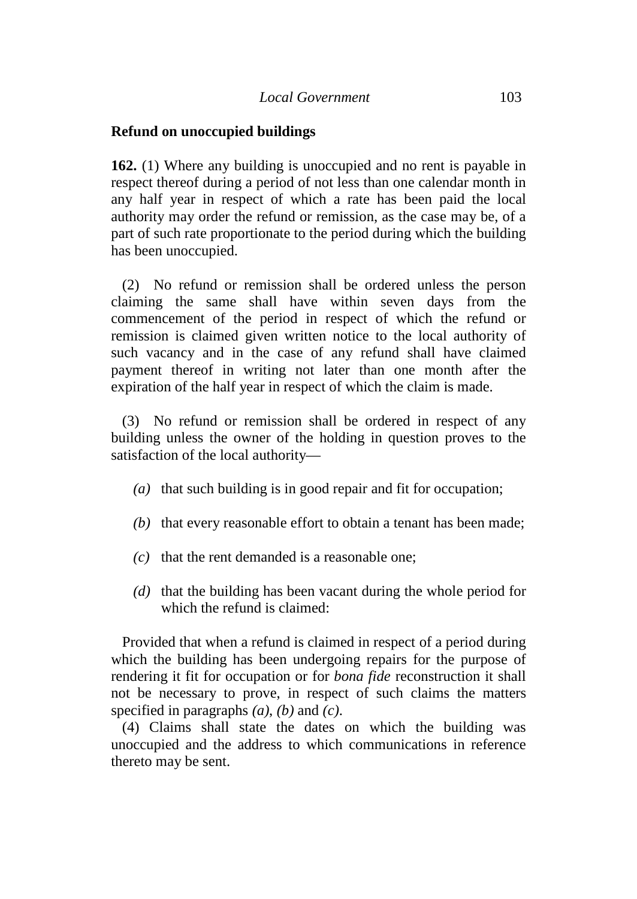**Refund on unoccupied buildings**

**162.** (1) Where any building is unoccupied and no rent is payable in respect thereof during a period of not less than one calendar month in any half year in respect of which a rate has been paid the local authority may order the refund or remission, as the case may be, of a part of such rate proportionate to the period during which the building has been unoccupied.

(2) No refund or remission shall be ordered unless the person claiming the same shall have within seven days from the commencement of the period in respect of which the refund or remission is claimed given written notice to the local authority of such vacancy and in the case of any refund shall have claimed payment thereof in writing not later than one month after the expiration of the half year in respect of which the claim is made.

(3) No refund or remission shall be ordered in respect of any building unless the owner of the holding in question proves to the satisfaction of the local authority—

- *(a)* that such building is in good repair and fit for occupation;
- *(b)* that every reasonable effort to obtain a tenant has been made;
- *(c)* that the rent demanded is a reasonable one;
- *(d)* that the building has been vacant during the whole period for which the refund is claimed:

Provided that when a refund is claimed in respect of a period during which the building has been undergoing repairs for the purpose of rendering it fit for occupation or for *bona fide* reconstruction it shall not be necessary to prove, in respect of such claims the matters specified in paragraphs *(a)*, *(b)* and *(c)*.

(4) Claims shall state the dates on which the building was unoccupied and the address to which communications in reference thereto may be sent.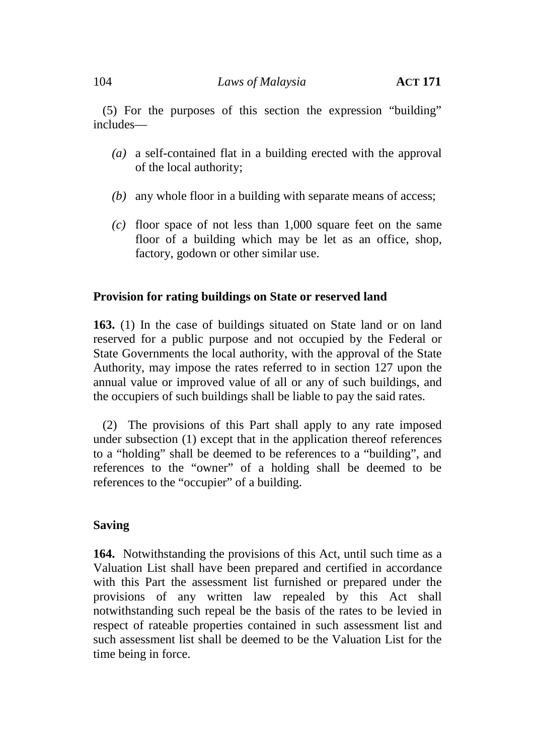(5) For the purposes of this section the expression "building" includes—

*(a)* a self-contained flat in a building erected with the approval of the local authority;

*(b)* any whole floor in a building with separate means of access;

*(c)* floor space of not less than 1,000 square feet on the same floor of a building which may be let as an office, shop, factory, godown or other similar use.

**Provision for rating buildings on State or reserved land**

**163.** (1) In the case of buildings situated on State land or on land reserved for a public purpose and not occupied by the Federal or State Governments the local authority, with the approval of the State Authority, may impose the rates referred to in section 127 upon the annual value or improved value of all or any of such buildings, and the occupiers of such buildings shall be liable to pay the said rates.

(2) The provisions of this Part shall apply to any rate imposed under subsection (1) except that in the application thereof references to a "holding" shall be deemed to be references to a "building", and references to the "owner" of a holding shall be deemed to be references to the "occupier" of a building.

**Saving**

**164.** Notwithstanding the provisions of this Act, until such time as a Valuation List shall have been prepared and certified in accordance with this Part the assessment list furnished or prepared under the provisions of any written law repealed by this Act shall notwithstanding such repeal be the basis of the rates to be levied in respect of rateable properties contained in such assessment list and such assessment list shall be deemed to be the Valuation List for the time being in force.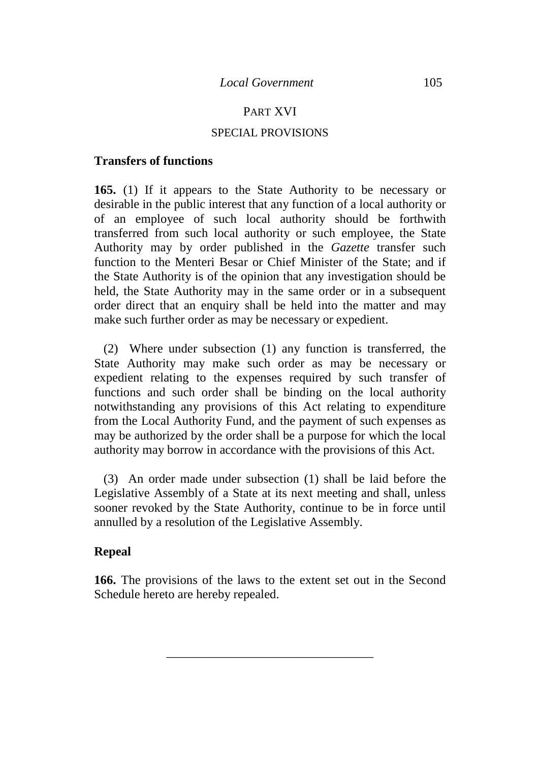## PART XVI

## SPECIAL PROVISIONS

### Transfers of functions

**165.** (1) If it appears to the State Authority to be necessary or desirable in the public interest that any function of a local authority or of an employee of such local authority should be forthwith transferred from such local authority or such employee, the State Authority may by order published in the *Gazette* transfer such function to the Menteri Besar or Chief Minister of the State; and if the State Authority is of the opinion that any investigation should be held, the State Authority may in the same order or in a subsequent order direct that an enquiry shall be held into the matter and may make such further order as may be necessary or expedient.

(2) Where under subsection (1) any function is transferred, the State Authority may make such order as may be necessary or expedient relating to the expenses required by such transfer of functions and such order shall be binding on the local authority notwithstanding any provisions of this Act relating to expenditure from the Local Authority Fund, and the payment of such expenses as may be authorized by the order shall be a purpose for which the local authority may borrow in accordance with the provisions of this Act.

(3) An order made under subsection (1) shall be laid before the Legislative Assembly of a State at its next meeting and shall, unless sooner revoked by the State Authority, continue to be in force until annulled by a resolution of the Legislative Assembly.

### Repeal

**166.** The provisions of the laws to the extent set out in the Second Schedule hereto are hereby repealed.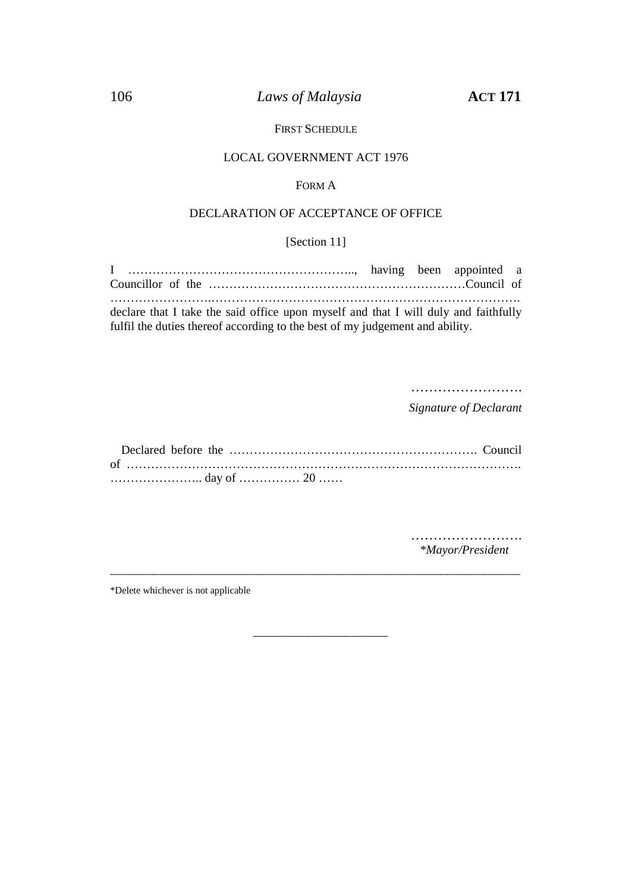FIRST SCHEDULE

LOCAL GOVERNMENT ACT 1976

FORM A

DECLARATION OF ACCEPTANCE OF OFFICE

[Section 11]

I ……………………………………………….., having been appointed a Councillor of the ………………………………………………………Council of ……………………..………………………………………………………………. declare that I take the said office upon myself and that I will duly and faithfully fulfil the duties thereof according to the best of my judgement and ability.

…………………….
*Signature of Declarant*

Declared before the ……………………………………………………. Council of ……………………………………………………………………………………. ………………….. day of …………… 20 ……

…………………….
*\*Mayor/President*

---

\*Delete whichever is not applicable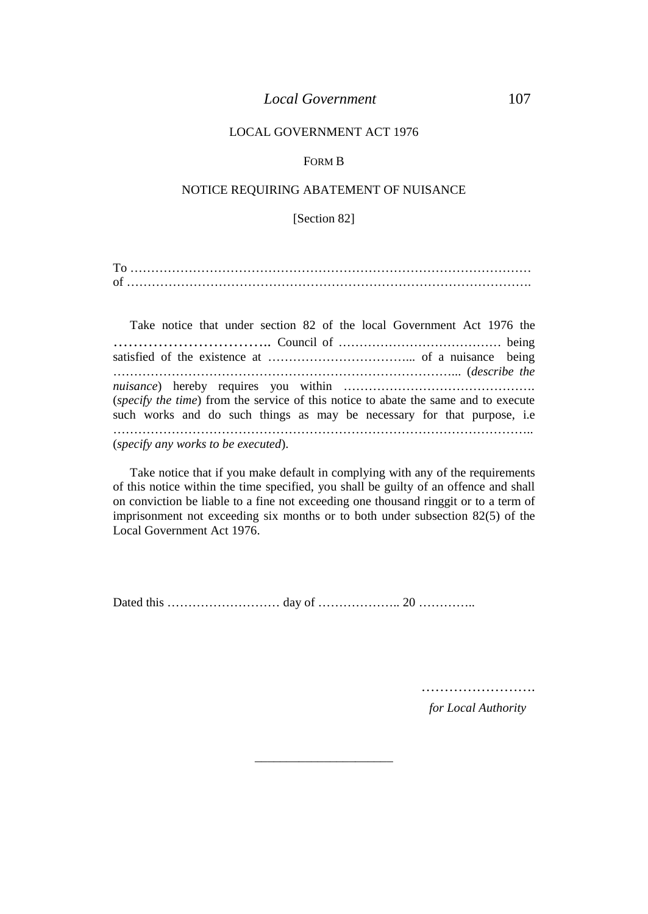LOCAL GOVERNMENT ACT 1976

FORM B

NOTICE REQUIRING ABATEMENT OF NUISANCE

[Section 82]

To …………………………………………………………………………………… 
of …………………………………………………………………………………….

Take notice that under section 82 of the local Government Act 1976 the **…………………………..** Council of ………………………………… being satisfied of the existence at …………………………….. of a nuisance being ……………………………………………………………………….. (*describe the nuisance*) hereby requires you within ………………………………………. (*specify the time*) from the service of this notice to abate the same and to execute such works and do such things as may be necessary for that purpose, i.e ……………………………………………………………………………………….. (*specify any works to be executed*).

Take notice that if you make default in complying with any of the requirements of this notice within the time specified, you shall be guilty of an offence and shall on conviction be liable to a fine not exceeding one thousand ringgit or to a term of imprisonment not exceeding six months or to both under subsection 82(5) of the Local Government Act 1976.

Dated this ……………………… day of ……………….. 20 …………..

…………………….

*for Local Authority*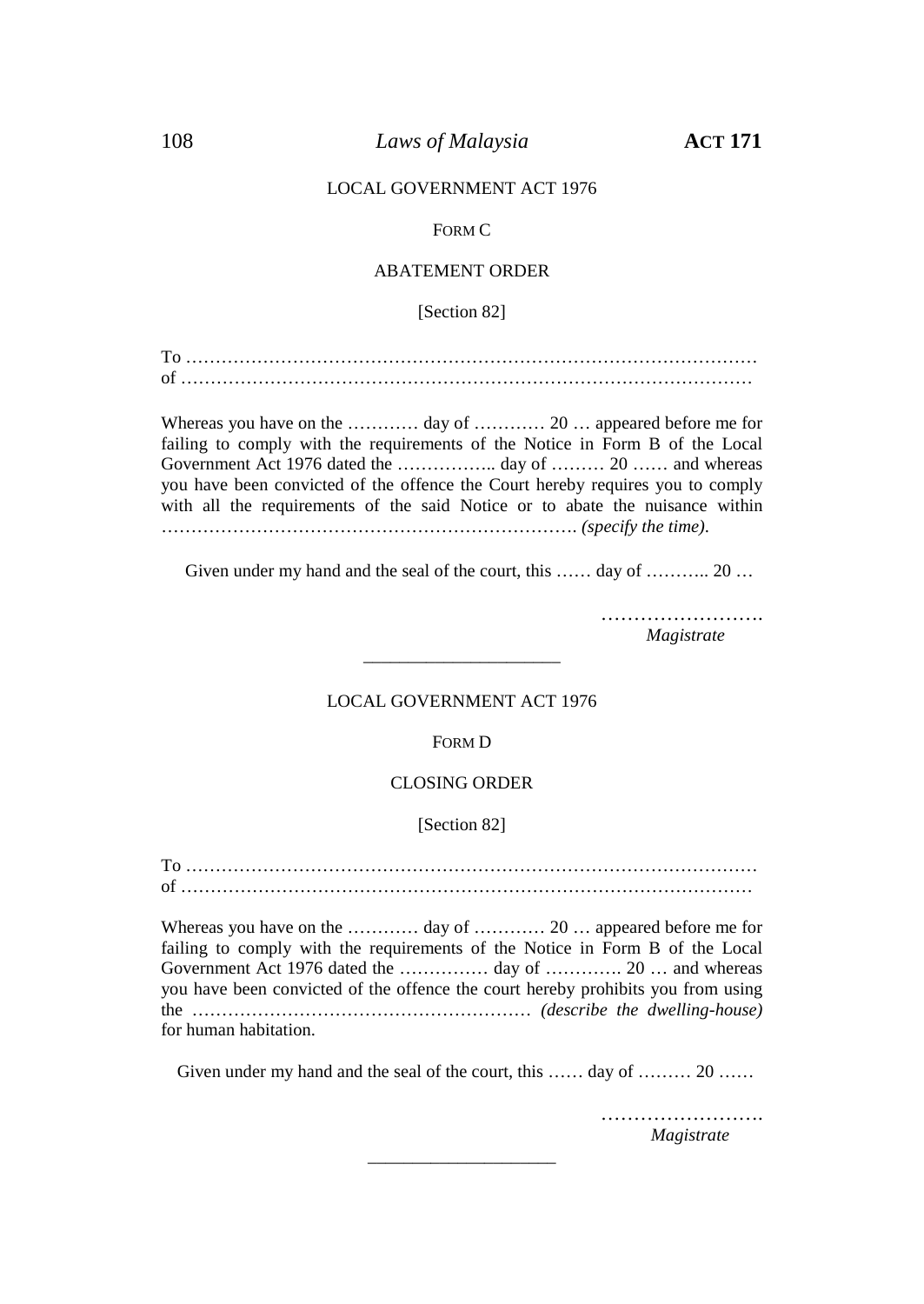LOCAL GOVERNMENT ACT 1976

FORM C

ABATEMENT ORDER

[Section 82]

To ………………………………………………………………………………………
of ………………………………………………………………………………………

Whereas you have on the ………… day of ………… 20 … appeared before me for failing to comply with the requirements of the Notice in Form B of the Local Government Act 1976 dated the …………….. day of ……… 20 …… and whereas you have been convicted of the offence the Court hereby requires you to comply with all the requirements of the said Notice or to abate the nuisance within ……………………………………………………………. *(specify the time)*.

Given under my hand and the seal of the court, this …… day of ……….. 20 …

…………………….
*Magistrate*

---

LOCAL GOVERNMENT ACT 1976

FORM D

CLOSING ORDER

[Section 82]

To ………………………………………………………………………………………
of ………………………………………………………………………………………

Whereas you have on the ………… day of ………… 20 … appeared before me for failing to comply with the requirements of the Notice in Form B of the Local Government Act 1976 dated the …………… day of …………. 20 … and whereas you have been convicted of the offence the court hereby prohibits you from using the ………………………………………………… *(describe the dwelling-house)* for human habitation.

Given under my hand and the seal of the court, this …… day of ……… 20 ……

…………………….
*Magistrate*

---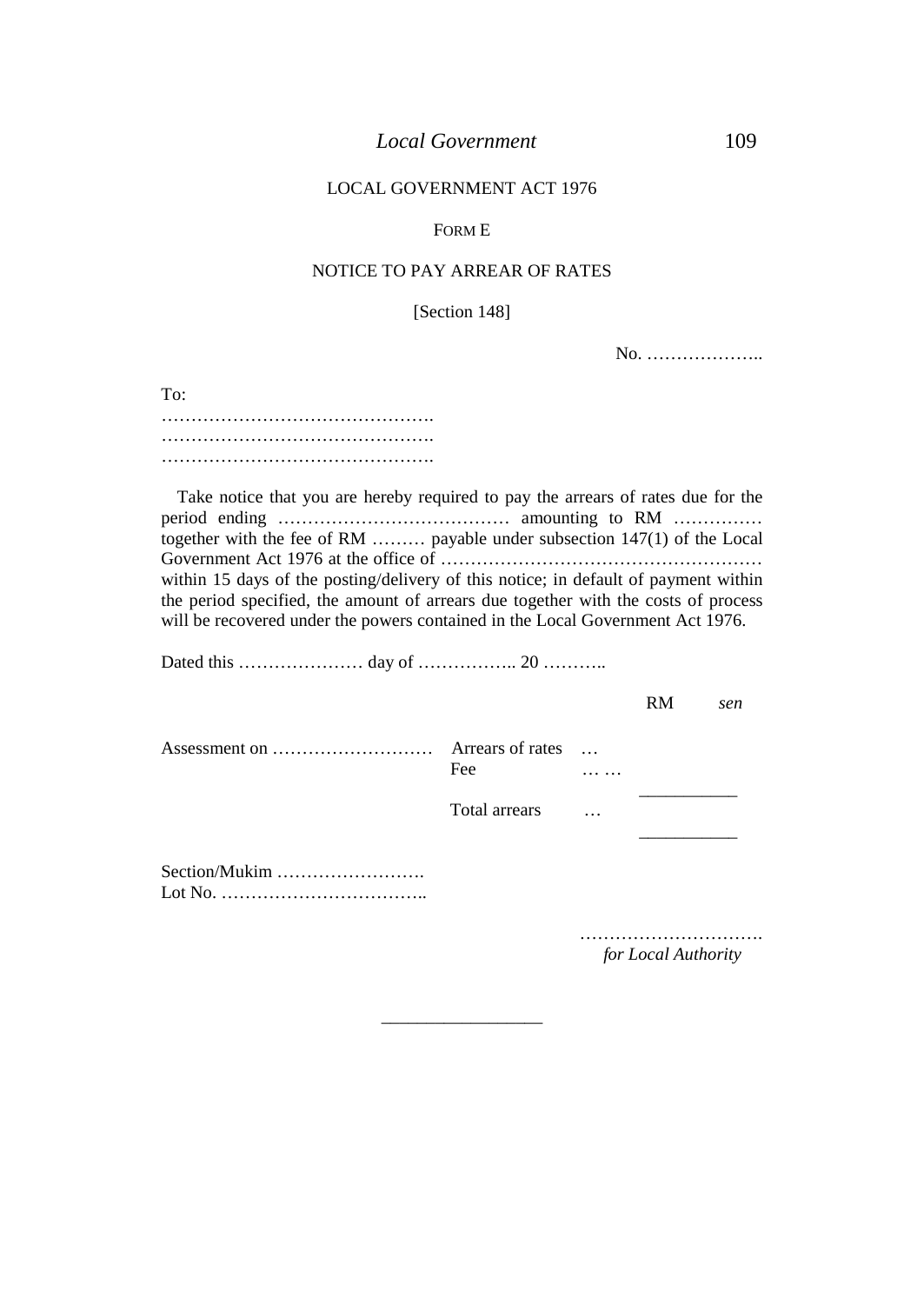LOCAL GOVERNMENT ACT 1976

FORM E

NOTICE TO PAY ARREAR OF RATES

[Section 148]

No. ………………..

To:

……………………………………….
……………………………………….
……………………………………….

Take notice that you are hereby required to pay the arrears of rates due for the period ending ………………………………… amounting to RM …………… together with the fee of RM ……… payable under subsection 147(1) of the Local Government Act 1976 at the office of ……………………………………………… within 15 days of the posting/delivery of this notice; in default of payment within the period specified, the amount of arrears due together with the costs of process will be recovered under the powers contained in the Local Government Act 1976.

Dated this ………………… day of …………….. 20 ………..

| | | | RM | *sen* |
|---|---|---|---|---|
| Assessment on ……………………… | Arrears of rates | … | | |
| | Fee | … … | | |
| | Total arrears | … | | |

Section/Mukim …………………….
Lot No. ……………………………..

………………………….
*for Local Authority*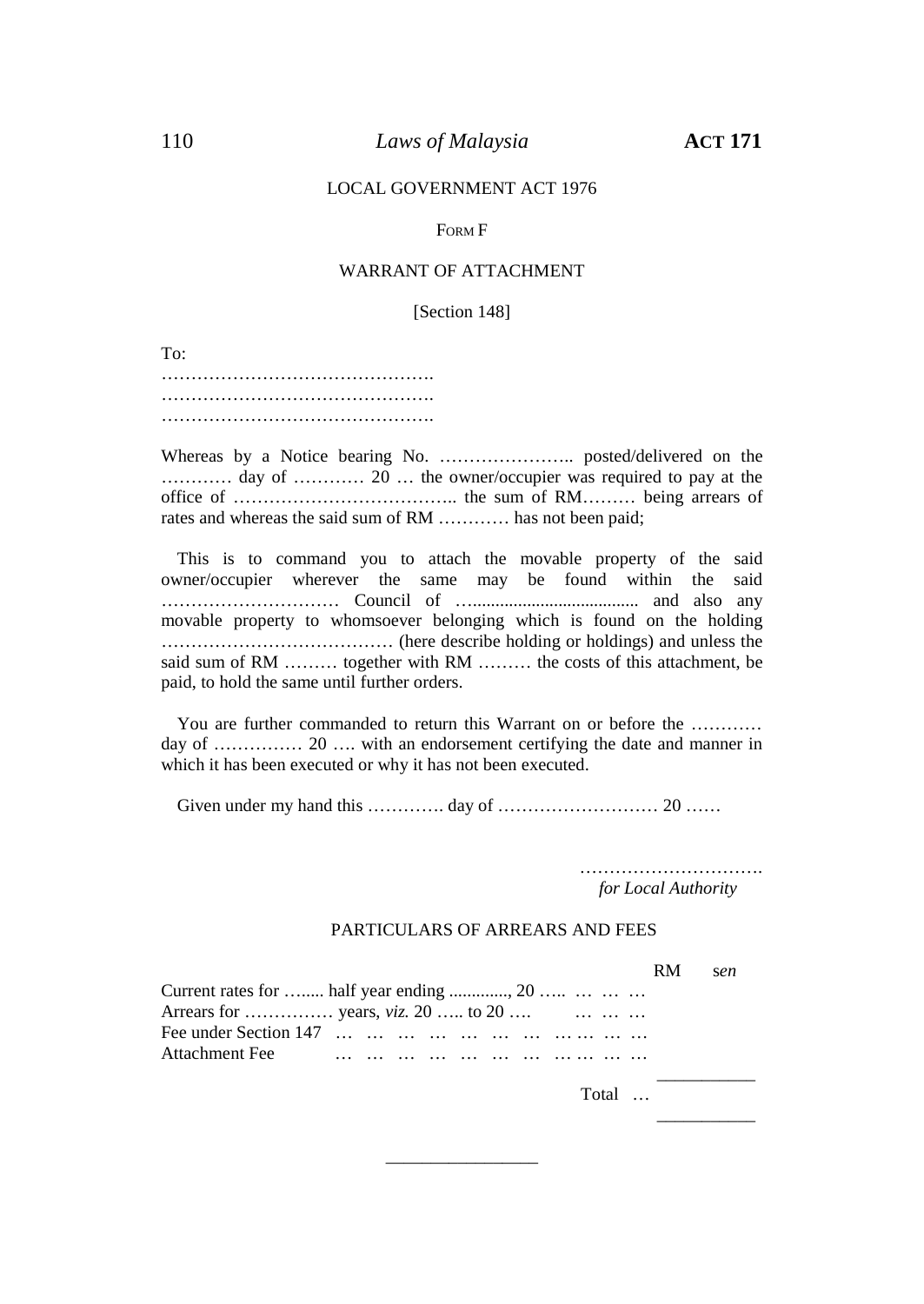LOCAL GOVERNMENT ACT 1976

FORM F

WARRANT OF ATTACHMENT

[Section 148]

To:
……………………………………….
……………………………………….
……………………………………….

Whereas by a Notice bearing No. ………………….. posted/delivered on the ………… day of ………… 20 … the owner/occupier was required to pay at the office of ……………………………….. the sum of RM……… being arrears of rates and whereas the said sum of RM ………… has not been paid;

This is to command you to attach the movable property of the said owner/occupier wherever the same may be found within the said ………………………… Council of …..................................... and also any movable property to whomsoever belonging which is found on the holding ………………………………… (here describe holding or holdings) and unless the said sum of RM ……… together with RM ……… the costs of this attachment, be paid, to hold the same until further orders.

You are further commanded to return this Warrant on or before the ………… day of …………… 20 …. with an endorsement certifying the date and manner in which it has been executed or why it has not been executed.

Given under my hand this …………. day of ……………………… 20 ……

………………………….
*for Local Authority*

PARTICULARS OF ARREARS AND FEES

| | RM | *sen* |
|---|---|---|
| Current rates for …..... half year ending ............., 20 ….. … … … | | |
| Arrears for …………… years, *viz.* 20 ….. to 20 …. … … … | | |
| Fee under Section 147 … … … … … … … … … … … | | |
| Attachment Fee … … … … … … … … … … … | | |
| Total … | | |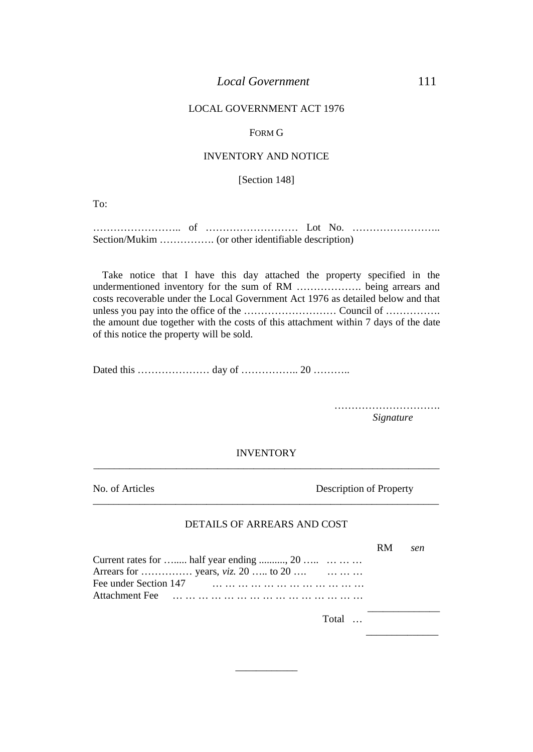LOCAL GOVERNMENT ACT 1976

FORM G

INVENTORY AND NOTICE

[Section 148]

To:

…………………….. of ……………………… Lot No. …………………….. Section/Mukim ……………. (or other identifiable description)

Take notice that I have this day attached the property specified in the undermentioned inventory for the sum of RM ………………. being arrears and costs recoverable under the Local Government Act 1976 as detailed below and that unless you pay into the office of the ……………………… Council of ……………. the amount due together with the costs of this attachment within 7 days of the date of this notice the property will be sold.

Dated this ………………… day of …………….. 20 ………..

………………………….
*Signature*

INVENTORY

| No. of Articles | Description of Property |
|---|---|

DETAILS OF ARREARS AND COST

| | RM | *sen* |
|---|---|---|
| Current rates for …..... half year ending .........., 20 ….. … … … | | |
| Arrears for …………… years, *viz.* 20 ….. to 20 …. … … … | | |
| Fee under Section 147 … … … … … … … … … … … | | |
| Attachment Fee … … … … … … … … … … … … … … | | |
| Total … | | |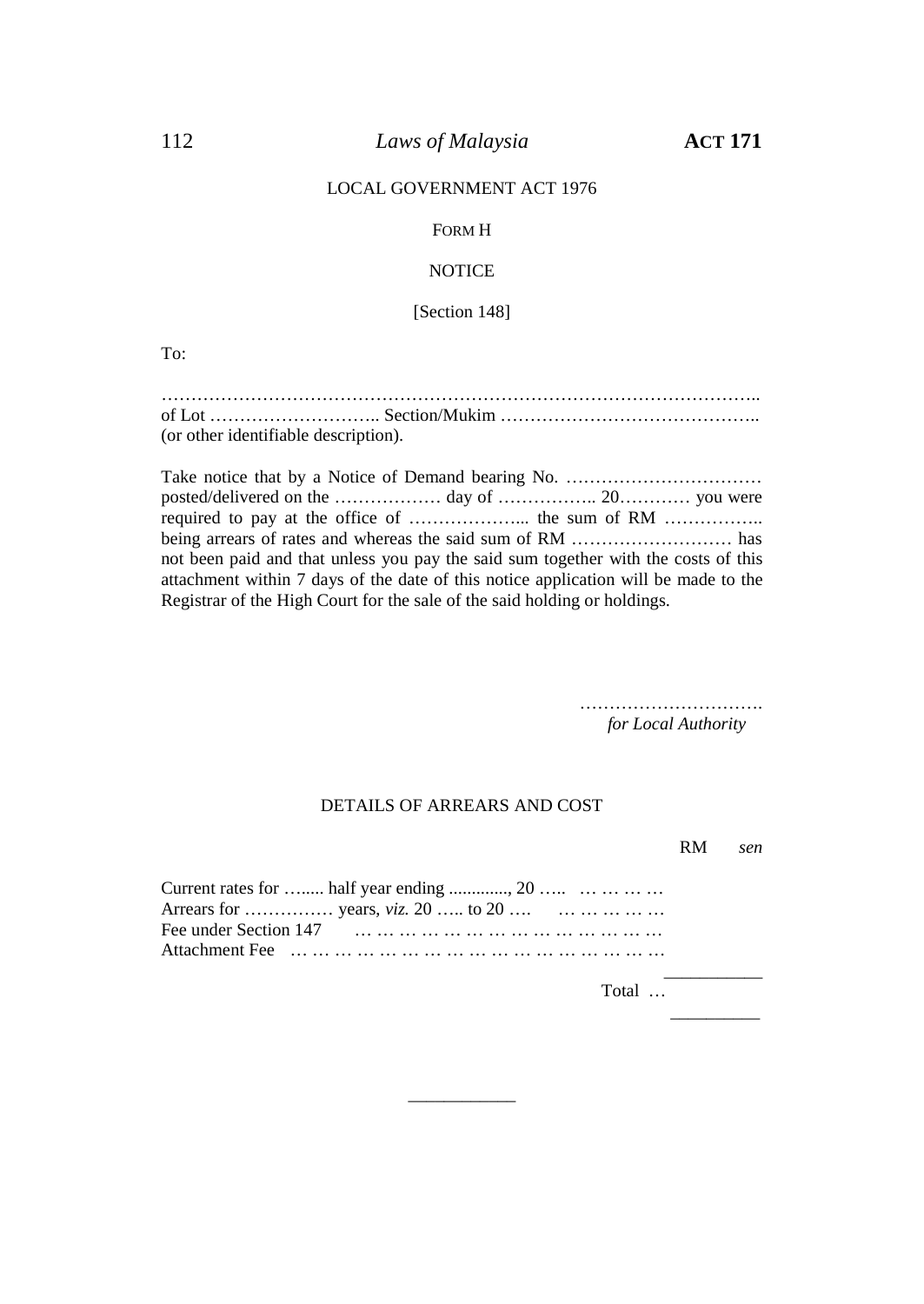LOCAL GOVERNMENT ACT 1976

FORM H

NOTICE

[Section 148]

To:

………………………………………………………………………………………..
of Lot ……………………….. Section/Mukim ……………………………………..
(or other identifiable description).

Take notice that by a Notice of Demand bearing No. …………………………… posted/delivered on the ……………… day of …………….. 20………… you were required to pay at the office of ………………... the sum of RM …………….. being arrears of rates and whereas the said sum of RM ……………………… has not been paid and that unless you pay the said sum together with the costs of this attachment within 7 days of the date of this notice application will be made to the Registrar of the High Court for the sale of the said holding or holdings.

………………………….
*for Local Authority*

DETAILS OF ARREARS AND COST

| | RM | *sen* |
|---|---|---|
| Current rates for …..... half year ending ............., 20 ….. … … … … | | |
| Arrears for …………… years, *viz.* 20 ….. to 20 …. … … … … … | | |
| Fee under Section 147 … … … … … … … … … … … … … | | |
| Attachment Fee … … … … … … … … … … … … … … … … | | |
| Total … | | |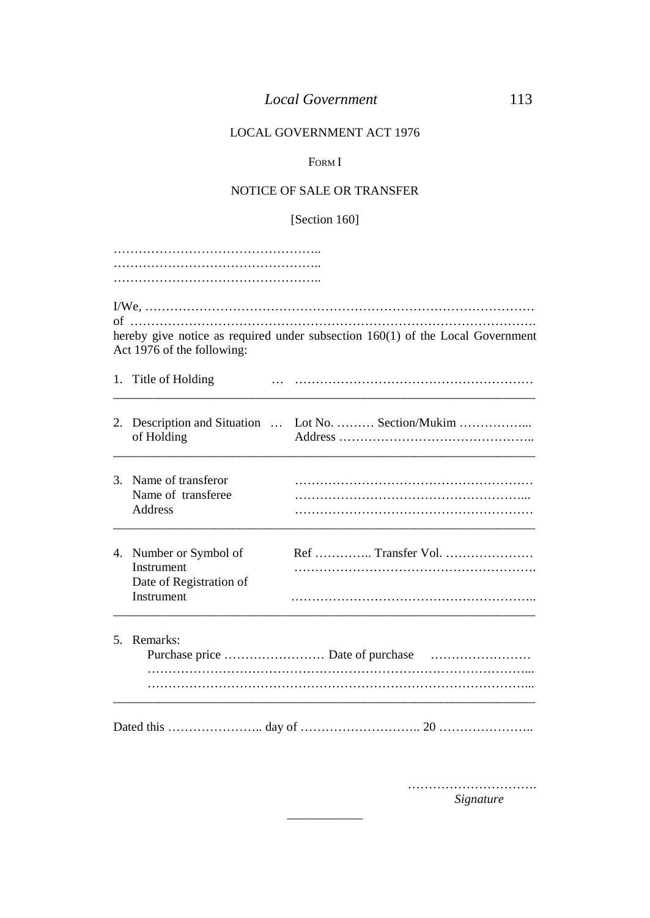LOCAL GOVERNMENT ACT 1976

FORM I

NOTICE OF SALE OR TRANSFER

[Section 160]

…………………………………………..
…………………………………………..
…………………………………………..

I/We, ………………………………………………………………………………
of …………………………………………………………………………………….
hereby give notice as required under subsection 160(1) of the Local Government Act 1976 of the following:

1. Title of Holding … …………………………………………………

---

2. Description and Situation of Holding … Lot No. ……… Section/Mukim ……………...
Address ………………………………………..

---

3. Name of transferor ………………………………………………….
Name of transferee ………………………………………………...
Address ………………………………………………….

---

4. Number or Symbol of Instrument Ref ………….. Transfer Vol. …………………
…………………………………………………….
Date of Registration of Instrument …………………………………………………..

---

5. Remarks:
Purchase price …………………… Date of purchase ……………………
……………………………………………………………………………...
……………………………………………………………………………...

---

Dated this ………………….. day of ……………………….. 20 …………………..

………………………….
*Signature*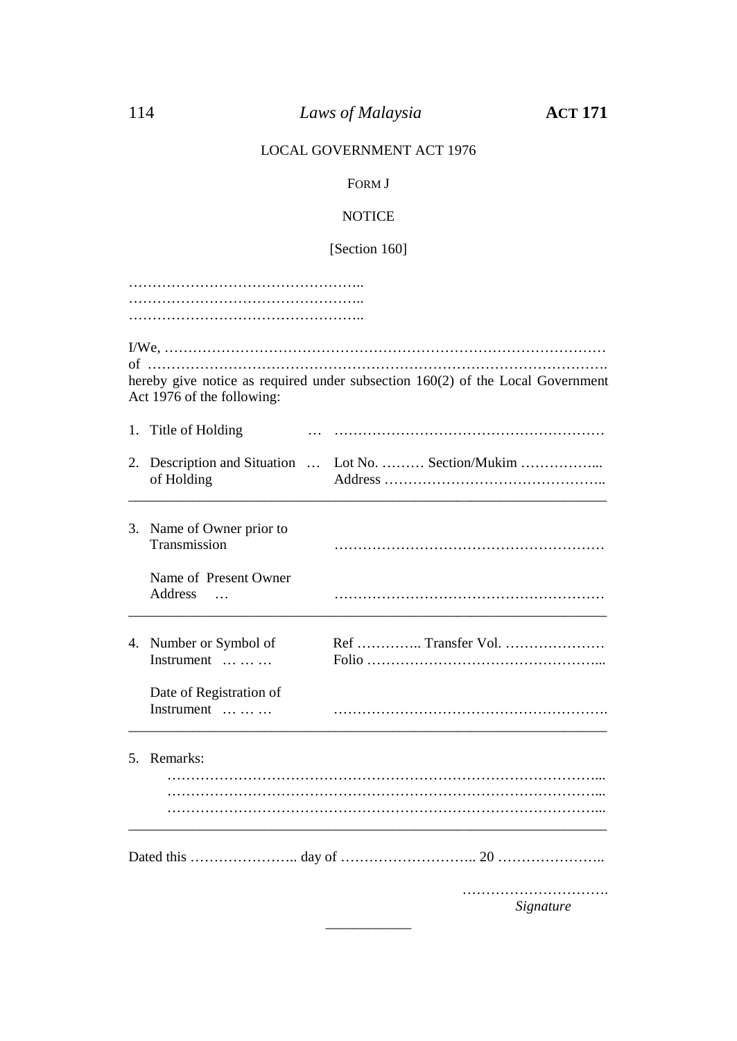LOCAL GOVERNMENT ACT 1976

FORM J

NOTICE

[Section 160]

…………………………………………..
…………………………………………..
…………………………………………..

I/We, ………………………………………………………………………………
of ………………………………………………………………………………….
hereby give notice as required under subsection 160(2) of the Local Government Act 1976 of the following:

1. Title of Holding … …………………………………………………

2. Description and Situation of Holding … Lot No. ……… Section/Mukim ……………...
Address ………………………………………..

---

3. Name of Owner prior to Transmission …………………………………………………

Name of Present Owner
Address … …………………………………………………

---

4. Number or Symbol of Instrument … … … Ref ………….. Transfer Vol. …………………
Folio …………………………………………...

Date of Registration of Instrument … … … ………………………………………………….

---

5. Remarks:
……………………………………………………………………………...
……………………………………………………………………………...
……………………………………………………………………………...

---

Dated this ………………….. day of ……………………….. 20 …………………..

………………………….
*Signature*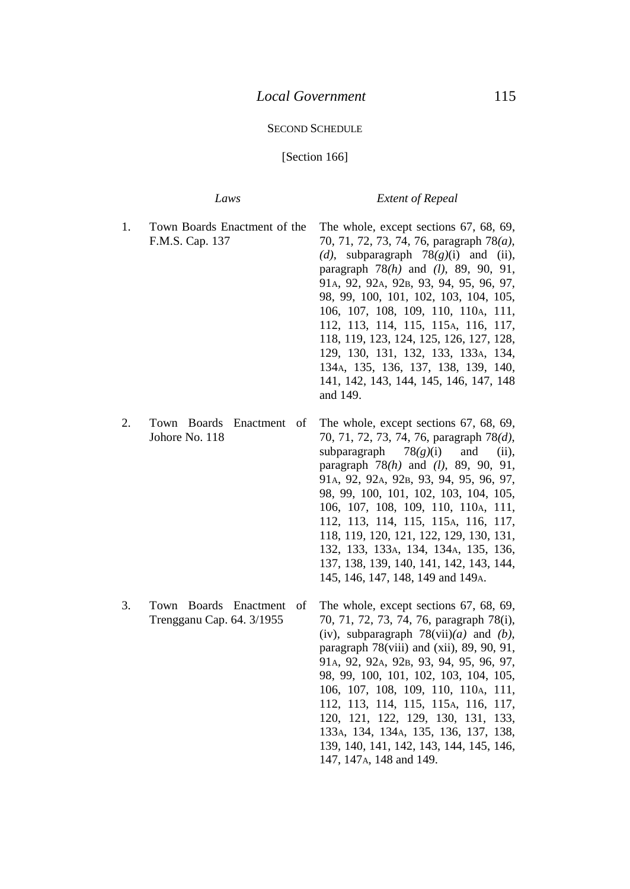SECOND SCHEDULE

[Section 166]

| | *Laws* | *Extent of Repeal* |
|---|---|---|
| 1. | Town Boards Enactment of the F.M.S. Cap. 137 | The whole, except sections 67, 68, 69, 70, 71, 72, 73, 74, 76, paragraph 78*(a)*, *(d)*, subparagraph 78*(g)*(i) and (ii), paragraph 78*(h)* and *(l)*, 89, 90, 91, 91A, 92, 92A, 92B, 93, 94, 95, 96, 97, 98, 99, 100, 101, 102, 103, 104, 105, 106, 107, 108, 109, 110, 110A, 111, 112, 113, 114, 115, 115A, 116, 117, 118, 119, 123, 124, 125, 126, 127, 128, 129, 130, 131, 132, 133, 133A, 134, 134A, 135, 136, 137, 138, 139, 140, 141, 142, 143, 144, 145, 146, 147, 148 and 149. |
| 2. | Town Boards Enactment of Johore No. 118 | The whole, except sections 67, 68, 69, 70, 71, 72, 73, 74, 76, paragraph 78*(d)*, subparagraph 78*(g)*(i) and (ii), paragraph 78*(h)* and *(l)*, 89, 90, 91, 91A, 92, 92A, 92B, 93, 94, 95, 96, 97, 98, 99, 100, 101, 102, 103, 104, 105, 106, 107, 108, 109, 110, 110A, 111, 112, 113, 114, 115, 115A, 116, 117, 118, 119, 120, 121, 122, 129, 130, 131, 132, 133, 133A, 134, 134A, 135, 136, 137, 138, 139, 140, 141, 142, 143, 144, 145, 146, 147, 148, 149 and 149A. |
| 3. | Town Boards Enactment of Trengganu Cap. 64. 3/1955 | The whole, except sections 67, 68, 69, 70, 71, 72, 73, 74, 76, paragraph 78(i), (iv), subparagraph 78(vii)*(a)* and *(b)*, paragraph 78(viii) and (xii), 89, 90, 91, 91A, 92, 92A, 92B, 93, 94, 95, 96, 97, 98, 99, 100, 101, 102, 103, 104, 105, 106, 107, 108, 109, 110, 110A, 111, 112, 113, 114, 115, 115A, 116, 117, 120, 121, 122, 129, 130, 131, 133, 133A, 134, 134A, 135, 136, 137, 138, 139, 140, 141, 142, 143, 144, 145, 146, 147, 147A, 148 and 149. |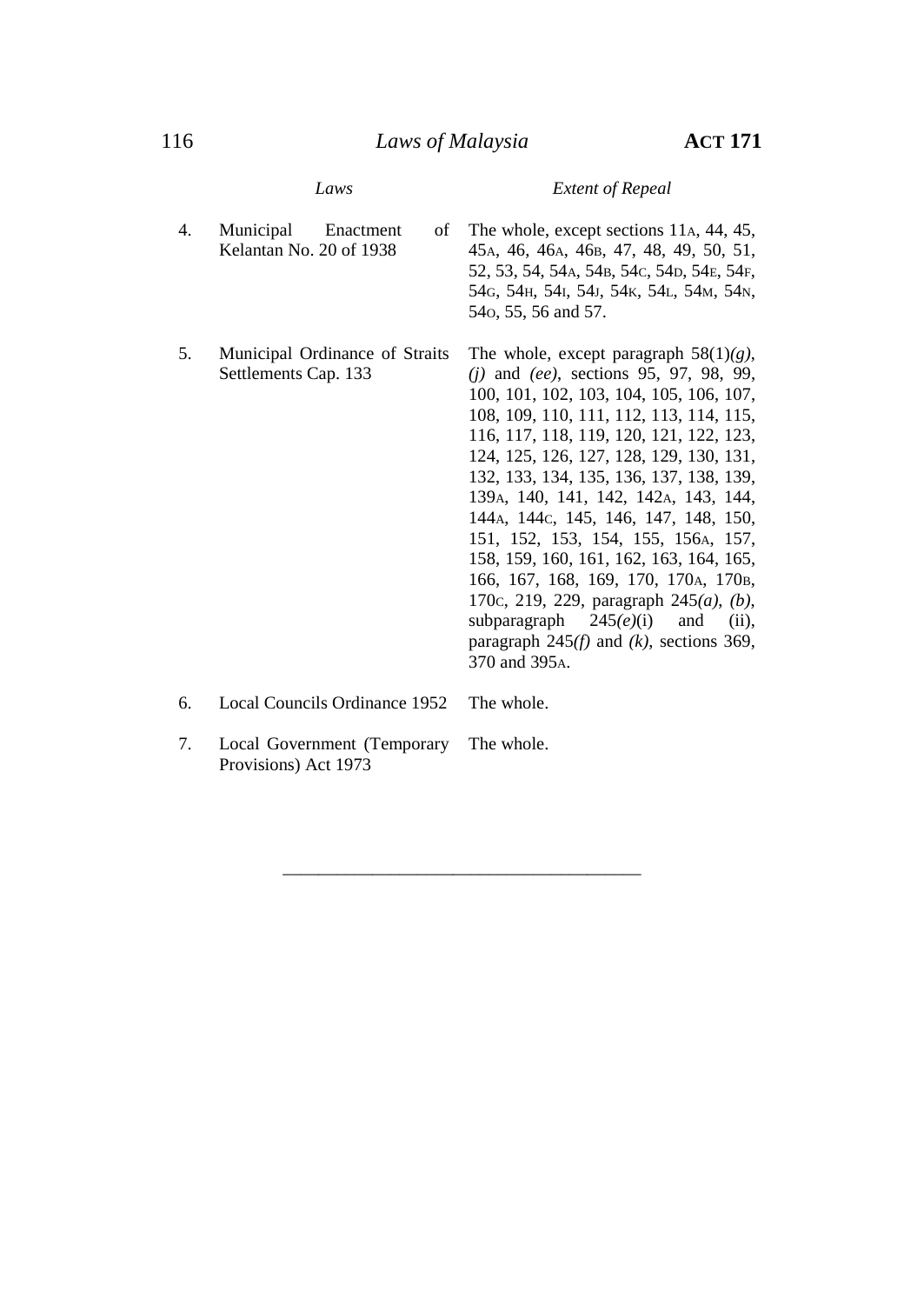| | *Laws* | *Extent of Repeal* |
|---|---|---|
| 4. | Municipal Enactment of Kelantan No. 20 of 1938 | The whole, except sections 11A, 44, 45, 45A, 46, 46A, 46B, 47, 48, 49, 50, 51, 52, 53, 54, 54A, 54B, 54C, 54D, 54E, 54F, 54G, 54H, 54I, 54J, 54K, 54L, 54M, 54N, 54O, 55, 56 and 57. |
| 5. | Municipal Ordinance of Straits Settlements Cap. 133 | The whole, except paragraph 58(1)*(g)*, *(j)* and *(ee)*, sections 95, 97, 98, 99, 100, 101, 102, 103, 104, 105, 106, 107, 108, 109, 110, 111, 112, 113, 114, 115, 116, 117, 118, 119, 120, 121, 122, 123, 124, 125, 126, 127, 128, 129, 130, 131, 132, 133, 134, 135, 136, 137, 138, 139, 139A, 140, 141, 142, 142A, 143, 144, 144A, 144C, 145, 146, 147, 148, 150, 151, 152, 153, 154, 155, 156A, 157, 158, 159, 160, 161, 162, 163, 164, 165, 166, 167, 168, 169, 170, 170A, 170B, 170C, 219, 229, paragraph 245*(a)*, *(b)*, subparagraph 245*(e)*(i) and (ii), paragraph 245*(f)* and *(k)*, sections 369, 370 and 395A. |
| 6. | Local Councils Ordinance 1952 | The whole. |
| 7. | Local Government (Temporary Provisions) Act 1973 | The whole. |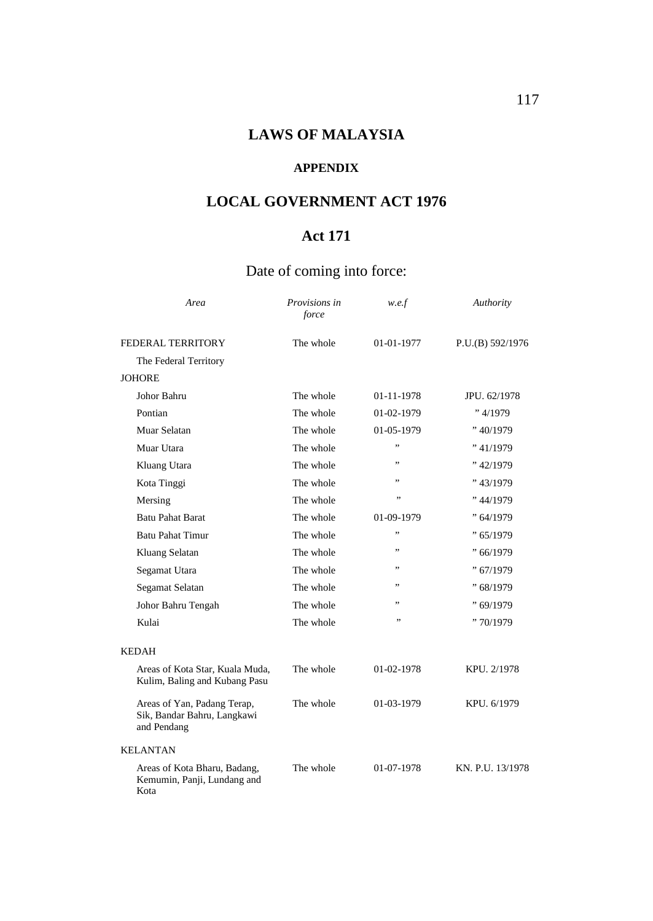# LAWS OF MALAYSIA

## APPENDIX

## LOCAL GOVERNMENT ACT 1976

## Act 171

### Date of coming into force:

| *Area* | *Provisions in force* | *w.e.f* | *Authority* |
|---|---|---|---|
| FEDERAL TERRITORY | The whole | 01-01-1977 | P.U.(B) 592/1976 |
| The Federal Territory | | | |
| JOHORE | | | |
| Johor Bahru | The whole | 01-11-1978 | JPU. 62/1978 |
| Pontian | The whole | 01-02-1979 | " 4/1979 |
| Muar Selatan | The whole | 01-05-1979 | " 40/1979 |
| Muar Utara | The whole | " | " 41/1979 |
| Kluang Utara | The whole | " | " 42/1979 |
| Kota Tinggi | The whole | " | " 43/1979 |
| Mersing | The whole | " | " 44/1979 |
| Batu Pahat Barat | The whole | 01-09-1979 | " 64/1979 |
| Batu Pahat Timur | The whole | " | " 65/1979 |
| Kluang Selatan | The whole | " | " 66/1979 |
| Segamat Utara | The whole | " | " 67/1979 |
| Segamat Selatan | The whole | " | " 68/1979 |
| Johor Bahru Tengah | The whole | " | " 69/1979 |
| Kulai | The whole | " | " 70/1979 |
| KEDAH | | | |
| Areas of Kota Star, Kuala Muda, Kulim, Baling and Kubang Pasu | The whole | 01-02-1978 | KPU. 2/1978 |
| Areas of Yan, Padang Terap, Sik, Bandar Bahru, Langkawi and Pendang | The whole | 01-03-1979 | KPU. 6/1979 |
| KELANTAN | | | |
| Areas of Kota Bharu, Badang, Kemumin, Panji, Lundang and Kota | The whole | 01-07-1978 | KN. P.U. 13/1978 |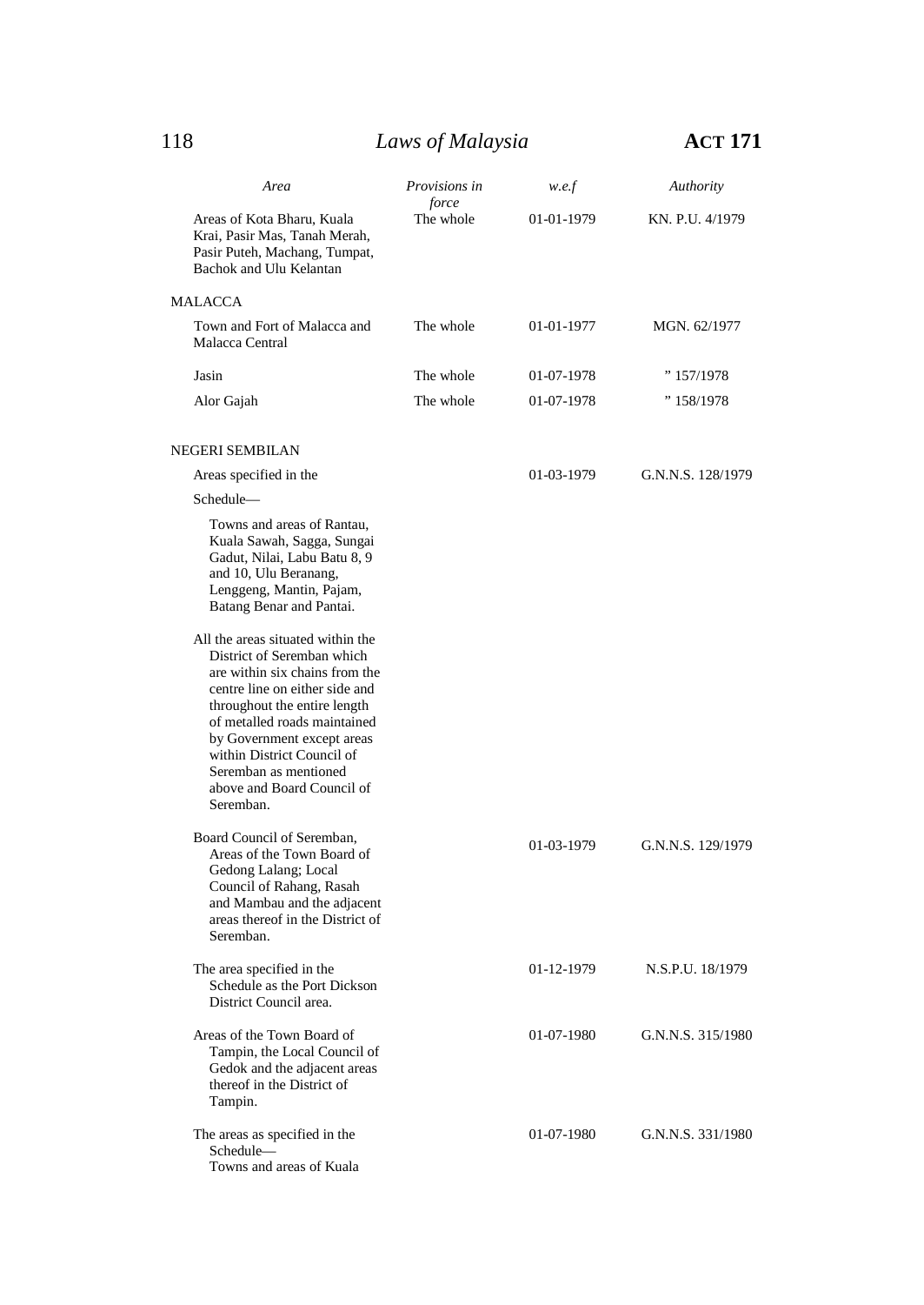| *Area* | *Provisions in force* | *w.e.f* | *Authority* |
|---|---|---|---|
| Areas of Kota Bharu, Kuala Krai, Pasir Mas, Tanah Merah, Pasir Puteh, Machang, Tumpat, Bachok and Ulu Kelantan | The whole | 01-01-1979 | KN. P.U. 4/1979 |
| MALACCA | | | |
| Town and Fort of Malacca and Malacca Central | The whole | 01-01-1977 | MGN. 62/1977 |
| Jasin | The whole | 01-07-1978 | " 157/1978 |
| Alor Gajah | The whole | 01-07-1978 | " 158/1978 |
| NEGERI SEMBILAN | | | |
| Areas specified in the Schedule— Towns and areas of Rantau, Kuala Sawah, Sagga, Sungai Gadut, Nilai, Labu Batu 8, 9 and 10, Ulu Beranang, Lenggeng, Mantin, Pajam, Batang Benar and Pantai. All the areas situated within the District of Seremban which are within six chains from the centre line on either side and throughout the entire length of metalled roads maintained by Government except areas within District Council of Seremban as mentioned above and Board Council of Seremban. | | 01-03-1979 | G.N.N.S. 128/1979 |
| Board Council of Seremban, Areas of the Town Board of Gedong Lalang; Local Council of Rahang, Rasah and Mambau and the adjacent areas thereof in the District of Seremban. | | 01-03-1979 | G.N.N.S. 129/1979 |
| The area specified in the Schedule as the Port Dickson District Council area. | | 01-12-1979 | N.S.P.U. 18/1979 |
| Areas of the Town Board of Tampin, the Local Council of Gedok and the adjacent areas thereof in the District of Tampin. | | 01-07-1980 | G.N.N.S. 315/1980 |
| The areas as specified in the Schedule— Towns and areas of Kuala | | 01-07-1980 | G.N.N.S. 331/1980 |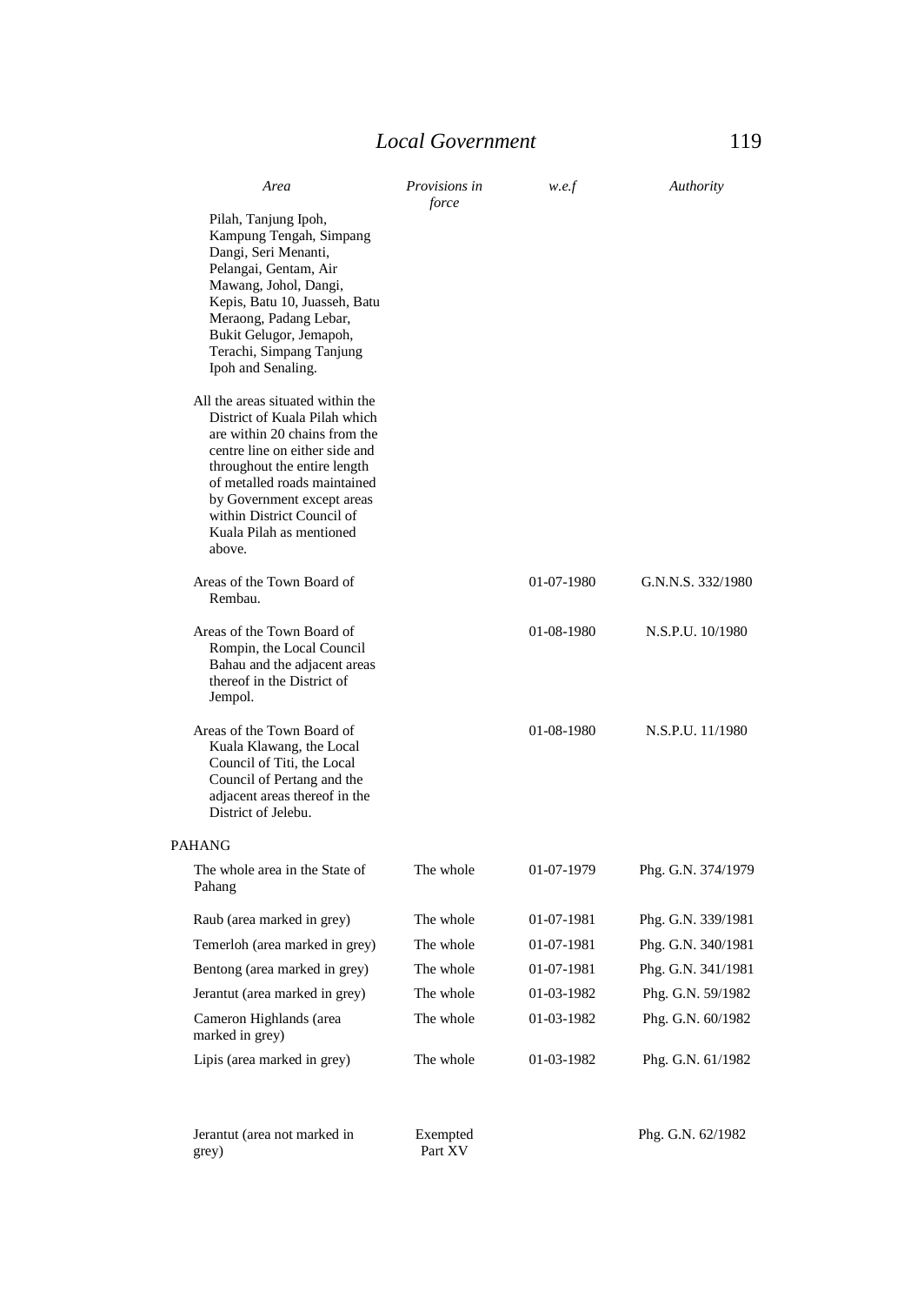| Area | Provisions in force | w.e.f | Authority |
|---|---|---|---|
| Pilah, Tanjung Ipoh, Kampung Tengah, Simpang Dangi, Seri Menanti, Pelangai, Gentam, Air Mawang, Johol, Dangi, Kepis, Batu 10, Juasseh, Batu Meraong, Padang Lebar, Bukit Gelugor, Jemapoh, Terachi, Simpang Tanjung Ipoh and Senaling. | | | |
| All the areas situated within the District of Kuala Pilah which are within 20 chains from the centre line on either side and throughout the entire length of metalled roads maintained by Government except areas within District Council of Kuala Pilah as mentioned above. | | | |
| Areas of the Town Board of Rembau. | | 01-07-1980 | G.N.N.S. 332/1980 |
| Areas of the Town Board of Rompin, the Local Council Bahau and the adjacent areas thereof in the District of Jempol. | | 01-08-1980 | N.S.P.U. 10/1980 |
| Areas of the Town Board of Kuala Klawang, the Local Council of Titi, the Local Council of Pertang and the adjacent areas thereof in the District of Jelebu. | | 01-08-1980 | N.S.P.U. 11/1980 |
| PAHANG | | | |
| The whole area in the State of Pahang | The whole | 01-07-1979 | Phg. G.N. 374/1979 |
| Raub (area marked in grey) | The whole | 01-07-1981 | Phg. G.N. 339/1981 |
| Temerloh (area marked in grey) | The whole | 01-07-1981 | Phg. G.N. 340/1981 |
| Bentong (area marked in grey) | The whole | 01-07-1981 | Phg. G.N. 341/1981 |
| Jerantut (area marked in grey) | The whole | 01-03-1982 | Phg. G.N. 59/1982 |
| Cameron Highlands (area marked in grey) | The whole | 01-03-1982 | Phg. G.N. 60/1982 |
| Lipis (area marked in grey) | The whole | 01-03-1982 | Phg. G.N. 61/1982 |
| Jerantut (area not marked in grey) | Exempted Part XV | | Phg. G.N. 62/1982 |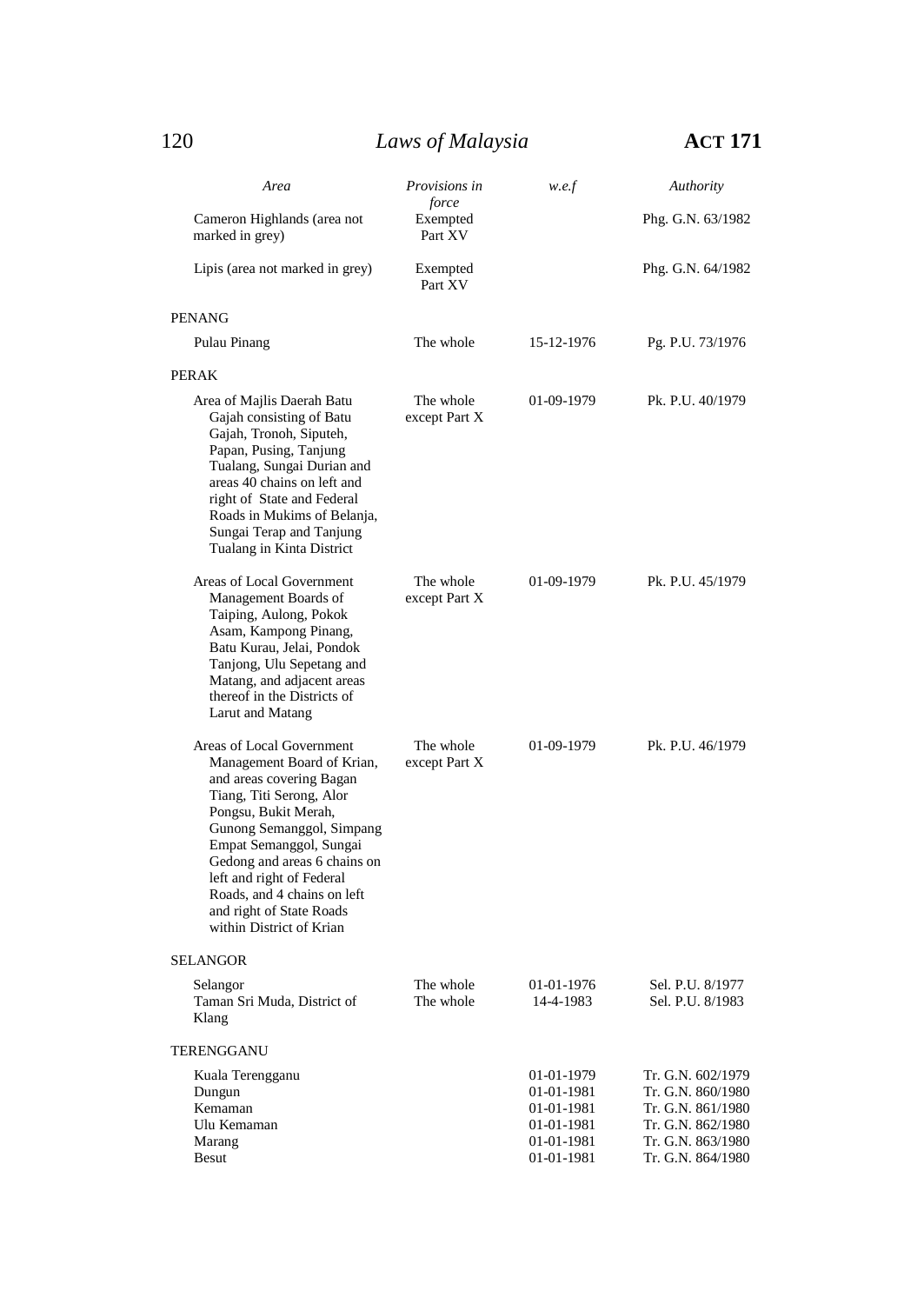| Area | Provisions in force | w.e.f | Authority |
|---|---|---|---|
| Cameron Highlands (area not marked in grey) | Exempted Part XV | | Phg. G.N. 63/1982 |
| Lipis (area not marked in grey) | Exempted Part XV | | Phg. G.N. 64/1982 |
| PENANG | | | |
| Pulau Pinang | The whole | 15-12-1976 | Pg. P.U. 73/1976 |
| PERAK | | | |
| Area of Majlis Daerah Batu Gajah consisting of Batu Gajah, Tronoh, Siputeh, Papan, Pusing, Tanjung Tualang, Sungai Durian and areas 40 chains on left and right of State and Federal Roads in Mukims of Belanja, Sungai Terap and Tanjung Tualang in Kinta District | The whole except Part X | 01-09-1979 | Pk. P.U. 40/1979 |
| Areas of Local Government Management Boards of Taiping, Aulong, Pokok Asam, Kampong Pinang, Batu Kurau, Jelai, Pondok Tanjong, Ulu Sepetang and Matang, and adjacent areas thereof in the Districts of Larut and Matang | The whole except Part X | 01-09-1979 | Pk. P.U. 45/1979 |
| Areas of Local Government Management Board of Krian, and areas covering Bagan Tiang, Titi Serong, Alor Pongsu, Bukit Merah, Gunong Semanggol, Simpang Empat Semanggol, Sungai Gedong and areas 6 chains on left and right of Federal Roads, and 4 chains on left and right of State Roads within District of Krian | The whole except Part X | 01-09-1979 | Pk. P.U. 46/1979 |
| SELANGOR | | | |
| Selangor | The whole | 01-01-1976 | Sel. P.U. 8/1977 |
| Taman Sri Muda, District of Klang | The whole | 14-4-1983 | Sel. P.U. 8/1983 |
| TERENGGANU | | | |
| Kuala Terengganu | | 01-01-1979 | Tr. G.N. 602/1979 |
| Dungun | | 01-01-1981 | Tr. G.N. 860/1980 |
| Kemaman | | 01-01-1981 | Tr. G.N. 861/1980 |
| Ulu Kemaman | | 01-01-1981 | Tr. G.N. 862/1980 |
| Marang | | 01-01-1981 | Tr. G.N. 863/1980 |
| Besut | | 01-01-1981 | Tr. G.N. 864/1980 |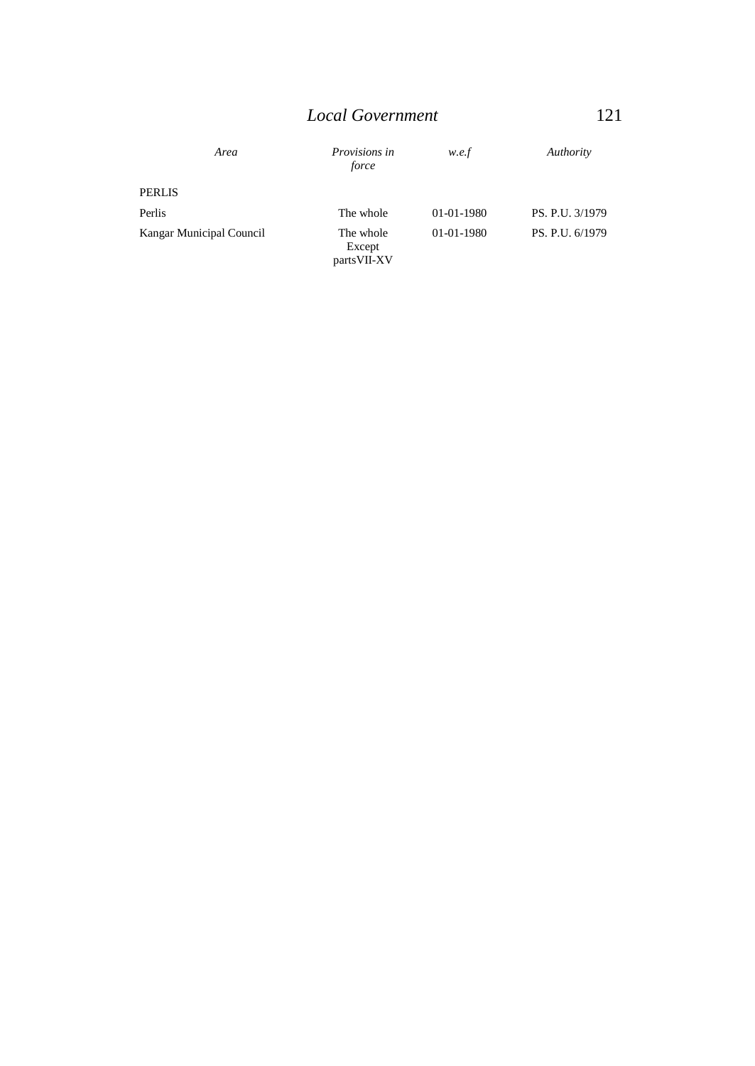| *Area* | *Provisions in force* | *w.e.f* | *Authority* |
|---|---|---|---|
| PERLIS | | | |
| Perlis | The whole | 01-01-1980 | PS. P.U. 3/1979 |
| Kangar Municipal Council | The whole Except partsVII-XV | 01-01-1980 | PS. P.U. 6/1979 |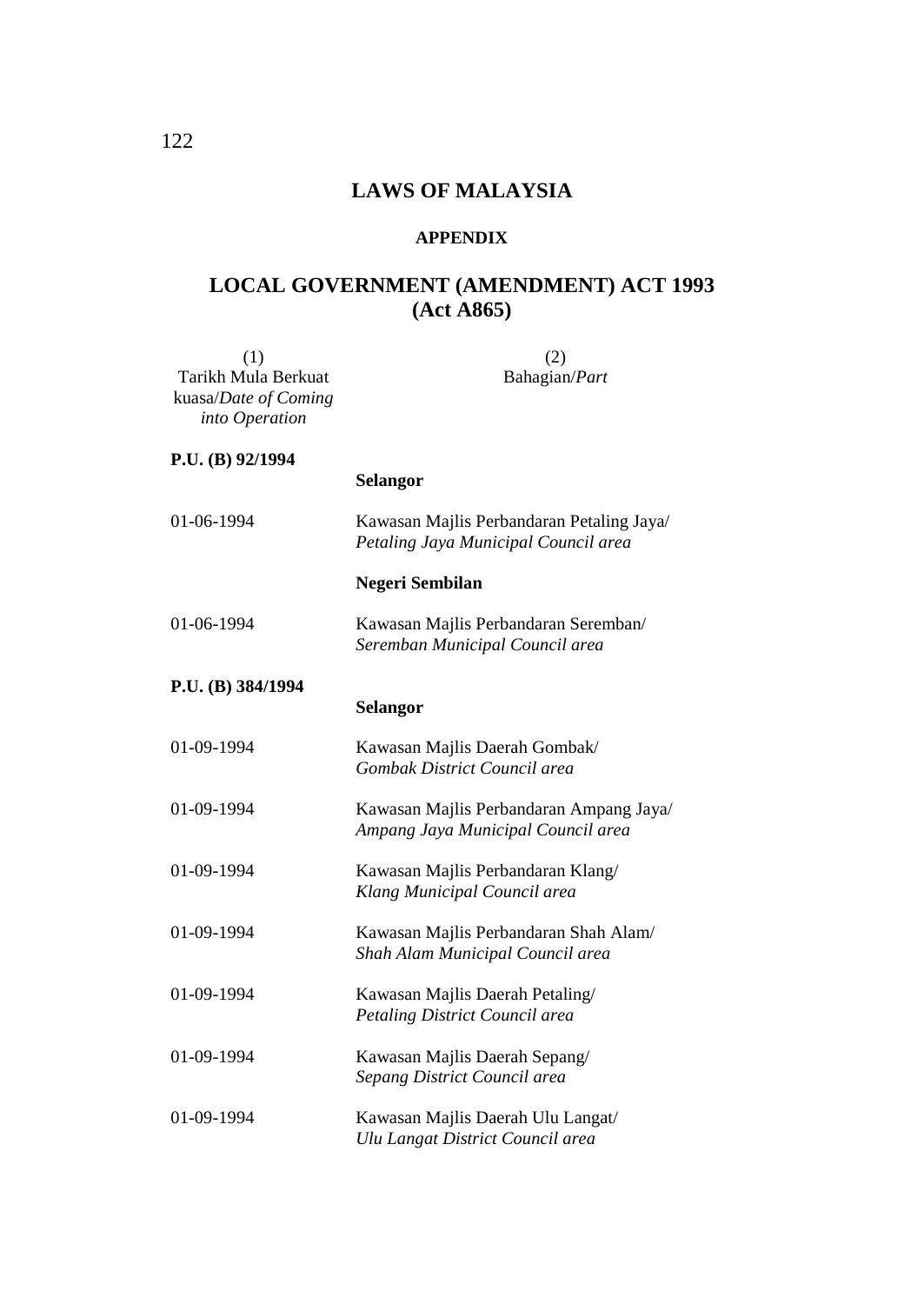# LAWS OF MALAYSIA

## APPENDIX

## LOCAL GOVERNMENT (AMENDMENT) ACT 1993 (Act A865)

| (1) Tarikh Mula Berkuat kuasa/*Date of Coming into Operation* | (2) Bahagian/*Part* |
|---|---|
| **P.U. (B) 92/1994** | |
| | **Selangor** |
| 01-06-1994 | Kawasan Majlis Perbandaran Petaling Jaya/ *Petaling Jaya Municipal Council area* |
| | **Negeri Sembilan** |
| 01-06-1994 | Kawasan Majlis Perbandaran Seremban/ *Seremban Municipal Council area* |
| **P.U. (B) 384/1994** | |
| | **Selangor** |
| 01-09-1994 | Kawasan Majlis Daerah Gombak/ *Gombak District Council area* |
| 01-09-1994 | Kawasan Majlis Perbandaran Ampang Jaya/ *Ampang Jaya Municipal Council area* |
| 01-09-1994 | Kawasan Majlis Perbandaran Klang/ *Klang Municipal Council area* |
| 01-09-1994 | Kawasan Majlis Perbandaran Shah Alam/ *Shah Alam Municipal Council area* |
| 01-09-1994 | Kawasan Majlis Daerah Petaling/ *Petaling District Council area* |
| 01-09-1994 | Kawasan Majlis Daerah Sepang/ *Sepang District Council area* |
| 01-09-1994 | Kawasan Majlis Daerah Ulu Langat/ *Ulu Langat District Council area* |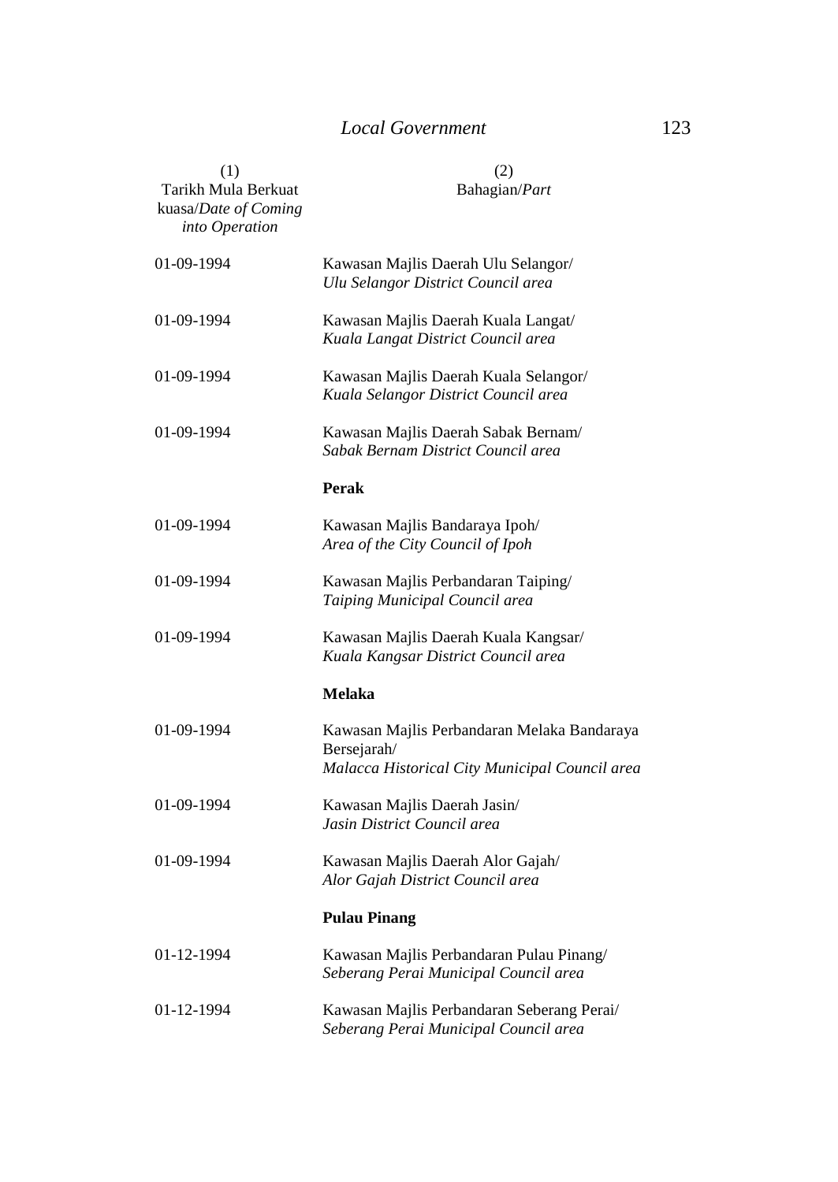| (1)<br>Tarikh Mula Berkuat kuasa/*Date of Coming into Operation* | (2)<br>Bahagian/*Part* |
|---|---|
| 01-09-1994 | Kawasan Majlis Daerah Ulu Selangor/<br>*Ulu Selangor District Council area* |
| 01-09-1994 | Kawasan Majlis Daerah Kuala Langat/<br>*Kuala Langat District Council area* |
| 01-09-1994 | Kawasan Majlis Daerah Kuala Selangor/<br>*Kuala Selangor District Council area* |
| 01-09-1994 | Kawasan Majlis Daerah Sabak Bernam/<br>*Sabak Bernam District Council area* |
| | **Perak** |
| 01-09-1994 | Kawasan Majlis Bandaraya Ipoh/<br>*Area of the City Council of Ipoh* |
| 01-09-1994 | Kawasan Majlis Perbandaran Taiping/<br>*Taiping Municipal Council area* |
| 01-09-1994 | Kawasan Majlis Daerah Kuala Kangsar/<br>*Kuala Kangsar District Council area* |
| | **Melaka** |
| 01-09-1994 | Kawasan Majlis Perbandaran Melaka Bandaraya Bersejarah/<br>*Malacca Historical City Municipal Council area* |
| 01-09-1994 | Kawasan Majlis Daerah Jasin/<br>*Jasin District Council area* |
| 01-09-1994 | Kawasan Majlis Daerah Alor Gajah/<br>*Alor Gajah District Council area* |
| | **Pulau Pinang** |
| 01-12-1994 | Kawasan Majlis Perbandaran Pulau Pinang/<br>*Seberang Perai Municipal Council area* |
| 01-12-1994 | Kawasan Majlis Perbandaran Seberang Perai/<br>*Seberang Perai Municipal Council area* |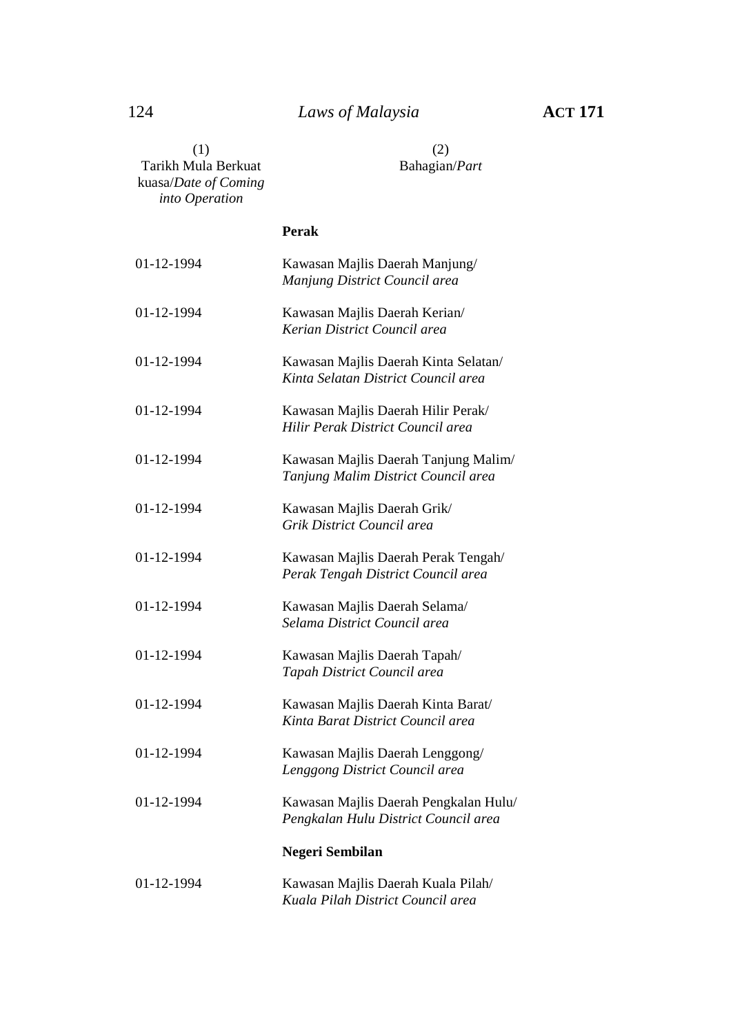| (1) Tarikh Mula Berkuat kuasa/*Date of Coming into Operation* | (2) Bahagian/*Part* |
|---|---|
| | **Perak** |
| 01-12-1994 | Kawasan Majlis Daerah Manjung/ *Manjung District Council area* |
| 01-12-1994 | Kawasan Majlis Daerah Kerian/ *Kerian District Council area* |
| 01-12-1994 | Kawasan Majlis Daerah Kinta Selatan/ *Kinta Selatan District Council area* |
| 01-12-1994 | Kawasan Majlis Daerah Hilir Perak/ *Hilir Perak District Council area* |
| 01-12-1994 | Kawasan Majlis Daerah Tanjung Malim/ *Tanjung Malim District Council area* |
| 01-12-1994 | Kawasan Majlis Daerah Grik/ *Grik District Council area* |
| 01-12-1994 | Kawasan Majlis Daerah Perak Tengah/ *Perak Tengah District Council area* |
| 01-12-1994 | Kawasan Majlis Daerah Selama/ *Selama District Council area* |
| 01-12-1994 | Kawasan Majlis Daerah Tapah/ *Tapah District Council area* |
| 01-12-1994 | Kawasan Majlis Daerah Kinta Barat/ *Kinta Barat District Council area* |
| 01-12-1994 | Kawasan Majlis Daerah Lenggong/ *Lenggong District Council area* |
| 01-12-1994 | Kawasan Majlis Daerah Pengkalan Hulu/ *Pengkalan Hulu District Council area* |
| | **Negeri Sembilan** |
| 01-12-1994 | Kawasan Majlis Daerah Kuala Pilah/ *Kuala Pilah District Council area* |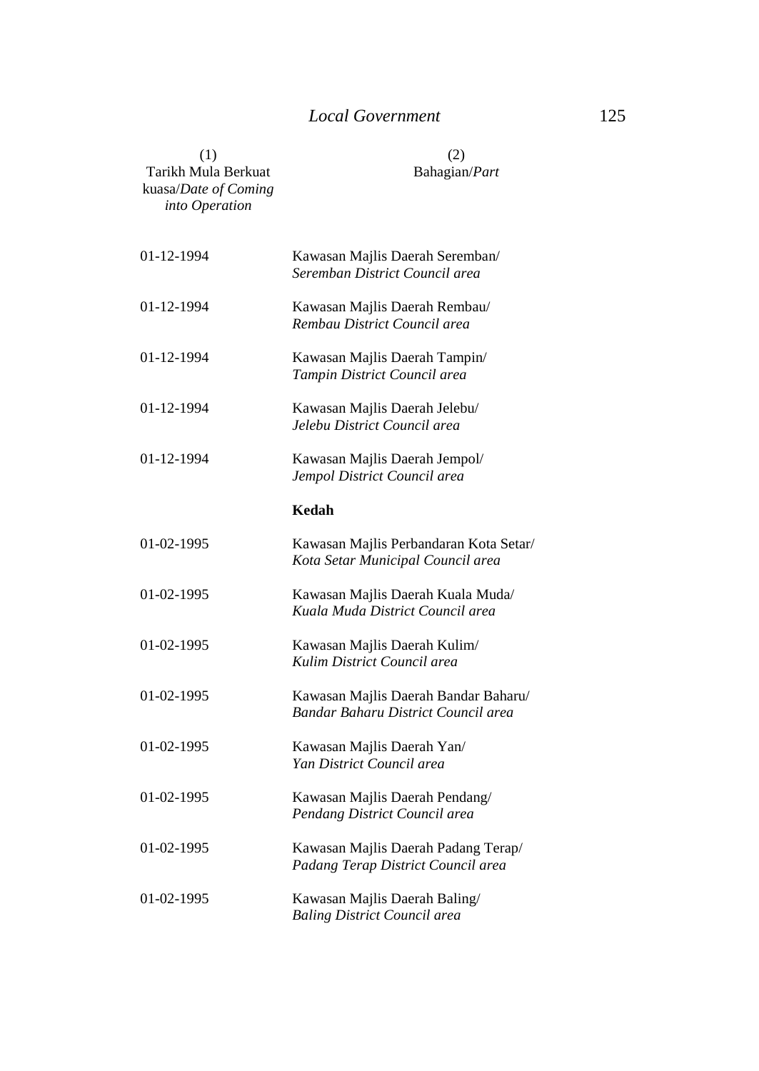| (1)<br>Tarikh Mula Berkuat kuasa/*Date of Coming into Operation* | (2)<br>Bahagian/*Part* |
|---|---|
| 01-12-1994 | Kawasan Majlis Daerah Seremban/<br>*Seremban District Council area* |
| 01-12-1994 | Kawasan Majlis Daerah Rembau/<br>*Rembau District Council area* |
| 01-12-1994 | Kawasan Majlis Daerah Tampin/<br>*Tampin District Council area* |
| 01-12-1994 | Kawasan Majlis Daerah Jelebu/<br>*Jelebu District Council area* |
| 01-12-1994 | Kawasan Majlis Daerah Jempol/<br>*Jempol District Council area* |
| | **Kedah** |
| 01-02-1995 | Kawasan Majlis Perbandaran Kota Setar/<br>*Kota Setar Municipal Council area* |
| 01-02-1995 | Kawasan Majlis Daerah Kuala Muda/<br>*Kuala Muda District Council area* |
| 01-02-1995 | Kawasan Majlis Daerah Kulim/<br>*Kulim District Council area* |
| 01-02-1995 | Kawasan Majlis Daerah Bandar Baharu/<br>*Bandar Baharu District Council area* |
| 01-02-1995 | Kawasan Majlis Daerah Yan/<br>*Yan District Council area* |
| 01-02-1995 | Kawasan Majlis Daerah Pendang/<br>*Pendang District Council area* |
| 01-02-1995 | Kawasan Majlis Daerah Padang Terap/<br>*Padang Terap District Council area* |
| 01-02-1995 | Kawasan Majlis Daerah Baling/<br>*Baling District Council area* |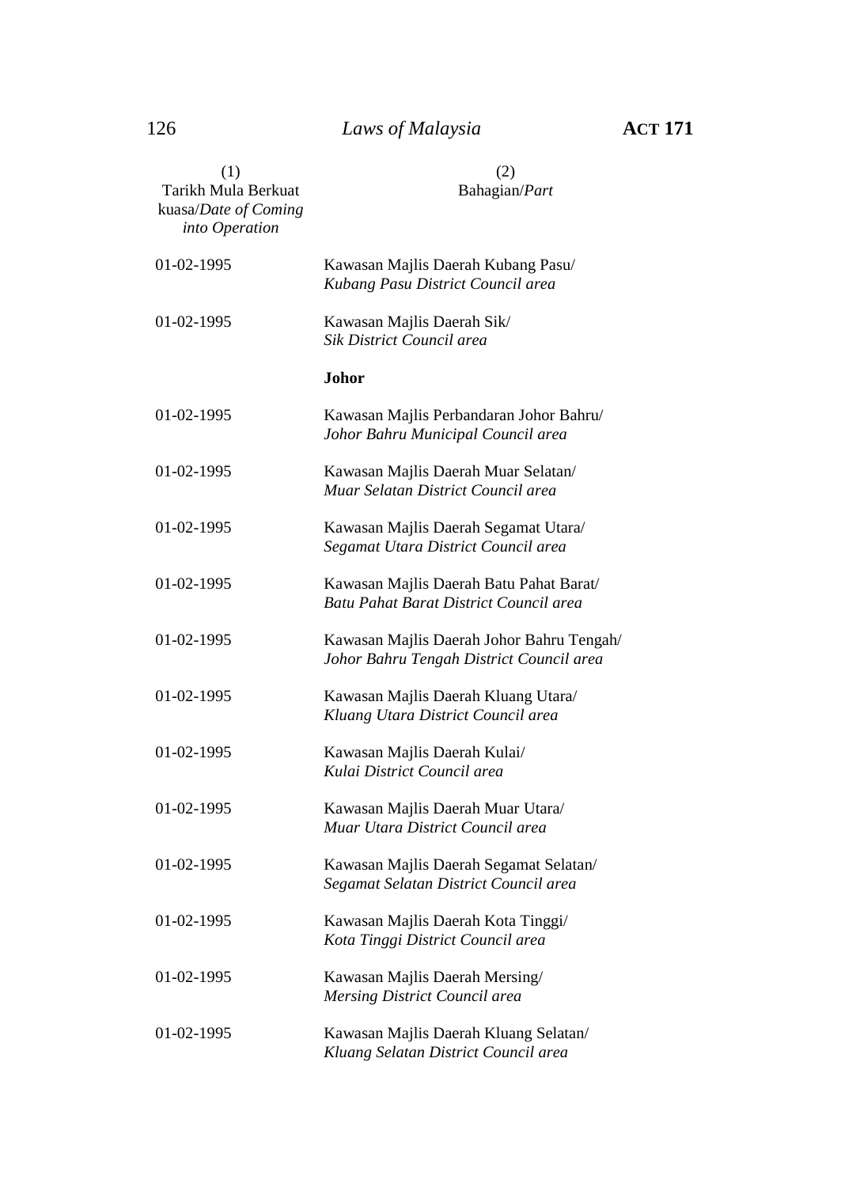| (1)<br>Tarikh Mula Berkuat kuasa/*Date of Coming into Operation* | (2)<br>Bahagian/*Part* |
|---|---|
| 01-02-1995 | Kawasan Majlis Daerah Kubang Pasu/<br>*Kubang Pasu District Council area* |
| 01-02-1995 | Kawasan Majlis Daerah Sik/<br>*Sik District Council area* |
| | **Johor** |
| 01-02-1995 | Kawasan Majlis Perbandaran Johor Bahru/<br>*Johor Bahru Municipal Council area* |
| 01-02-1995 | Kawasan Majlis Daerah Muar Selatan/<br>*Muar Selatan District Council area* |
| 01-02-1995 | Kawasan Majlis Daerah Segamat Utara/<br>*Segamat Utara District Council area* |
| 01-02-1995 | Kawasan Majlis Daerah Batu Pahat Barat/<br>*Batu Pahat Barat District Council area* |
| 01-02-1995 | Kawasan Majlis Daerah Johor Bahru Tengah/<br>*Johor Bahru Tengah District Council area* |
| 01-02-1995 | Kawasan Majlis Daerah Kluang Utara/<br>*Kluang Utara District Council area* |
| 01-02-1995 | Kawasan Majlis Daerah Kulai/<br>*Kulai District Council area* |
| 01-02-1995 | Kawasan Majlis Daerah Muar Utara/<br>*Muar Utara District Council area* |
| 01-02-1995 | Kawasan Majlis Daerah Segamat Selatan/<br>*Segamat Selatan District Council area* |
| 01-02-1995 | Kawasan Majlis Daerah Kota Tinggi/<br>*Kota Tinggi District Council area* |
| 01-02-1995 | Kawasan Majlis Daerah Mersing/<br>*Mersing District Council area* |
| 01-02-1995 | Kawasan Majlis Daerah Kluang Selatan/<br>*Kluang Selatan District Council area* |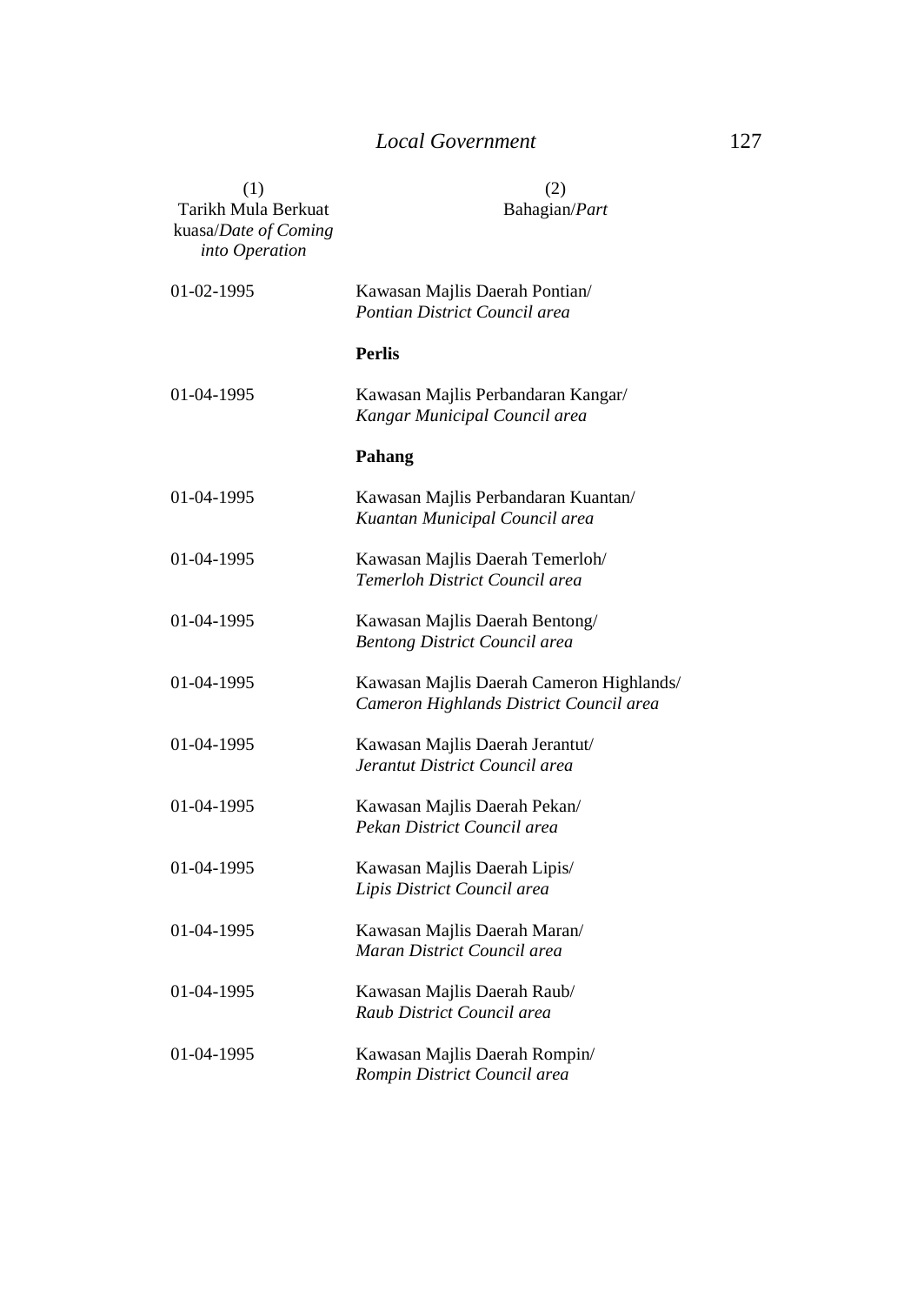| (1) Tarikh Mula Berkuat kuasa/*Date of Coming into Operation* | (2) Bahagian/*Part* |
|---|---|
| 01-02-1995 | Kawasan Majlis Daerah Pontian/ *Pontian District Council area* |
| | **Perlis** |
| 01-04-1995 | Kawasan Majlis Perbandaran Kangar/ *Kangar Municipal Council area* |
| | **Pahang** |
| 01-04-1995 | Kawasan Majlis Perbandaran Kuantan/ *Kuantan Municipal Council area* |
| 01-04-1995 | Kawasan Majlis Daerah Temerloh/ *Temerloh District Council area* |
| 01-04-1995 | Kawasan Majlis Daerah Bentong/ *Bentong District Council area* |
| 01-04-1995 | Kawasan Majlis Daerah Cameron Highlands/ *Cameron Highlands District Council area* |
| 01-04-1995 | Kawasan Majlis Daerah Jerantut/ *Jerantut District Council area* |
| 01-04-1995 | Kawasan Majlis Daerah Pekan/ *Pekan District Council area* |
| 01-04-1995 | Kawasan Majlis Daerah Lipis/ *Lipis District Council area* |
| 01-04-1995 | Kawasan Majlis Daerah Maran/ *Maran District Council area* |
| 01-04-1995 | Kawasan Majlis Daerah Raub/ *Raub District Council area* |
| 01-04-1995 | Kawasan Majlis Daerah Rompin/ *Rompin District Council area* |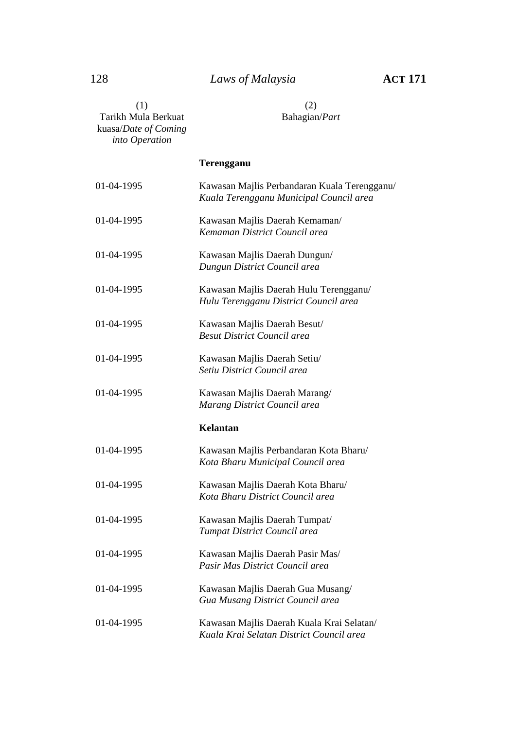| (1) Tarikh Mula Berkuat kuasa/*Date of Coming into Operation* | (2) Bahagian/*Part* |
|---|---|
| | **Terengganu** |
| 01-04-1995 | Kawasan Majlis Perbandaran Kuala Terengganu/ *Kuala Terengganu Municipal Council area* |
| 01-04-1995 | Kawasan Majlis Daerah Kemaman/ *Kemaman District Council area* |
| 01-04-1995 | Kawasan Majlis Daerah Dungun/ *Dungun District Council area* |
| 01-04-1995 | Kawasan Majlis Daerah Hulu Terengganu/ *Hulu Terengganu District Council area* |
| 01-04-1995 | Kawasan Majlis Daerah Besut/ *Besut District Council area* |
| 01-04-1995 | Kawasan Majlis Daerah Setiu/ *Setiu District Council area* |
| 01-04-1995 | Kawasan Majlis Daerah Marang/ *Marang District Council area* |
| | **Kelantan** |
| 01-04-1995 | Kawasan Majlis Perbandaran Kota Bharu/ *Kota Bharu Municipal Council area* |
| 01-04-1995 | Kawasan Majlis Daerah Kota Bharu/ *Kota Bharu District Council area* |
| 01-04-1995 | Kawasan Majlis Daerah Tumpat/ *Tumpat District Council area* |
| 01-04-1995 | Kawasan Majlis Daerah Pasir Mas/ *Pasir Mas District Council area* |
| 01-04-1995 | Kawasan Majlis Daerah Gua Musang/ *Gua Musang District Council area* |
| 01-04-1995 | Kawasan Majlis Daerah Kuala Krai Selatan/ *Kuala Krai Selatan District Council area* |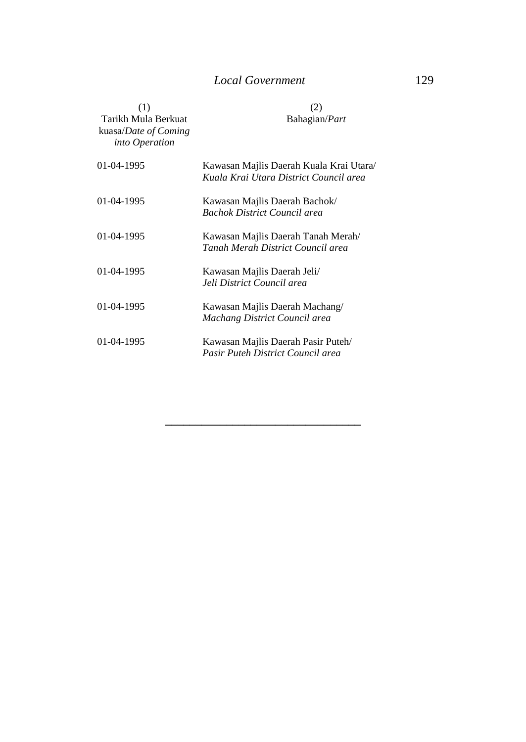| (1)<br>Tarikh Mula Berkuat kuasa/*Date of Coming into Operation* | (2)<br>Bahagian/*Part* |
|---|---|
| 01-04-1995 | Kawasan Majlis Daerah Kuala Krai Utara/<br>*Kuala Krai Utara District Council area* |
| 01-04-1995 | Kawasan Majlis Daerah Bachok/<br>*Bachok District Council area* |
| 01-04-1995 | Kawasan Majlis Daerah Tanah Merah/<br>*Tanah Merah District Council area* |
| 01-04-1995 | Kawasan Majlis Daerah Jeli/<br>*Jeli District Council area* |
| 01-04-1995 | Kawasan Majlis Daerah Machang/<br>*Machang District Council area* |
| 01-04-1995 | Kawasan Majlis Daerah Pasir Puteh/<br>*Pasir Puteh District Council area* |

---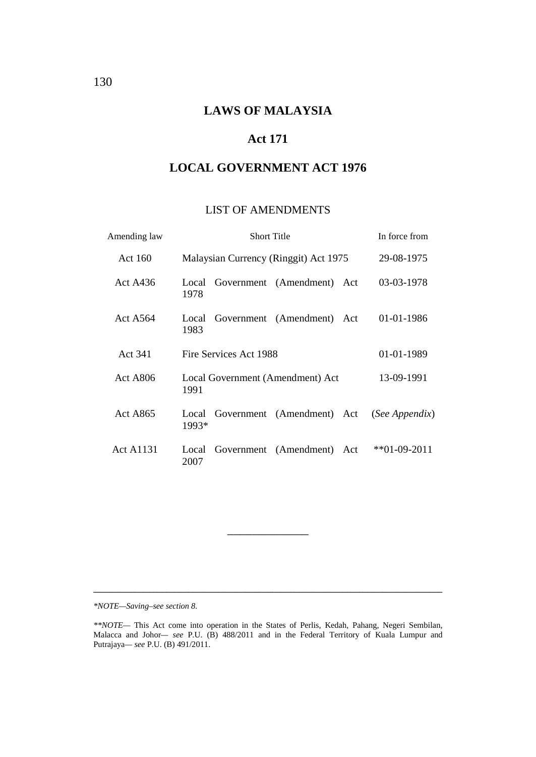# LAWS OF MALAYSIA

## Act 171

## LOCAL GOVERNMENT ACT 1976

### LIST OF AMENDMENTS

| Amending law | Short Title | In force from |
|---|---|---|
| Act 160 | Malaysian Currency (Ringgit) Act 1975 | 29-08-1975 |
| Act A436 | Local Government (Amendment) Act 1978 | 03-03-1978 |
| Act A564 | Local Government (Amendment) Act 1983 | 01-01-1986 |
| Act 341 | Fire Services Act 1988 | 01-01-1989 |
| Act A806 | Local Government (Amendment) Act 1991 | 13-09-1991 |
| Act A865 | Local Government (Amendment) Act 1993* | (*See Appendix*) |
| Act A1131 | Local Government (Amendment) Act 2007 | **01-09-2011 |

---

*\*NOTE—Saving–see section 8.*

*\*\*NOTE*— This Act come into operation in the States of Perlis, Kedah, Pahang, Negeri Sembilan, Malacca and Johor— *see* P.U. (B) 488/2011 and in the Federal Territory of Kuala Lumpur and Putrajaya— *see* P.U. (B) 491/2011.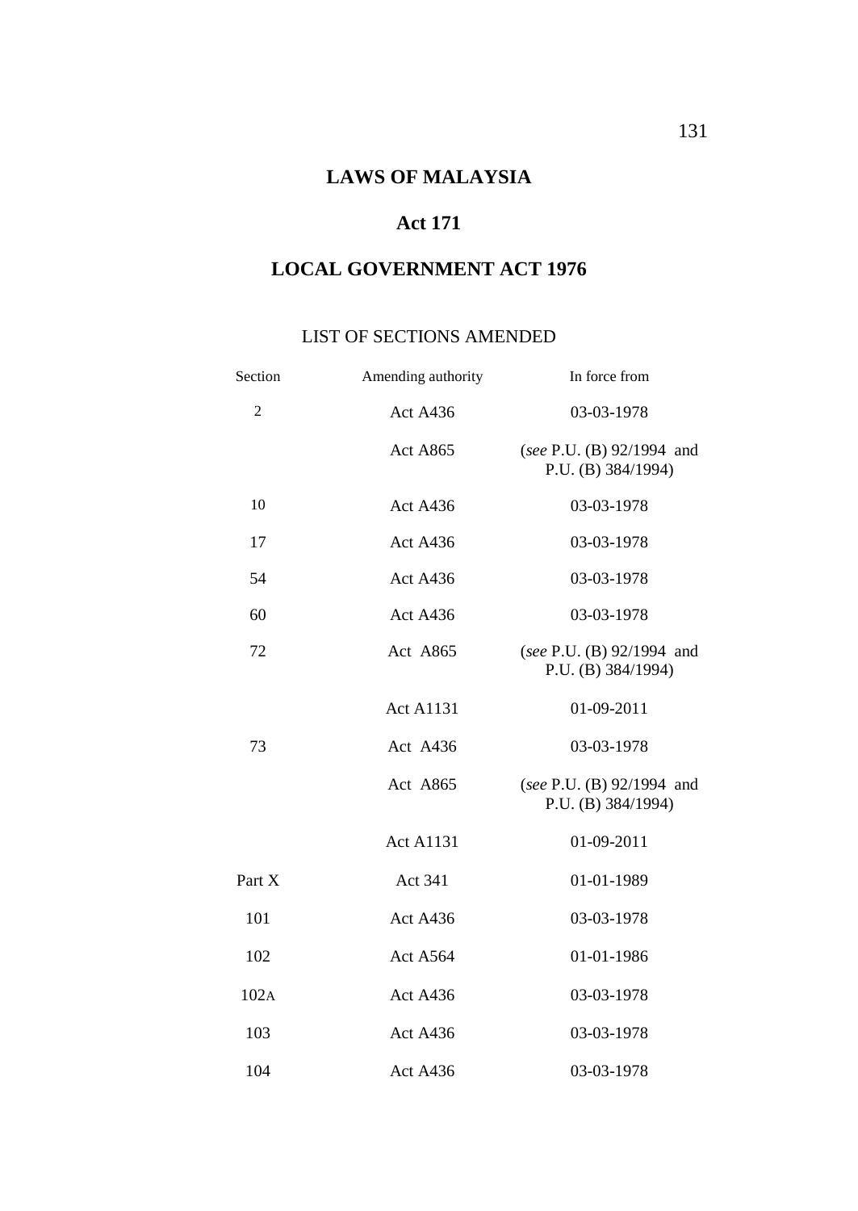# LAWS OF MALAYSIA

## Act 171

## LOCAL GOVERNMENT ACT 1976

### LIST OF SECTIONS AMENDED

| Section | Amending authority | In force from |
|---|---|---|
| 2 | Act A436 | 03-03-1978 |
| | Act A865 | (*see* P.U. (B) 92/1994 and P.U. (B) 384/1994) |
| 10 | Act A436 | 03-03-1978 |
| 17 | Act A436 | 03-03-1978 |
| 54 | Act A436 | 03-03-1978 |
| 60 | Act A436 | 03-03-1978 |
| 72 | Act A865 | (*see* P.U. (B) 92/1994 and P.U. (B) 384/1994) |
| | Act A1131 | 01-09-2011 |
| 73 | Act A436 | 03-03-1978 |
| | Act A865 | (*see* P.U. (B) 92/1994 and P.U. (B) 384/1994) |
| | Act A1131 | 01-09-2011 |
| Part X | Act 341 | 01-01-1989 |
| 101 | Act A436 | 03-03-1978 |
| 102 | Act A564 | 01-01-1986 |
| 102A | Act A436 | 03-03-1978 |
| 103 | Act A436 | 03-03-1978 |
| 104 | Act A436 | 03-03-1978 |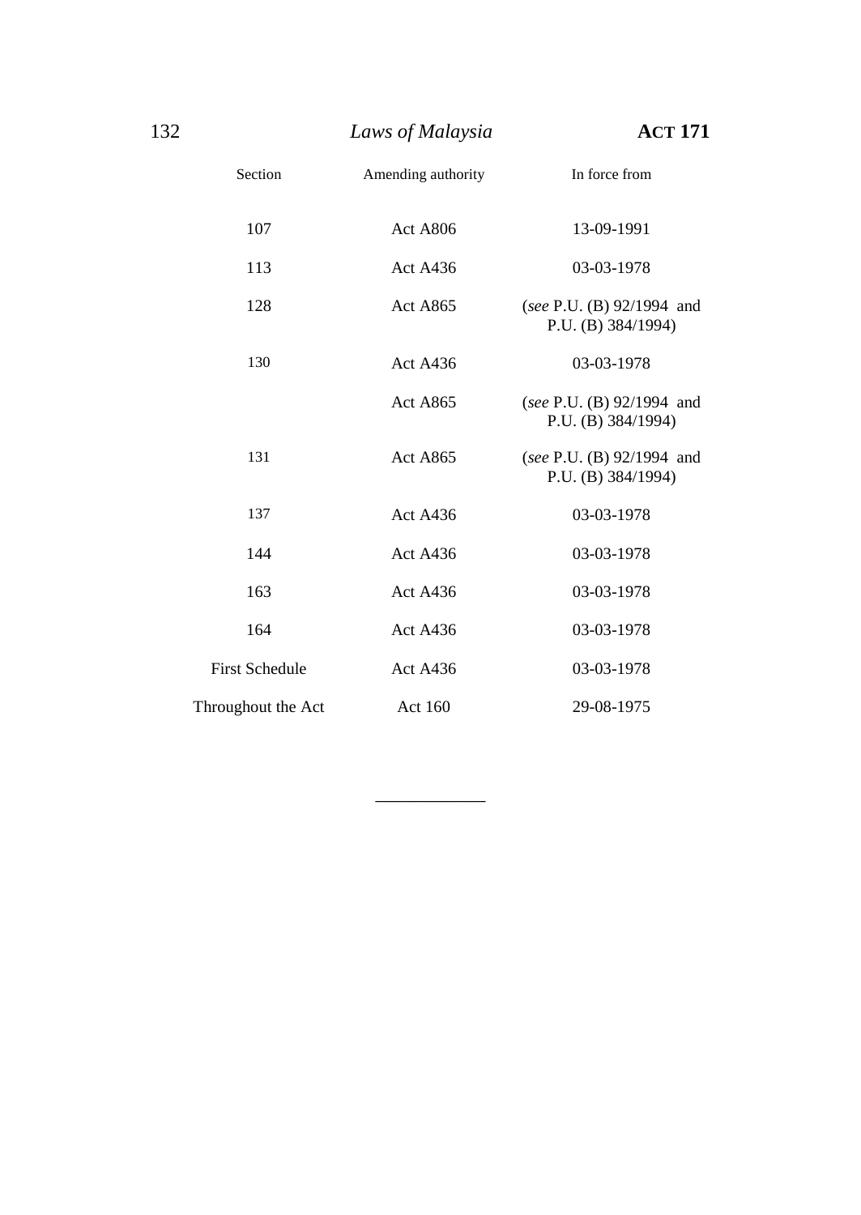| Section | Amending authority | In force from |
|---|---|---|
| 107 | Act A806 | 13-09-1991 |
| 113 | Act A436 | 03-03-1978 |
| 128 | Act A865 | (*see* P.U. (B) 92/1994 and P.U. (B) 384/1994) |
| 130 | Act A436 | 03-03-1978 |
| | Act A865 | (*see* P.U. (B) 92/1994 and P.U. (B) 384/1994) |
| 131 | Act A865 | (*see* P.U. (B) 92/1994 and P.U. (B) 384/1994) |
| 137 | Act A436 | 03-03-1978 |
| 144 | Act A436 | 03-03-1978 |
| 163 | Act A436 | 03-03-1978 |
| 164 | Act A436 | 03-03-1978 |
| First Schedule | Act A436 | 03-03-1978 |
| Throughout the Act | Act 160 | 29-08-1975 |